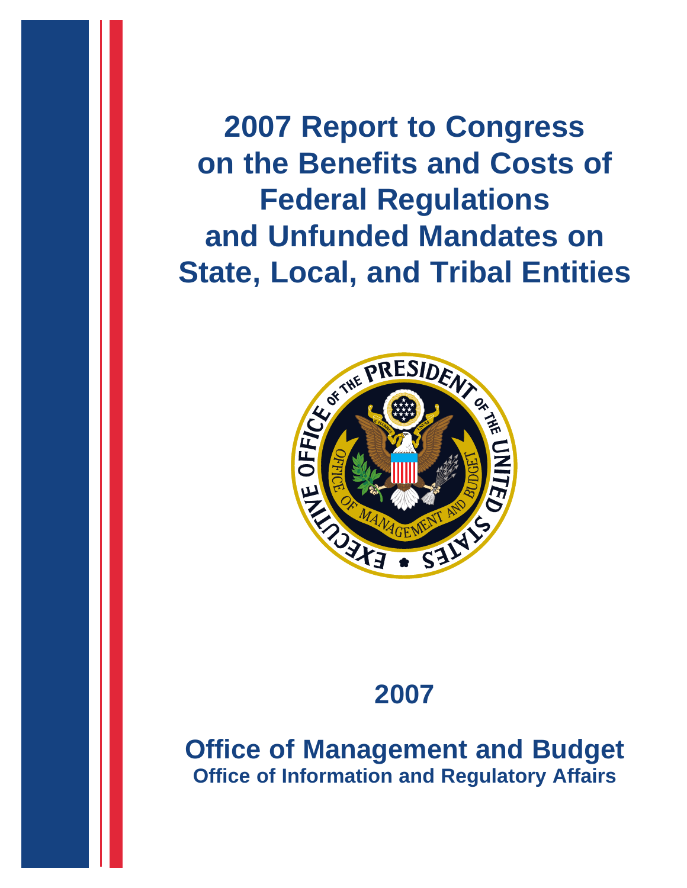# 2007 Report to Congress on the Benefits and Costs of Federal Regulations and Unfunded Mandates on State, Local, and Tribal Entities

## 2007

## Office of Management and Budget

### Office of Information and Regulatory Affairs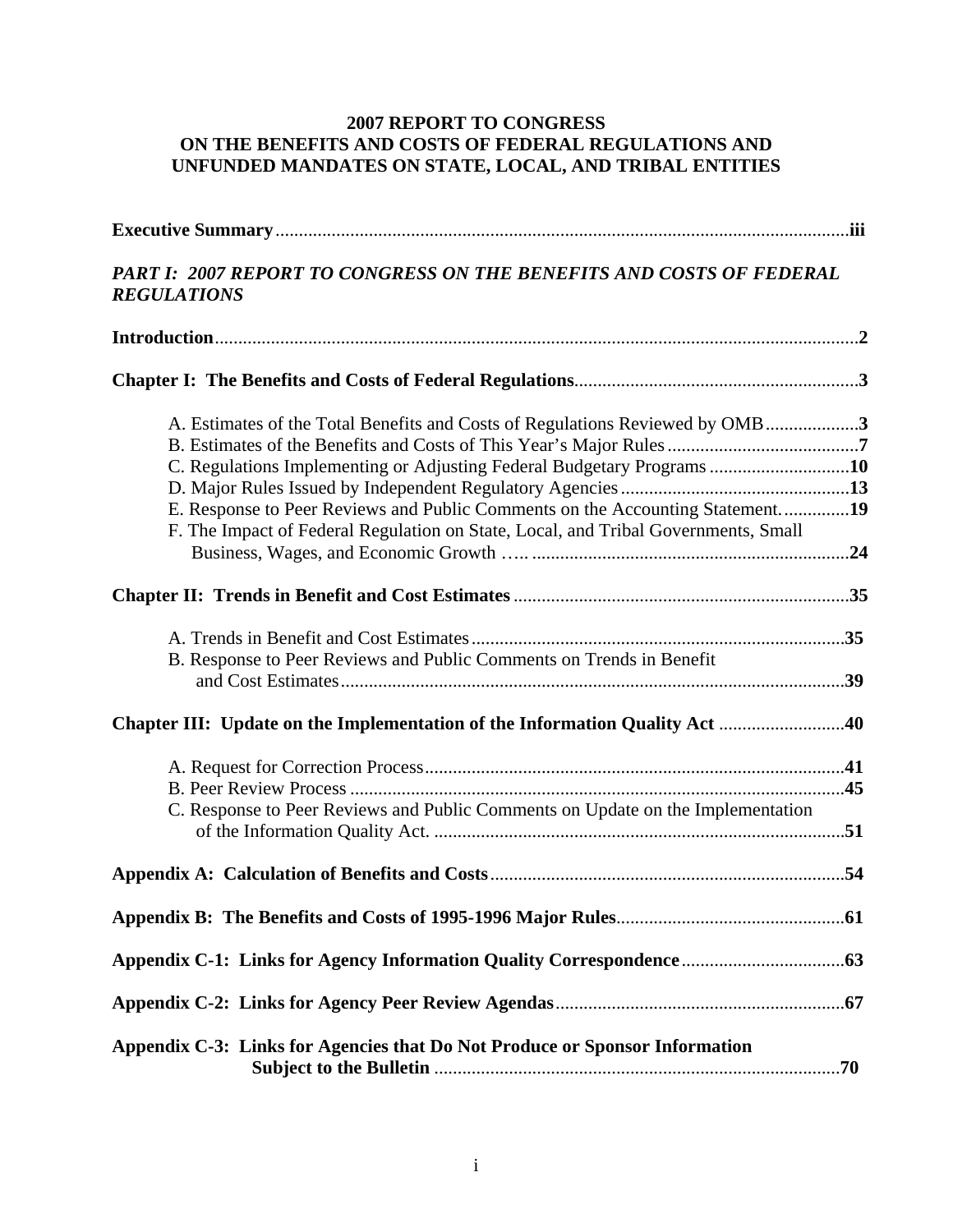# 2007 REPORT TO CONGRESS ON THE BENEFITS AND COSTS OF FEDERAL REGULATIONS AND UNFUNDED MANDATES ON STATE, LOCAL, AND TRIBAL ENTITIES

**Executive Summary** .......... **iii**

***PART I: 2007 REPORT TO CONGRESS ON THE BENEFITS AND COSTS OF FEDERAL REGULATIONS***

**Introduction** .......... **2**

**Chapter I: The Benefits and Costs of Federal Regulations** .......... **3**

- A. Estimates of the Total Benefits and Costs of Regulations Reviewed by OMB .......... **3**
- B. Estimates of the Benefits and Costs of This Year's Major Rules .......... **7**
- C. Regulations Implementing or Adjusting Federal Budgetary Programs .......... **10**
- D. Major Rules Issued by Independent Regulatory Agencies .......... **13**
- E. Response to Peer Reviews and Public Comments on the Accounting Statement. .......... **19**
- F. The Impact of Federal Regulation on State, Local, and Tribal Governments, Small Business, Wages, and Economic Growth .......... **24**

**Chapter II: Trends in Benefit and Cost Estimates** .......... **35**

- A. Trends in Benefit and Cost Estimates .......... **35**
- B. Response to Peer Reviews and Public Comments on Trends in Benefit and Cost Estimates .......... **39**

**Chapter III: Update on the Implementation of the Information Quality Act** .......... **40**

- A. Request for Correction Process .......... **41**
- B. Peer Review Process .......... **45**
- C. Response to Peer Reviews and Public Comments on Update on the Implementation of the Information Quality Act. .......... **51**

**Appendix A: Calculation of Benefits and Costs** .......... **54**

**Appendix B: The Benefits and Costs of 1995-1996 Major Rules** .......... **61**

**Appendix C-1: Links for Agency Information Quality Correspondence** .......... **63**

**Appendix C-2: Links for Agency Peer Review Agendas** .......... **67**

**Appendix C-3: Links for Agencies that Do Not Produce or Sponsor Information Subject to the Bulletin** .......... **70**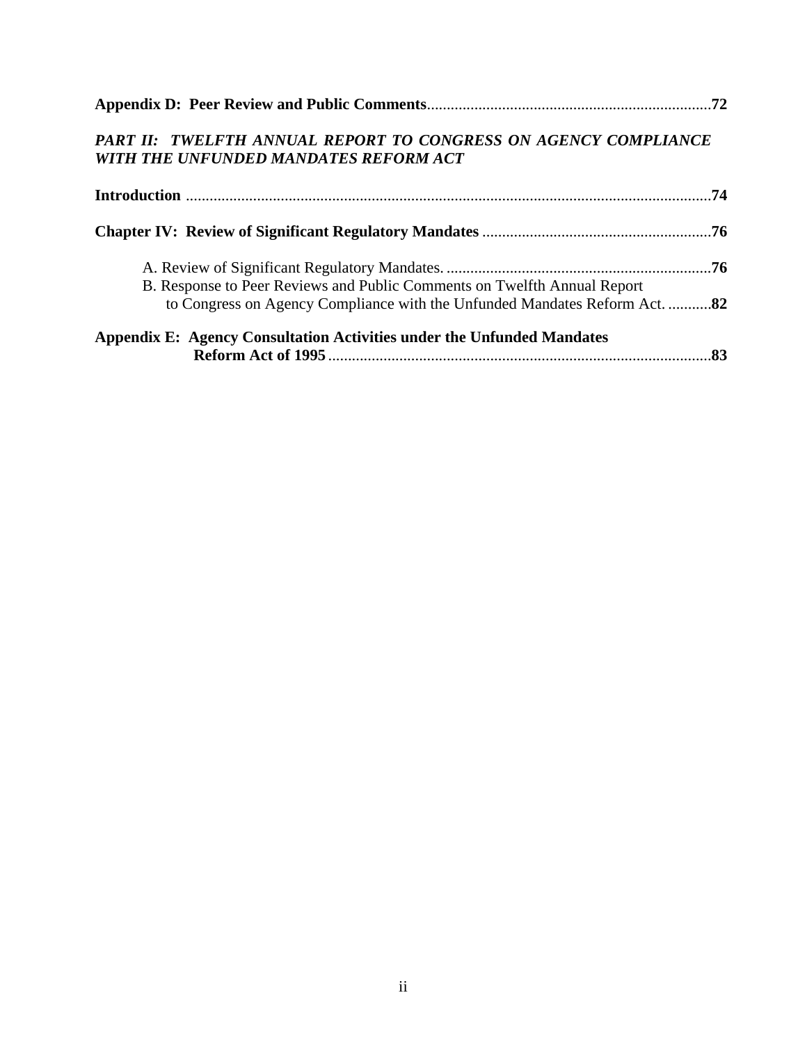**Appendix D: Peer Review and Public Comments**........................................................................**72**

***PART II: TWELFTH ANNUAL REPORT TO CONGRESS ON AGENCY COMPLIANCE WITH THE UNFUNDED MANDATES REFORM ACT***

**Introduction** .....................................................................................................................................**74**

**Chapter IV: Review of Significant Regulatory Mandates** ..........................................................**76**

A. Review of Significant Regulatory Mandates. ...................................................................**76**

B. Response to Peer Reviews and Public Comments on Twelfth Annual Report to Congress on Agency Compliance with the Unfunded Mandates Reform Act. ...........**82**

**Appendix E: Agency Consultation Activities under the Unfunded Mandates Reform Act of 1995**.................................................................................................**83**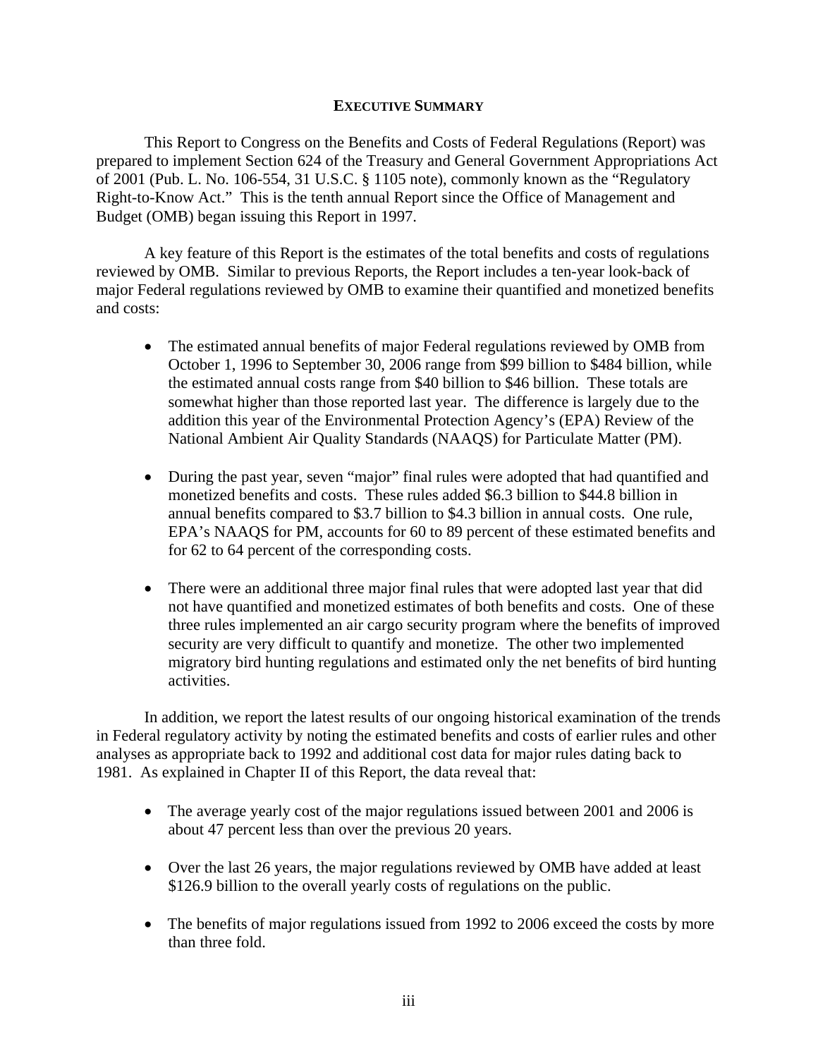# EXECUTIVE SUMMARY

This Report to Congress on the Benefits and Costs of Federal Regulations (Report) was prepared to implement Section 624 of the Treasury and General Government Appropriations Act of 2001 (Pub. L. No. 106-554, 31 U.S.C. § 1105 note), commonly known as the "Regulatory Right-to-Know Act." This is the tenth annual Report since the Office of Management and Budget (OMB) began issuing this Report in 1997.

A key feature of this Report is the estimates of the total benefits and costs of regulations reviewed by OMB. Similar to previous Reports, the Report includes a ten-year look-back of major Federal regulations reviewed by OMB to examine their quantified and monetized benefits and costs:

- The estimated annual benefits of major Federal regulations reviewed by OMB from October 1, 1996 to September 30, 2006 range from $99 billion to $484 billion, while the estimated annual costs range from $40 billion to $46 billion. These totals are somewhat higher than those reported last year. The difference is largely due to the addition this year of the Environmental Protection Agency's (EPA) Review of the National Ambient Air Quality Standards (NAAQS) for Particulate Matter (PM).

- During the past year, seven "major" final rules were adopted that had quantified and monetized benefits and costs. These rules added $6.3 billion to $44.8 billion in annual benefits compared to $3.7 billion to $4.3 billion in annual costs. One rule, EPA's NAAQS for PM, accounts for 60 to 89 percent of these estimated benefits and for 62 to 64 percent of the corresponding costs.

- There were an additional three major final rules that were adopted last year that did not have quantified and monetized estimates of both benefits and costs. One of these three rules implemented an air cargo security program where the benefits of improved security are very difficult to quantify and monetize. The other two implemented migratory bird hunting regulations and estimated only the net benefits of bird hunting activities.

In addition, we report the latest results of our ongoing historical examination of the trends in Federal regulatory activity by noting the estimated benefits and costs of earlier rules and other analyses as appropriate back to 1992 and additional cost data for major rules dating back to 1981. As explained in Chapter II of this Report, the data reveal that:

- The average yearly cost of the major regulations issued between 2001 and 2006 is about 47 percent less than over the previous 20 years.

- Over the last 26 years, the major regulations reviewed by OMB have added at least $126.9 billion to the overall yearly costs of regulations on the public.

- The benefits of major regulations issued from 1992 to 2006 exceed the costs by more than three fold.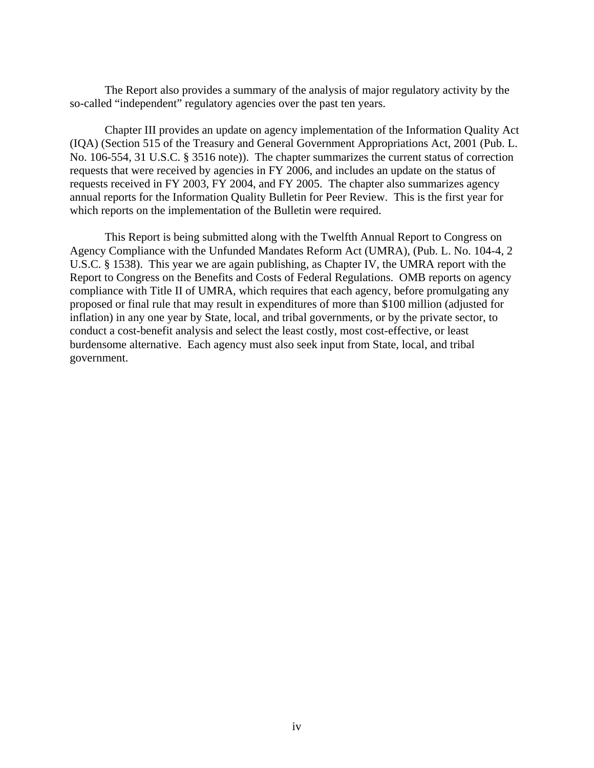The Report also provides a summary of the analysis of major regulatory activity by the so-called "independent" regulatory agencies over the past ten years.

Chapter III provides an update on agency implementation of the Information Quality Act (IQA) (Section 515 of the Treasury and General Government Appropriations Act, 2001 (Pub. L. No. 106-554, 31 U.S.C. § 3516 note)). The chapter summarizes the current status of correction requests that were received by agencies in FY 2006, and includes an update on the status of requests received in FY 2003, FY 2004, and FY 2005. The chapter also summarizes agency annual reports for the Information Quality Bulletin for Peer Review. This is the first year for which reports on the implementation of the Bulletin were required.

This Report is being submitted along with the Twelfth Annual Report to Congress on Agency Compliance with the Unfunded Mandates Reform Act (UMRA), (Pub. L. No. 104-4, 2 U.S.C. § 1538). This year we are again publishing, as Chapter IV, the UMRA report with the Report to Congress on the Benefits and Costs of Federal Regulations. OMB reports on agency compliance with Title II of UMRA, which requires that each agency, before promulgating any proposed or final rule that may result in expenditures of more than $100 million (adjusted for inflation) in any one year by State, local, and tribal governments, or by the private sector, to conduct a cost-benefit analysis and select the least costly, most cost-effective, or least burdensome alternative. Each agency must also seek input from State, local, and tribal government.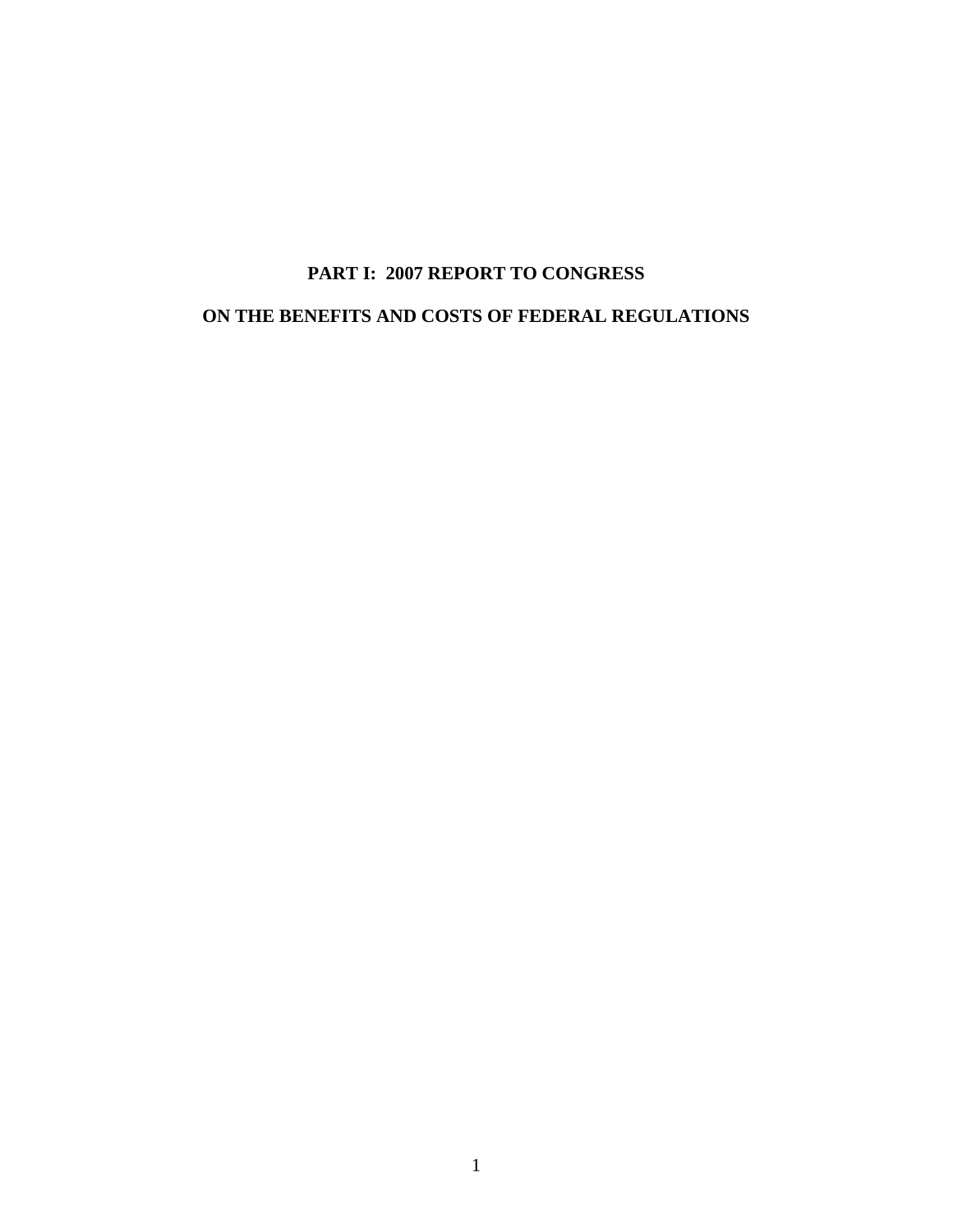# PART I: 2007 REPORT TO CONGRESS

# ON THE BENEFITS AND COSTS OF FEDERAL REGULATIONS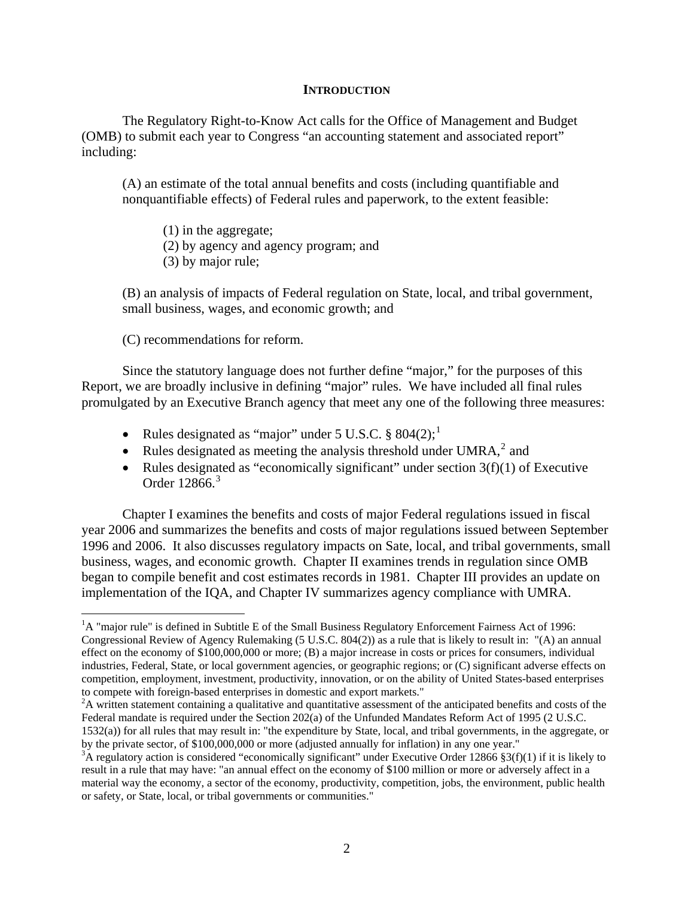## INTRODUCTION

The Regulatory Right-to-Know Act calls for the Office of Management and Budget (OMB) to submit each year to Congress "an accounting statement and associated report" including:

> (A) an estimate of the total annual benefits and costs (including quantifiable and nonquantifiable effects) of Federal rules and paperwork, to the extent feasible:
>
> (1) in the aggregate;
> (2) by agency and agency program; and
> (3) by major rule;
>
> (B) an analysis of impacts of Federal regulation on State, local, and tribal government, small business, wages, and economic growth; and
>
> (C) recommendations for reform.

Since the statutory language does not further define "major," for the purposes of this Report, we are broadly inclusive in defining "major" rules. We have included all final rules promulgated by an Executive Branch agency that meet any one of the following three measures:

- Rules designated as "major" under 5 U.S.C. § 804(2);[1]
- Rules designated as meeting the analysis threshold under UMRA,[2] and
- Rules designated as "economically significant" under section 3(f)(1) of Executive Order 12866.[3]

Chapter I examines the benefits and costs of major Federal regulations issued in fiscal year 2006 and summarizes the benefits and costs of major regulations issued between September 1996 and 2006. It also discusses regulatory impacts on Sate, local, and tribal governments, small business, wages, and economic growth. Chapter II examines trends in regulation since OMB began to compile benefit and cost estimates records in 1981. Chapter III provides an update on implementation of the IQA, and Chapter IV summarizes agency compliance with UMRA.

---

[1] A "major rule" is defined in Subtitle E of the Small Business Regulatory Enforcement Fairness Act of 1996: Congressional Review of Agency Rulemaking (5 U.S.C. 804(2)) as a rule that is likely to result in: "(A) an annual effect on the economy of $100,000,000 or more; (B) a major increase in costs or prices for consumers, individual industries, Federal, State, or local government agencies, or geographic regions; or (C) significant adverse effects on competition, employment, investment, productivity, innovation, or on the ability of United States-based enterprises to compete with foreign-based enterprises in domestic and export markets."

[2] A written statement containing a qualitative and quantitative assessment of the anticipated benefits and costs of the Federal mandate is required under the Section 202(a) of the Unfunded Mandates Reform Act of 1995 (2 U.S.C. 1532(a)) for all rules that may result in: "the expenditure by State, local, and tribal governments, in the aggregate, or by the private sector, of $100,000,000 or more (adjusted annually for inflation) in any one year."

[3] A regulatory action is considered "economically significant" under Executive Order 12866 §3(f)(1) if it is likely to result in a rule that may have: "an annual effect on the economy of $100 million or more or adversely affect in a material way the economy, a sector of the economy, productivity, competition, jobs, the environment, public health or safety, or State, local, or tribal governments or communities."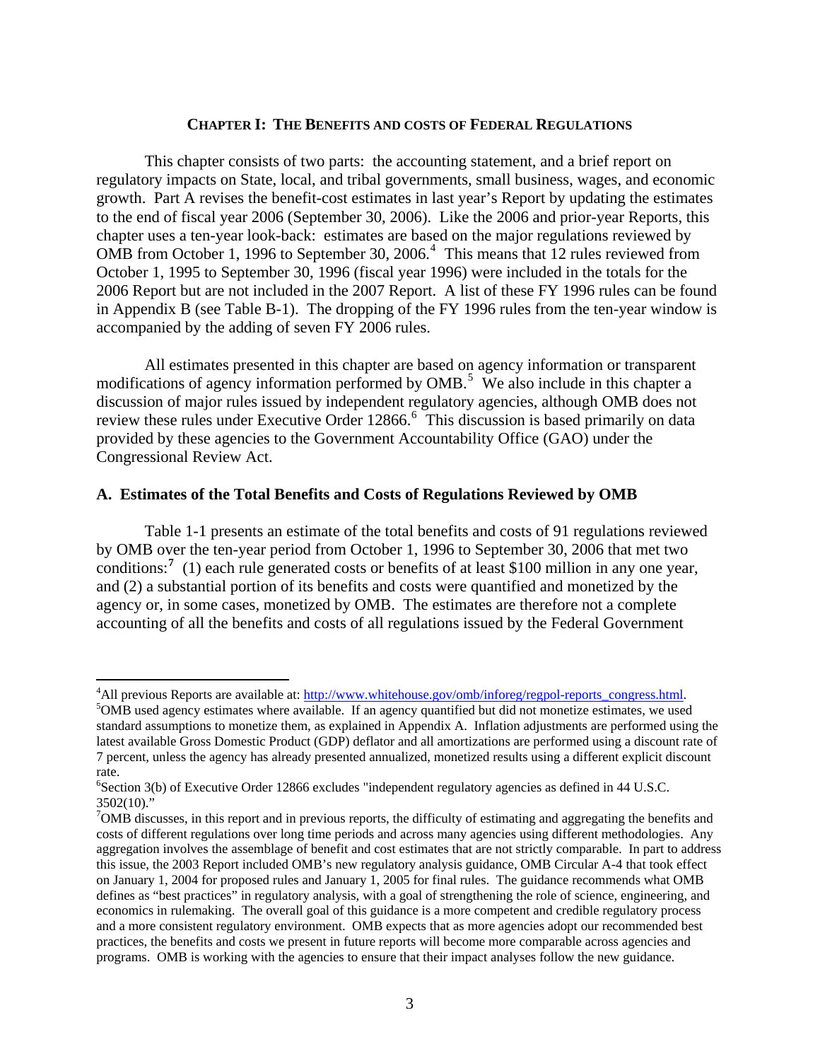## CHAPTER I: THE BENEFITS AND COSTS OF FEDERAL REGULATIONS

This chapter consists of two parts: the accounting statement, and a brief report on regulatory impacts on State, local, and tribal governments, small business, wages, and economic growth. Part A revises the benefit-cost estimates in last year's Report by updating the estimates to the end of fiscal year 2006 (September 30, 2006). Like the 2006 and prior-year Reports, this chapter uses a ten-year look-back: estimates are based on the major regulations reviewed by OMB from October 1, 1996 to September 30, 2006.[4] This means that 12 rules reviewed from October 1, 1995 to September 30, 1996 (fiscal year 1996) were included in the totals for the 2006 Report but are not included in the 2007 Report. A list of these FY 1996 rules can be found in Appendix B (see Table B-1). The dropping of the FY 1996 rules from the ten-year window is accompanied by the adding of seven FY 2006 rules.

All estimates presented in this chapter are based on agency information or transparent modifications of agency information performed by OMB.[5] We also include in this chapter a discussion of major rules issued by independent regulatory agencies, although OMB does not review these rules under Executive Order 12866.[6] This discussion is based primarily on data provided by these agencies to the Government Accountability Office (GAO) under the Congressional Review Act.

### A. Estimates of the Total Benefits and Costs of Regulations Reviewed by OMB

Table 1-1 presents an estimate of the total benefits and costs of 91 regulations reviewed by OMB over the ten-year period from October 1, 1996 to September 30, 2006 that met two conditions:[7] (1) each rule generated costs or benefits of at least $100 million in any one year, and (2) a substantial portion of its benefits and costs were quantified and monetized by the agency or, in some cases, monetized by OMB. The estimates are therefore not a complete accounting of all the benefits and costs of all regulations issued by the Federal Government

---

[4] All previous Reports are available at: http://www.whitehouse.gov/omb/inforeg/regpol-reports_congress.html.

[5] OMB used agency estimates where available. If an agency quantified but did not monetize estimates, we used standard assumptions to monetize them, as explained in Appendix A. Inflation adjustments are performed using the latest available Gross Domestic Product (GDP) deflator and all amortizations are performed using a discount rate of 7 percent, unless the agency has already presented annualized, monetized results using a different explicit discount rate.

[6] Section 3(b) of Executive Order 12866 excludes "independent regulatory agencies as defined in 44 U.S.C. 3502(10)."

[7] OMB discusses, in this report and in previous reports, the difficulty of estimating and aggregating the benefits and costs of different regulations over long time periods and across many agencies using different methodologies. Any aggregation involves the assemblage of benefit and cost estimates that are not strictly comparable. In part to address this issue, the 2003 Report included OMB's new regulatory analysis guidance, OMB Circular A-4 that took effect on January 1, 2004 for proposed rules and January 1, 2005 for final rules. The guidance recommends what OMB defines as "best practices" in regulatory analysis, with a goal of strengthening the role of science, engineering, and economics in rulemaking. The overall goal of this guidance is a more competent and credible regulatory process and a more consistent regulatory environment. OMB expects that as more agencies adopt our recommended best practices, the benefits and costs we present in future reports will become more comparable across agencies and programs. OMB is working with the agencies to ensure that their impact analyses follow the new guidance.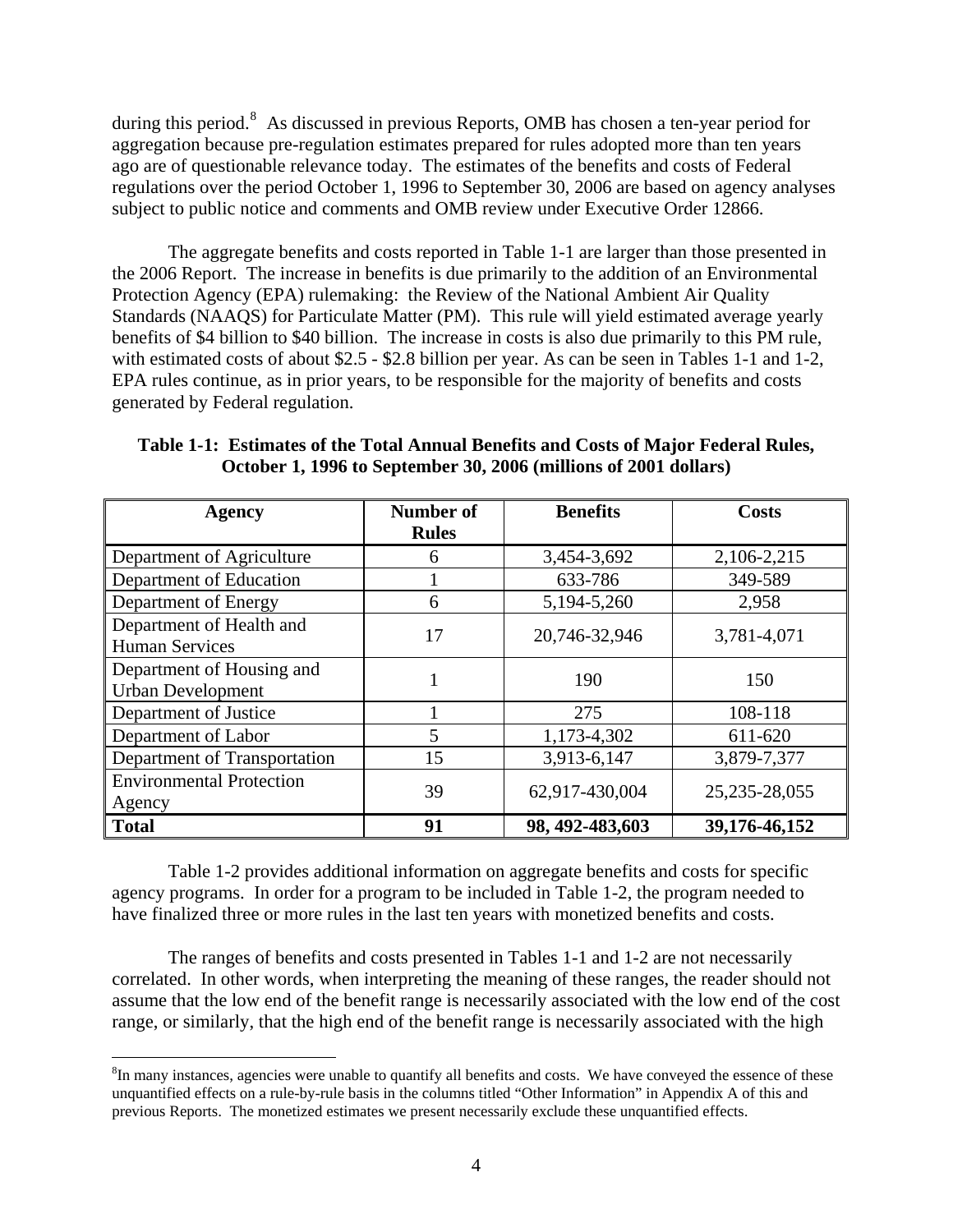during this period.[8] As discussed in previous Reports, OMB has chosen a ten-year period for aggregation because pre-regulation estimates prepared for rules adopted more than ten years ago are of questionable relevance today. The estimates of the benefits and costs of Federal regulations over the period October 1, 1996 to September 30, 2006 are based on agency analyses subject to public notice and comments and OMB review under Executive Order 12866.

The aggregate benefits and costs reported in Table 1-1 are larger than those presented in the 2006 Report. The increase in benefits is due primarily to the addition of an Environmental Protection Agency (EPA) rulemaking: the Review of the National Ambient Air Quality Standards (NAAQS) for Particulate Matter (PM). This rule will yield estimated average yearly benefits of \$4 billion to \$40 billion. The increase in costs is also due primarily to this PM rule, with estimated costs of about \$2.5 - \$2.8 billion per year. As can be seen in Tables 1-1 and 1-2, EPA rules continue, as in prior years, to be responsible for the majority of benefits and costs generated by Federal regulation.

**Table 1-1: Estimates of the Total Annual Benefits and Costs of Major Federal Rules, October 1, 1996 to September 30, 2006 (millions of 2001 dollars)**

| Agency | Number of Rules | Benefits | Costs |
|---|---|---|---|
| Department of Agriculture | 6 | 3,454-3,692 | 2,106-2,215 |
| Department of Education | 1 | 633-786 | 349-589 |
| Department of Energy | 6 | 5,194-5,260 | 2,958 |
| Department of Health and Human Services | 17 | 20,746-32,946 | 3,781-4,071 |
| Department of Housing and Urban Development | 1 | 190 | 150 |
| Department of Justice | 1 | 275 | 108-118 |
| Department of Labor | 5 | 1,173-4,302 | 611-620 |
| Department of Transportation | 15 | 3,913-6,147 | 3,879-7,377 |
| Environmental Protection Agency | 39 | 62,917-430,004 | 25,235-28,055 |
| **Total** | **91** | **98, 492-483,603** | **39,176-46,152** |

Table 1-2 provides additional information on aggregate benefits and costs for specific agency programs. In order for a program to be included in Table 1-2, the program needed to have finalized three or more rules in the last ten years with monetized benefits and costs.

The ranges of benefits and costs presented in Tables 1-1 and 1-2 are not necessarily correlated. In other words, when interpreting the meaning of these ranges, the reader should not assume that the low end of the benefit range is necessarily associated with the low end of the cost range, or similarly, that the high end of the benefit range is necessarily associated with the high

[8]In many instances, agencies were unable to quantify all benefits and costs. We have conveyed the essence of these unquantified effects on a rule-by-rule basis in the columns titled "Other Information" in Appendix A of this and previous Reports. The monetized estimates we present necessarily exclude these unquantified effects.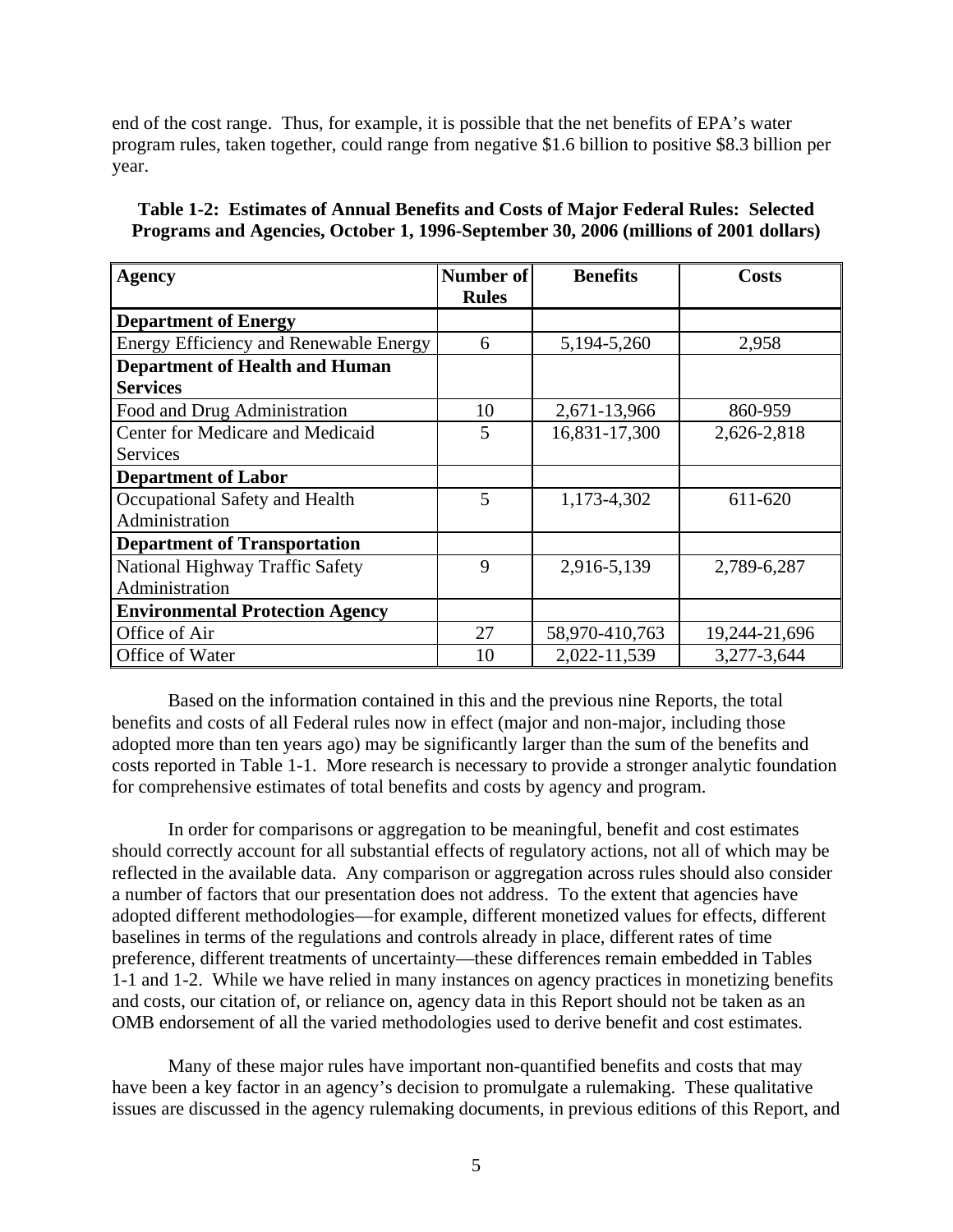end of the cost range. Thus, for example, it is possible that the net benefits of EPA's water program rules, taken together, could range from negative $1.6 billion to positive $8.3 billion per year.

**Table 1-2: Estimates of Annual Benefits and Costs of Major Federal Rules: Selected Programs and Agencies, October 1, 1996-September 30, 2006 (millions of 2001 dollars)**

| Agency | Number of Rules | Benefits | Costs |
|---|---|---|---|
| **Department of Energy** | | | |
| Energy Efficiency and Renewable Energy | 6 | 5,194-5,260 | 2,958 |
| **Department of Health and Human Services** | | | |
| Food and Drug Administration | 10 | 2,671-13,966 | 860-959 |
| Center for Medicare and Medicaid Services | 5 | 16,831-17,300 | 2,626-2,818 |
| **Department of Labor** | | | |
| Occupational Safety and Health Administration | 5 | 1,173-4,302 | 611-620 |
| **Department of Transportation** | | | |
| National Highway Traffic Safety Administration | 9 | 2,916-5,139 | 2,789-6,287 |
| **Environmental Protection Agency** | | | |
| Office of Air | 27 | 58,970-410,763 | 19,244-21,696 |
| Office of Water | 10 | 2,022-11,539 | 3,277-3,644 |

Based on the information contained in this and the previous nine Reports, the total benefits and costs of all Federal rules now in effect (major and non-major, including those adopted more than ten years ago) may be significantly larger than the sum of the benefits and costs reported in Table 1-1. More research is necessary to provide a stronger analytic foundation for comprehensive estimates of total benefits and costs by agency and program.

In order for comparisons or aggregation to be meaningful, benefit and cost estimates should correctly account for all substantial effects of regulatory actions, not all of which may be reflected in the available data. Any comparison or aggregation across rules should also consider a number of factors that our presentation does not address. To the extent that agencies have adopted different methodologies—for example, different monetized values for effects, different baselines in terms of the regulations and controls already in place, different rates of time preference, different treatments of uncertainty—these differences remain embedded in Tables 1-1 and 1-2. While we have relied in many instances on agency practices in monetizing benefits and costs, our citation of, or reliance on, agency data in this Report should not be taken as an OMB endorsement of all the varied methodologies used to derive benefit and cost estimates.

Many of these major rules have important non-quantified benefits and costs that may have been a key factor in an agency's decision to promulgate a rulemaking. These qualitative issues are discussed in the agency rulemaking documents, in previous editions of this Report, and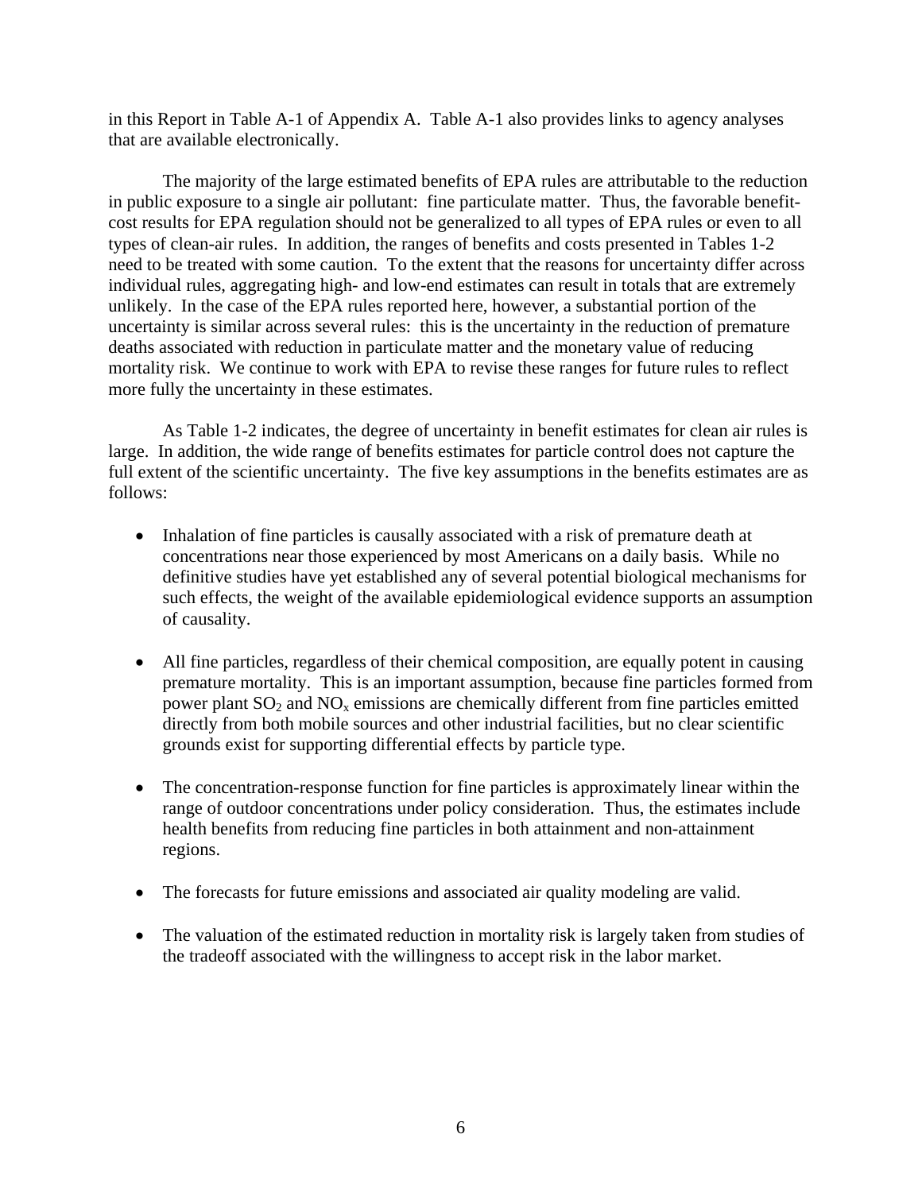in this Report in Table A-1 of Appendix A. Table A-1 also provides links to agency analyses that are available electronically.

The majority of the large estimated benefits of EPA rules are attributable to the reduction in public exposure to a single air pollutant: fine particulate matter. Thus, the favorable benefit-cost results for EPA regulation should not be generalized to all types of EPA rules or even to all types of clean-air rules. In addition, the ranges of benefits and costs presented in Tables 1-2 need to be treated with some caution. To the extent that the reasons for uncertainty differ across individual rules, aggregating high- and low-end estimates can result in totals that are extremely unlikely. In the case of the EPA rules reported here, however, a substantial portion of the uncertainty is similar across several rules: this is the uncertainty in the reduction of premature deaths associated with reduction in particulate matter and the monetary value of reducing mortality risk. We continue to work with EPA to revise these ranges for future rules to reflect more fully the uncertainty in these estimates.

As Table 1-2 indicates, the degree of uncertainty in benefit estimates for clean air rules is large. In addition, the wide range of benefits estimates for particle control does not capture the full extent of the scientific uncertainty. The five key assumptions in the benefits estimates are as follows:

- Inhalation of fine particles is causally associated with a risk of premature death at concentrations near those experienced by most Americans on a daily basis. While no definitive studies have yet established any of several potential biological mechanisms for such effects, the weight of the available epidemiological evidence supports an assumption of causality.

- All fine particles, regardless of their chemical composition, are equally potent in causing premature mortality. This is an important assumption, because fine particles formed from power plant $SO_2$ and $NO_x$ emissions are chemically different from fine particles emitted directly from both mobile sources and other industrial facilities, but no clear scientific grounds exist for supporting differential effects by particle type.

- The concentration-response function for fine particles is approximately linear within the range of outdoor concentrations under policy consideration. Thus, the estimates include health benefits from reducing fine particles in both attainment and non-attainment regions.

- The forecasts for future emissions and associated air quality modeling are valid.

- The valuation of the estimated reduction in mortality risk is largely taken from studies of the tradeoff associated with the willingness to accept risk in the labor market.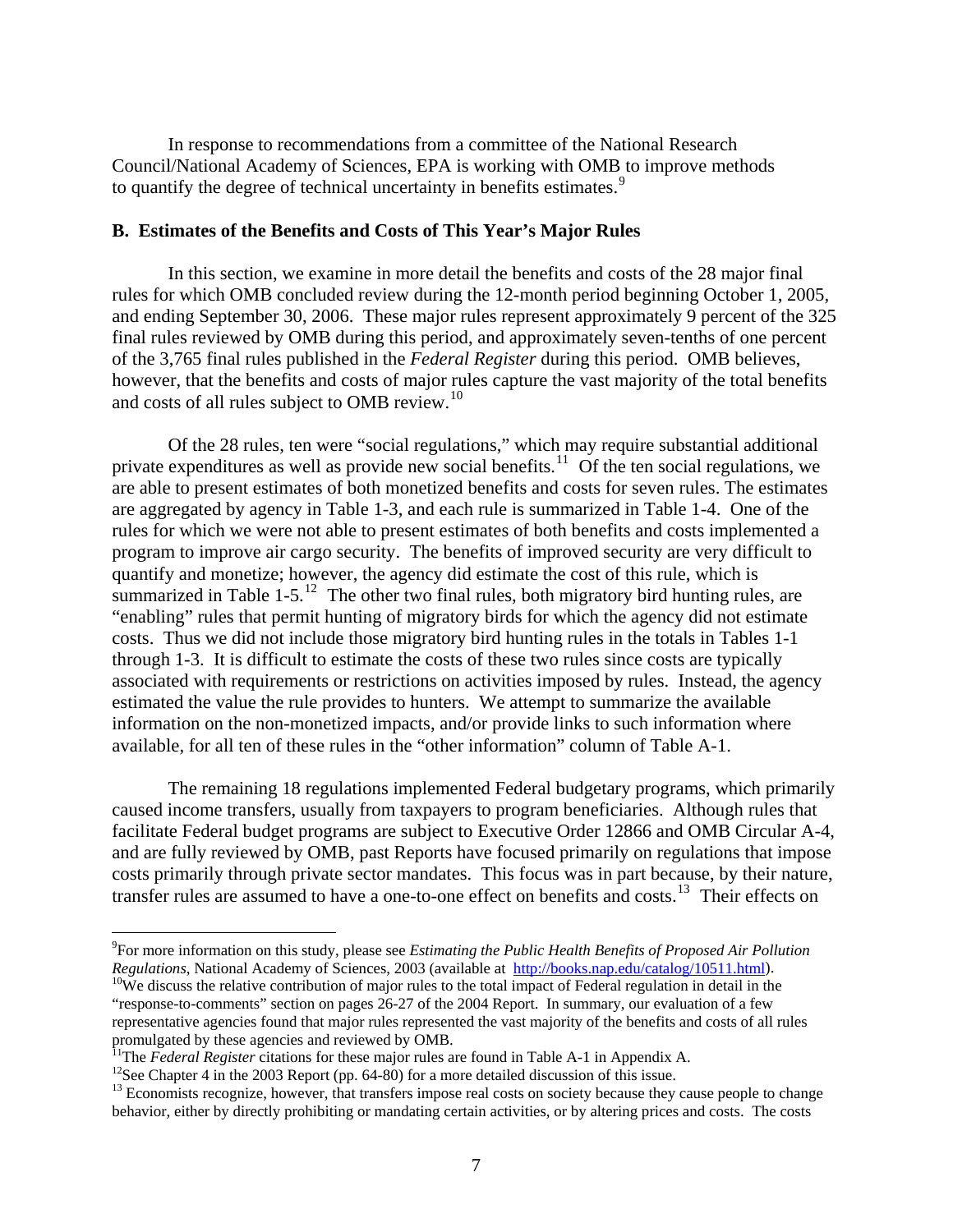In response to recommendations from a committee of the National Research Council/National Academy of Sciences, EPA is working with OMB to improve methods to quantify the degree of technical uncertainty in benefits estimates.[9]

### B. Estimates of the Benefits and Costs of This Year's Major Rules

In this section, we examine in more detail the benefits and costs of the 28 major final rules for which OMB concluded review during the 12-month period beginning October 1, 2005, and ending September 30, 2006. These major rules represent approximately 9 percent of the 325 final rules reviewed by OMB during this period, and approximately seven-tenths of one percent of the 3,765 final rules published in the *Federal Register* during this period. OMB believes, however, that the benefits and costs of major rules capture the vast majority of the total benefits and costs of all rules subject to OMB review.[10]

Of the 28 rules, ten were "social regulations," which may require substantial additional private expenditures as well as provide new social benefits.[11] Of the ten social regulations, we are able to present estimates of both monetized benefits and costs for seven rules. The estimates are aggregated by agency in Table 1-3, and each rule is summarized in Table 1-4. One of the rules for which we were not able to present estimates of both benefits and costs implemented a program to improve air cargo security. The benefits of improved security are very difficult to quantify and monetize; however, the agency did estimate the cost of this rule, which is summarized in Table 1-5.[12] The other two final rules, both migratory bird hunting rules, are "enabling" rules that permit hunting of migratory birds for which the agency did not estimate costs. Thus we did not include those migratory bird hunting rules in the totals in Tables 1-1 through 1-3. It is difficult to estimate the costs of these two rules since costs are typically associated with requirements or restrictions on activities imposed by rules. Instead, the agency estimated the value the rule provides to hunters. We attempt to summarize the available information on the non-monetized impacts, and/or provide links to such information where available, for all ten of these rules in the "other information" column of Table A-1.

The remaining 18 regulations implemented Federal budgetary programs, which primarily caused income transfers, usually from taxpayers to program beneficiaries. Although rules that facilitate Federal budget programs are subject to Executive Order 12866 and OMB Circular A-4, and are fully reviewed by OMB, past Reports have focused primarily on regulations that impose costs primarily through private sector mandates. This focus was in part because, by their nature, transfer rules are assumed to have a one-to-one effect on benefits and costs.[13] Their effects on

---

[9]For more information on this study, please see *Estimating the Public Health Benefits of Proposed Air Pollution Regulations*, National Academy of Sciences, 2003 (available at http://books.nap.edu/catalog/10511.html).

[10]We discuss the relative contribution of major rules to the total impact of Federal regulation in detail in the "response-to-comments" section on pages 26-27 of the 2004 Report. In summary, our evaluation of a few representative agencies found that major rules represented the vast majority of the benefits and costs of all rules promulgated by these agencies and reviewed by OMB.

[11]The *Federal Register* citations for these major rules are found in Table A-1 in Appendix A.

[12]See Chapter 4 in the 2003 Report (pp. 64-80) for a more detailed discussion of this issue.

[13] Economists recognize, however, that transfers impose real costs on society because they cause people to change behavior, either by directly prohibiting or mandating certain activities, or by altering prices and costs. The costs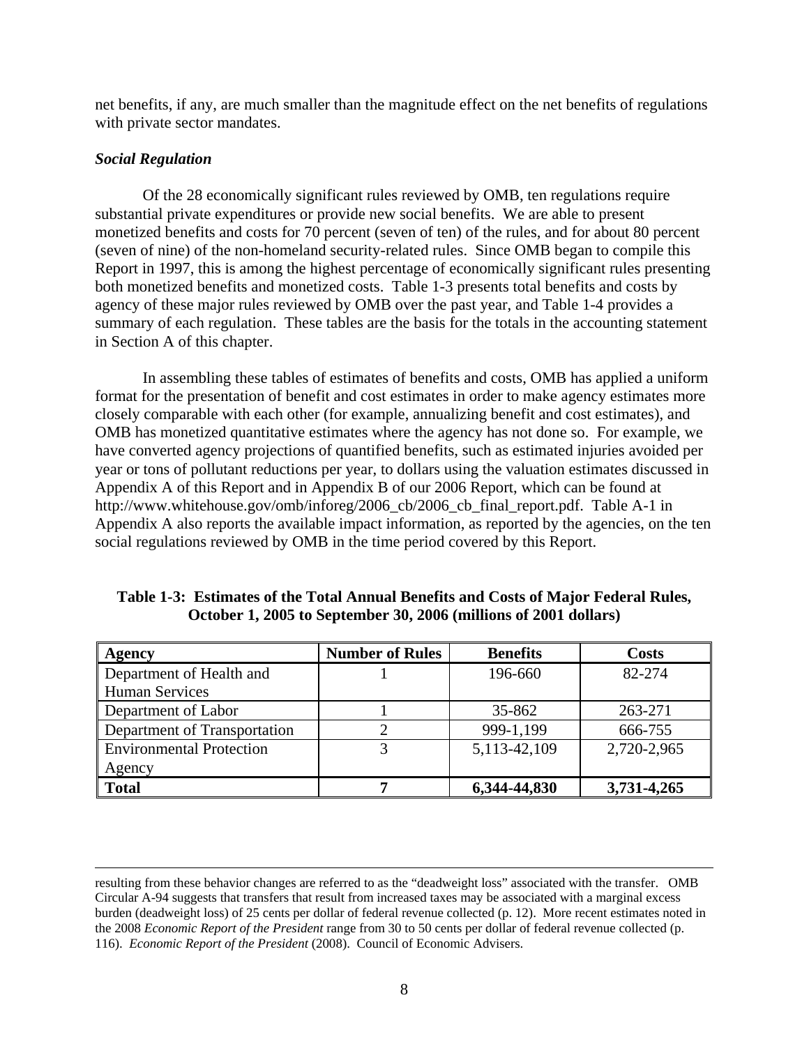net benefits, if any, are much smaller than the magnitude effect on the net benefits of regulations with private sector mandates.

### *Social Regulation*

Of the 28 economically significant rules reviewed by OMB, ten regulations require substantial private expenditures or provide new social benefits. We are able to present monetized benefits and costs for 70 percent (seven of ten) of the rules, and for about 80 percent (seven of nine) of the non-homeland security-related rules. Since OMB began to compile this Report in 1997, this is among the highest percentage of economically significant rules presenting both monetized benefits and monetized costs. Table 1-3 presents total benefits and costs by agency of these major rules reviewed by OMB over the past year, and Table 1-4 provides a summary of each regulation. These tables are the basis for the totals in the accounting statement in Section A of this chapter.

In assembling these tables of estimates of benefits and costs, OMB has applied a uniform format for the presentation of benefit and cost estimates in order to make agency estimates more closely comparable with each other (for example, annualizing benefit and cost estimates), and OMB has monetized quantitative estimates where the agency has not done so. For example, we have converted agency projections of quantified benefits, such as estimated injuries avoided per year or tons of pollutant reductions per year, to dollars using the valuation estimates discussed in Appendix A of this Report and in Appendix B of our 2006 Report, which can be found at http://www.whitehouse.gov/omb/inforeg/2006_cb/2006_cb_final_report.pdf. Table A-1 in Appendix A also reports the available impact information, as reported by the agencies, on the ten social regulations reviewed by OMB in the time period covered by this Report.

**Table 1-3: Estimates of the Total Annual Benefits and Costs of Major Federal Rules, October 1, 2005 to September 30, 2006 (millions of 2001 dollars)**

| Agency | Number of Rules | Benefits | Costs |
|---|---|---|---|
| Department of Health and Human Services | 1 | 196-660 | 82-274 |
| Department of Labor | 1 | 35-862 | 263-271 |
| Department of Transportation | 2 | 999-1,199 | 666-755 |
| Environmental Protection Agency | 3 | 5,113-42,109 | 2,720-2,965 |
| **Total** | **7** | **6,344-44,830** | **3,731-4,265** |

---

resulting from these behavior changes are referred to as the "deadweight loss" associated with the transfer. OMB Circular A-94 suggests that transfers that result from increased taxes may be associated with a marginal excess burden (deadweight loss) of 25 cents per dollar of federal revenue collected (p. 12). More recent estimates noted in the 2008 *Economic Report of the President* range from 30 to 50 cents per dollar of federal revenue collected (p. 116). *Economic Report of the President* (2008). Council of Economic Advisers.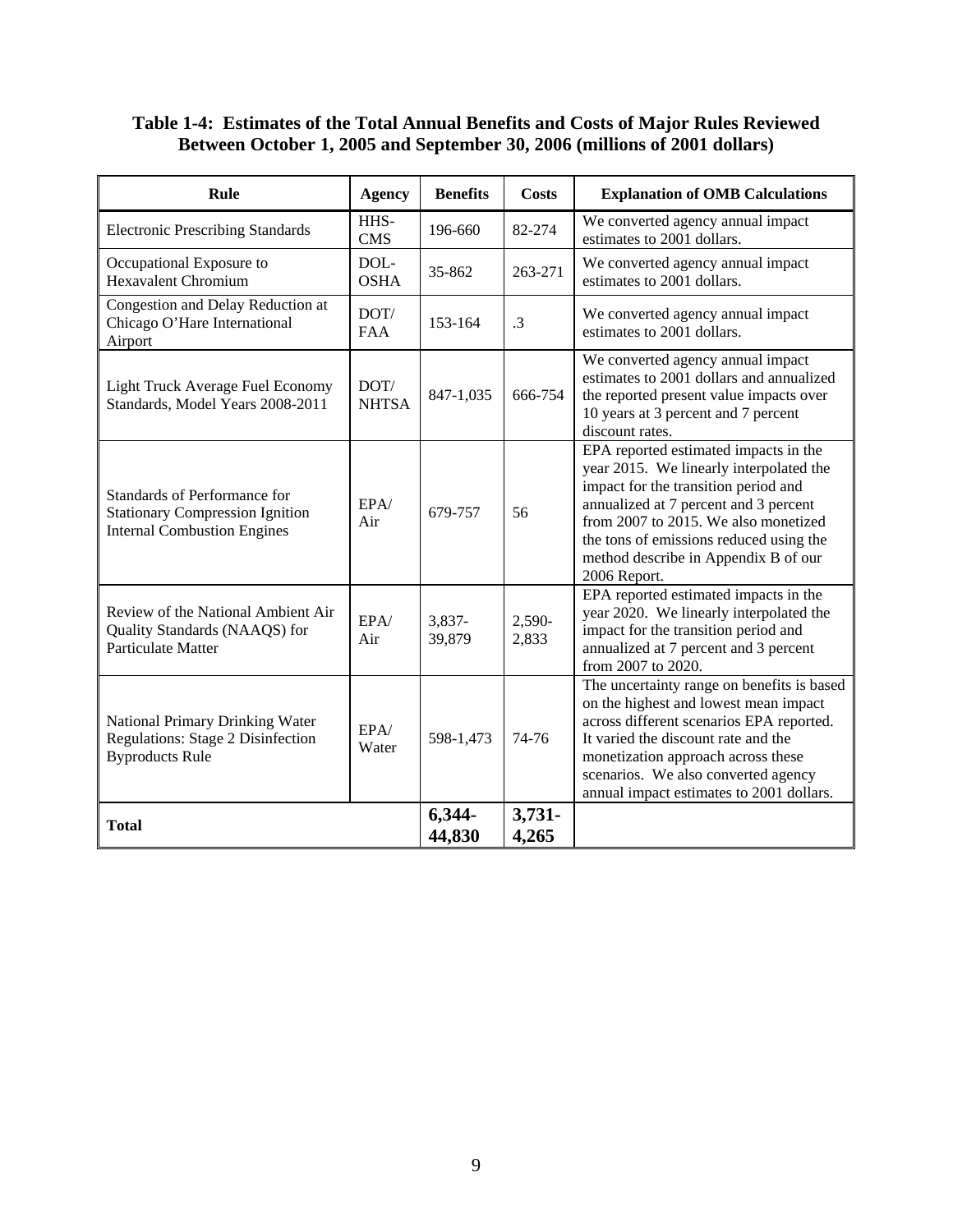**Table 1-4: Estimates of the Total Annual Benefits and Costs of Major Rules Reviewed Between October 1, 2005 and September 30, 2006 (millions of 2001 dollars)**

| Rule | Agency | Benefits | Costs | Explanation of OMB Calculations |
|---|---|---|---|---|
| Electronic Prescribing Standards | HHS-CMS | 196-660 | 82-274 | We converted agency annual impact estimates to 2001 dollars. |
| Occupational Exposure to Hexavalent Chromium | DOL-OSHA | 35-862 | 263-271 | We converted agency annual impact estimates to 2001 dollars. |
| Congestion and Delay Reduction at Chicago O'Hare International Airport | DOT/FAA | 153-164 | .3 | We converted agency annual impact estimates to 2001 dollars. |
| Light Truck Average Fuel Economy Standards, Model Years 2008-2011 | DOT/NHTSA | 847-1,035 | 666-754 | We converted agency annual impact estimates to 2001 dollars and annualized the reported present value impacts over 10 years at 3 percent and 7 percent discount rates. |
| Standards of Performance for Stationary Compression Ignition Internal Combustion Engines | EPA/Air | 679-757 | 56 | EPA reported estimated impacts in the year 2015. We linearly interpolated the impact for the transition period and annualized at 7 percent and 3 percent from 2007 to 2015. We also monetized the tons of emissions reduced using the method describe in Appendix B of our 2006 Report. |
| Review of the National Ambient Air Quality Standards (NAAQS) for Particulate Matter | EPA/Air | 3,837-39,879 | 2,590-2,833 | EPA reported estimated impacts in the year 2020. We linearly interpolated the impact for the transition period and annualized at 7 percent and 3 percent from 2007 to 2020. |
| National Primary Drinking Water Regulations: Stage 2 Disinfection Byproducts Rule | EPA/Water | 598-1,473 | 74-76 | The uncertainty range on benefits is based on the highest and lowest mean impact across different scenarios EPA reported. It varied the discount rate and the monetization approach across these scenarios. We also converted agency annual impact estimates to 2001 dollars. |
| **Total** | | **6,344-44,830** | **3,731-4,265** | |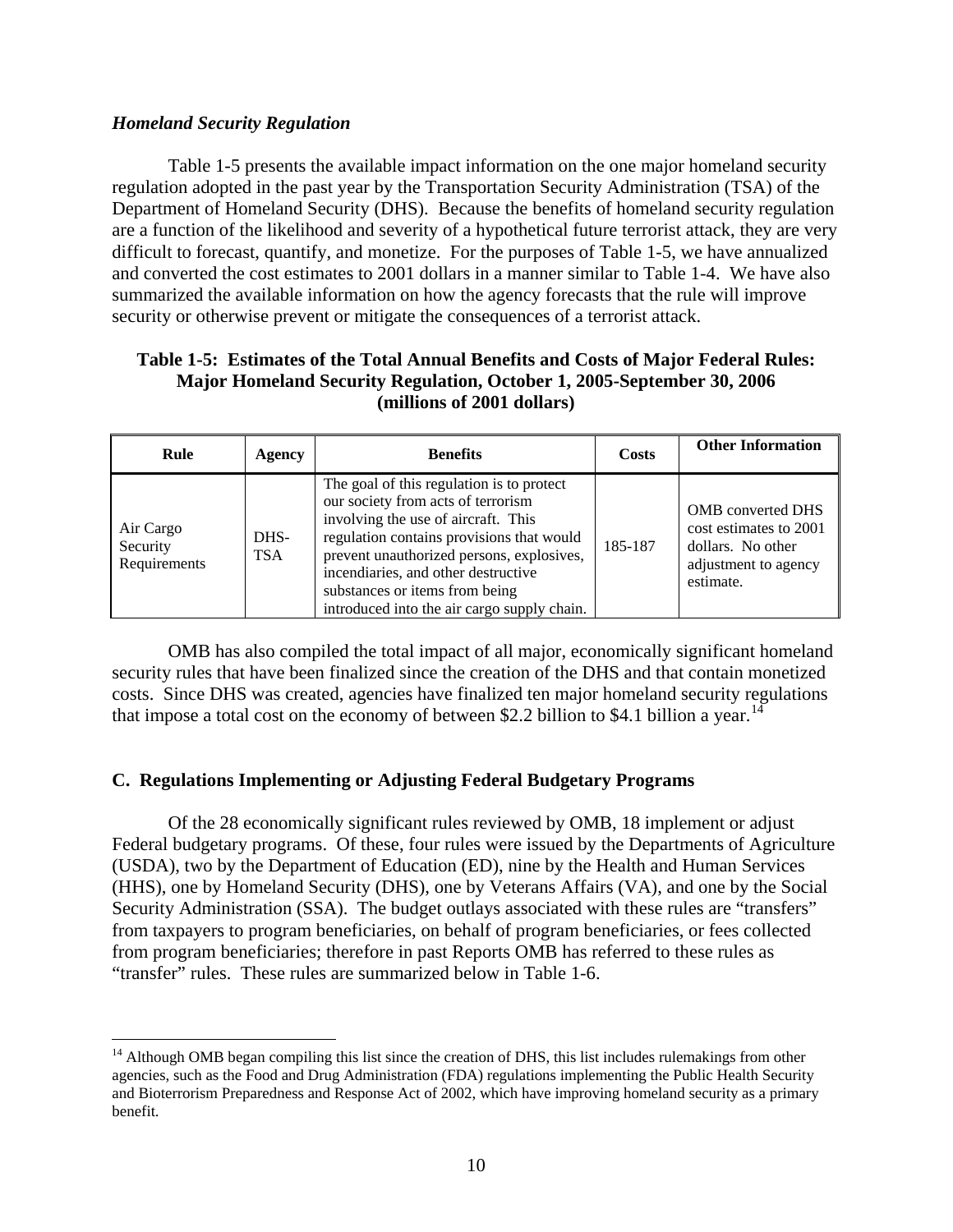### *Homeland Security Regulation*

Table 1-5 presents the available impact information on the one major homeland security regulation adopted in the past year by the Transportation Security Administration (TSA) of the Department of Homeland Security (DHS). Because the benefits of homeland security regulation are a function of the likelihood and severity of a hypothetical future terrorist attack, they are very difficult to forecast, quantify, and monetize. For the purposes of Table 1-5, we have annualized and converted the cost estimates to 2001 dollars in a manner similar to Table 1-4. We have also summarized the available information on how the agency forecasts that the rule will improve security or otherwise prevent or mitigate the consequences of a terrorist attack.

**Table 1-5: Estimates of the Total Annual Benefits and Costs of Major Federal Rules: Major Homeland Security Regulation, October 1, 2005-September 30, 2006 (millions of 2001 dollars)**

| Rule | Agency | Benefits | Costs | Other Information |
|---|---|---|---|---|
| Air Cargo Security Requirements | DHS-TSA | The goal of this regulation is to protect our society from acts of terrorism involving the use of aircraft. This regulation contains provisions that would prevent unauthorized persons, explosives, incendiaries, and other destructive substances or items from being introduced into the air cargo supply chain. | 185-187 | OMB converted DHS cost estimates to 2001 dollars. No other adjustment to agency estimate. |

OMB has also compiled the total impact of all major, economically significant homeland security rules that have been finalized since the creation of the DHS and that contain monetized costs. Since DHS was created, agencies have finalized ten major homeland security regulations that impose a total cost on the economy of between \$2.2 billion to \$4.1 billion a year.[14]

## C. Regulations Implementing or Adjusting Federal Budgetary Programs

Of the 28 economically significant rules reviewed by OMB, 18 implement or adjust Federal budgetary programs. Of these, four rules were issued by the Departments of Agriculture (USDA), two by the Department of Education (ED), nine by the Health and Human Services (HHS), one by Homeland Security (DHS), one by Veterans Affairs (VA), and one by the Social Security Administration (SSA). The budget outlays associated with these rules are "transfers" from taxpayers to program beneficiaries, on behalf of program beneficiaries, or fees collected from program beneficiaries; therefore in past Reports OMB has referred to these rules as "transfer" rules. These rules are summarized below in Table 1-6.

[14] Although OMB began compiling this list since the creation of DHS, this list includes rulemakings from other agencies, such as the Food and Drug Administration (FDA) regulations implementing the Public Health Security and Bioterrorism Preparedness and Response Act of 2002, which have improving homeland security as a primary benefit.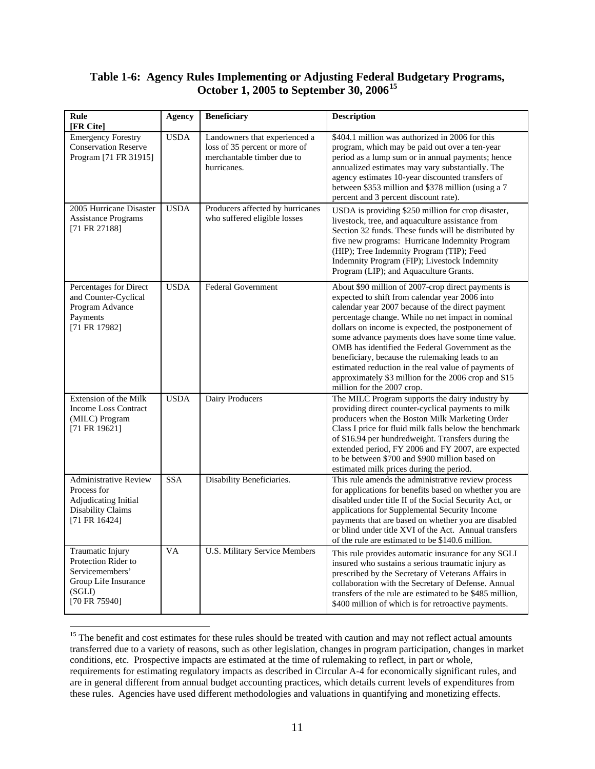### Table 1-6: Agency Rules Implementing or Adjusting Federal Budgetary Programs, October 1, 2005 to September 30, 2006[15]

| Rule [FR Cite] | Agency | Beneficiary | Description |
|---|---|---|---|
| Emergency Forestry Conservation Reserve Program [71 FR 31915] | USDA | Landowners that experienced a loss of 35 percent or more of merchantable timber due to hurricanes. | $404.1 million was authorized in 2006 for this program, which may be paid out over a ten-year period as a lump sum or in annual payments; hence annualized estimates may vary substantially. The agency estimates 10-year discounted transfers of between $353 million and $378 million (using a 7 percent and 3 percent discount rate). |
| 2005 Hurricane Disaster Assistance Programs [71 FR 27188] | USDA | Producers affected by hurricanes who suffered eligible losses | USDA is providing $250 million for crop disaster, livestock, tree, and aquaculture assistance from Section 32 funds. These funds will be distributed by five new programs: Hurricane Indemnity Program (HIP); Tree Indemnity Program (TIP); Feed Indemnity Program (FIP); Livestock Indemnity Program (LIP); and Aquaculture Grants. |
| Percentages for Direct and Counter-Cyclical Program Advance Payments [71 FR 17982] | USDA | Federal Government | About $90 million of 2007-crop direct payments is expected to shift from calendar year 2006 into calendar year 2007 because of the direct payment percentage change. While no net impact in nominal dollars on income is expected, the postponement of some advance payments does have some time value. OMB has identified the Federal Government as the beneficiary, because the rulemaking leads to an estimated reduction in the real value of payments of approximately $3 million for the 2006 crop and $15 million for the 2007 crop. |
| Extension of the Milk Income Loss Contract (MILC) Program [71 FR 19621] | USDA | Dairy Producers | The MILC Program supports the dairy industry by providing direct counter-cyclical payments to milk producers when the Boston Milk Marketing Order Class I price for fluid milk falls below the benchmark of $16.94 per hundredweight. Transfers during the extended period, FY 2006 and FY 2007, are expected to be between $700 and $900 million based on estimated milk prices during the period. |
| Administrative Review Process for Adjudicating Initial Disability Claims [71 FR 16424] | SSA | Disability Beneficiaries. | This rule amends the administrative review process for applications for benefits based on whether you are disabled under title II of the Social Security Act, or applications for Supplemental Security Income payments that are based on whether you are disabled or blind under title XVI of the Act. Annual transfers of the rule are estimated to be $140.6 million. |
| Traumatic Injury Protection Rider to Servicemembers' Group Life Insurance (SGLI) [70 FR 75940] | VA | U.S. Military Service Members | This rule provides automatic insurance for any SGLI insured who sustains a serious traumatic injury as prescribed by the Secretary of Veterans Affairs in collaboration with the Secretary of Defense. Annual transfers of the rule are estimated to be $485 million, $400 million of which is for retroactive payments. |

[15] The benefit and cost estimates for these rules should be treated with caution and may not reflect actual amounts transferred due to a variety of reasons, such as other legislation, changes in program participation, changes in market conditions, etc. Prospective impacts are estimated at the time of rulemaking to reflect, in part or whole, requirements for estimating regulatory impacts as described in Circular A-4 for economically significant rules, and are in general different from annual budget accounting practices, which details current levels of expenditures from these rules. Agencies have used different methodologies and valuations in quantifying and monetizing effects.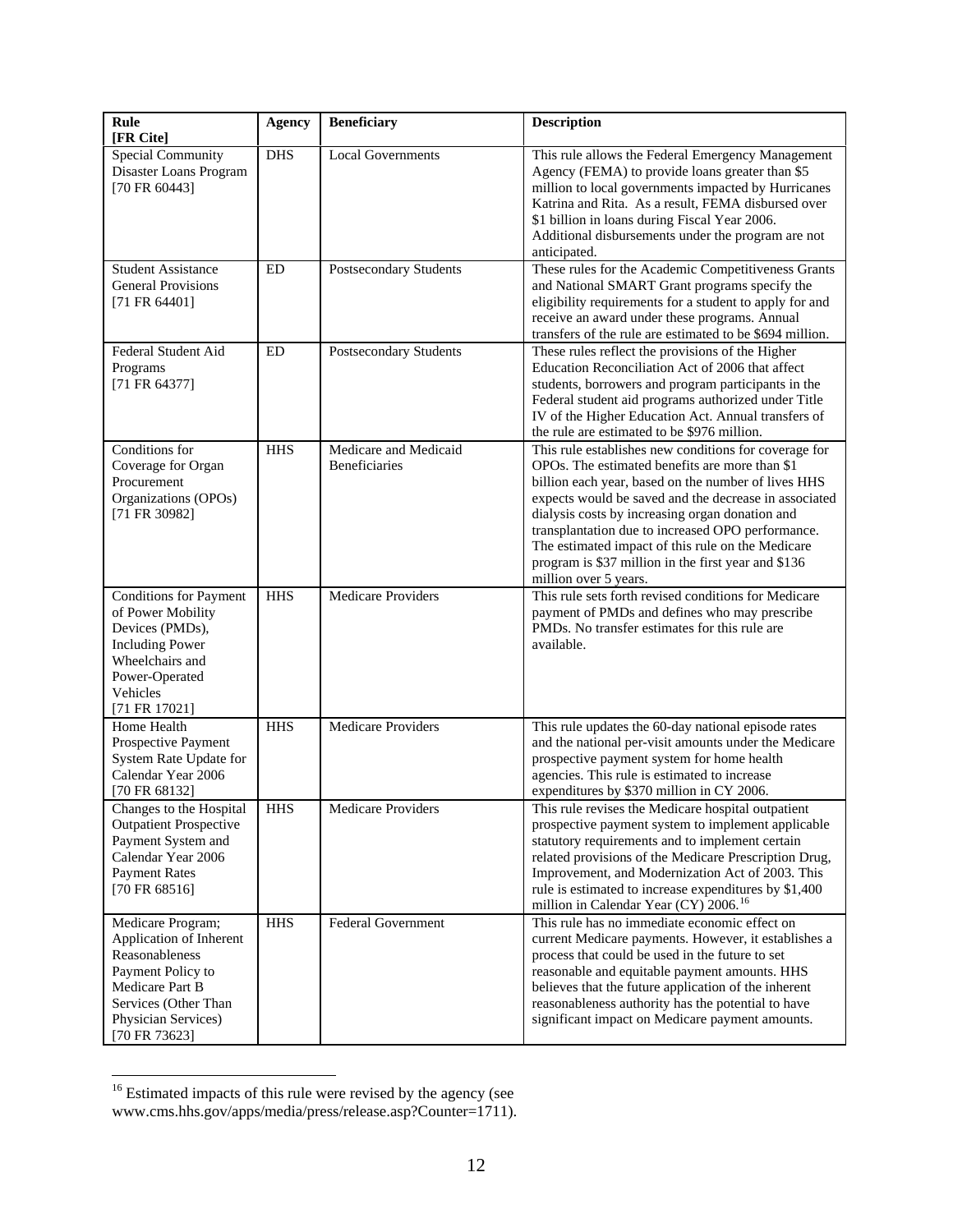| Rule [FR Cite] | Agency | Beneficiary | Description |
|---|---|---|---|
| Special Community Disaster Loans Program [70 FR 60443] | DHS | Local Governments | This rule allows the Federal Emergency Management Agency (FEMA) to provide loans greater than $5 million to local governments impacted by Hurricanes Katrina and Rita. As a result, FEMA disbursed over $1 billion in loans during Fiscal Year 2006. Additional disbursements under the program are not anticipated. |
| Student Assistance General Provisions [71 FR 64401] | ED | Postsecondary Students | These rules for the Academic Competitiveness Grants and National SMART Grant programs specify the eligibility requirements for a student to apply for and receive an award under these programs. Annual transfers of the rule are estimated to be $694 million. |
| Federal Student Aid Programs [71 FR 64377] | ED | Postsecondary Students | These rules reflect the provisions of the Higher Education Reconciliation Act of 2006 that affect students, borrowers and program participants in the Federal student aid programs authorized under Title IV of the Higher Education Act. Annual transfers of the rule are estimated to be $976 million. |
| Conditions for Coverage for Organ Procurement Organizations (OPOs) [71 FR 30982] | HHS | Medicare and Medicaid Beneficiaries | This rule establishes new conditions for coverage for OPOs. The estimated benefits are more than $1 billion each year, based on the number of lives HHS expects would be saved and the decrease in associated dialysis costs by increasing organ donation and transplantation due to increased OPO performance. The estimated impact of this rule on the Medicare program is $37 million in the first year and $136 million over 5 years. |
| Conditions for Payment of Power Mobility Devices (PMDs), Including Power Wheelchairs and Power-Operated Vehicles [71 FR 17021] | HHS | Medicare Providers | This rule sets forth revised conditions for Medicare payment of PMDs and defines who may prescribe PMDs. No transfer estimates for this rule are available. |
| Home Health Prospective Payment System Rate Update for Calendar Year 2006 [70 FR 68132] | HHS | Medicare Providers | This rule updates the 60-day national episode rates and the national per-visit amounts under the Medicare prospective payment system for home health agencies. This rule is estimated to increase expenditures by $370 million in CY 2006. |
| Changes to the Hospital Outpatient Prospective Payment System and Calendar Year 2006 Payment Rates [70 FR 68516] | HHS | Medicare Providers | This rule revises the Medicare hospital outpatient prospective payment system to implement applicable statutory requirements and to implement certain related provisions of the Medicare Prescription Drug, Improvement, and Modernization Act of 2003. This rule is estimated to increase expenditures by $1,400 million in Calendar Year (CY) 2006.[16] |
| Medicare Program; Application of Inherent Reasonableness Payment Policy to Medicare Part B Services (Other Than Physician Services) [70 FR 73623] | HHS | Federal Government | This rule has no immediate economic effect on current Medicare payments. However, it establishes a process that could be used in the future to set reasonable and equitable payment amounts. HHS believes that the future application of the inherent reasonableness authority has the potential to have significant impact on Medicare payment amounts. |

[16] Estimated impacts of this rule were revised by the agency (see www.cms.hhs.gov/apps/media/press/release.asp?Counter=1711).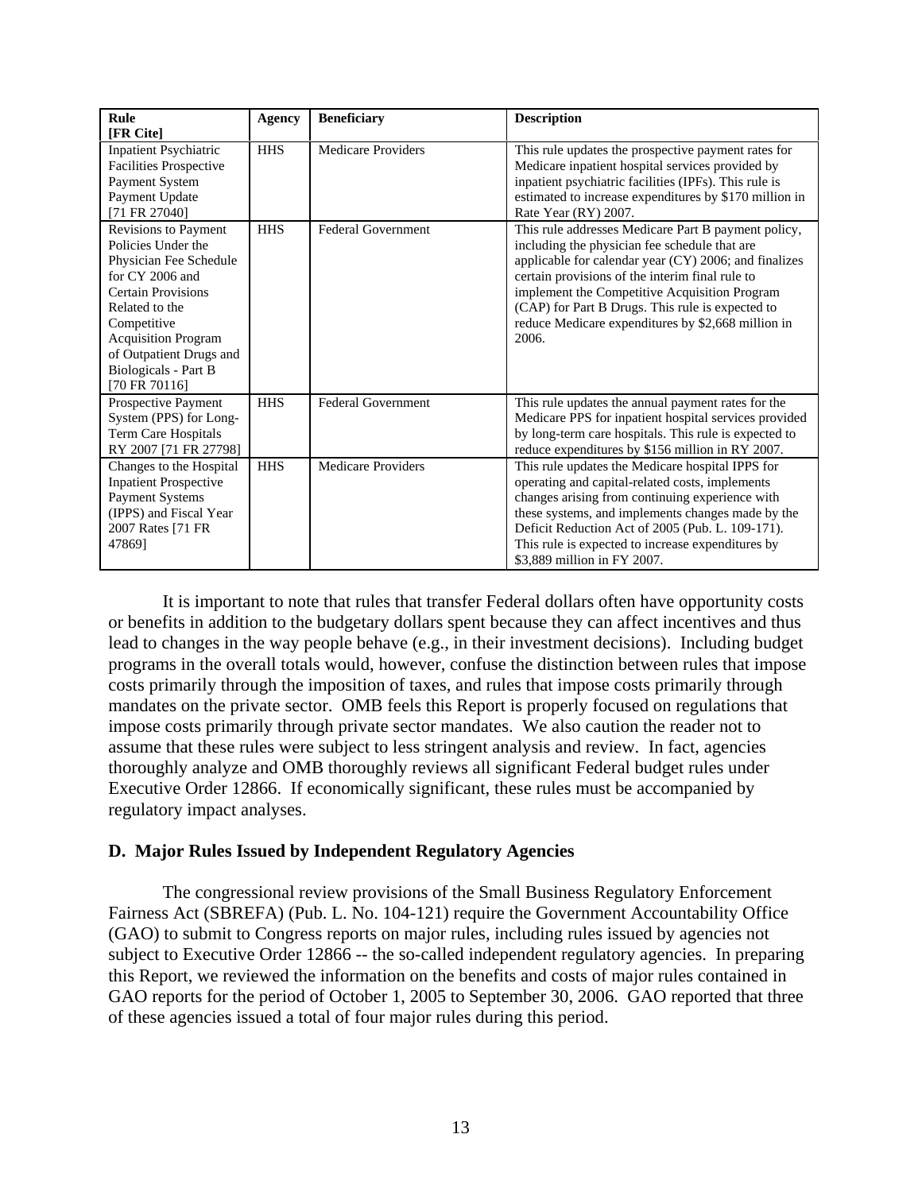| Rule [FR Cite] | Agency | Beneficiary | Description |
|---|---|---|---|
| Inpatient Psychiatric Facilities Prospective Payment System Payment Update [71 FR 27040] | HHS | Medicare Providers | This rule updates the prospective payment rates for Medicare inpatient hospital services provided by inpatient psychiatric facilities (IPFs). This rule is estimated to increase expenditures by $170 million in Rate Year (RY) 2007. |
| Revisions to Payment Policies Under the Physician Fee Schedule for CY 2006 and Certain Provisions Related to the Competitive Acquisition Program of Outpatient Drugs and Biologicals - Part B [70 FR 70116] | HHS | Federal Government | This rule addresses Medicare Part B payment policy, including the physician fee schedule that are applicable for calendar year (CY) 2006; and finalizes certain provisions of the interim final rule to implement the Competitive Acquisition Program (CAP) for Part B Drugs. This rule is expected to reduce Medicare expenditures by $2,668 million in 2006. |
| Prospective Payment System (PPS) for Long-Term Care Hospitals RY 2007 [71 FR 27798] | HHS | Federal Government | This rule updates the annual payment rates for the Medicare PPS for inpatient hospital services provided by long-term care hospitals. This rule is expected to reduce expenditures by $156 million in RY 2007. |
| Changes to the Hospital Inpatient Prospective Payment Systems (IPPS) and Fiscal Year 2007 Rates [71 FR 47869] | HHS | Medicare Providers | This rule updates the Medicare hospital IPPS for operating and capital-related costs, implements changes arising from continuing experience with these systems, and implements changes made by the Deficit Reduction Act of 2005 (Pub. L. 109-171). This rule is expected to increase expenditures by $3,889 million in FY 2007. |

It is important to note that rules that transfer Federal dollars often have opportunity costs or benefits in addition to the budgetary dollars spent because they can affect incentives and thus lead to changes in the way people behave (e.g., in their investment decisions). Including budget programs in the overall totals would, however, confuse the distinction between rules that impose costs primarily through the imposition of taxes, and rules that impose costs primarily through mandates on the private sector. OMB feels this Report is properly focused on regulations that impose costs primarily through private sector mandates. We also caution the reader not to assume that these rules were subject to less stringent analysis and review. In fact, agencies thoroughly analyze and OMB thoroughly reviews all significant Federal budget rules under Executive Order 12866. If economically significant, these rules must be accompanied by regulatory impact analyses.

### D. Major Rules Issued by Independent Regulatory Agencies

The congressional review provisions of the Small Business Regulatory Enforcement Fairness Act (SBREFA) (Pub. L. No. 104-121) require the Government Accountability Office (GAO) to submit to Congress reports on major rules, including rules issued by agencies not subject to Executive Order 12866 -- the so-called independent regulatory agencies. In preparing this Report, we reviewed the information on the benefits and costs of major rules contained in GAO reports for the period of October 1, 2005 to September 30, 2006. GAO reported that three of these agencies issued a total of four major rules during this period.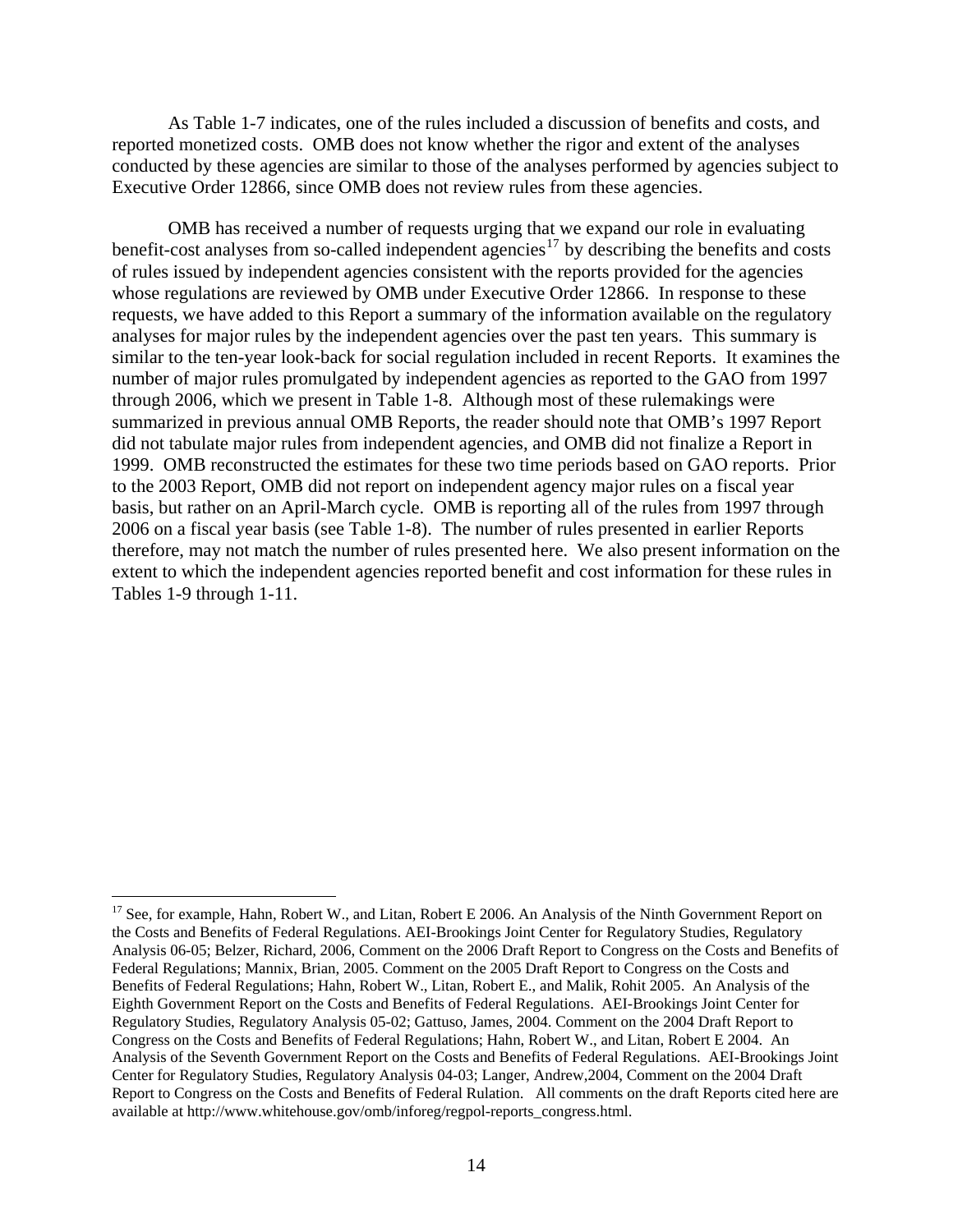As Table 1-7 indicates, one of the rules included a discussion of benefits and costs, and reported monetized costs. OMB does not know whether the rigor and extent of the analyses conducted by these agencies are similar to those of the analyses performed by agencies subject to Executive Order 12866, since OMB does not review rules from these agencies.

OMB has received a number of requests urging that we expand our role in evaluating benefit-cost analyses from so-called independent agencies[17] by describing the benefits and costs of rules issued by independent agencies consistent with the reports provided for the agencies whose regulations are reviewed by OMB under Executive Order 12866. In response to these requests, we have added to this Report a summary of the information available on the regulatory analyses for major rules by the independent agencies over the past ten years. This summary is similar to the ten-year look-back for social regulation included in recent Reports. It examines the number of major rules promulgated by independent agencies as reported to the GAO from 1997 through 2006, which we present in Table 1-8. Although most of these rulemakings were summarized in previous annual OMB Reports, the reader should note that OMB's 1997 Report did not tabulate major rules from independent agencies, and OMB did not finalize a Report in 1999. OMB reconstructed the estimates for these two time periods based on GAO reports. Prior to the 2003 Report, OMB did not report on independent agency major rules on a fiscal year basis, but rather on an April-March cycle. OMB is reporting all of the rules from 1997 through 2006 on a fiscal year basis (see Table 1-8). The number of rules presented in earlier Reports therefore, may not match the number of rules presented here. We also present information on the extent to which the independent agencies reported benefit and cost information for these rules in Tables 1-9 through 1-11.

[17] See, for example, Hahn, Robert W., and Litan, Robert E 2006. An Analysis of the Ninth Government Report on the Costs and Benefits of Federal Regulations. AEI-Brookings Joint Center for Regulatory Studies, Regulatory Analysis 06-05; Belzer, Richard, 2006, Comment on the 2006 Draft Report to Congress on the Costs and Benefits of Federal Regulations; Mannix, Brian, 2005. Comment on the 2005 Draft Report to Congress on the Costs and Benefits of Federal Regulations; Hahn, Robert W., Litan, Robert E., and Malik, Rohit 2005. An Analysis of the Eighth Government Report on the Costs and Benefits of Federal Regulations. AEI-Brookings Joint Center for Regulatory Studies, Regulatory Analysis 05-02; Gattuso, James, 2004. Comment on the 2004 Draft Report to Congress on the Costs and Benefits of Federal Regulations; Hahn, Robert W., and Litan, Robert E 2004. An Analysis of the Seventh Government Report on the Costs and Benefits of Federal Regulations. AEI-Brookings Joint Center for Regulatory Studies, Regulatory Analysis 04-03; Langer, Andrew,2004, Comment on the 2004 Draft Report to Congress on the Costs and Benefits of Federal Rulation. All comments on the draft Reports cited here are available at http://www.whitehouse.gov/omb/inforeg/regpol-reports_congress.html.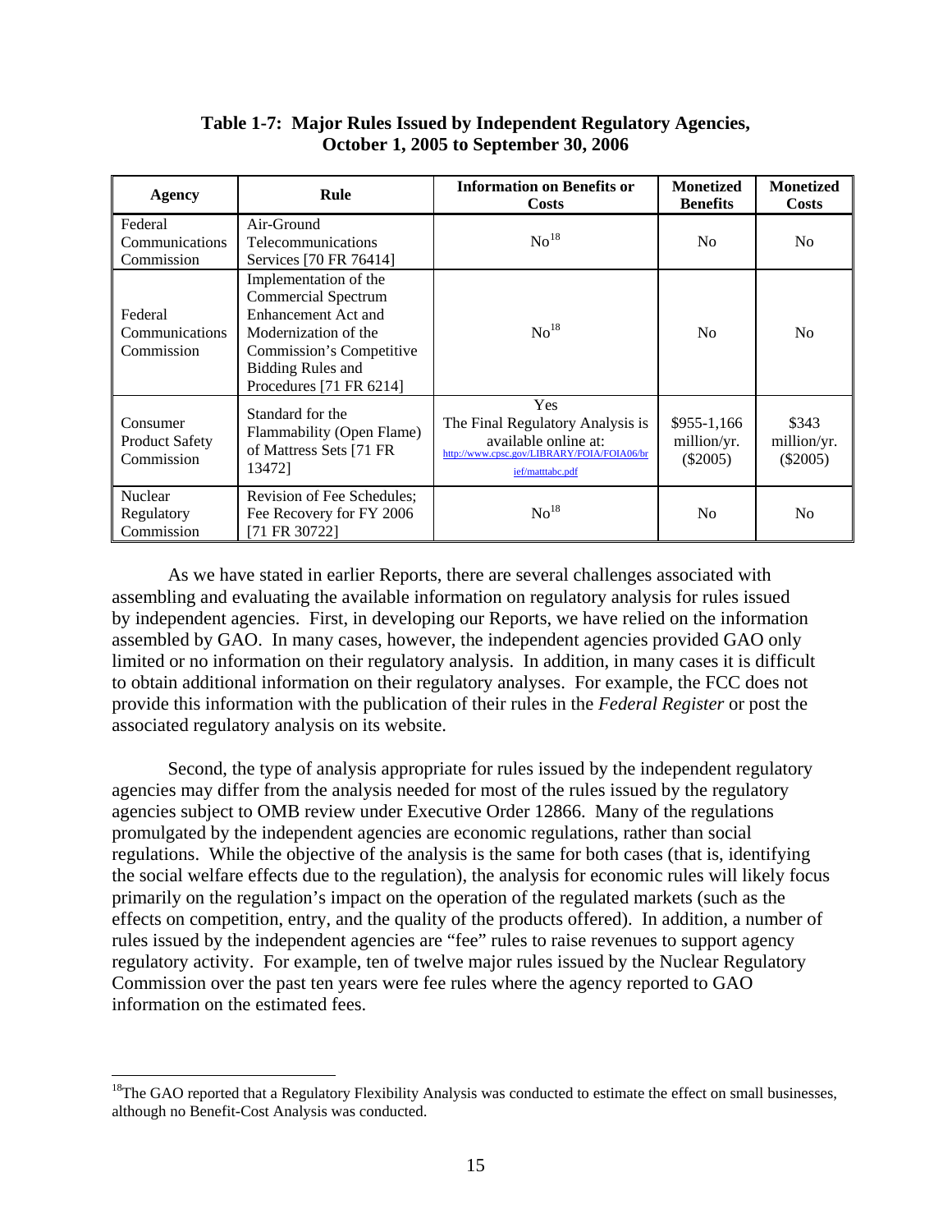**Table 1-7: Major Rules Issued by Independent Regulatory Agencies, October 1, 2005 to September 30, 2006**

| Agency | Rule | Information on Benefits or Costs | Monetized Benefits | Monetized Costs |
|---|---|---|---|---|
| Federal Communications Commission | Air-Ground Telecommunications Services [70 FR 76414] | No[18] | No | No |
| Federal Communications Commission | Implementation of the Commercial Spectrum Enhancement Act and Modernization of the Commission's Competitive Bidding Rules and Procedures [71 FR 6214] | No[18] | No | No |
| Consumer Product Safety Commission | Standard for the Flammability (Open Flame) of Mattress Sets [71 FR 13472] | Yes The Final Regulatory Analysis is available online at: http://www.cpsc.gov/LIBRARY/FOIA/FOIA06/brief/matttabc.pdf | $955-1,166 million/yr. ($2005) | $343 million/yr. ($2005) |
| Nuclear Regulatory Commission | Revision of Fee Schedules; Fee Recovery for FY 2006 [71 FR 30722] | No[18] | No | No |

As we have stated in earlier Reports, there are several challenges associated with assembling and evaluating the available information on regulatory analysis for rules issued by independent agencies. First, in developing our Reports, we have relied on the information assembled by GAO. In many cases, however, the independent agencies provided GAO only limited or no information on their regulatory analysis. In addition, in many cases it is difficult to obtain additional information on their regulatory analyses. For example, the FCC does not provide this information with the publication of their rules in the *Federal Register* or post the associated regulatory analysis on its website.

Second, the type of analysis appropriate for rules issued by the independent regulatory agencies may differ from the analysis needed for most of the rules issued by the regulatory agencies subject to OMB review under Executive Order 12866. Many of the regulations promulgated by the independent agencies are economic regulations, rather than social regulations. While the objective of the analysis is the same for both cases (that is, identifying the social welfare effects due to the regulation), the analysis for economic rules will likely focus primarily on the regulation's impact on the operation of the regulated markets (such as the effects on competition, entry, and the quality of the products offered). In addition, a number of rules issued by the independent agencies are "fee" rules to raise revenues to support agency regulatory activity. For example, ten of twelve major rules issued by the Nuclear Regulatory Commission over the past ten years were fee rules where the agency reported to GAO information on the estimated fees.

[18] The GAO reported that a Regulatory Flexibility Analysis was conducted to estimate the effect on small businesses, although no Benefit-Cost Analysis was conducted.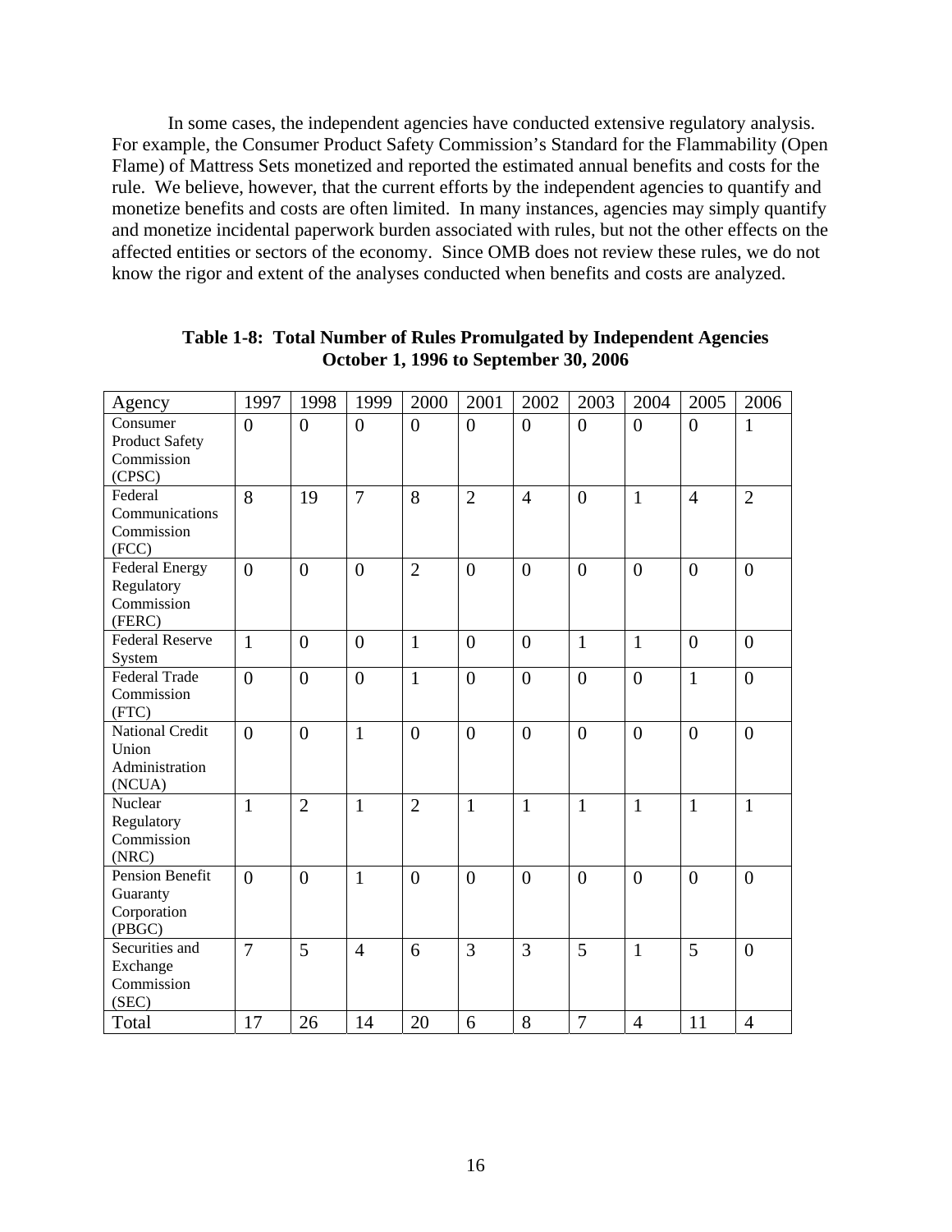In some cases, the independent agencies have conducted extensive regulatory analysis. For example, the Consumer Product Safety Commission's Standard for the Flammability (Open Flame) of Mattress Sets monetized and reported the estimated annual benefits and costs for the rule. We believe, however, that the current efforts by the independent agencies to quantify and monetize benefits and costs are often limited. In many instances, agencies may simply quantify and monetize incidental paperwork burden associated with rules, but not the other effects on the affected entities or sectors of the economy. Since OMB does not review these rules, we do not know the rigor and extent of the analyses conducted when benefits and costs are analyzed.

**Table 1-8: Total Number of Rules Promulgated by Independent Agencies October 1, 1996 to September 30, 2006**

| Agency | 1997 | 1998 | 1999 | 2000 | 2001 | 2002 | 2003 | 2004 | 2005 | 2006 |
|---|---|---|---|---|---|---|---|---|---|---|
| Consumer Product Safety Commission (CPSC) | 0 | 0 | 0 | 0 | 0 | 0 | 0 | 0 | 0 | 1 |
| Federal Communications Commission (FCC) | 8 | 19 | 7 | 8 | 2 | 4 | 0 | 1 | 4 | 2 |
| Federal Energy Regulatory Commission (FERC) | 0 | 0 | 0 | 2 | 0 | 0 | 0 | 0 | 0 | 0 |
| Federal Reserve System | 1 | 0 | 0 | 1 | 0 | 0 | 1 | 1 | 0 | 0 |
| Federal Trade Commission (FTC) | 0 | 0 | 0 | 1 | 0 | 0 | 0 | 0 | 1 | 0 |
| National Credit Union Administration (NCUA) | 0 | 0 | 1 | 0 | 0 | 0 | 0 | 0 | 0 | 0 |
| Nuclear Regulatory Commission (NRC) | 1 | 2 | 1 | 2 | 1 | 1 | 1 | 1 | 1 | 1 |
| Pension Benefit Guaranty Corporation (PBGC) | 0 | 0 | 1 | 0 | 0 | 0 | 0 | 0 | 0 | 0 |
| Securities and Exchange Commission (SEC) | 7 | 5 | 4 | 6 | 3 | 3 | 5 | 1 | 5 | 0 |
| Total | 17 | 26 | 14 | 20 | 6 | 8 | 7 | 4 | 11 | 4 |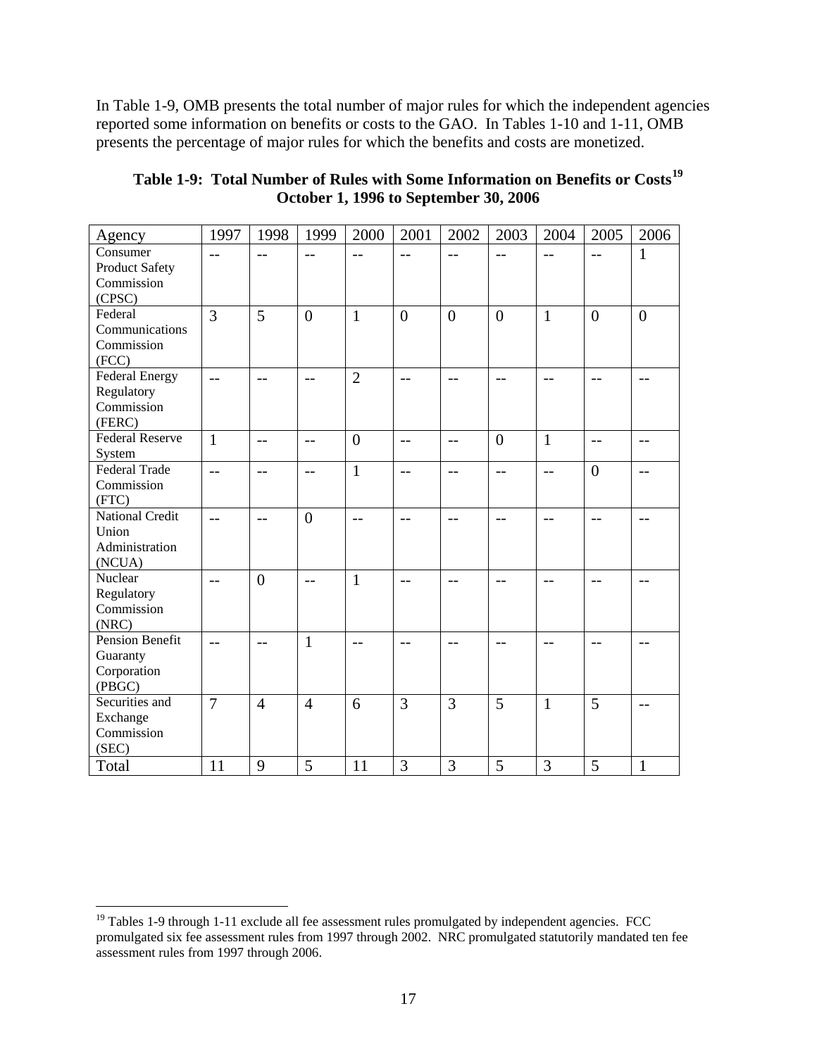In Table 1-9, OMB presents the total number of major rules for which the independent agencies reported some information on benefits or costs to the GAO. In Tables 1-10 and 1-11, OMB presents the percentage of major rules for which the benefits and costs are monetized.

**Table 1-9: Total Number of Rules with Some Information on Benefits or Costs[19]**
**October 1, 1996 to September 30, 2006**

| Agency | 1997 | 1998 | 1999 | 2000 | 2001 | 2002 | 2003 | 2004 | 2005 | 2006 |
|---|---|---|---|---|---|---|---|---|---|---|
| Consumer Product Safety Commission (CPSC) | -- | -- | -- | -- | -- | -- | -- | -- | -- | 1 |
| Federal Communications Commission (FCC) | 3 | 5 | 0 | 1 | 0 | 0 | 0 | 1 | 0 | 0 |
| Federal Energy Regulatory Commission (FERC) | -- | -- | -- | 2 | -- | -- | -- | -- | -- | -- |
| Federal Reserve System | 1 | -- | -- | 0 | -- | -- | 0 | 1 | -- | -- |
| Federal Trade Commission (FTC) | -- | -- | -- | 1 | -- | -- | -- | -- | 0 | -- |
| National Credit Union Administration (NCUA) | -- | -- | 0 | -- | -- | -- | -- | -- | -- | -- |
| Nuclear Regulatory Commission (NRC) | -- | 0 | -- | 1 | -- | -- | -- | -- | -- | -- |
| Pension Benefit Guaranty Corporation (PBGC) | -- | -- | 1 | -- | -- | -- | -- | -- | -- | -- |
| Securities and Exchange Commission (SEC) | 7 | 4 | 4 | 6 | 3 | 3 | 5 | 1 | 5 | -- |
| Total | 11 | 9 | 5 | 11 | 3 | 3 | 5 | 3 | 5 | 1 |

[19] Tables 1-9 through 1-11 exclude all fee assessment rules promulgated by independent agencies. FCC promulgated six fee assessment rules from 1997 through 2002. NRC promulgated statutorily mandated ten fee assessment rules from 1997 through 2006.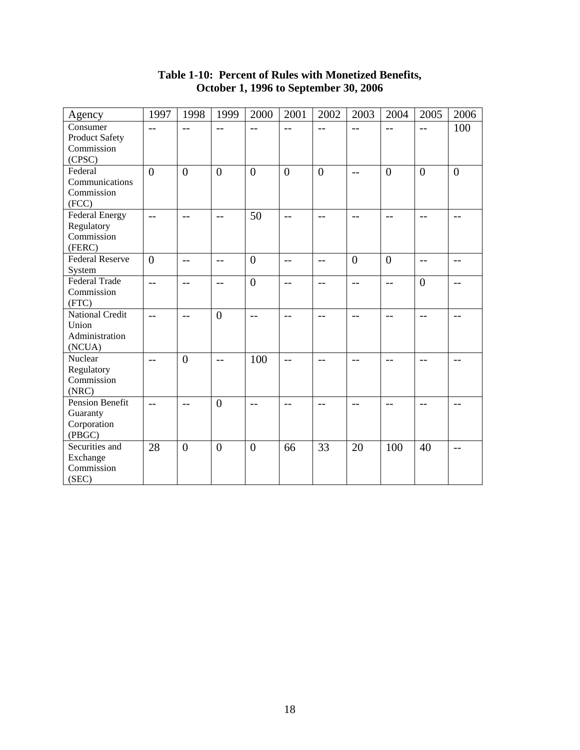**Table 1-10: Percent of Rules with Monetized Benefits, October 1, 1996 to September 30, 2006**

| Agency | 1997 | 1998 | 1999 | 2000 | 2001 | 2002 | 2003 | 2004 | 2005 | 2006 |
|---|---|---|---|---|---|---|---|---|---|---|
| Consumer Product Safety Commission (CPSC) | -- | -- | -- | -- | -- | -- | -- | -- | -- | 100 |
| Federal Communications Commission (FCC) | 0 | 0 | 0 | 0 | 0 | 0 | -- | 0 | 0 | 0 |
| Federal Energy Regulatory Commission (FERC) | -- | -- | -- | 50 | -- | -- | -- | -- | -- | -- |
| Federal Reserve System | 0 | -- | -- | 0 | -- | -- | 0 | 0 | -- | -- |
| Federal Trade Commission (FTC) | -- | -- | -- | 0 | -- | -- | -- | -- | 0 | -- |
| National Credit Union Administration (NCUA) | -- | -- | 0 | -- | -- | -- | -- | -- | -- | -- |
| Nuclear Regulatory Commission (NRC) | -- | 0 | -- | 100 | -- | -- | -- | -- | -- | -- |
| Pension Benefit Guaranty Corporation (PBGC) | -- | -- | 0 | -- | -- | -- | -- | -- | -- | -- |
| Securities and Exchange Commission (SEC) | 28 | 0 | 0 | 0 | 66 | 33 | 20 | 100 | 40 | -- |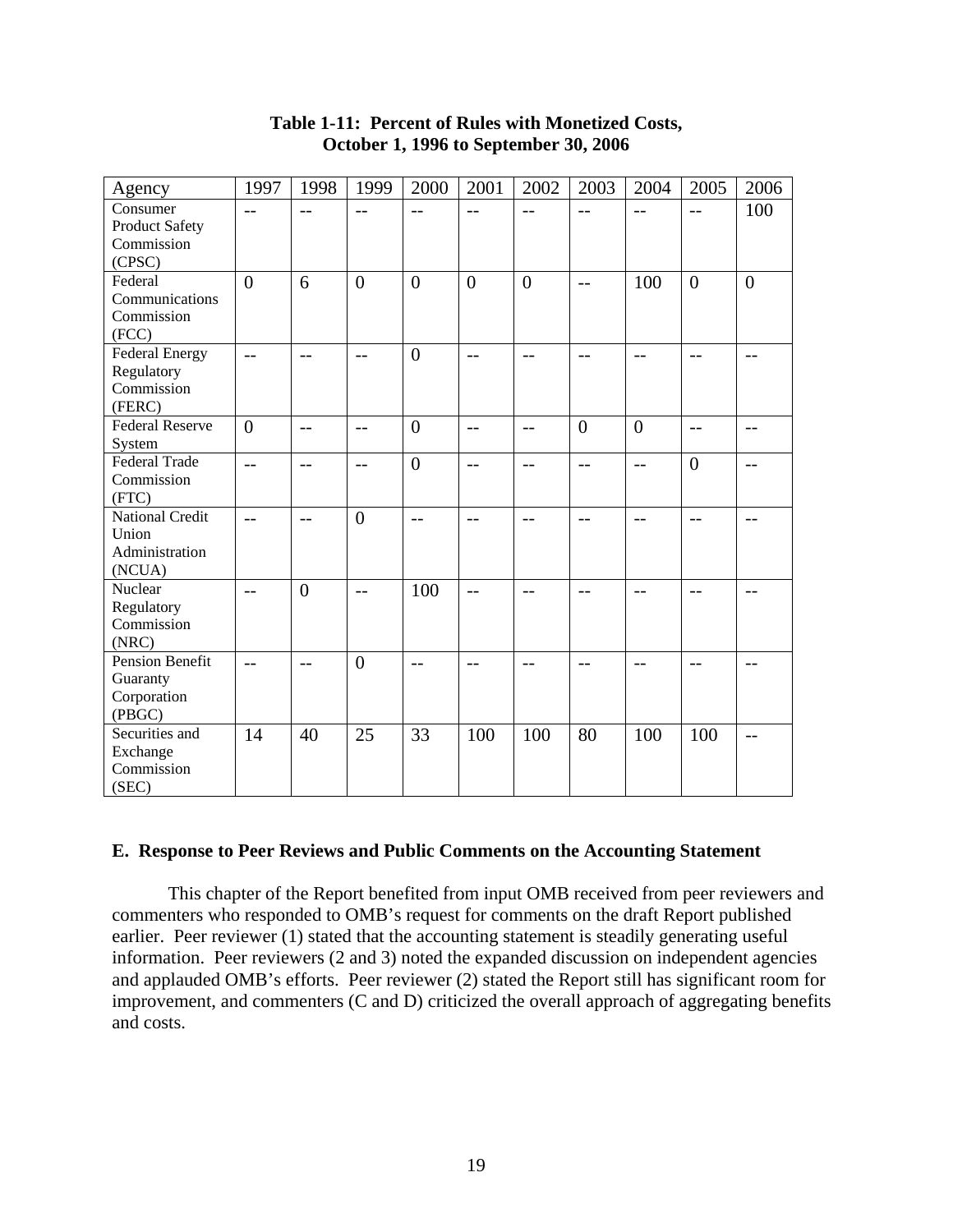**Table 1-11: Percent of Rules with Monetized Costs, October 1, 1996 to September 30, 2006**

| Agency | 1997 | 1998 | 1999 | 2000 | 2001 | 2002 | 2003 | 2004 | 2005 | 2006 |
|---|---|---|---|---|---|---|---|---|---|---|
| Consumer Product Safety Commission (CPSC) | -- | -- | -- | -- | -- | -- | -- | -- | -- | 100 |
| Federal Communications Commission (FCC) | 0 | 6 | 0 | 0 | 0 | 0 | -- | 100 | 0 | 0 |
| Federal Energy Regulatory Commission (FERC) | -- | -- | -- | 0 | -- | -- | -- | -- | -- | -- |
| Federal Reserve System | 0 | -- | -- | 0 | -- | -- | 0 | 0 | -- | -- |
| Federal Trade Commission (FTC) | -- | -- | -- | 0 | -- | -- | -- | -- | 0 | -- |
| National Credit Union Administration (NCUA) | -- | -- | 0 | -- | -- | -- | -- | -- | -- | -- |
| Nuclear Regulatory Commission (NRC) | -- | 0 | -- | 100 | -- | -- | -- | -- | -- | -- |
| Pension Benefit Guaranty Corporation (PBGC) | -- | -- | 0 | -- | -- | -- | -- | -- | -- | -- |
| Securities and Exchange Commission (SEC) | 14 | 40 | 25 | 33 | 100 | 100 | 80 | 100 | 100 | -- |

### E. Response to Peer Reviews and Public Comments on the Accounting Statement

This chapter of the Report benefited from input OMB received from peer reviewers and commenters who responded to OMB's request for comments on the draft Report published earlier. Peer reviewer (1) stated that the accounting statement is steadily generating useful information. Peer reviewers (2 and 3) noted the expanded discussion on independent agencies and applauded OMB's efforts. Peer reviewer (2) stated the Report still has significant room for improvement, and commenters (C and D) criticized the overall approach of aggregating benefits and costs.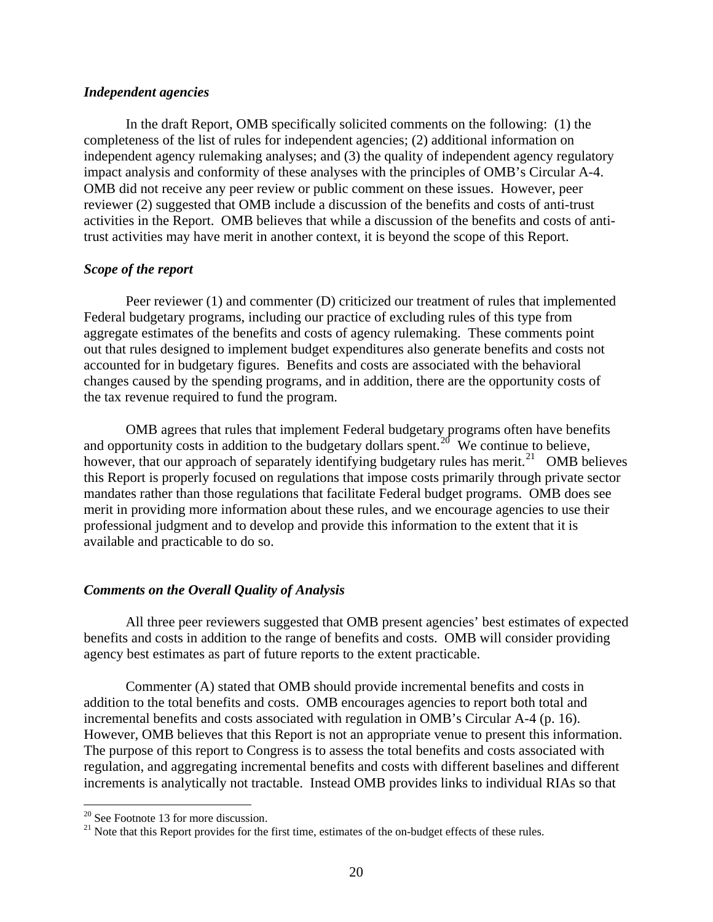### *Independent agencies*

In the draft Report, OMB specifically solicited comments on the following: (1) the completeness of the list of rules for independent agencies; (2) additional information on independent agency rulemaking analyses; and (3) the quality of independent agency regulatory impact analysis and conformity of these analyses with the principles of OMB's Circular A-4. OMB did not receive any peer review or public comment on these issues. However, peer reviewer (2) suggested that OMB include a discussion of the benefits and costs of anti-trust activities in the Report. OMB believes that while a discussion of the benefits and costs of anti-trust activities may have merit in another context, it is beyond the scope of this Report.

### *Scope of the report*

Peer reviewer (1) and commenter (D) criticized our treatment of rules that implemented Federal budgetary programs, including our practice of excluding rules of this type from aggregate estimates of the benefits and costs of agency rulemaking. These comments point out that rules designed to implement budget expenditures also generate benefits and costs not accounted for in budgetary figures. Benefits and costs are associated with the behavioral changes caused by the spending programs, and in addition, there are the opportunity costs of the tax revenue required to fund the program.

OMB agrees that rules that implement Federal budgetary programs often have benefits and opportunity costs in addition to the budgetary dollars spent.[20] We continue to believe, however, that our approach of separately identifying budgetary rules has merit.[21] OMB believes this Report is properly focused on regulations that impose costs primarily through private sector mandates rather than those regulations that facilitate Federal budget programs. OMB does see merit in providing more information about these rules, and we encourage agencies to use their professional judgment and to develop and provide this information to the extent that it is available and practicable to do so.

### *Comments on the Overall Quality of Analysis*

All three peer reviewers suggested that OMB present agencies' best estimates of expected benefits and costs in addition to the range of benefits and costs. OMB will consider providing agency best estimates as part of future reports to the extent practicable.

Commenter (A) stated that OMB should provide incremental benefits and costs in addition to the total benefits and costs. OMB encourages agencies to report both total and incremental benefits and costs associated with regulation in OMB's Circular A-4 (p. 16). However, OMB believes that this Report is not an appropriate venue to present this information. The purpose of this report to Congress is to assess the total benefits and costs associated with regulation, and aggregating incremental benefits and costs with different baselines and different increments is analytically not tractable. Instead OMB provides links to individual RIAs so that

---

[20] See Footnote 13 for more discussion.

[21] Note that this Report provides for the first time, estimates of the on-budget effects of these rules.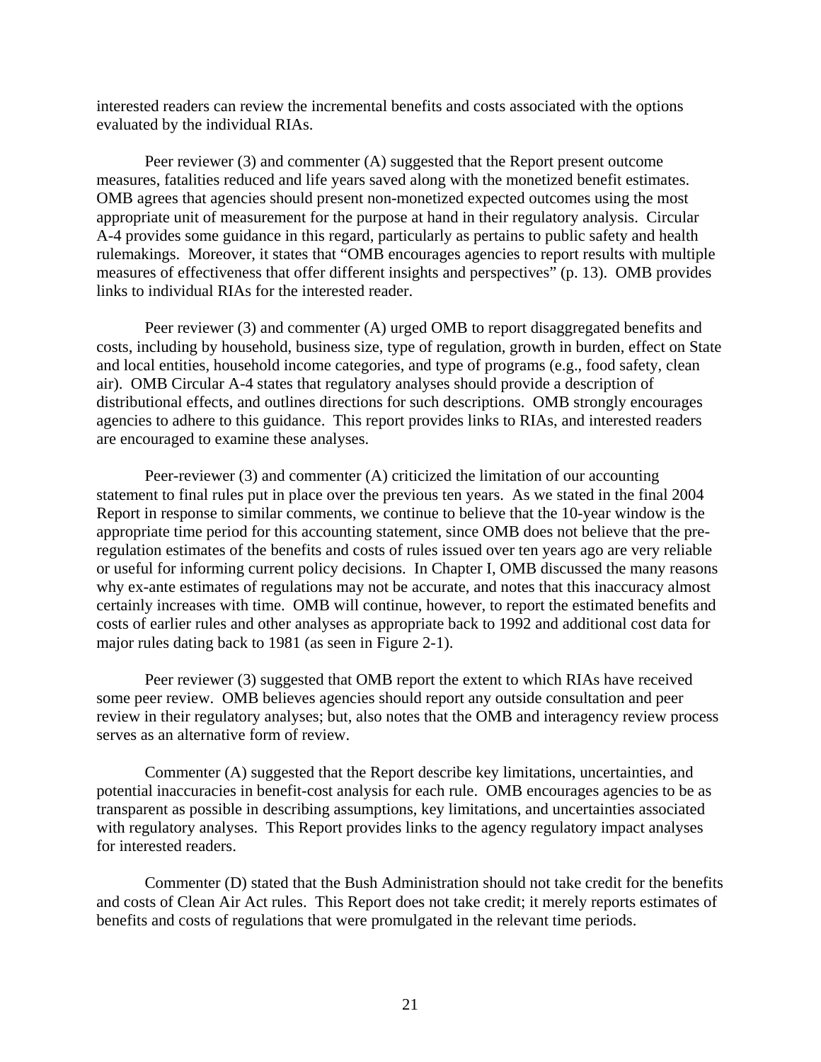interested readers can review the incremental benefits and costs associated with the options evaluated by the individual RIAs.

Peer reviewer (3) and commenter (A) suggested that the Report present outcome measures, fatalities reduced and life years saved along with the monetized benefit estimates. OMB agrees that agencies should present non-monetized expected outcomes using the most appropriate unit of measurement for the purpose at hand in their regulatory analysis. Circular A-4 provides some guidance in this regard, particularly as pertains to public safety and health rulemakings. Moreover, it states that "OMB encourages agencies to report results with multiple measures of effectiveness that offer different insights and perspectives" (p. 13). OMB provides links to individual RIAs for the interested reader.

Peer reviewer (3) and commenter (A) urged OMB to report disaggregated benefits and costs, including by household, business size, type of regulation, growth in burden, effect on State and local entities, household income categories, and type of programs (e.g., food safety, clean air). OMB Circular A-4 states that regulatory analyses should provide a description of distributional effects, and outlines directions for such descriptions. OMB strongly encourages agencies to adhere to this guidance. This report provides links to RIAs, and interested readers are encouraged to examine these analyses.

Peer-reviewer (3) and commenter (A) criticized the limitation of our accounting statement to final rules put in place over the previous ten years. As we stated in the final 2004 Report in response to similar comments, we continue to believe that the 10-year window is the appropriate time period for this accounting statement, since OMB does not believe that the pre-regulation estimates of the benefits and costs of rules issued over ten years ago are very reliable or useful for informing current policy decisions. In Chapter I, OMB discussed the many reasons why ex-ante estimates of regulations may not be accurate, and notes that this inaccuracy almost certainly increases with time. OMB will continue, however, to report the estimated benefits and costs of earlier rules and other analyses as appropriate back to 1992 and additional cost data for major rules dating back to 1981 (as seen in Figure 2-1).

Peer reviewer (3) suggested that OMB report the extent to which RIAs have received some peer review. OMB believes agencies should report any outside consultation and peer review in their regulatory analyses; but, also notes that the OMB and interagency review process serves as an alternative form of review.

Commenter (A) suggested that the Report describe key limitations, uncertainties, and potential inaccuracies in benefit-cost analysis for each rule. OMB encourages agencies to be as transparent as possible in describing assumptions, key limitations, and uncertainties associated with regulatory analyses. This Report provides links to the agency regulatory impact analyses for interested readers.

Commenter (D) stated that the Bush Administration should not take credit for the benefits and costs of Clean Air Act rules. This Report does not take credit; it merely reports estimates of benefits and costs of regulations that were promulgated in the relevant time periods.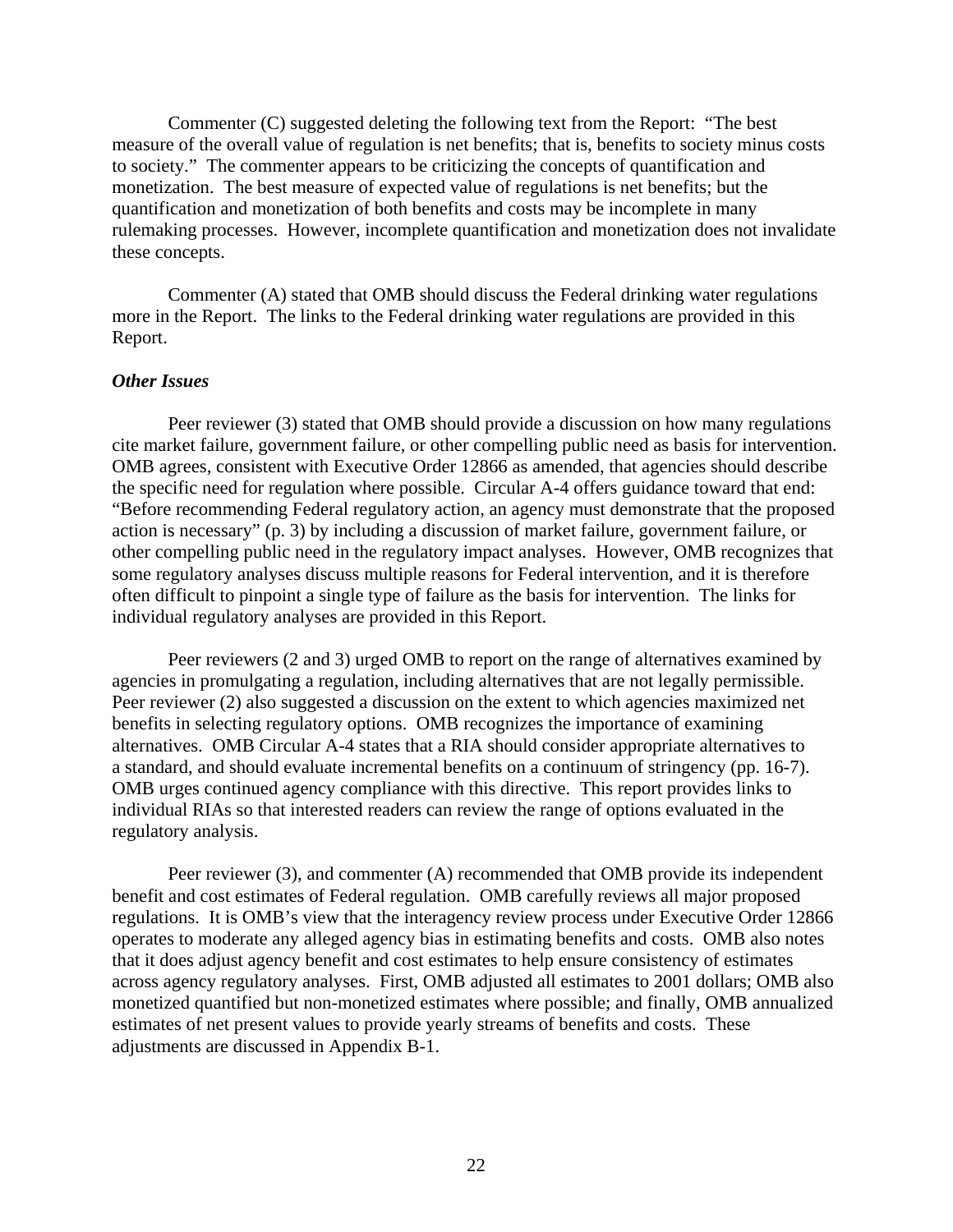Commenter (C) suggested deleting the following text from the Report: "The best measure of the overall value of regulation is net benefits; that is, benefits to society minus costs to society." The commenter appears to be criticizing the concepts of quantification and monetization. The best measure of expected value of regulations is net benefits; but the quantification and monetization of both benefits and costs may be incomplete in many rulemaking processes. However, incomplete quantification and monetization does not invalidate these concepts.

Commenter (A) stated that OMB should discuss the Federal drinking water regulations more in the Report. The links to the Federal drinking water regulations are provided in this Report.

***Other Issues***

Peer reviewer (3) stated that OMB should provide a discussion on how many regulations cite market failure, government failure, or other compelling public need as basis for intervention. OMB agrees, consistent with Executive Order 12866 as amended, that agencies should describe the specific need for regulation where possible. Circular A-4 offers guidance toward that end: "Before recommending Federal regulatory action, an agency must demonstrate that the proposed action is necessary" (p. 3) by including a discussion of market failure, government failure, or other compelling public need in the regulatory impact analyses. However, OMB recognizes that some regulatory analyses discuss multiple reasons for Federal intervention, and it is therefore often difficult to pinpoint a single type of failure as the basis for intervention. The links for individual regulatory analyses are provided in this Report.

Peer reviewers (2 and 3) urged OMB to report on the range of alternatives examined by agencies in promulgating a regulation, including alternatives that are not legally permissible. Peer reviewer (2) also suggested a discussion on the extent to which agencies maximized net benefits in selecting regulatory options. OMB recognizes the importance of examining alternatives. OMB Circular A-4 states that a RIA should consider appropriate alternatives to a standard, and should evaluate incremental benefits on a continuum of stringency (pp. 16-7). OMB urges continued agency compliance with this directive. This report provides links to individual RIAs so that interested readers can review the range of options evaluated in the regulatory analysis.

Peer reviewer (3), and commenter (A) recommended that OMB provide its independent benefit and cost estimates of Federal regulation. OMB carefully reviews all major proposed regulations. It is OMB's view that the interagency review process under Executive Order 12866 operates to moderate any alleged agency bias in estimating benefits and costs. OMB also notes that it does adjust agency benefit and cost estimates to help ensure consistency of estimates across agency regulatory analyses. First, OMB adjusted all estimates to 2001 dollars; OMB also monetized quantified but non-monetized estimates where possible; and finally, OMB annualized estimates of net present values to provide yearly streams of benefits and costs. These adjustments are discussed in Appendix B-1.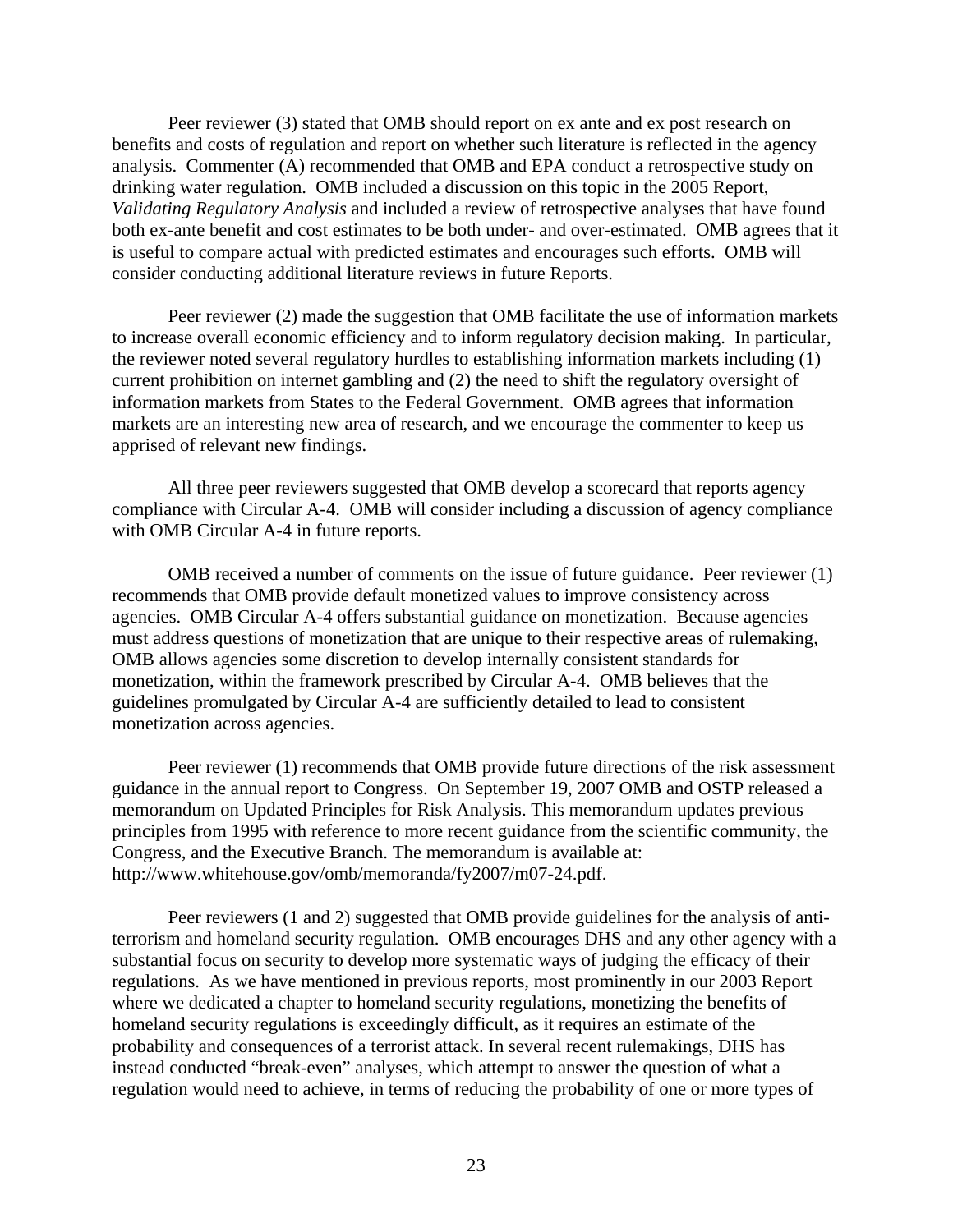Peer reviewer (3) stated that OMB should report on ex ante and ex post research on benefits and costs of regulation and report on whether such literature is reflected in the agency analysis. Commenter (A) recommended that OMB and EPA conduct a retrospective study on drinking water regulation. OMB included a discussion on this topic in the 2005 Report, *Validating Regulatory Analysis* and included a review of retrospective analyses that have found both ex-ante benefit and cost estimates to be both under- and over-estimated. OMB agrees that it is useful to compare actual with predicted estimates and encourages such efforts. OMB will consider conducting additional literature reviews in future Reports.

Peer reviewer (2) made the suggestion that OMB facilitate the use of information markets to increase overall economic efficiency and to inform regulatory decision making. In particular, the reviewer noted several regulatory hurdles to establishing information markets including (1) current prohibition on internet gambling and (2) the need to shift the regulatory oversight of information markets from States to the Federal Government. OMB agrees that information markets are an interesting new area of research, and we encourage the commenter to keep us apprised of relevant new findings.

All three peer reviewers suggested that OMB develop a scorecard that reports agency compliance with Circular A-4. OMB will consider including a discussion of agency compliance with OMB Circular A-4 in future reports.

OMB received a number of comments on the issue of future guidance. Peer reviewer (1) recommends that OMB provide default monetized values to improve consistency across agencies. OMB Circular A-4 offers substantial guidance on monetization. Because agencies must address questions of monetization that are unique to their respective areas of rulemaking, OMB allows agencies some discretion to develop internally consistent standards for monetization, within the framework prescribed by Circular A-4. OMB believes that the guidelines promulgated by Circular A-4 are sufficiently detailed to lead to consistent monetization across agencies.

Peer reviewer (1) recommends that OMB provide future directions of the risk assessment guidance in the annual report to Congress. On September 19, 2007 OMB and OSTP released a memorandum on Updated Principles for Risk Analysis. This memorandum updates previous principles from 1995 with reference to more recent guidance from the scientific community, the Congress, and the Executive Branch. The memorandum is available at: http://www.whitehouse.gov/omb/memoranda/fy2007/m07-24.pdf.

Peer reviewers (1 and 2) suggested that OMB provide guidelines for the analysis of anti-terrorism and homeland security regulation. OMB encourages DHS and any other agency with a substantial focus on security to develop more systematic ways of judging the efficacy of their regulations. As we have mentioned in previous reports, most prominently in our 2003 Report where we dedicated a chapter to homeland security regulations, monetizing the benefits of homeland security regulations is exceedingly difficult, as it requires an estimate of the probability and consequences of a terrorist attack. In several recent rulemakings, DHS has instead conducted "break-even" analyses, which attempt to answer the question of what a regulation would need to achieve, in terms of reducing the probability of one or more types of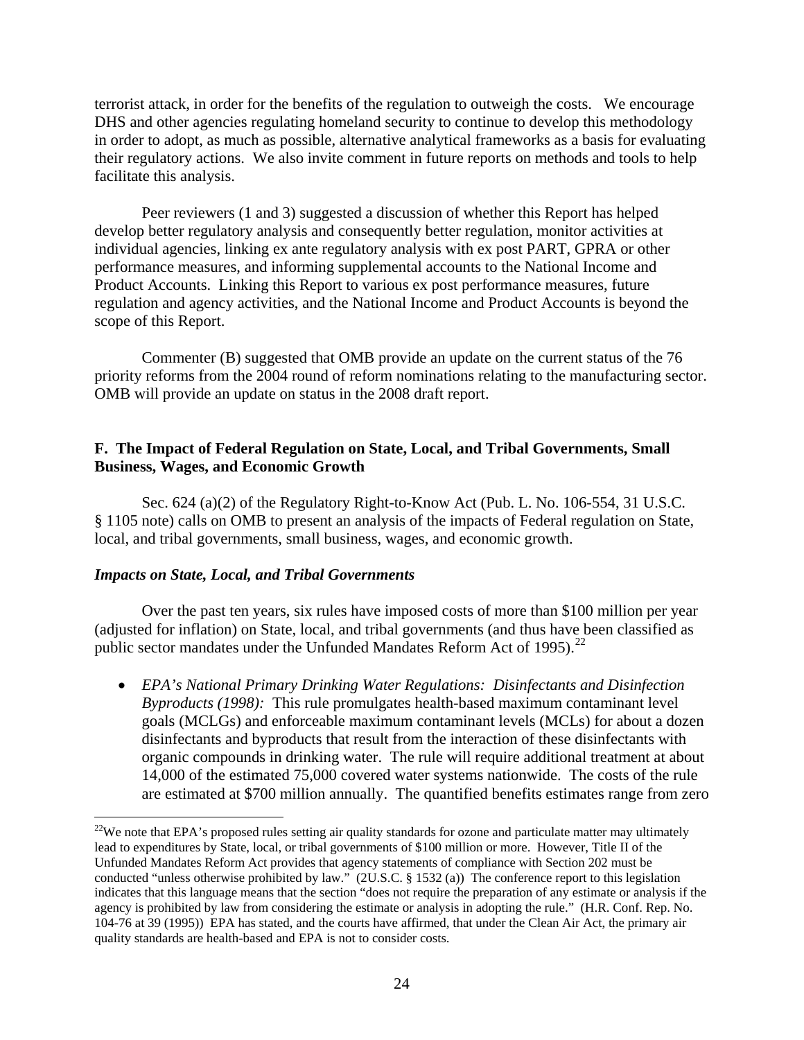terrorist attack, in order for the benefits of the regulation to outweigh the costs. We encourage DHS and other agencies regulating homeland security to continue to develop this methodology in order to adopt, as much as possible, alternative analytical frameworks as a basis for evaluating their regulatory actions. We also invite comment in future reports on methods and tools to help facilitate this analysis.

Peer reviewers (1 and 3) suggested a discussion of whether this Report has helped develop better regulatory analysis and consequently better regulation, monitor activities at individual agencies, linking ex ante regulatory analysis with ex post PART, GPRA or other performance measures, and informing supplemental accounts to the National Income and Product Accounts. Linking this Report to various ex post performance measures, future regulation and agency activities, and the National Income and Product Accounts is beyond the scope of this Report.

Commenter (B) suggested that OMB provide an update on the current status of the 76 priority reforms from the 2004 round of reform nominations relating to the manufacturing sector. OMB will provide an update on status in the 2008 draft report.

## F. The Impact of Federal Regulation on State, Local, and Tribal Governments, Small Business, Wages, and Economic Growth

Sec. 624 (a)(2) of the Regulatory Right-to-Know Act (Pub. L. No. 106-554, 31 U.S.C. § 1105 note) calls on OMB to present an analysis of the impacts of Federal regulation on State, local, and tribal governments, small business, wages, and economic growth.

### *Impacts on State, Local, and Tribal Governments*

Over the past ten years, six rules have imposed costs of more than $100 million per year (adjusted for inflation) on State, local, and tribal governments (and thus have been classified as public sector mandates under the Unfunded Mandates Reform Act of 1995).[22]

- *EPA's National Primary Drinking Water Regulations: Disinfectants and Disinfection Byproducts (1998):* This rule promulgates health-based maximum contaminant level goals (MCLGs) and enforceable maximum contaminant levels (MCLs) for about a dozen disinfectants and byproducts that result from the interaction of these disinfectants with organic compounds in drinking water. The rule will require additional treatment at about 14,000 of the estimated 75,000 covered water systems nationwide. The costs of the rule are estimated at $700 million annually. The quantified benefits estimates range from zero

[22]We note that EPA's proposed rules setting air quality standards for ozone and particulate matter may ultimately lead to expenditures by State, local, or tribal governments of $100 million or more. However, Title II of the Unfunded Mandates Reform Act provides that agency statements of compliance with Section 202 must be conducted "unless otherwise prohibited by law." (2U.S.C. § 1532 (a)) The conference report to this legislation indicates that this language means that the section "does not require the preparation of any estimate or analysis if the agency is prohibited by law from considering the estimate or analysis in adopting the rule." (H.R. Conf. Rep. No. 104-76 at 39 (1995)) EPA has stated, and the courts have affirmed, that under the Clean Air Act, the primary air quality standards are health-based and EPA is not to consider costs.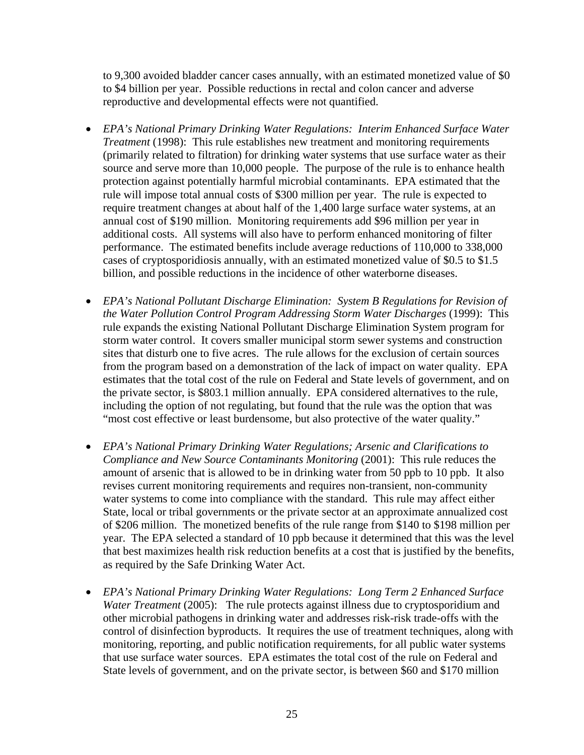to 9,300 avoided bladder cancer cases annually, with an estimated monetized value of $0 to $4 billion per year. Possible reductions in rectal and colon cancer and adverse reproductive and developmental effects were not quantified.

- *EPA's National Primary Drinking Water Regulations: Interim Enhanced Surface Water Treatment* (1998): This rule establishes new treatment and monitoring requirements (primarily related to filtration) for drinking water systems that use surface water as their source and serve more than 10,000 people. The purpose of the rule is to enhance health protection against potentially harmful microbial contaminants. EPA estimated that the rule will impose total annual costs of $300 million per year. The rule is expected to require treatment changes at about half of the 1,400 large surface water systems, at an annual cost of $190 million. Monitoring requirements add $96 million per year in additional costs. All systems will also have to perform enhanced monitoring of filter performance. The estimated benefits include average reductions of 110,000 to 338,000 cases of cryptosporidiosis annually, with an estimated monetized value of $0.5 to $1.5 billion, and possible reductions in the incidence of other waterborne diseases.

- *EPA's National Pollutant Discharge Elimination: System B Regulations for Revision of the Water Pollution Control Program Addressing Storm Water Discharges* (1999): This rule expands the existing National Pollutant Discharge Elimination System program for storm water control. It covers smaller municipal storm sewer systems and construction sites that disturb one to five acres. The rule allows for the exclusion of certain sources from the program based on a demonstration of the lack of impact on water quality. EPA estimates that the total cost of the rule on Federal and State levels of government, and on the private sector, is $803.1 million annually. EPA considered alternatives to the rule, including the option of not regulating, but found that the rule was the option that was "most cost effective or least burdensome, but also protective of the water quality."

- *EPA's National Primary Drinking Water Regulations; Arsenic and Clarifications to Compliance and New Source Contaminants Monitoring* (2001): This rule reduces the amount of arsenic that is allowed to be in drinking water from 50 ppb to 10 ppb. It also revises current monitoring requirements and requires non-transient, non-community water systems to come into compliance with the standard. This rule may affect either State, local or tribal governments or the private sector at an approximate annualized cost of $206 million. The monetized benefits of the rule range from $140 to $198 million per year. The EPA selected a standard of 10 ppb because it determined that this was the level that best maximizes health risk reduction benefits at a cost that is justified by the benefits, as required by the Safe Drinking Water Act.

- *EPA's National Primary Drinking Water Regulations: Long Term 2 Enhanced Surface Water Treatment* (2005): The rule protects against illness due to cryptosporidium and other microbial pathogens in drinking water and addresses risk-risk trade-offs with the control of disinfection byproducts. It requires the use of treatment techniques, along with monitoring, reporting, and public notification requirements, for all public water systems that use surface water sources. EPA estimates the total cost of the rule on Federal and State levels of government, and on the private sector, is between $60 and $170 million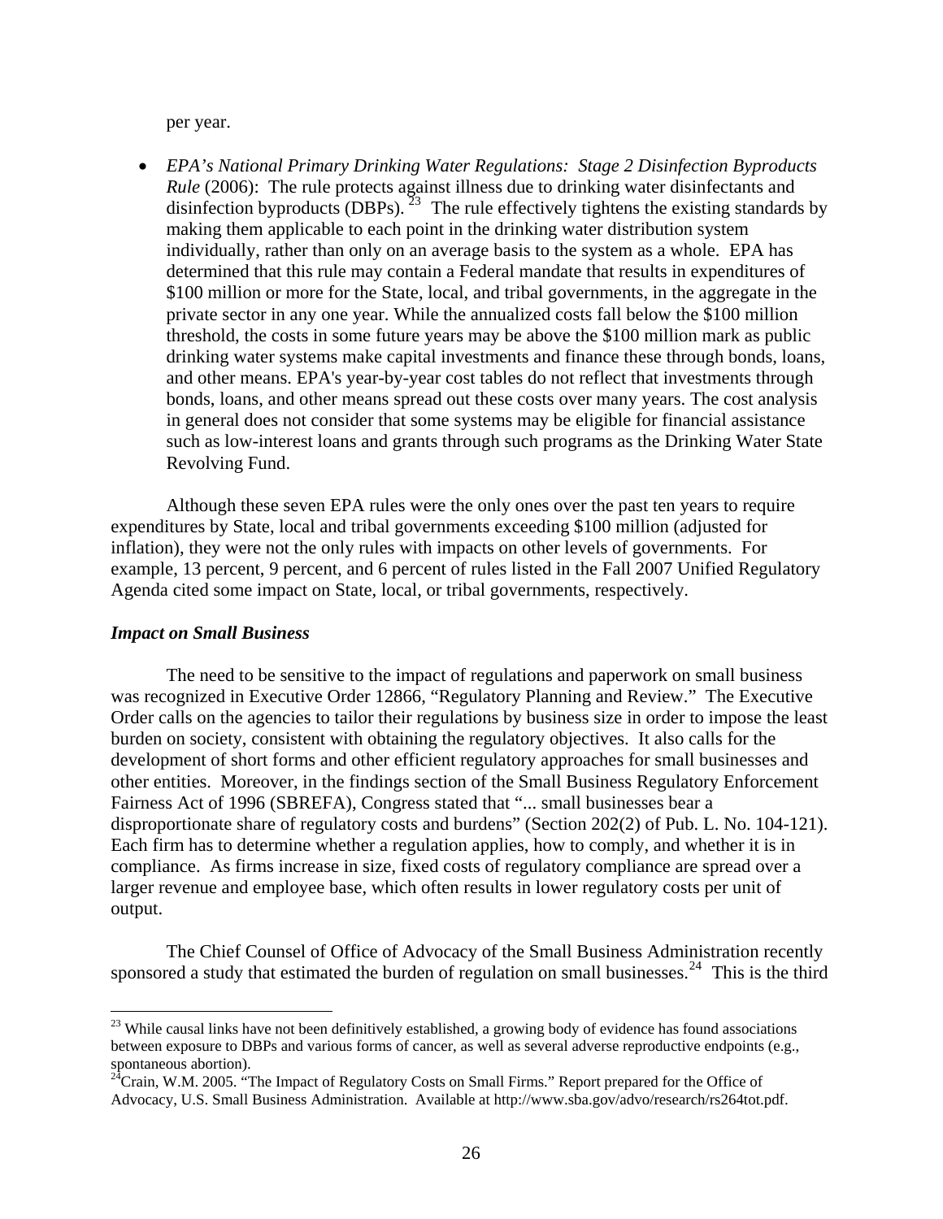per year.

- *EPA's National Primary Drinking Water Regulations: Stage 2 Disinfection Byproducts Rule* (2006): The rule protects against illness due to drinking water disinfectants and disinfection byproducts (DBPs).[23] The rule effectively tightens the existing standards by making them applicable to each point in the drinking water distribution system individually, rather than only on an average basis to the system as a whole. EPA has determined that this rule may contain a Federal mandate that results in expenditures of $100 million or more for the State, local, and tribal governments, in the aggregate in the private sector in any one year. While the annualized costs fall below the $100 million threshold, the costs in some future years may be above the $100 million mark as public drinking water systems make capital investments and finance these through bonds, loans, and other means. EPA's year-by-year cost tables do not reflect that investments through bonds, loans, and other means spread out these costs over many years. The cost analysis in general does not consider that some systems may be eligible for financial assistance such as low-interest loans and grants through such programs as the Drinking Water State Revolving Fund.

Although these seven EPA rules were the only ones over the past ten years to require expenditures by State, local and tribal governments exceeding $100 million (adjusted for inflation), they were not the only rules with impacts on other levels of governments. For example, 13 percent, 9 percent, and 6 percent of rules listed in the Fall 2007 Unified Regulatory Agenda cited some impact on State, local, or tribal governments, respectively.

### *Impact on Small Business*

The need to be sensitive to the impact of regulations and paperwork on small business was recognized in Executive Order 12866, "Regulatory Planning and Review." The Executive Order calls on the agencies to tailor their regulations by business size in order to impose the least burden on society, consistent with obtaining the regulatory objectives. It also calls for the development of short forms and other efficient regulatory approaches for small businesses and other entities. Moreover, in the findings section of the Small Business Regulatory Enforcement Fairness Act of 1996 (SBREFA), Congress stated that "... small businesses bear a disproportionate share of regulatory costs and burdens" (Section 202(2) of Pub. L. No. 104-121). Each firm has to determine whether a regulation applies, how to comply, and whether it is in compliance. As firms increase in size, fixed costs of regulatory compliance are spread over a larger revenue and employee base, which often results in lower regulatory costs per unit of output.

The Chief Counsel of Office of Advocacy of the Small Business Administration recently sponsored a study that estimated the burden of regulation on small businesses.[24] This is the third

---

[23] While causal links have not been definitively established, a growing body of evidence has found associations between exposure to DBPs and various forms of cancer, as well as several adverse reproductive endpoints (e.g., spontaneous abortion).

[24] Crain, W.M. 2005. "The Impact of Regulatory Costs on Small Firms." Report prepared for the Office of Advocacy, U.S. Small Business Administration. Available at http://www.sba.gov/advo/research/rs264tot.pdf.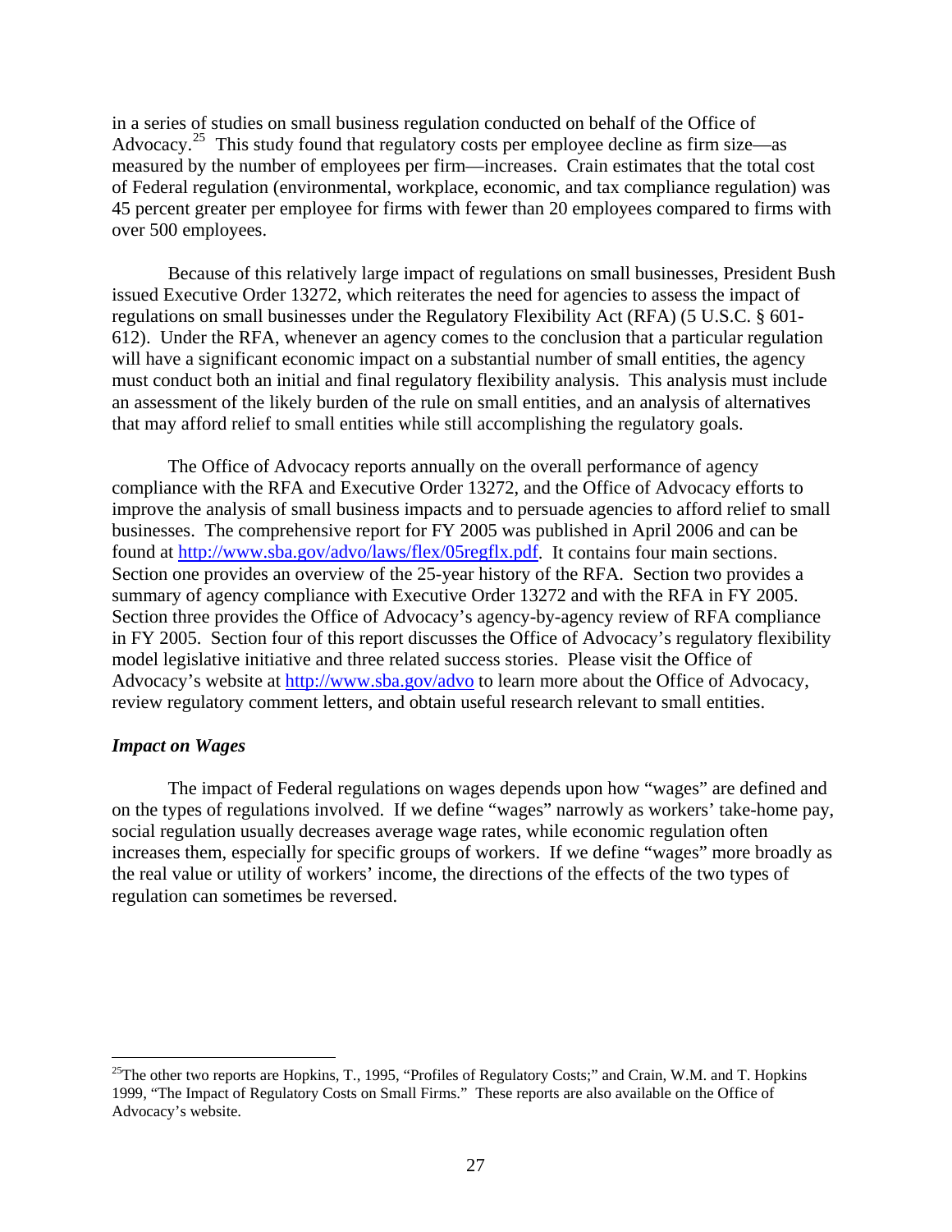in a series of studies on small business regulation conducted on behalf of the Office of Advocacy.[25] This study found that regulatory costs per employee decline as firm size—as measured by the number of employees per firm—increases. Crain estimates that the total cost of Federal regulation (environmental, workplace, economic, and tax compliance regulation) was 45 percent greater per employee for firms with fewer than 20 employees compared to firms with over 500 employees.

Because of this relatively large impact of regulations on small businesses, President Bush issued Executive Order 13272, which reiterates the need for agencies to assess the impact of regulations on small businesses under the Regulatory Flexibility Act (RFA) (5 U.S.C. § 601-612). Under the RFA, whenever an agency comes to the conclusion that a particular regulation will have a significant economic impact on a substantial number of small entities, the agency must conduct both an initial and final regulatory flexibility analysis. This analysis must include an assessment of the likely burden of the rule on small entities, and an analysis of alternatives that may afford relief to small entities while still accomplishing the regulatory goals.

The Office of Advocacy reports annually on the overall performance of agency compliance with the RFA and Executive Order 13272, and the Office of Advocacy efforts to improve the analysis of small business impacts and to persuade agencies to afford relief to small businesses. The comprehensive report for FY 2005 was published in April 2006 and can be found at http://www.sba.gov/advo/laws/flex/05regflx.pdf. It contains four main sections. Section one provides an overview of the 25-year history of the RFA. Section two provides a summary of agency compliance with Executive Order 13272 and with the RFA in FY 2005. Section three provides the Office of Advocacy's agency-by-agency review of RFA compliance in FY 2005. Section four of this report discusses the Office of Advocacy's regulatory flexibility model legislative initiative and three related success stories. Please visit the Office of Advocacy's website at http://www.sba.gov/advo to learn more about the Office of Advocacy, review regulatory comment letters, and obtain useful research relevant to small entities.

***Impact on Wages***

The impact of Federal regulations on wages depends upon how "wages" are defined and on the types of regulations involved. If we define "wages" narrowly as workers' take-home pay, social regulation usually decreases average wage rates, while economic regulation often increases them, especially for specific groups of workers. If we define "wages" more broadly as the real value or utility of workers' income, the directions of the effects of the two types of regulation can sometimes be reversed.

---

[25] The other two reports are Hopkins, T., 1995, "Profiles of Regulatory Costs;" and Crain, W.M. and T. Hopkins 1999, "The Impact of Regulatory Costs on Small Firms." These reports are also available on the Office of Advocacy's website.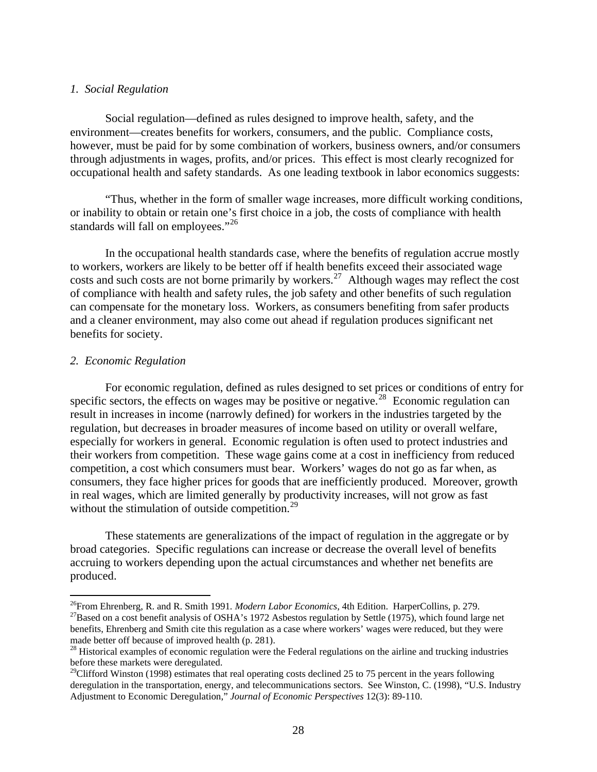*1. Social Regulation*

Social regulation—defined as rules designed to improve health, safety, and the environment—creates benefits for workers, consumers, and the public. Compliance costs, however, must be paid for by some combination of workers, business owners, and/or consumers through adjustments in wages, profits, and/or prices. This effect is most clearly recognized for occupational health and safety standards. As one leading textbook in labor economics suggests:

"Thus, whether in the form of smaller wage increases, more difficult working conditions, or inability to obtain or retain one's first choice in a job, the costs of compliance with health standards will fall on employees."[26]

In the occupational health standards case, where the benefits of regulation accrue mostly to workers, workers are likely to be better off if health benefits exceed their associated wage costs and such costs are not borne primarily by workers.[27] Although wages may reflect the cost of compliance with health and safety rules, the job safety and other benefits of such regulation can compensate for the monetary loss. Workers, as consumers benefiting from safer products and a cleaner environment, may also come out ahead if regulation produces significant net benefits for society.

*2. Economic Regulation*

For economic regulation, defined as rules designed to set prices or conditions of entry for specific sectors, the effects on wages may be positive or negative.[28] Economic regulation can result in increases in income (narrowly defined) for workers in the industries targeted by the regulation, but decreases in broader measures of income based on utility or overall welfare, especially for workers in general. Economic regulation is often used to protect industries and their workers from competition. These wage gains come at a cost in inefficiency from reduced competition, a cost which consumers must bear. Workers' wages do not go as far when, as consumers, they face higher prices for goods that are inefficiently produced. Moreover, growth in real wages, which are limited generally by productivity increases, will not grow as fast without the stimulation of outside competition.[29]

These statements are generalizations of the impact of regulation in the aggregate or by broad categories. Specific regulations can increase or decrease the overall level of benefits accruing to workers depending upon the actual circumstances and whether net benefits are produced.

---

[26]From Ehrenberg, R. and R. Smith 1991. *Modern Labor Economics*, 4th Edition. HarperCollins, p. 279.

[27]Based on a cost benefit analysis of OSHA's 1972 Asbestos regulation by Settle (1975), which found large net benefits, Ehrenberg and Smith cite this regulation as a case where workers' wages were reduced, but they were made better off because of improved health (p. 281).

[28] Historical examples of economic regulation were the Federal regulations on the airline and trucking industries before these markets were deregulated.

[29]Clifford Winston (1998) estimates that real operating costs declined 25 to 75 percent in the years following deregulation in the transportation, energy, and telecommunications sectors. See Winston, C. (1998), "U.S. Industry Adjustment to Economic Deregulation," *Journal of Economic Perspectives* 12(3): 89-110.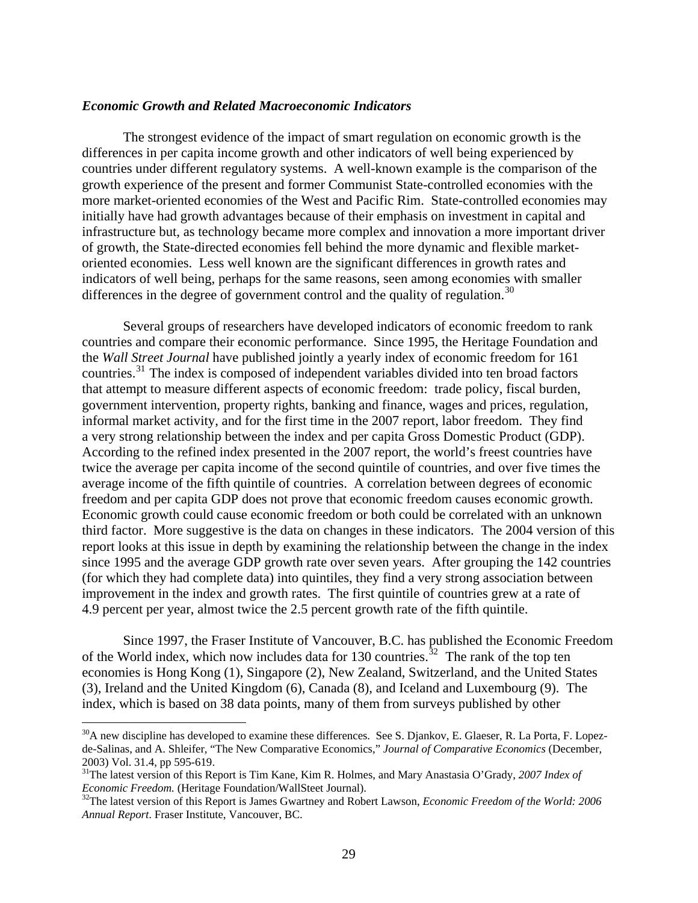### *Economic Growth and Related Macroeconomic Indicators*

The strongest evidence of the impact of smart regulation on economic growth is the differences in per capita income growth and other indicators of well being experienced by countries under different regulatory systems. A well-known example is the comparison of the growth experience of the present and former Communist State-controlled economies with the more market-oriented economies of the West and Pacific Rim. State-controlled economies may initially have had growth advantages because of their emphasis on investment in capital and infrastructure but, as technology became more complex and innovation a more important driver of growth, the State-directed economies fell behind the more dynamic and flexible market-oriented economies. Less well known are the significant differences in growth rates and indicators of well being, perhaps for the same reasons, seen among economies with smaller differences in the degree of government control and the quality of regulation.[30]

Several groups of researchers have developed indicators of economic freedom to rank countries and compare their economic performance. Since 1995, the Heritage Foundation and the *Wall Street Journal* have published jointly a yearly index of economic freedom for 161 countries.[31] The index is composed of independent variables divided into ten broad factors that attempt to measure different aspects of economic freedom: trade policy, fiscal burden, government intervention, property rights, banking and finance, wages and prices, regulation, informal market activity, and for the first time in the 2007 report, labor freedom. They find a very strong relationship between the index and per capita Gross Domestic Product (GDP). According to the refined index presented in the 2007 report, the world's freest countries have twice the average per capita income of the second quintile of countries, and over five times the average income of the fifth quintile of countries. A correlation between degrees of economic freedom and per capita GDP does not prove that economic freedom causes economic growth. Economic growth could cause economic freedom or both could be correlated with an unknown third factor. More suggestive is the data on changes in these indicators. The 2004 version of this report looks at this issue in depth by examining the relationship between the change in the index since 1995 and the average GDP growth rate over seven years. After grouping the 142 countries (for which they had complete data) into quintiles, they find a very strong association between improvement in the index and growth rates. The first quintile of countries grew at a rate of 4.9 percent per year, almost twice the 2.5 percent growth rate of the fifth quintile.

Since 1997, the Fraser Institute of Vancouver, B.C. has published the Economic Freedom of the World index, which now includes data for 130 countries.[32] The rank of the top ten economies is Hong Kong (1), Singapore (2), New Zealand, Switzerland, and the United States (3), Ireland and the United Kingdom (6), Canada (8), and Iceland and Luxembourg (9). The index, which is based on 38 data points, many of them from surveys published by other

---

[30] A new discipline has developed to examine these differences. See S. Djankov, E. Glaeser, R. La Porta, F. Lopez-de-Salinas, and A. Shleifer, "The New Comparative Economics," *Journal of Comparative Economics* (December, 2003) Vol. 31.4, pp 595-619.

[31] The latest version of this Report is Tim Kane, Kim R. Holmes, and Mary Anastasia O'Grady, *2007 Index of Economic Freedom.* (Heritage Foundation/WallSteet Journal).

[32] The latest version of this Report is James Gwartney and Robert Lawson, *Economic Freedom of the World: 2006 Annual Report*. Fraser Institute, Vancouver, BC.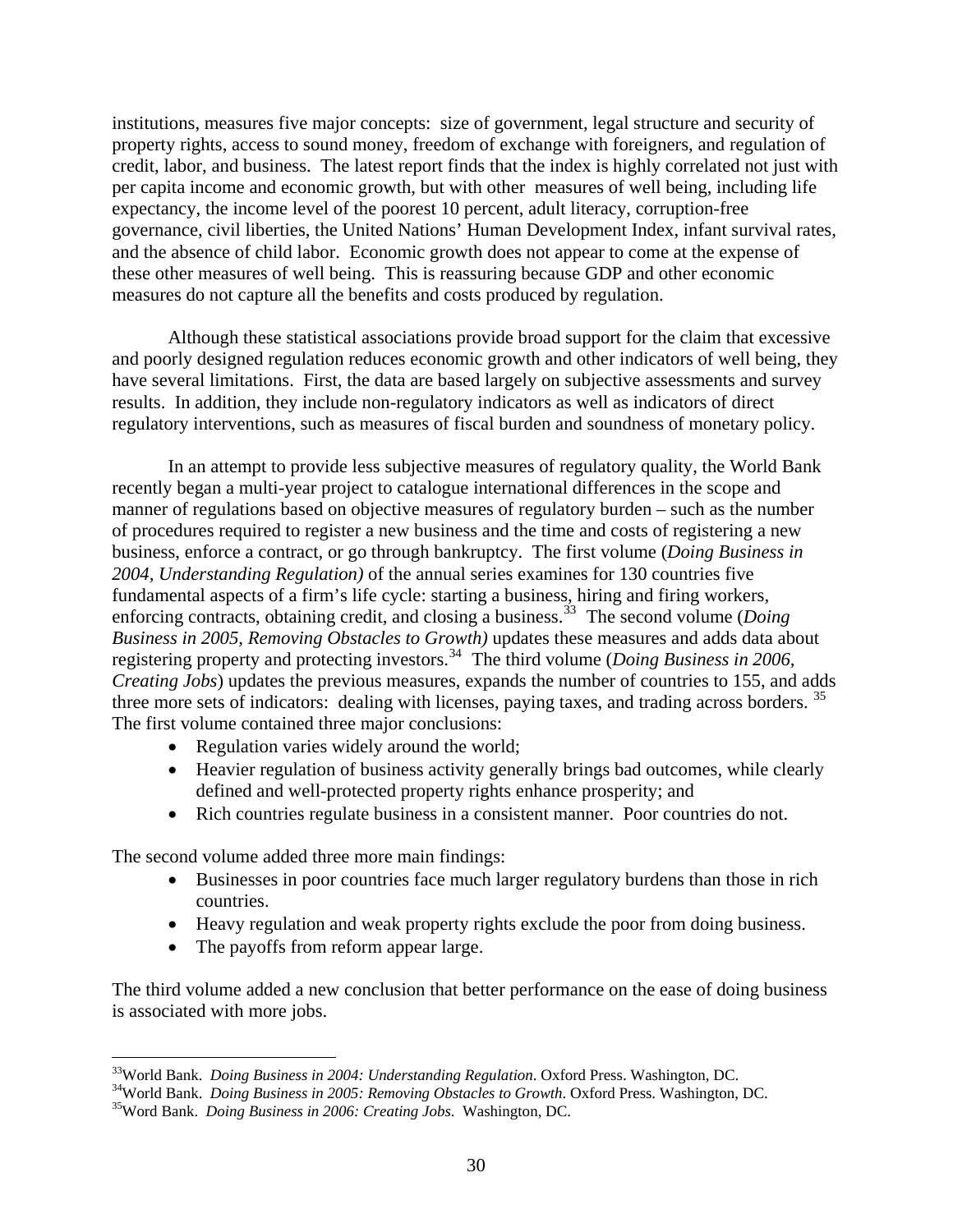institutions, measures five major concepts: size of government, legal structure and security of property rights, access to sound money, freedom of exchange with foreigners, and regulation of credit, labor, and business. The latest report finds that the index is highly correlated not just with per capita income and economic growth, but with other measures of well being, including life expectancy, the income level of the poorest 10 percent, adult literacy, corruption-free governance, civil liberties, the United Nations' Human Development Index, infant survival rates, and the absence of child labor. Economic growth does not appear to come at the expense of these other measures of well being. This is reassuring because GDP and other economic measures do not capture all the benefits and costs produced by regulation.

Although these statistical associations provide broad support for the claim that excessive and poorly designed regulation reduces economic growth and other indicators of well being, they have several limitations. First, the data are based largely on subjective assessments and survey results. In addition, they include non-regulatory indicators as well as indicators of direct regulatory interventions, such as measures of fiscal burden and soundness of monetary policy.

In an attempt to provide less subjective measures of regulatory quality, the World Bank recently began a multi-year project to catalogue international differences in the scope and manner of regulations based on objective measures of regulatory burden – such as the number of procedures required to register a new business and the time and costs of registering a new business, enforce a contract, or go through bankruptcy. The first volume (*Doing Business in 2004, Understanding Regulation)* of the annual series examines for 130 countries five fundamental aspects of a firm's life cycle: starting a business, hiring and firing workers, enforcing contracts, obtaining credit, and closing a business.[33] The second volume (*Doing Business in 2005, Removing Obstacles to Growth)* updates these measures and adds data about registering property and protecting investors.[34] The third volume (*Doing Business in 2006, Creating Jobs*) updates the previous measures, expands the number of countries to 155, and adds three more sets of indicators: dealing with licenses, paying taxes, and trading across borders.[35] The first volume contained three major conclusions:

- Regulation varies widely around the world;
- Heavier regulation of business activity generally brings bad outcomes, while clearly defined and well-protected property rights enhance prosperity; and
- Rich countries regulate business in a consistent manner. Poor countries do not.

The second volume added three more main findings:

- Businesses in poor countries face much larger regulatory burdens than those in rich countries.
- Heavy regulation and weak property rights exclude the poor from doing business.
- The payoffs from reform appear large.

The third volume added a new conclusion that better performance on the ease of doing business is associated with more jobs.

---

[33] World Bank. *Doing Business in 2004: Understanding Regulation*. Oxford Press. Washington, DC.

[34] World Bank. *Doing Business in 2005: Removing Obstacles to Growth*. Oxford Press. Washington, DC.

[35] Word Bank. *Doing Business in 2006: Creating Jobs*. Washington, DC.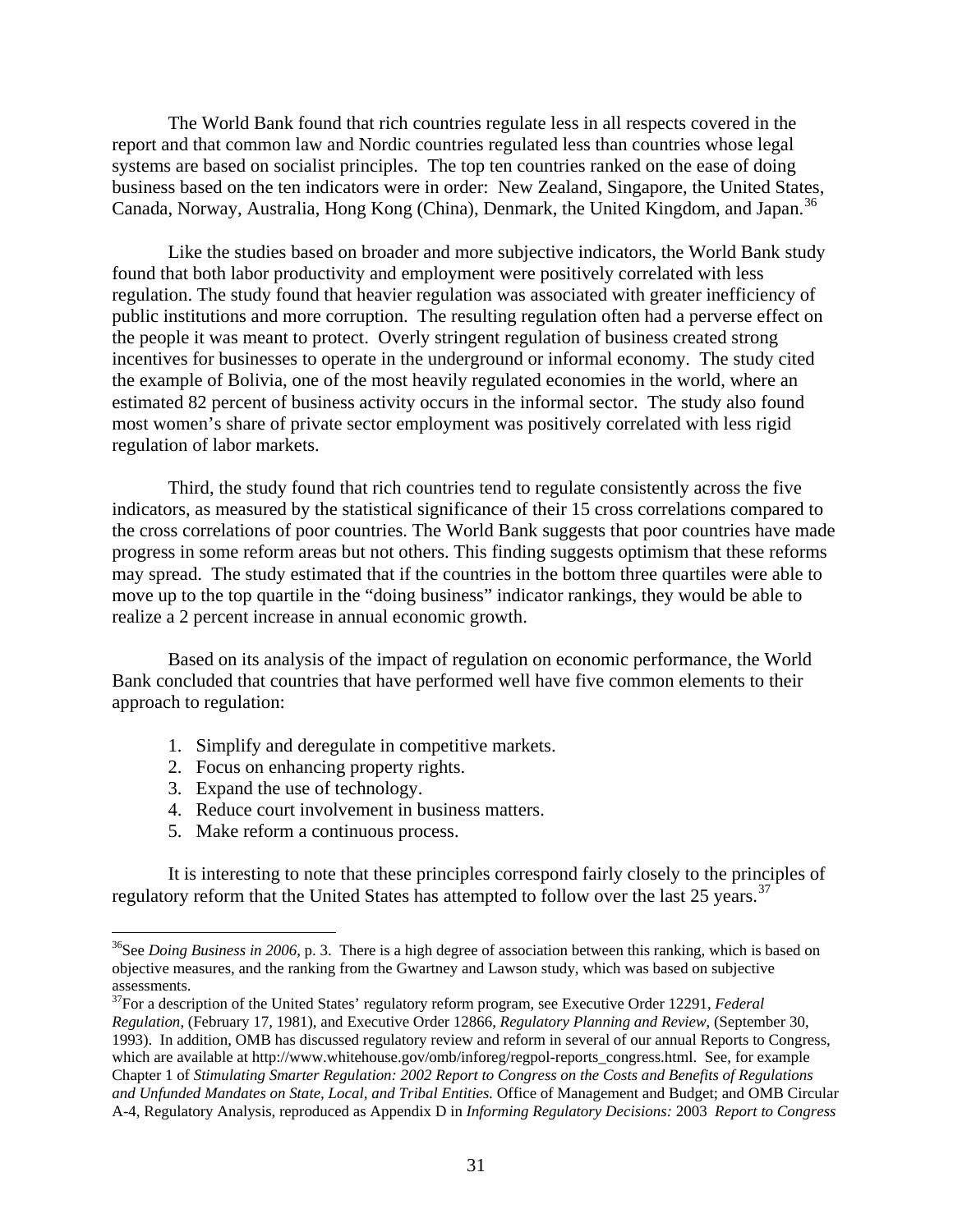The World Bank found that rich countries regulate less in all respects covered in the report and that common law and Nordic countries regulated less than countries whose legal systems are based on socialist principles. The top ten countries ranked on the ease of doing business based on the ten indicators were in order: New Zealand, Singapore, the United States, Canada, Norway, Australia, Hong Kong (China), Denmark, the United Kingdom, and Japan.[36]

Like the studies based on broader and more subjective indicators, the World Bank study found that both labor productivity and employment were positively correlated with less regulation. The study found that heavier regulation was associated with greater inefficiency of public institutions and more corruption. The resulting regulation often had a perverse effect on the people it was meant to protect. Overly stringent regulation of business created strong incentives for businesses to operate in the underground or informal economy. The study cited the example of Bolivia, one of the most heavily regulated economies in the world, where an estimated 82 percent of business activity occurs in the informal sector. The study also found most women's share of private sector employment was positively correlated with less rigid regulation of labor markets.

Third, the study found that rich countries tend to regulate consistently across the five indicators, as measured by the statistical significance of their 15 cross correlations compared to the cross correlations of poor countries. The World Bank suggests that poor countries have made progress in some reform areas but not others. This finding suggests optimism that these reforms may spread. The study estimated that if the countries in the bottom three quartiles were able to move up to the top quartile in the "doing business" indicator rankings, they would be able to realize a 2 percent increase in annual economic growth.

Based on its analysis of the impact of regulation on economic performance, the World Bank concluded that countries that have performed well have five common elements to their approach to regulation:

1. Simplify and deregulate in competitive markets.
2. Focus on enhancing property rights.
3. Expand the use of technology.
4. Reduce court involvement in business matters.
5. Make reform a continuous process.

It is interesting to note that these principles correspond fairly closely to the principles of regulatory reform that the United States has attempted to follow over the last 25 years.[37]

---

[36]See *Doing Business in 2006*, p. 3. There is a high degree of association between this ranking, which is based on objective measures, and the ranking from the Gwartney and Lawson study, which was based on subjective assessments.

[37]For a description of the United States' regulatory reform program, see Executive Order 12291, *Federal Regulation*, (February 17, 1981), and Executive Order 12866, *Regulatory Planning and Review*, (September 30, 1993). In addition, OMB has discussed regulatory review and reform in several of our annual Reports to Congress, which are available at http://www.whitehouse.gov/omb/inforeg/regpol-reports_congress.html. See, for example Chapter 1 of *Stimulating Smarter Regulation: 2002 Report to Congress on the Costs and Benefits of Regulations and Unfunded Mandates on State, Local, and Tribal Entities.* Office of Management and Budget; and OMB Circular A-4, Regulatory Analysis, reproduced as Appendix D in *Informing Regulatory Decisions:* 2003 *Report to Congress*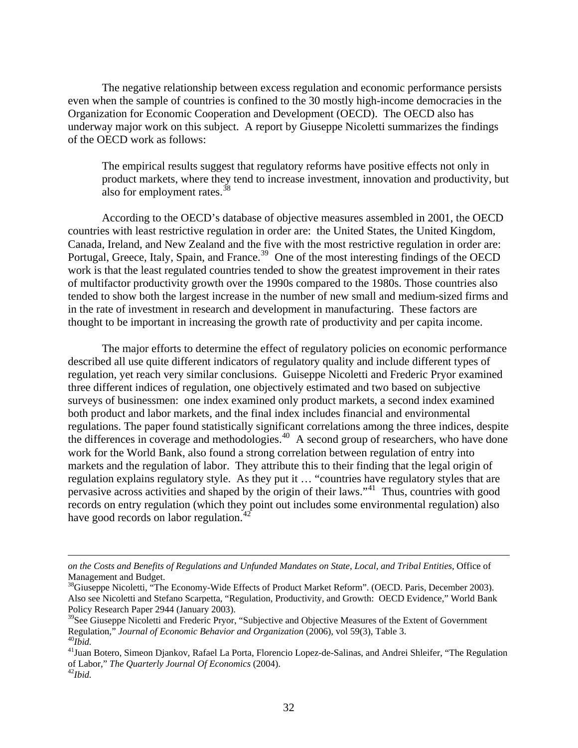The negative relationship between excess regulation and economic performance persists even when the sample of countries is confined to the 30 mostly high-income democracies in the Organization for Economic Cooperation and Development (OECD). The OECD also has underway major work on this subject. A report by Giuseppe Nicoletti summarizes the findings of the OECD work as follows:

> The empirical results suggest that regulatory reforms have positive effects not only in product markets, where they tend to increase investment, innovation and productivity, but also for employment rates.[38]

According to the OECD's database of objective measures assembled in 2001, the OECD countries with least restrictive regulation in order are: the United States, the United Kingdom, Canada, Ireland, and New Zealand and the five with the most restrictive regulation in order are: Portugal, Greece, Italy, Spain, and France.[39] One of the most interesting findings of the OECD work is that the least regulated countries tended to show the greatest improvement in their rates of multifactor productivity growth over the 1990s compared to the 1980s. Those countries also tended to show both the largest increase in the number of new small and medium-sized firms and in the rate of investment in research and development in manufacturing. These factors are thought to be important in increasing the growth rate of productivity and per capita income.

The major efforts to determine the effect of regulatory policies on economic performance described all use quite different indicators of regulatory quality and include different types of regulation, yet reach very similar conclusions. Guiseppe Nicoletti and Frederic Pryor examined three different indices of regulation, one objectively estimated and two based on subjective surveys of businessmen: one index examined only product markets, a second index examined both product and labor markets, and the final index includes financial and environmental regulations. The paper found statistically significant correlations among the three indices, despite the differences in coverage and methodologies.[40] A second group of researchers, who have done work for the World Bank, also found a strong correlation between regulation of entry into markets and the regulation of labor. They attribute this to their finding that the legal origin of regulation explains regulatory style. As they put it … "countries have regulatory styles that are pervasive across activities and shaped by the origin of their laws."[41] Thus, countries with good records on entry regulation (which they point out includes some environmental regulation) also have good records on labor regulation.[42]

---

*on the Costs and Benefits of Regulations and Unfunded Mandates on State, Local, and Tribal Entities,* Office of Management and Budget.

[38]Giuseppe Nicoletti, "The Economy-Wide Effects of Product Market Reform". (OECD. Paris, December 2003). Also see Nicoletti and Stefano Scarpetta, "Regulation, Productivity, and Growth: OECD Evidence," World Bank Policy Research Paper 2944 (January 2003).

[39]See Giuseppe Nicoletti and Frederic Pryor, "Subjective and Objective Measures of the Extent of Government Regulation," *Journal of Economic Behavior and Organization* (2006), vol 59(3), Table 3.

[40]*Ibid.*

[41]Juan Botero, Simeon Djankov, Rafael La Porta, Florencio Lopez-de-Salinas, and Andrei Shleifer, "The Regulation of Labor," *The Quarterly Journal Of Economics* (2004).

[42]*Ibid.*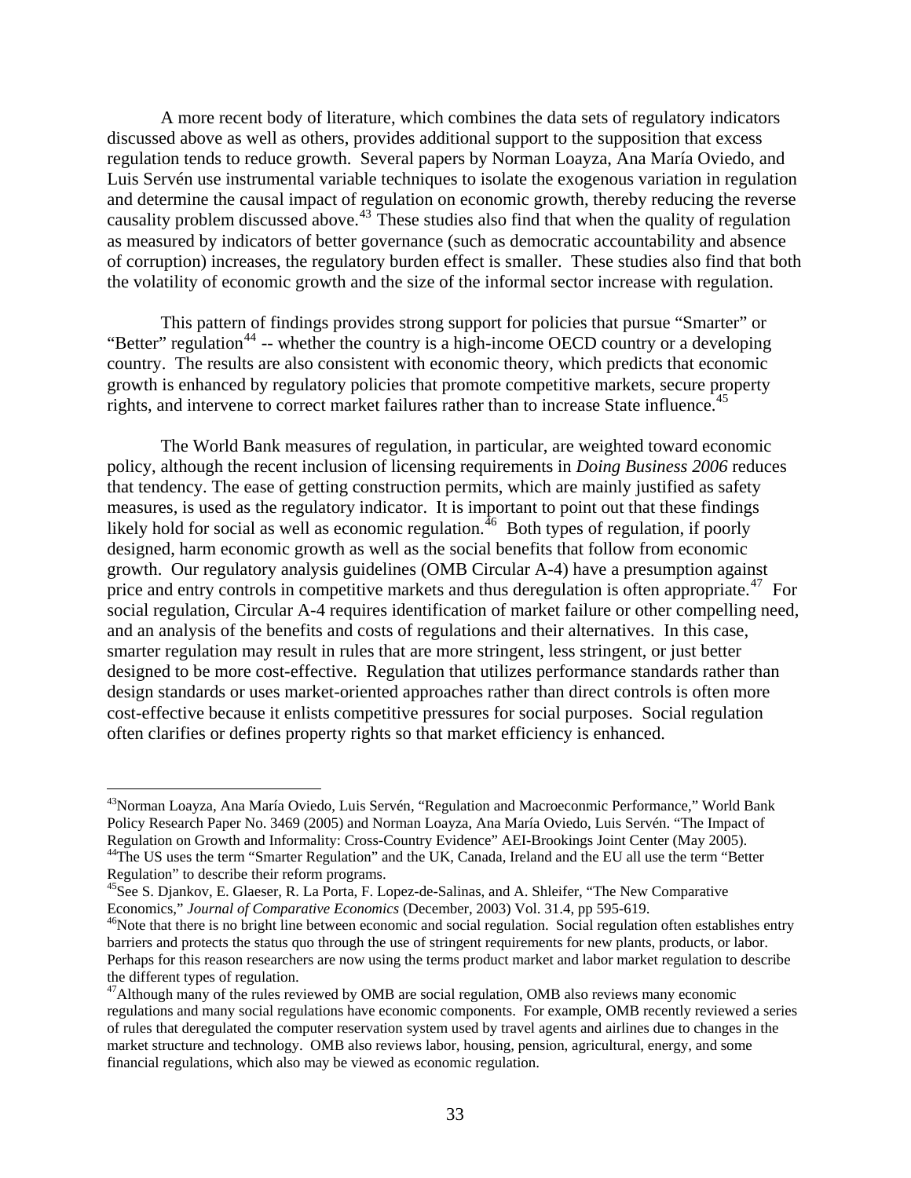A more recent body of literature, which combines the data sets of regulatory indicators discussed above as well as others, provides additional support to the supposition that excess regulation tends to reduce growth. Several papers by Norman Loayza, Ana María Oviedo, and Luis Servén use instrumental variable techniques to isolate the exogenous variation in regulation and determine the causal impact of regulation on economic growth, thereby reducing the reverse causality problem discussed above.[43] These studies also find that when the quality of regulation as measured by indicators of better governance (such as democratic accountability and absence of corruption) increases, the regulatory burden effect is smaller. These studies also find that both the volatility of economic growth and the size of the informal sector increase with regulation.

This pattern of findings provides strong support for policies that pursue "Smarter" or "Better" regulation[44] -- whether the country is a high-income OECD country or a developing country. The results are also consistent with economic theory, which predicts that economic growth is enhanced by regulatory policies that promote competitive markets, secure property rights, and intervene to correct market failures rather than to increase State influence.[45]

The World Bank measures of regulation, in particular, are weighted toward economic policy, although the recent inclusion of licensing requirements in *Doing Business 2006* reduces that tendency. The ease of getting construction permits, which are mainly justified as safety measures, is used as the regulatory indicator. It is important to point out that these findings likely hold for social as well as economic regulation.[46] Both types of regulation, if poorly designed, harm economic growth as well as the social benefits that follow from economic growth. Our regulatory analysis guidelines (OMB Circular A-4) have a presumption against price and entry controls in competitive markets and thus deregulation is often appropriate.[47] For social regulation, Circular A-4 requires identification of market failure or other compelling need, and an analysis of the benefits and costs of regulations and their alternatives. In this case, smarter regulation may result in rules that are more stringent, less stringent, or just better designed to be more cost-effective. Regulation that utilizes performance standards rather than design standards or uses market-oriented approaches rather than direct controls is often more cost-effective because it enlists competitive pressures for social purposes. Social regulation often clarifies or defines property rights so that market efficiency is enhanced.

---

[43]Norman Loayza, Ana María Oviedo, Luis Servén, "Regulation and Macroeconmic Performance," World Bank Policy Research Paper No. 3469 (2005) and Norman Loayza, Ana María Oviedo, Luis Servén. "The Impact of Regulation on Growth and Informality: Cross-Country Evidence" AEI-Brookings Joint Center (May 2005).

[44]The US uses the term "Smarter Regulation" and the UK, Canada, Ireland and the EU all use the term "Better Regulation" to describe their reform programs.

[45]See S. Djankov, E. Glaeser, R. La Porta, F. Lopez-de-Salinas, and A. Shleifer, "The New Comparative Economics," *Journal of Comparative Economics* (December, 2003) Vol. 31.4, pp 595-619.

[46]Note that there is no bright line between economic and social regulation. Social regulation often establishes entry barriers and protects the status quo through the use of stringent requirements for new plants, products, or labor. Perhaps for this reason researchers are now using the terms product market and labor market regulation to describe the different types of regulation.

[47]Although many of the rules reviewed by OMB are social regulation, OMB also reviews many economic regulations and many social regulations have economic components. For example, OMB recently reviewed a series of rules that deregulated the computer reservation system used by travel agents and airlines due to changes in the market structure and technology. OMB also reviews labor, housing, pension, agricultural, energy, and some financial regulations, which also may be viewed as economic regulation.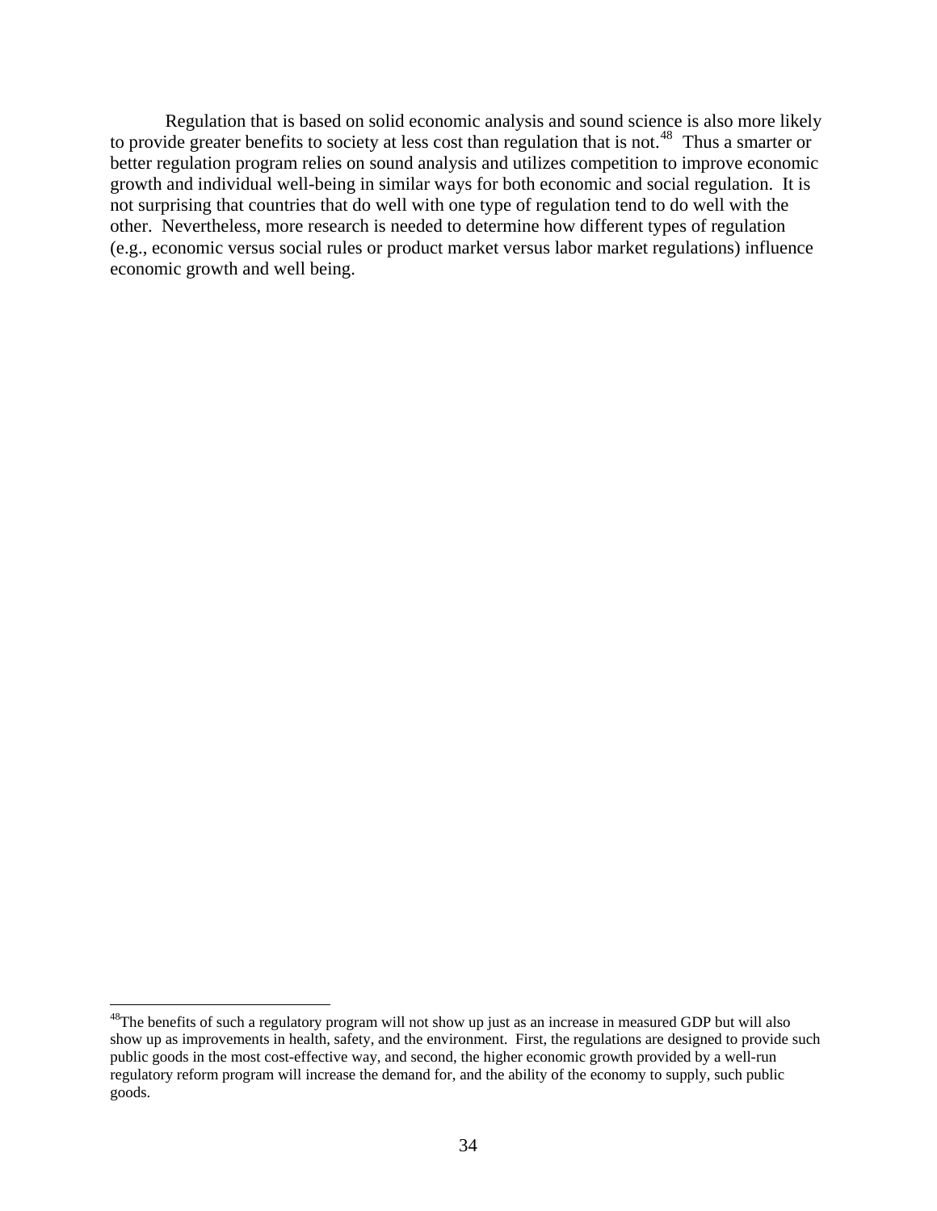Regulation that is based on solid economic analysis and sound science is also more likely to provide greater benefits to society at less cost than regulation that is not.[48] Thus a smarter or better regulation program relies on sound analysis and utilizes competition to improve economic growth and individual well-being in similar ways for both economic and social regulation. It is not surprising that countries that do well with one type of regulation tend to do well with the other. Nevertheless, more research is needed to determine how different types of regulation (e.g., economic versus social rules or product market versus labor market regulations) influence economic growth and well being.

---

[48]The benefits of such a regulatory program will not show up just as an increase in measured GDP but will also show up as improvements in health, safety, and the environment. First, the regulations are designed to provide such public goods in the most cost-effective way, and second, the higher economic growth provided by a well-run regulatory reform program will increase the demand for, and the ability of the economy to supply, such public goods.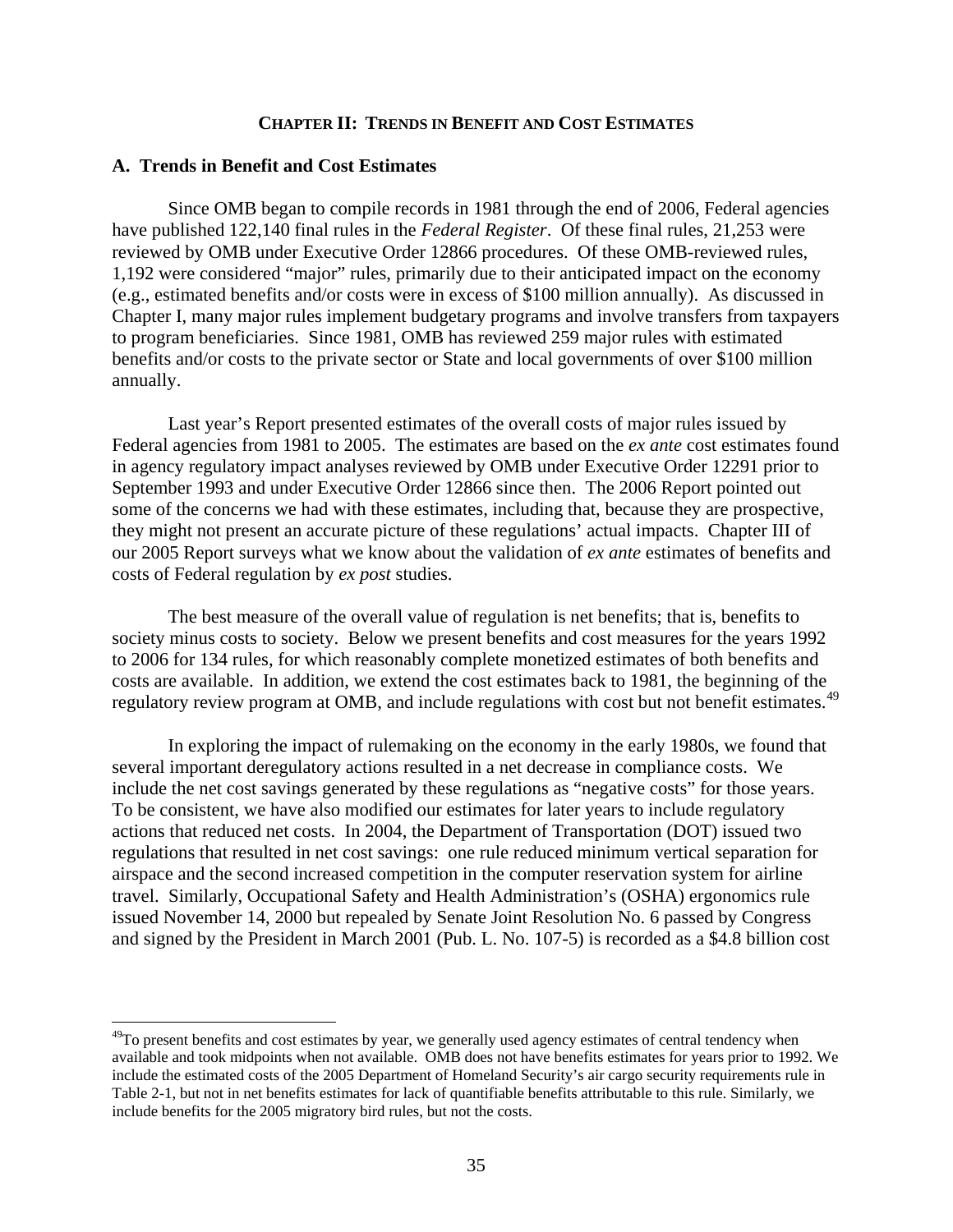# CHAPTER II: TRENDS IN BENEFIT AND COST ESTIMATES

## A. Trends in Benefit and Cost Estimates

Since OMB began to compile records in 1981 through the end of 2006, Federal agencies have published 122,140 final rules in the *Federal Register*. Of these final rules, 21,253 were reviewed by OMB under Executive Order 12866 procedures. Of these OMB-reviewed rules, 1,192 were considered "major" rules, primarily due to their anticipated impact on the economy (e.g., estimated benefits and/or costs were in excess of $100 million annually). As discussed in Chapter I, many major rules implement budgetary programs and involve transfers from taxpayers to program beneficiaries. Since 1981, OMB has reviewed 259 major rules with estimated benefits and/or costs to the private sector or State and local governments of over $100 million annually.

Last year's Report presented estimates of the overall costs of major rules issued by Federal agencies from 1981 to 2005. The estimates are based on the *ex ante* cost estimates found in agency regulatory impact analyses reviewed by OMB under Executive Order 12291 prior to September 1993 and under Executive Order 12866 since then. The 2006 Report pointed out some of the concerns we had with these estimates, including that, because they are prospective, they might not present an accurate picture of these regulations' actual impacts. Chapter III of our 2005 Report surveys what we know about the validation of *ex ante* estimates of benefits and costs of Federal regulation by *ex post* studies.

The best measure of the overall value of regulation is net benefits; that is, benefits to society minus costs to society. Below we present benefits and cost measures for the years 1992 to 2006 for 134 rules, for which reasonably complete monetized estimates of both benefits and costs are available. In addition, we extend the cost estimates back to 1981, the beginning of the regulatory review program at OMB, and include regulations with cost but not benefit estimates.[49]

In exploring the impact of rulemaking on the economy in the early 1980s, we found that several important deregulatory actions resulted in a net decrease in compliance costs. We include the net cost savings generated by these regulations as "negative costs" for those years. To be consistent, we have also modified our estimates for later years to include regulatory actions that reduced net costs. In 2004, the Department of Transportation (DOT) issued two regulations that resulted in net cost savings: one rule reduced minimum vertical separation for airspace and the second increased competition in the computer reservation system for airline travel. Similarly, Occupational Safety and Health Administration's (OSHA) ergonomics rule issued November 14, 2000 but repealed by Senate Joint Resolution No. 6 passed by Congress and signed by the President in March 2001 (Pub. L. No. 107-5) is recorded as a $4.8 billion cost

---

[49] To present benefits and cost estimates by year, we generally used agency estimates of central tendency when available and took midpoints when not available. OMB does not have benefits estimates for years prior to 1992. We include the estimated costs of the 2005 Department of Homeland Security's air cargo security requirements rule in Table 2-1, but not in net benefits estimates for lack of quantifiable benefits attributable to this rule. Similarly, we include benefits for the 2005 migratory bird rules, but not the costs.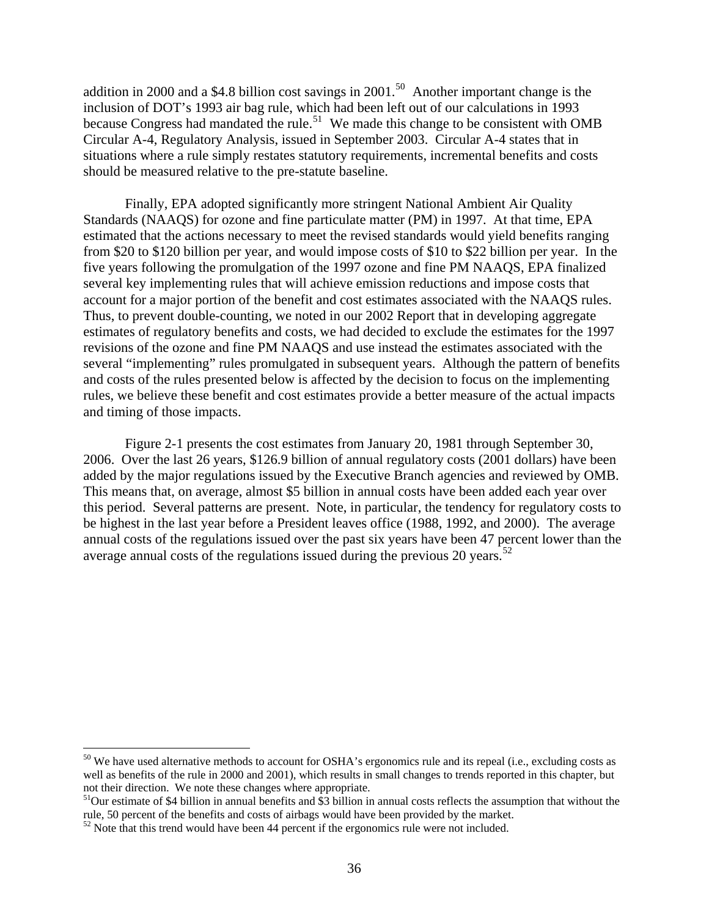addition in 2000 and a $4.8 billion cost savings in 2001.[50] Another important change is the inclusion of DOT's 1993 air bag rule, which had been left out of our calculations in 1993 because Congress had mandated the rule.[51] We made this change to be consistent with OMB Circular A-4, Regulatory Analysis, issued in September 2003. Circular A-4 states that in situations where a rule simply restates statutory requirements, incremental benefits and costs should be measured relative to the pre-statute baseline.

Finally, EPA adopted significantly more stringent National Ambient Air Quality Standards (NAAQS) for ozone and fine particulate matter (PM) in 1997. At that time, EPA estimated that the actions necessary to meet the revised standards would yield benefits ranging from $20 to $120 billion per year, and would impose costs of $10 to $22 billion per year. In the five years following the promulgation of the 1997 ozone and fine PM NAAQS, EPA finalized several key implementing rules that will achieve emission reductions and impose costs that account for a major portion of the benefit and cost estimates associated with the NAAQS rules. Thus, to prevent double-counting, we noted in our 2002 Report that in developing aggregate estimates of regulatory benefits and costs, we had decided to exclude the estimates for the 1997 revisions of the ozone and fine PM NAAQS and use instead the estimates associated with the several "implementing" rules promulgated in subsequent years. Although the pattern of benefits and costs of the rules presented below is affected by the decision to focus on the implementing rules, we believe these benefit and cost estimates provide a better measure of the actual impacts and timing of those impacts.

Figure 2-1 presents the cost estimates from January 20, 1981 through September 30, 2006. Over the last 26 years, $126.9 billion of annual regulatory costs (2001 dollars) have been added by the major regulations issued by the Executive Branch agencies and reviewed by OMB. This means that, on average, almost $5 billion in annual costs have been added each year over this period. Several patterns are present. Note, in particular, the tendency for regulatory costs to be highest in the last year before a President leaves office (1988, 1992, and 2000). The average annual costs of the regulations issued over the past six years have been 47 percent lower than the average annual costs of the regulations issued during the previous 20 years.[52]

---

[50] We have used alternative methods to account for OSHA's ergonomics rule and its repeal (i.e., excluding costs as well as benefits of the rule in 2000 and 2001), which results in small changes to trends reported in this chapter, but not their direction. We note these changes where appropriate.

[51] Our estimate of $4 billion in annual benefits and $3 billion in annual costs reflects the assumption that without the rule, 50 percent of the benefits and costs of airbags would have been provided by the market.

[52] Note that this trend would have been 44 percent if the ergonomics rule were not included.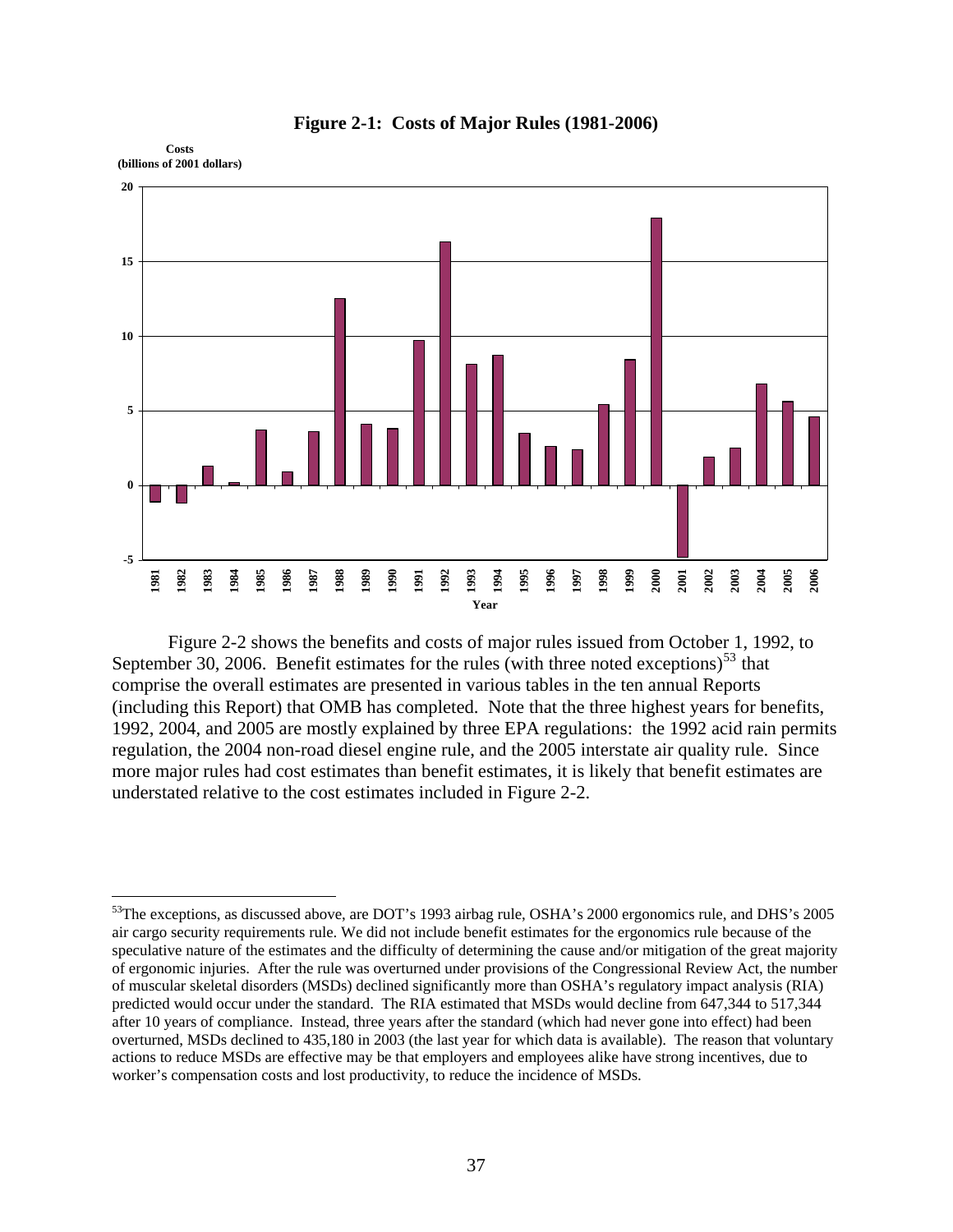**Figure 2-1: Costs of Major Rules (1981-2006)**

Figure 2-2 shows the benefits and costs of major rules issued from October 1, 1992, to September 30, 2006. Benefit estimates for the rules (with three noted exceptions)[53] that comprise the overall estimates are presented in various tables in the ten annual Reports (including this Report) that OMB has completed. Note that the three highest years for benefits, 1992, 2004, and 2005 are mostly explained by three EPA regulations: the 1992 acid rain permits regulation, the 2004 non-road diesel engine rule, and the 2005 interstate air quality rule. Since more major rules had cost estimates than benefit estimates, it is likely that benefit estimates are understated relative to the cost estimates included in Figure 2-2.

---

[53]The exceptions, as discussed above, are DOT's 1993 airbag rule, OSHA's 2000 ergonomics rule, and DHS's 2005 air cargo security requirements rule. We did not include benefit estimates for the ergonomics rule because of the speculative nature of the estimates and the difficulty of determining the cause and/or mitigation of the great majority of ergonomic injuries. After the rule was overturned under provisions of the Congressional Review Act, the number of muscular skeletal disorders (MSDs) declined significantly more than OSHA's regulatory impact analysis (RIA) predicted would occur under the standard. The RIA estimated that MSDs would decline from 647,344 to 517,344 after 10 years of compliance. Instead, three years after the standard (which had never gone into effect) had been overturned, MSDs declined to 435,180 in 2003 (the last year for which data is available). The reason that voluntary actions to reduce MSDs are effective may be that employers and employees alike have strong incentives, due to worker's compensation costs and lost productivity, to reduce the incidence of MSDs.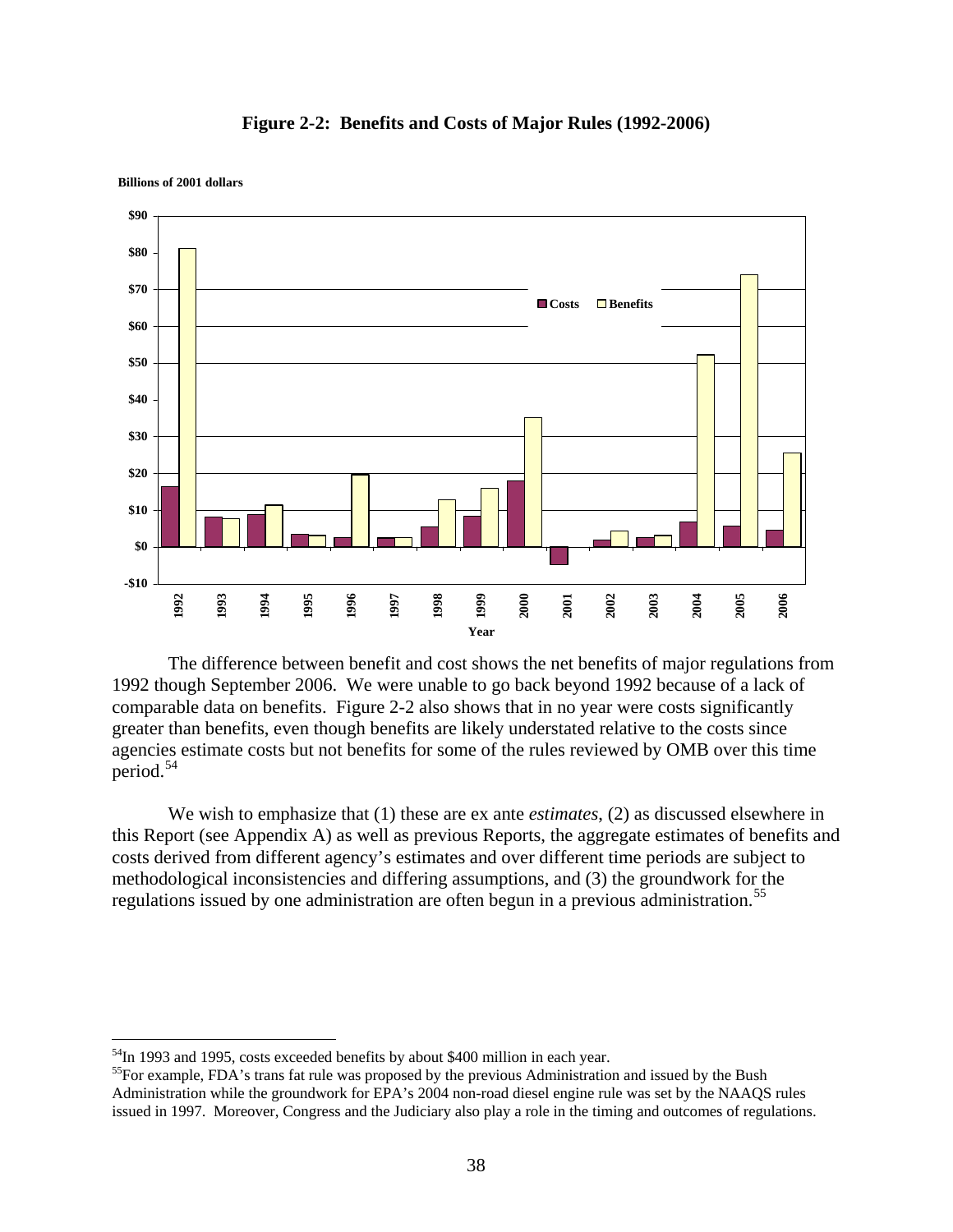**Figure 2-2: Benefits and Costs of Major Rules (1992-2006)**

The difference between benefit and cost shows the net benefits of major regulations from 1992 though September 2006. We were unable to go back beyond 1992 because of a lack of comparable data on benefits. Figure 2-2 also shows that in no year were costs significantly greater than benefits, even though benefits are likely understated relative to the costs since agencies estimate costs but not benefits for some of the rules reviewed by OMB over this time period.[54]

We wish to emphasize that (1) these are ex ante *estimates*, (2) as discussed elsewhere in this Report (see Appendix A) as well as previous Reports, the aggregate estimates of benefits and costs derived from different agency's estimates and over different time periods are subject to methodological inconsistencies and differing assumptions, and (3) the groundwork for the regulations issued by one administration are often begun in a previous administration.[55]

---

[54] In 1993 and 1995, costs exceeded benefits by about $400 million in each year.

[55] For example, FDA's trans fat rule was proposed by the previous Administration and issued by the Bush Administration while the groundwork for EPA's 2004 non-road diesel engine rule was set by the NAAQS rules issued in 1997. Moreover, Congress and the Judiciary also play a role in the timing and outcomes of regulations.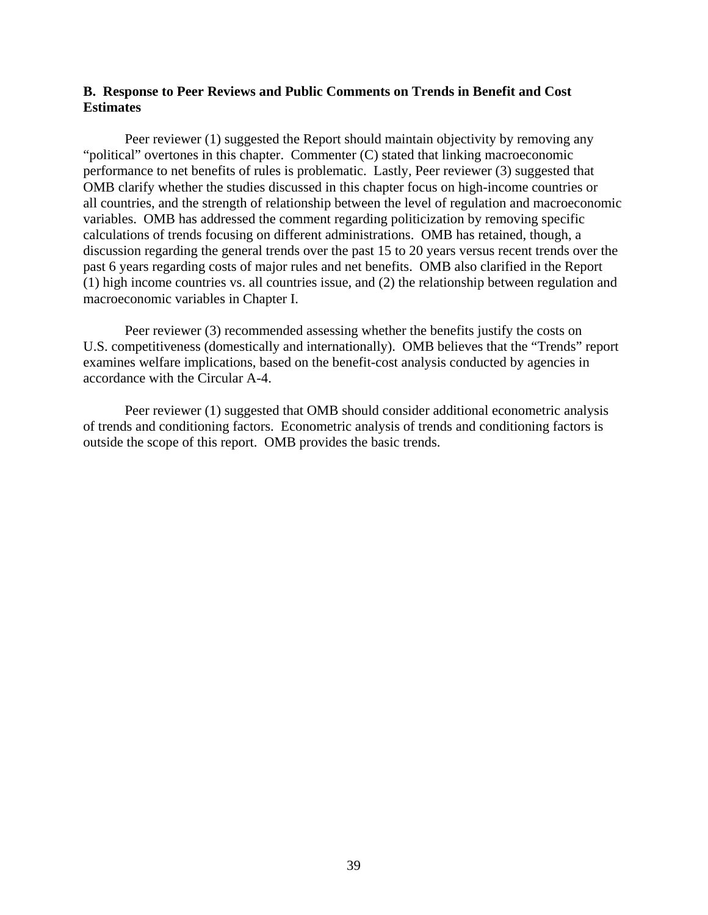### B. Response to Peer Reviews and Public Comments on Trends in Benefit and Cost Estimates

Peer reviewer (1) suggested the Report should maintain objectivity by removing any "political" overtones in this chapter. Commenter (C) stated that linking macroeconomic performance to net benefits of rules is problematic. Lastly, Peer reviewer (3) suggested that OMB clarify whether the studies discussed in this chapter focus on high-income countries or all countries, and the strength of relationship between the level of regulation and macroeconomic variables. OMB has addressed the comment regarding politicization by removing specific calculations of trends focusing on different administrations. OMB has retained, though, a discussion regarding the general trends over the past 15 to 20 years versus recent trends over the past 6 years regarding costs of major rules and net benefits. OMB also clarified in the Report (1) high income countries vs. all countries issue, and (2) the relationship between regulation and macroeconomic variables in Chapter I.

Peer reviewer (3) recommended assessing whether the benefits justify the costs on U.S. competitiveness (domestically and internationally). OMB believes that the "Trends" report examines welfare implications, based on the benefit-cost analysis conducted by agencies in accordance with the Circular A-4.

Peer reviewer (1) suggested that OMB should consider additional econometric analysis of trends and conditioning factors. Econometric analysis of trends and conditioning factors is outside the scope of this report. OMB provides the basic trends.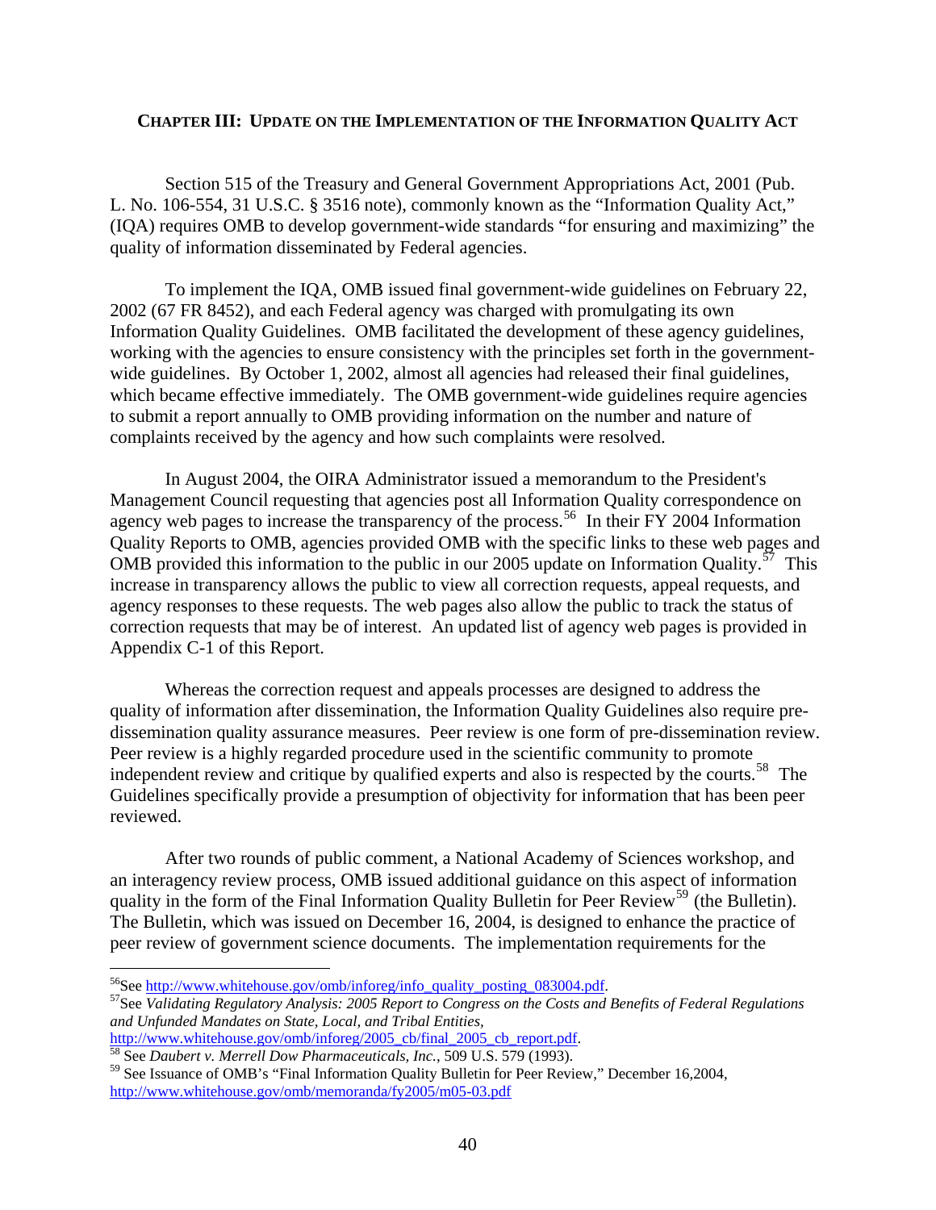## CHAPTER III: UPDATE ON THE IMPLEMENTATION OF THE INFORMATION QUALITY ACT

Section 515 of the Treasury and General Government Appropriations Act, 2001 (Pub. L. No. 106-554, 31 U.S.C. § 3516 note), commonly known as the "Information Quality Act," (IQA) requires OMB to develop government-wide standards "for ensuring and maximizing" the quality of information disseminated by Federal agencies.

To implement the IQA, OMB issued final government-wide guidelines on February 22, 2002 (67 FR 8452), and each Federal agency was charged with promulgating its own Information Quality Guidelines. OMB facilitated the development of these agency guidelines, working with the agencies to ensure consistency with the principles set forth in the government-wide guidelines. By October 1, 2002, almost all agencies had released their final guidelines, which became effective immediately. The OMB government-wide guidelines require agencies to submit a report annually to OMB providing information on the number and nature of complaints received by the agency and how such complaints were resolved.

In August 2004, the OIRA Administrator issued a memorandum to the President's Management Council requesting that agencies post all Information Quality correspondence on agency web pages to increase the transparency of the process.[56] In their FY 2004 Information Quality Reports to OMB, agencies provided OMB with the specific links to these web pages and OMB provided this information to the public in our 2005 update on Information Quality.[57] This increase in transparency allows the public to view all correction requests, appeal requests, and agency responses to these requests. The web pages also allow the public to track the status of correction requests that may be of interest. An updated list of agency web pages is provided in Appendix C-1 of this Report.

Whereas the correction request and appeals processes are designed to address the quality of information after dissemination, the Information Quality Guidelines also require pre-dissemination quality assurance measures. Peer review is one form of pre-dissemination review. Peer review is a highly regarded procedure used in the scientific community to promote independent review and critique by qualified experts and also is respected by the courts.[58] The Guidelines specifically provide a presumption of objectivity for information that has been peer reviewed.

After two rounds of public comment, a National Academy of Sciences workshop, and an interagency review process, OMB issued additional guidance on this aspect of information quality in the form of the Final Information Quality Bulletin for Peer Review[59] (the Bulletin). The Bulletin, which was issued on December 16, 2004, is designed to enhance the practice of peer review of government science documents. The implementation requirements for the

---

[56] See http://www.whitehouse.gov/omb/inforeg/info_quality_posting_083004.pdf.

[57] See *Validating Regulatory Analysis: 2005 Report to Congress on the Costs and Benefits of Federal Regulations and Unfunded Mandates on State, Local, and Tribal Entities*, http://www.whitehouse.gov/omb/inforeg/2005_cb/final_2005_cb_report.pdf.

[58] See *Daubert v. Merrell Dow Pharmaceuticals, Inc.*, 509 U.S. 579 (1993).

[59] See Issuance of OMB's "Final Information Quality Bulletin for Peer Review," December 16,2004, http://www.whitehouse.gov/omb/memoranda/fy2005/m05-03.pdf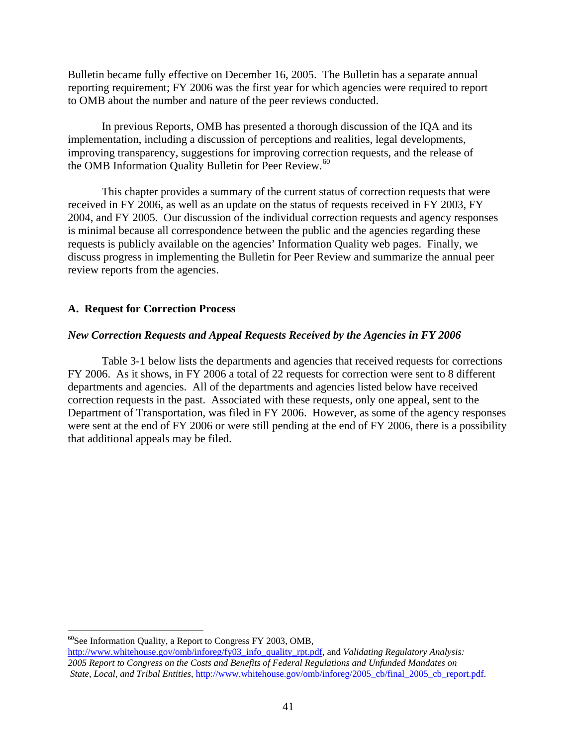Bulletin became fully effective on December 16, 2005. The Bulletin has a separate annual reporting requirement; FY 2006 was the first year for which agencies were required to report to OMB about the number and nature of the peer reviews conducted.

In previous Reports, OMB has presented a thorough discussion of the IQA and its implementation, including a discussion of perceptions and realities, legal developments, improving transparency, suggestions for improving correction requests, and the release of the OMB Information Quality Bulletin for Peer Review.[60]

This chapter provides a summary of the current status of correction requests that were received in FY 2006, as well as an update on the status of requests received in FY 2003, FY 2004, and FY 2005. Our discussion of the individual correction requests and agency responses is minimal because all correspondence between the public and the agencies regarding these requests is publicly available on the agencies' Information Quality web pages. Finally, we discuss progress in implementing the Bulletin for Peer Review and summarize the annual peer review reports from the agencies.

### A. Request for Correction Process

#### *New Correction Requests and Appeal Requests Received by the Agencies in FY 2006*

Table 3-1 below lists the departments and agencies that received requests for corrections FY 2006. As it shows, in FY 2006 a total of 22 requests for correction were sent to 8 different departments and agencies. All of the departments and agencies listed below have received correction requests in the past. Associated with these requests, only one appeal, sent to the Department of Transportation, was filed in FY 2006. However, as some of the agency responses were sent at the end of FY 2006 or were still pending at the end of FY 2006, there is a possibility that additional appeals may be filed.

---

[60]See Information Quality, a Report to Congress FY 2003, OMB, http://www.whitehouse.gov/omb/inforeg/fy03_info_quality_rpt.pdf, and *Validating Regulatory Analysis: 2005 Report to Congress on the Costs and Benefits of Federal Regulations and Unfunded Mandates on State, Local, and Tribal Entities*, http://www.whitehouse.gov/omb/inforeg/2005_cb/final_2005_cb_report.pdf.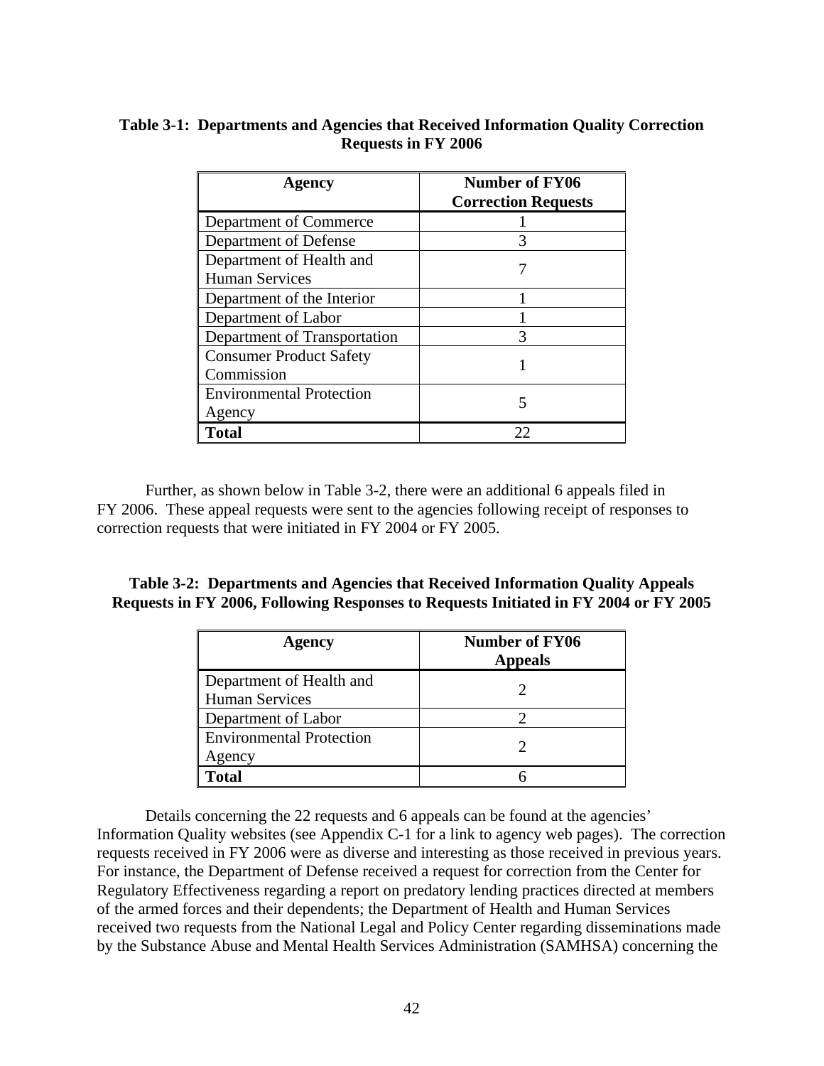**Table 3-1: Departments and Agencies that Received Information Quality Correction Requests in FY 2006**

| Agency | Number of FY06 Correction Requests |
|---|---|
| Department of Commerce | 1 |
| Department of Defense | 3 |
| Department of Health and Human Services | 7 |
| Department of the Interior | 1 |
| Department of Labor | 1 |
| Department of Transportation | 3 |
| Consumer Product Safety Commission | 1 |
| Environmental Protection Agency | 5 |
| **Total** | 22 |

Further, as shown below in Table 3-2, there were an additional 6 appeals filed in FY 2006. These appeal requests were sent to the agencies following receipt of responses to correction requests that were initiated in FY 2004 or FY 2005.

**Table 3-2: Departments and Agencies that Received Information Quality Appeals Requests in FY 2006, Following Responses to Requests Initiated in FY 2004 or FY 2005**

| Agency | Number of FY06 Appeals |
|---|---|
| Department of Health and Human Services | 2 |
| Department of Labor | 2 |
| Environmental Protection Agency | 2 |
| **Total** | 6 |

Details concerning the 22 requests and 6 appeals can be found at the agencies' Information Quality websites (see Appendix C-1 for a link to agency web pages). The correction requests received in FY 2006 were as diverse and interesting as those received in previous years. For instance, the Department of Defense received a request for correction from the Center for Regulatory Effectiveness regarding a report on predatory lending practices directed at members of the armed forces and their dependents; the Department of Health and Human Services received two requests from the National Legal and Policy Center regarding disseminations made by the Substance Abuse and Mental Health Services Administration (SAMHSA) concerning the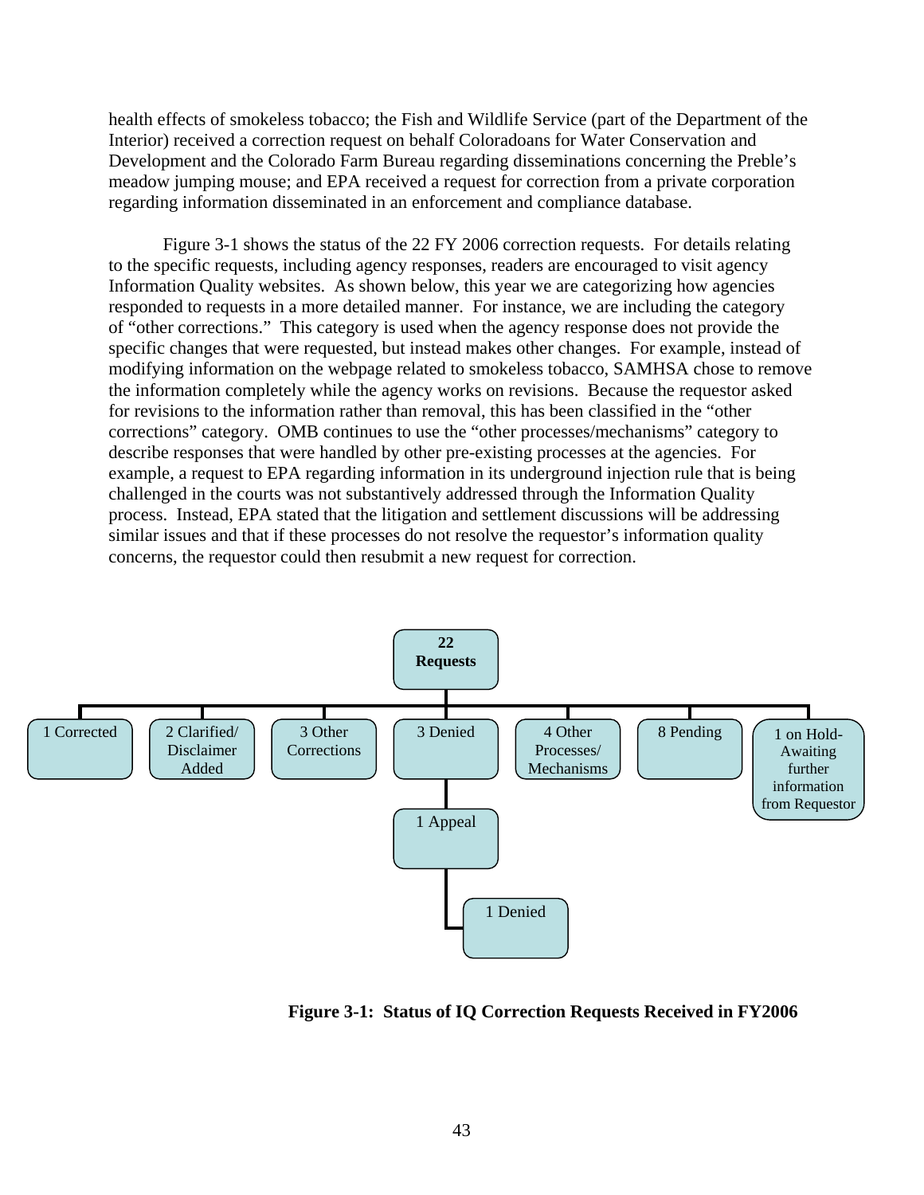health effects of smokeless tobacco; the Fish and Wildlife Service (part of the Department of the Interior) received a correction request on behalf Coloradoans for Water Conservation and Development and the Colorado Farm Bureau regarding disseminations concerning the Preble's meadow jumping mouse; and EPA received a request for correction from a private corporation regarding information disseminated in an enforcement and compliance database.

Figure 3-1 shows the status of the 22 FY 2006 correction requests. For details relating to the specific requests, including agency responses, readers are encouraged to visit agency Information Quality websites. As shown below, this year we are categorizing how agencies responded to requests in a more detailed manner. For instance, we are including the category of "other corrections." This category is used when the agency response does not provide the specific changes that were requested, but instead makes other changes. For example, instead of modifying information on the webpage related to smokeless tobacco, SAMHSA chose to remove the information completely while the agency works on revisions. Because the requestor asked for revisions to the information rather than removal, this has been classified in the "other corrections" category. OMB continues to use the "other processes/mechanisms" category to describe responses that were handled by other pre-existing processes at the agencies. For example, a request to EPA regarding information in its underground injection rule that is being challenged in the courts was not substantively addressed through the Information Quality process. Instead, EPA stated that the litigation and settlement discussions will be addressing similar issues and that if these processes do not resolve the requestor's information quality concerns, the requestor could then resubmit a new request for correction.

**22 Requests**

- 1 Corrected
- 2 Clarified/ Disclaimer Added
- 3 Other Corrections
- 3 Denied
  - 1 Appeal
    - 1 Denied
- 4 Other Processes/ Mechanisms
- 8 Pending
- 1 on Hold- Awaiting further information from Requestor

**Figure 3-1: Status of IQ Correction Requests Received in FY2006**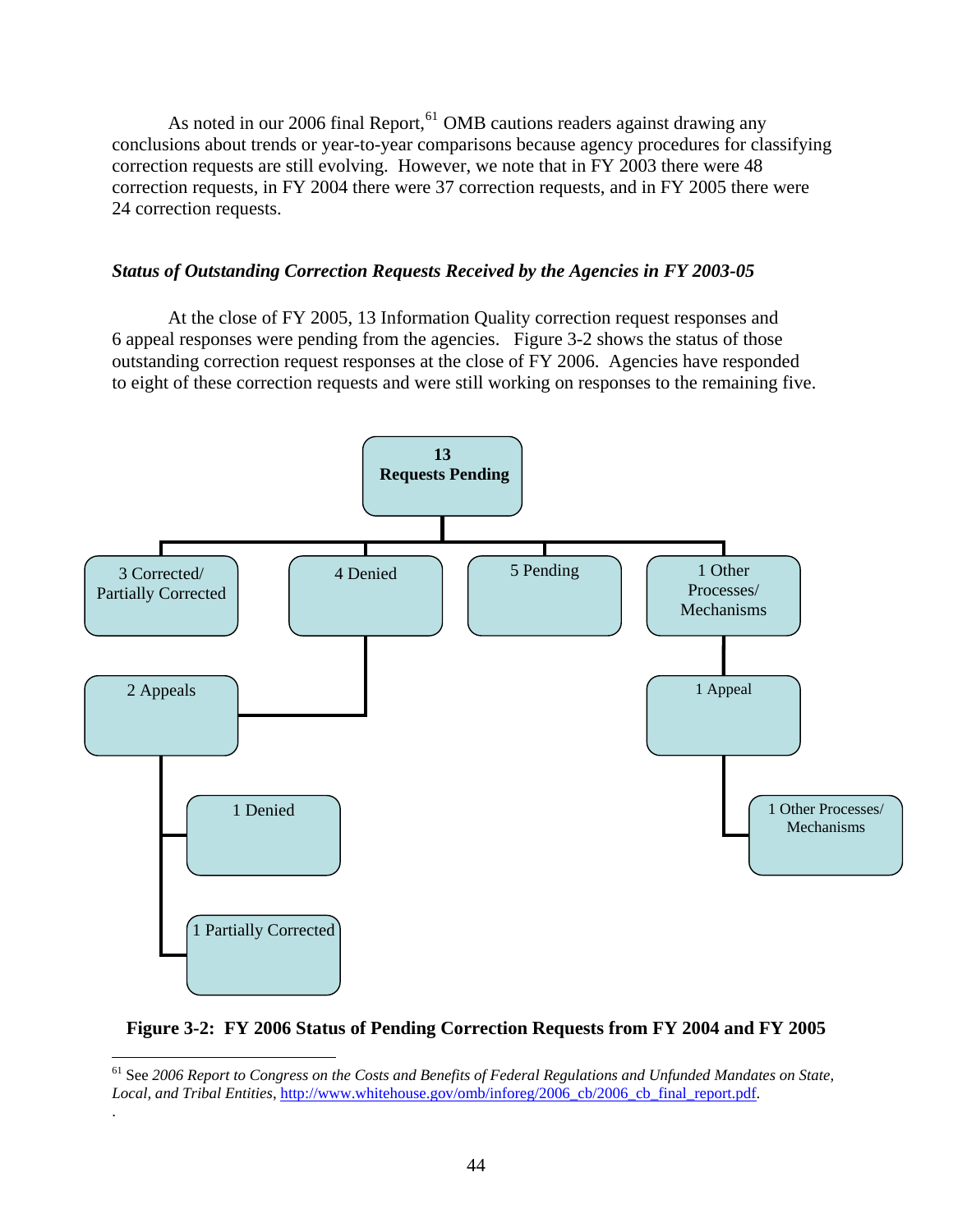As noted in our 2006 final Report,[61] OMB cautions readers against drawing any conclusions about trends or year-to-year comparisons because agency procedures for classifying correction requests are still evolving. However, we note that in FY 2003 there were 48 correction requests, in FY 2004 there were 37 correction requests, and in FY 2005 there were 24 correction requests.

### *Status of Outstanding Correction Requests Received by the Agencies in FY 2003-05*

At the close of FY 2005, 13 Information Quality correction request responses and 6 appeal responses were pending from the agencies. Figure 3-2 shows the status of those outstanding correction request responses at the close of FY 2006. Agencies have responded to eight of these correction requests and were still working on responses to the remaining five.

- **13 Requests Pending**
  - 3 Corrected/ Partially Corrected
  - 4 Denied
    - 2 Appeals
      - 1 Denied
      - 1 Partially Corrected
  - 5 Pending
  - 1 Other Processes/ Mechanisms
    - 1 Appeal
      - 1 Other Processes/ Mechanisms

**Figure 3-2: FY 2006 Status of Pending Correction Requests from FY 2004 and FY 2005**

---

[61] See *2006 Report to Congress on the Costs and Benefits of Federal Regulations and Unfunded Mandates on State, Local, and Tribal Entities*, http://www.whitehouse.gov/omb/inforeg/2006_cb/2006_cb_final_report.pdf.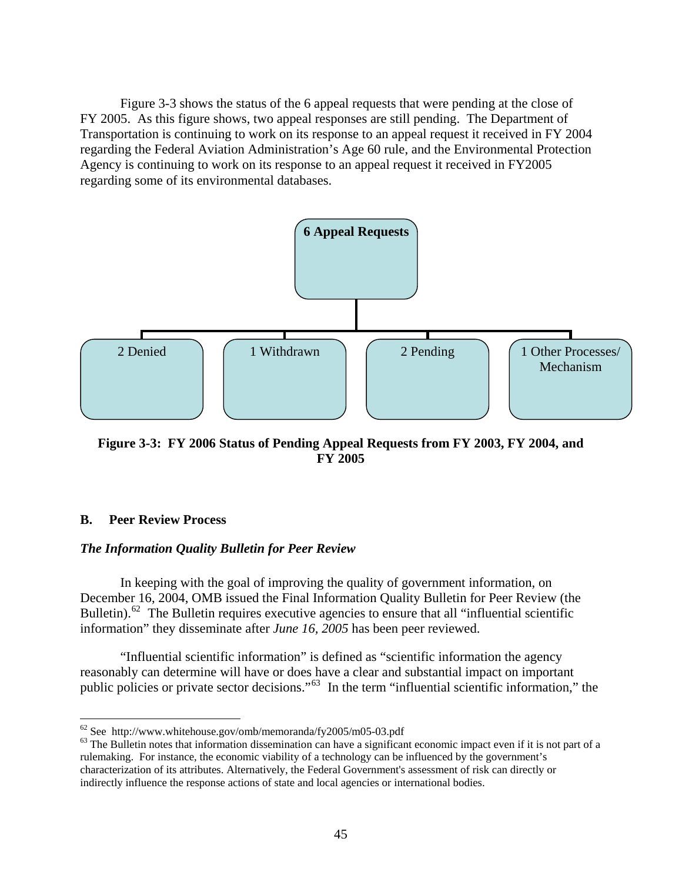Figure 3-3 shows the status of the 6 appeal requests that were pending at the close of FY 2005. As this figure shows, two appeal responses are still pending. The Department of Transportation is continuing to work on its response to an appeal request it received in FY 2004 regarding the Federal Aviation Administration's Age 60 rule, and the Environmental Protection Agency is continuing to work on its response to an appeal request it received in FY2005 regarding some of its environmental databases.

**6 Appeal Requests**

- 2 Denied
- 1 Withdrawn
- 2 Pending
- 1 Other Processes/ Mechanism

**Figure 3-3: FY 2006 Status of Pending Appeal Requests from FY 2003, FY 2004, and FY 2005**

## B. Peer Review Process

### *The Information Quality Bulletin for Peer Review*

In keeping with the goal of improving the quality of government information, on December 16, 2004, OMB issued the Final Information Quality Bulletin for Peer Review (the Bulletin).[62] The Bulletin requires executive agencies to ensure that all "influential scientific information" they disseminate after *June 16, 2005* has been peer reviewed.

"Influential scientific information" is defined as "scientific information the agency reasonably can determine will have or does have a clear and substantial impact on important public policies or private sector decisions."[63] In the term "influential scientific information," the

---

[62] See http://www.whitehouse.gov/omb/memoranda/fy2005/m05-03.pdf

[63] The Bulletin notes that information dissemination can have a significant economic impact even if it is not part of a rulemaking. For instance, the economic viability of a technology can be influenced by the government's characterization of its attributes. Alternatively, the Federal Government's assessment of risk can directly or indirectly influence the response actions of state and local agencies or international bodies.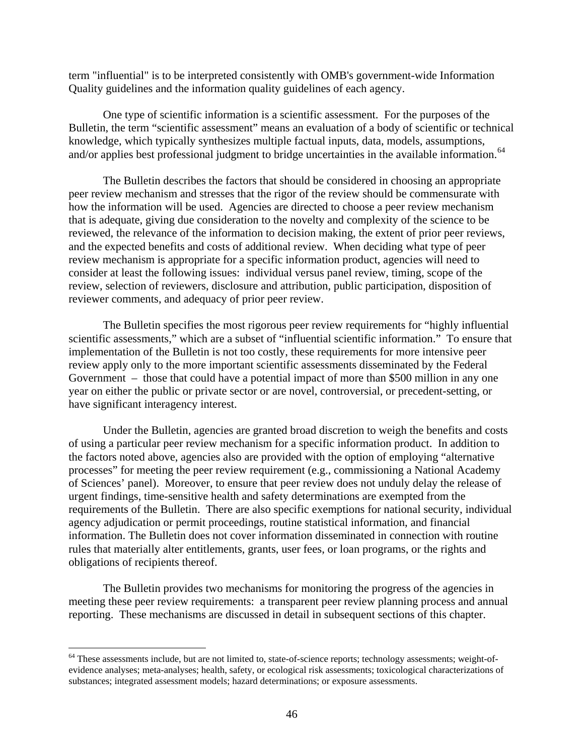term "influential" is to be interpreted consistently with OMB's government-wide Information Quality guidelines and the information quality guidelines of each agency.

One type of scientific information is a scientific assessment. For the purposes of the Bulletin, the term "scientific assessment" means an evaluation of a body of scientific or technical knowledge, which typically synthesizes multiple factual inputs, data, models, assumptions, and/or applies best professional judgment to bridge uncertainties in the available information.[64]

The Bulletin describes the factors that should be considered in choosing an appropriate peer review mechanism and stresses that the rigor of the review should be commensurate with how the information will be used. Agencies are directed to choose a peer review mechanism that is adequate, giving due consideration to the novelty and complexity of the science to be reviewed, the relevance of the information to decision making, the extent of prior peer reviews, and the expected benefits and costs of additional review. When deciding what type of peer review mechanism is appropriate for a specific information product, agencies will need to consider at least the following issues: individual versus panel review, timing, scope of the review, selection of reviewers, disclosure and attribution, public participation, disposition of reviewer comments, and adequacy of prior peer review.

The Bulletin specifies the most rigorous peer review requirements for "highly influential scientific assessments," which are a subset of "influential scientific information." To ensure that implementation of the Bulletin is not too costly, these requirements for more intensive peer review apply only to the more important scientific assessments disseminated by the Federal Government – those that could have a potential impact of more than $500 million in any one year on either the public or private sector or are novel, controversial, or precedent-setting, or have significant interagency interest.

Under the Bulletin, agencies are granted broad discretion to weigh the benefits and costs of using a particular peer review mechanism for a specific information product. In addition to the factors noted above, agencies also are provided with the option of employing "alternative processes" for meeting the peer review requirement (e.g., commissioning a National Academy of Sciences' panel). Moreover, to ensure that peer review does not unduly delay the release of urgent findings, time-sensitive health and safety determinations are exempted from the requirements of the Bulletin. There are also specific exemptions for national security, individual agency adjudication or permit proceedings, routine statistical information, and financial information. The Bulletin does not cover information disseminated in connection with routine rules that materially alter entitlements, grants, user fees, or loan programs, or the rights and obligations of recipients thereof.

The Bulletin provides two mechanisms for monitoring the progress of the agencies in meeting these peer review requirements: a transparent peer review planning process and annual reporting. These mechanisms are discussed in detail in subsequent sections of this chapter.

---

[64] These assessments include, but are not limited to, state-of-science reports; technology assessments; weight-of-evidence analyses; meta-analyses; health, safety, or ecological risk assessments; toxicological characterizations of substances; integrated assessment models; hazard determinations; or exposure assessments.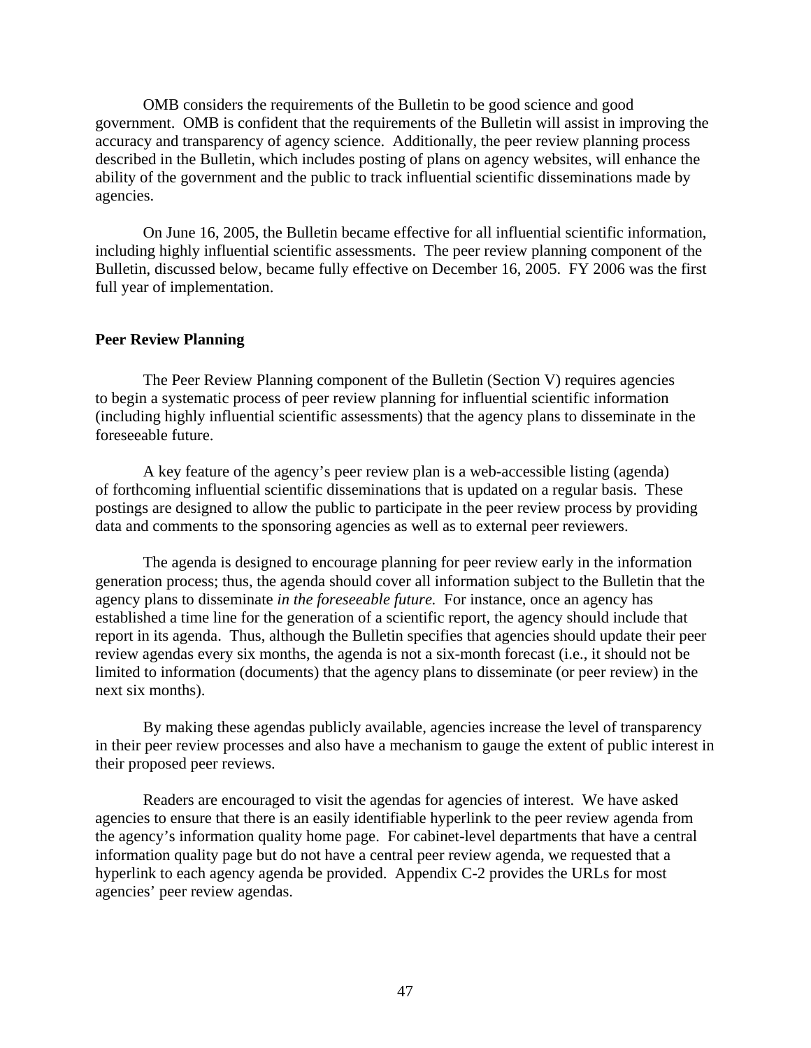OMB considers the requirements of the Bulletin to be good science and good government. OMB is confident that the requirements of the Bulletin will assist in improving the accuracy and transparency of agency science. Additionally, the peer review planning process described in the Bulletin, which includes posting of plans on agency websites, will enhance the ability of the government and the public to track influential scientific disseminations made by agencies.

On June 16, 2005, the Bulletin became effective for all influential scientific information, including highly influential scientific assessments. The peer review planning component of the Bulletin, discussed below, became fully effective on December 16, 2005. FY 2006 was the first full year of implementation.

**Peer Review Planning**

The Peer Review Planning component of the Bulletin (Section V) requires agencies to begin a systematic process of peer review planning for influential scientific information (including highly influential scientific assessments) that the agency plans to disseminate in the foreseeable future.

A key feature of the agency's peer review plan is a web-accessible listing (agenda) of forthcoming influential scientific disseminations that is updated on a regular basis. These postings are designed to allow the public to participate in the peer review process by providing data and comments to the sponsoring agencies as well as to external peer reviewers.

The agenda is designed to encourage planning for peer review early in the information generation process; thus, the agenda should cover all information subject to the Bulletin that the agency plans to disseminate *in the foreseeable future.* For instance, once an agency has established a time line for the generation of a scientific report, the agency should include that report in its agenda. Thus, although the Bulletin specifies that agencies should update their peer review agendas every six months, the agenda is not a six-month forecast (i.e., it should not be limited to information (documents) that the agency plans to disseminate (or peer review) in the next six months).

By making these agendas publicly available, agencies increase the level of transparency in their peer review processes and also have a mechanism to gauge the extent of public interest in their proposed peer reviews.

Readers are encouraged to visit the agendas for agencies of interest. We have asked agencies to ensure that there is an easily identifiable hyperlink to the peer review agenda from the agency's information quality home page. For cabinet-level departments that have a central information quality page but do not have a central peer review agenda, we requested that a hyperlink to each agency agenda be provided. Appendix C-2 provides the URLs for most agencies' peer review agendas.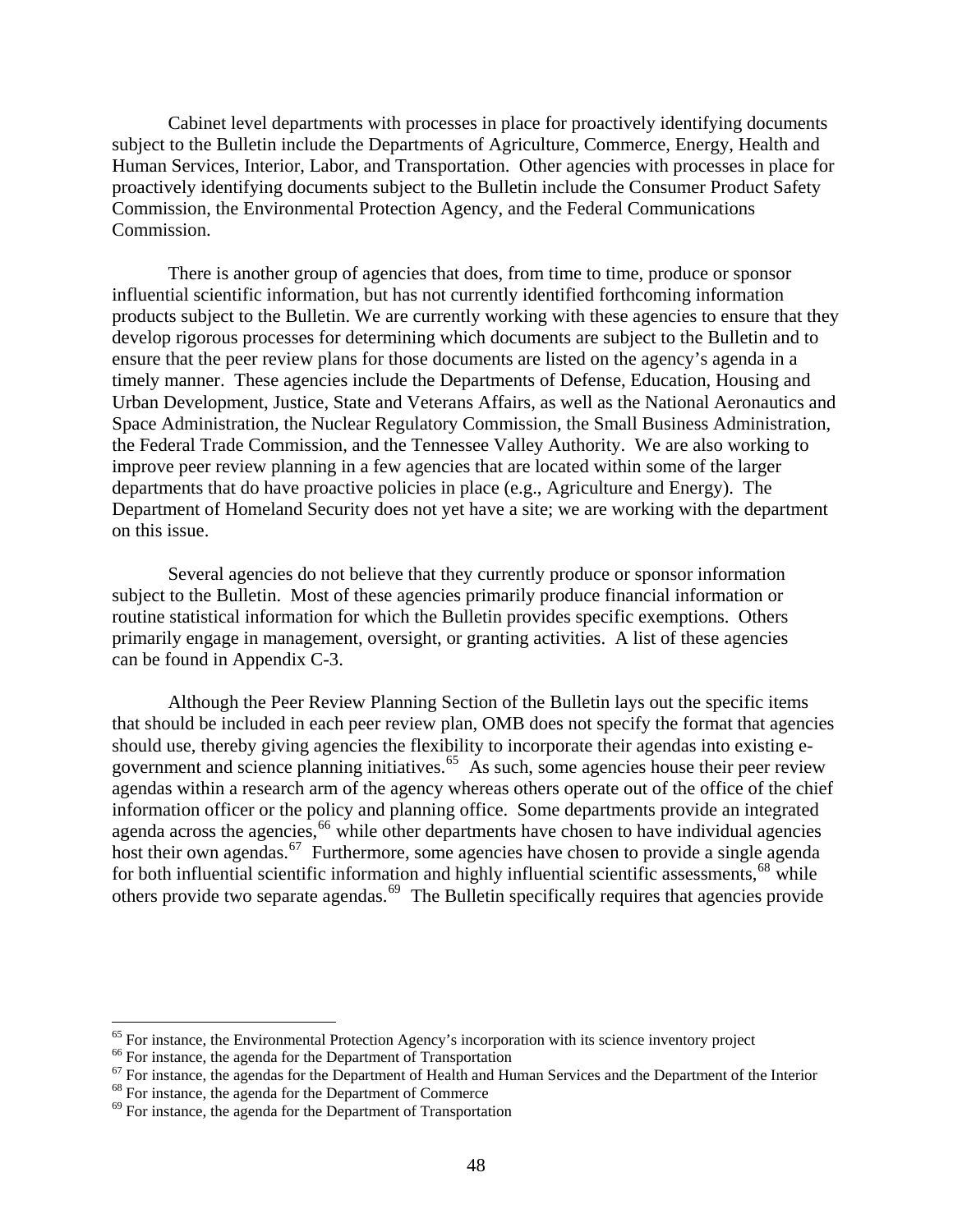Cabinet level departments with processes in place for proactively identifying documents subject to the Bulletin include the Departments of Agriculture, Commerce, Energy, Health and Human Services, Interior, Labor, and Transportation. Other agencies with processes in place for proactively identifying documents subject to the Bulletin include the Consumer Product Safety Commission, the Environmental Protection Agency, and the Federal Communications Commission.

There is another group of agencies that does, from time to time, produce or sponsor influential scientific information, but has not currently identified forthcoming information products subject to the Bulletin. We are currently working with these agencies to ensure that they develop rigorous processes for determining which documents are subject to the Bulletin and to ensure that the peer review plans for those documents are listed on the agency's agenda in a timely manner. These agencies include the Departments of Defense, Education, Housing and Urban Development, Justice, State and Veterans Affairs, as well as the National Aeronautics and Space Administration, the Nuclear Regulatory Commission, the Small Business Administration, the Federal Trade Commission, and the Tennessee Valley Authority. We are also working to improve peer review planning in a few agencies that are located within some of the larger departments that do have proactive policies in place (e.g., Agriculture and Energy). The Department of Homeland Security does not yet have a site; we are working with the department on this issue.

Several agencies do not believe that they currently produce or sponsor information subject to the Bulletin. Most of these agencies primarily produce financial information or routine statistical information for which the Bulletin provides specific exemptions. Others primarily engage in management, oversight, or granting activities. A list of these agencies can be found in Appendix C-3.

Although the Peer Review Planning Section of the Bulletin lays out the specific items that should be included in each peer review plan, OMB does not specify the format that agencies should use, thereby giving agencies the flexibility to incorporate their agendas into existing e-government and science planning initiatives.[65] As such, some agencies house their peer review agendas within a research arm of the agency whereas others operate out of the office of the chief information officer or the policy and planning office. Some departments provide an integrated agenda across the agencies,[66] while other departments have chosen to have individual agencies host their own agendas.[67] Furthermore, some agencies have chosen to provide a single agenda for both influential scientific information and highly influential scientific assessments,[68] while others provide two separate agendas.[69] The Bulletin specifically requires that agencies provide

[65] For instance, the Environmental Protection Agency's incorporation with its science inventory project

[66] For instance, the agenda for the Department of Transportation

[67] For instance, the agendas for the Department of Health and Human Services and the Department of the Interior

[68] For instance, the agenda for the Department of Commerce

[69] For instance, the agenda for the Department of Transportation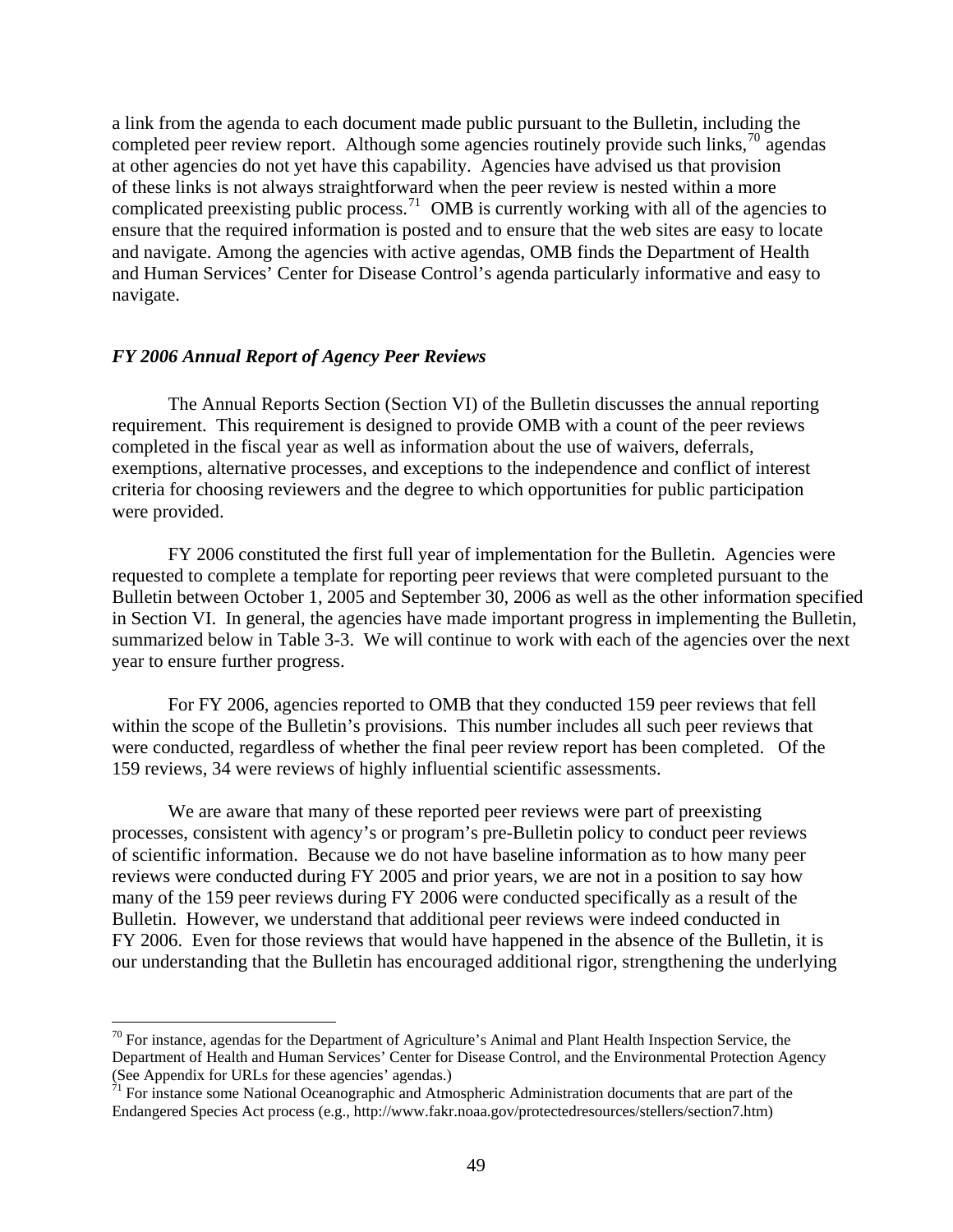a link from the agenda to each document made public pursuant to the Bulletin, including the completed peer review report. Although some agencies routinely provide such links,[70] agendas at other agencies do not yet have this capability. Agencies have advised us that provision of these links is not always straightforward when the peer review is nested within a more complicated preexisting public process.[71] OMB is currently working with all of the agencies to ensure that the required information is posted and to ensure that the web sites are easy to locate and navigate. Among the agencies with active agendas, OMB finds the Department of Health and Human Services' Center for Disease Control's agenda particularly informative and easy to navigate.

### *FY 2006 Annual Report of Agency Peer Reviews*

The Annual Reports Section (Section VI) of the Bulletin discusses the annual reporting requirement. This requirement is designed to provide OMB with a count of the peer reviews completed in the fiscal year as well as information about the use of waivers, deferrals, exemptions, alternative processes, and exceptions to the independence and conflict of interest criteria for choosing reviewers and the degree to which opportunities for public participation were provided.

FY 2006 constituted the first full year of implementation for the Bulletin. Agencies were requested to complete a template for reporting peer reviews that were completed pursuant to the Bulletin between October 1, 2005 and September 30, 2006 as well as the other information specified in Section VI. In general, the agencies have made important progress in implementing the Bulletin, summarized below in Table 3-3. We will continue to work with each of the agencies over the next year to ensure further progress.

For FY 2006, agencies reported to OMB that they conducted 159 peer reviews that fell within the scope of the Bulletin's provisions. This number includes all such peer reviews that were conducted, regardless of whether the final peer review report has been completed. Of the 159 reviews, 34 were reviews of highly influential scientific assessments.

We are aware that many of these reported peer reviews were part of preexisting processes, consistent with agency's or program's pre-Bulletin policy to conduct peer reviews of scientific information. Because we do not have baseline information as to how many peer reviews were conducted during FY 2005 and prior years, we are not in a position to say how many of the 159 peer reviews during FY 2006 were conducted specifically as a result of the Bulletin. However, we understand that additional peer reviews were indeed conducted in FY 2006. Even for those reviews that would have happened in the absence of the Bulletin, it is our understanding that the Bulletin has encouraged additional rigor, strengthening the underlying

---

[70] For instance, agendas for the Department of Agriculture's Animal and Plant Health Inspection Service, the Department of Health and Human Services' Center for Disease Control, and the Environmental Protection Agency (See Appendix for URLs for these agencies' agendas.)

[71] For instance some National Oceanographic and Atmospheric Administration documents that are part of the Endangered Species Act process (e.g., http://www.fakr.noaa.gov/protectedresources/stellers/section7.htm)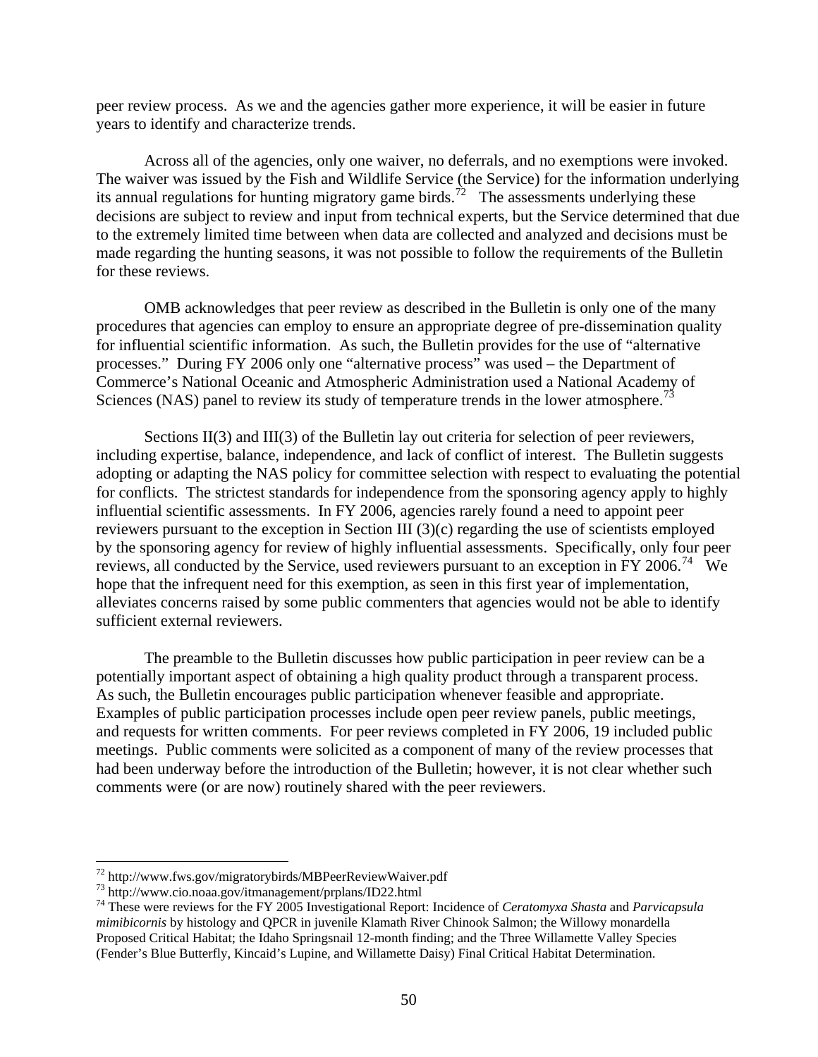peer review process. As we and the agencies gather more experience, it will be easier in future years to identify and characterize trends.

Across all of the agencies, only one waiver, no deferrals, and no exemptions were invoked. The waiver was issued by the Fish and Wildlife Service (the Service) for the information underlying its annual regulations for hunting migratory game birds.[72] The assessments underlying these decisions are subject to review and input from technical experts, but the Service determined that due to the extremely limited time between when data are collected and analyzed and decisions must be made regarding the hunting seasons, it was not possible to follow the requirements of the Bulletin for these reviews.

OMB acknowledges that peer review as described in the Bulletin is only one of the many procedures that agencies can employ to ensure an appropriate degree of pre-dissemination quality for influential scientific information. As such, the Bulletin provides for the use of "alternative processes." During FY 2006 only one "alternative process" was used – the Department of Commerce's National Oceanic and Atmospheric Administration used a National Academy of Sciences (NAS) panel to review its study of temperature trends in the lower atmosphere.[73]

Sections II(3) and III(3) of the Bulletin lay out criteria for selection of peer reviewers, including expertise, balance, independence, and lack of conflict of interest. The Bulletin suggests adopting or adapting the NAS policy for committee selection with respect to evaluating the potential for conflicts. The strictest standards for independence from the sponsoring agency apply to highly influential scientific assessments. In FY 2006, agencies rarely found a need to appoint peer reviewers pursuant to the exception in Section III (3)(c) regarding the use of scientists employed by the sponsoring agency for review of highly influential assessments. Specifically, only four peer reviews, all conducted by the Service, used reviewers pursuant to an exception in FY 2006.[74] We hope that the infrequent need for this exemption, as seen in this first year of implementation, alleviates concerns raised by some public commenters that agencies would not be able to identify sufficient external reviewers.

The preamble to the Bulletin discusses how public participation in peer review can be a potentially important aspect of obtaining a high quality product through a transparent process. As such, the Bulletin encourages public participation whenever feasible and appropriate. Examples of public participation processes include open peer review panels, public meetings, and requests for written comments. For peer reviews completed in FY 2006, 19 included public meetings. Public comments were solicited as a component of many of the review processes that had been underway before the introduction of the Bulletin; however, it is not clear whether such comments were (or are now) routinely shared with the peer reviewers.

---

[72] http://www.fws.gov/migratorybirds/MBPeerReviewWaiver.pdf

[73] http://www.cio.noaa.gov/itmanagement/prplans/ID22.html

[74] These were reviews for the FY 2005 Investigational Report: Incidence of *Ceratomyxa Shasta* and *Parvicapsula mimibicornis* by histology and QPCR in juvenile Klamath River Chinook Salmon; the Willowy monardella Proposed Critical Habitat; the Idaho Springsnail 12-month finding; and the Three Willamette Valley Species (Fender's Blue Butterfly, Kincaid's Lupine, and Willamette Daisy) Final Critical Habitat Determination.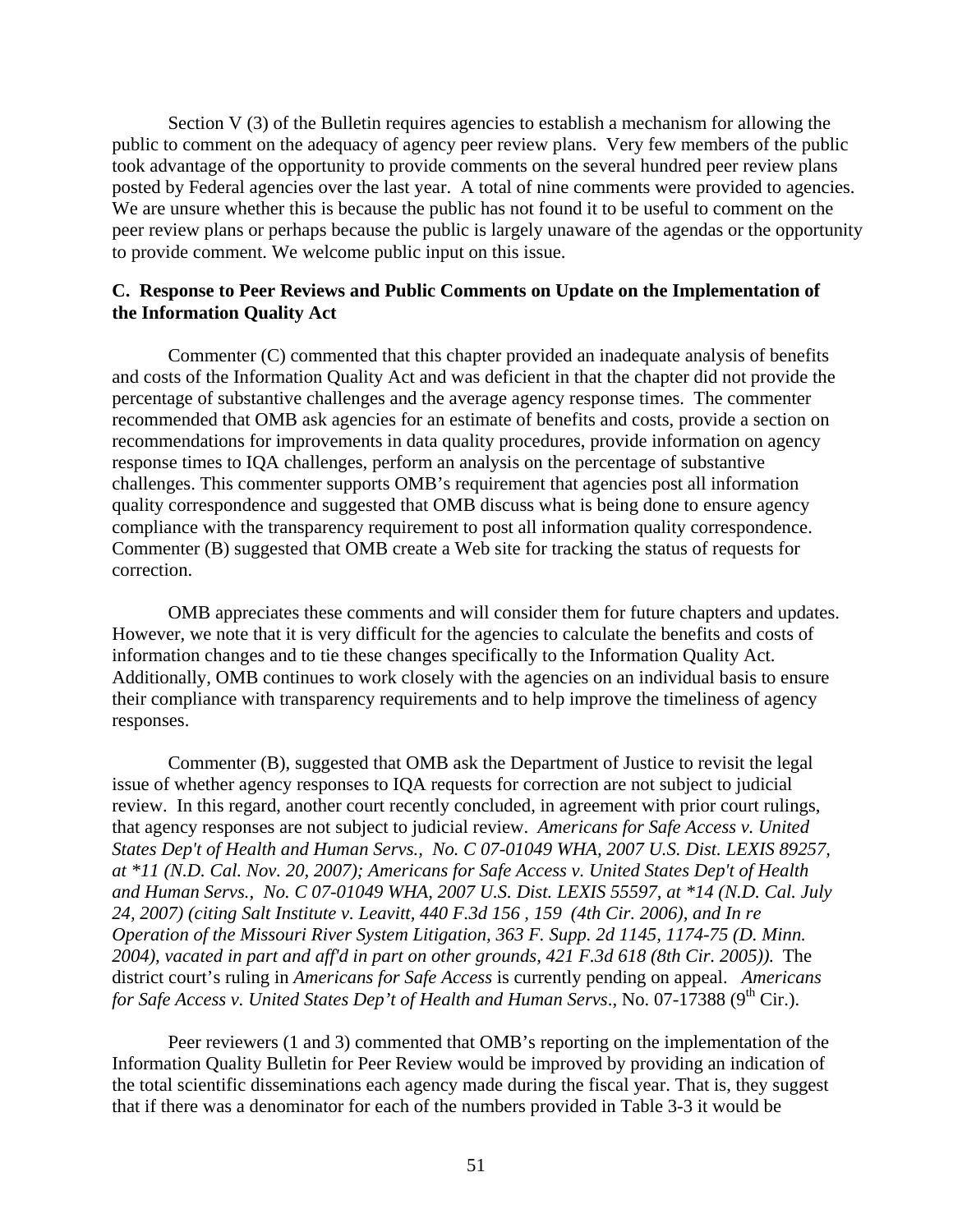Section V (3) of the Bulletin requires agencies to establish a mechanism for allowing the public to comment on the adequacy of agency peer review plans. Very few members of the public took advantage of the opportunity to provide comments on the several hundred peer review plans posted by Federal agencies over the last year. A total of nine comments were provided to agencies. We are unsure whether this is because the public has not found it to be useful to comment on the peer review plans or perhaps because the public is largely unaware of the agendas or the opportunity to provide comment. We welcome public input on this issue.

**C. Response to Peer Reviews and Public Comments on Update on the Implementation of the Information Quality Act**

Commenter (C) commented that this chapter provided an inadequate analysis of benefits and costs of the Information Quality Act and was deficient in that the chapter did not provide the percentage of substantive challenges and the average agency response times. The commenter recommended that OMB ask agencies for an estimate of benefits and costs, provide a section on recommendations for improvements in data quality procedures, provide information on agency response times to IQA challenges, perform an analysis on the percentage of substantive challenges. This commenter supports OMB's requirement that agencies post all information quality correspondence and suggested that OMB discuss what is being done to ensure agency compliance with the transparency requirement to post all information quality correspondence. Commenter (B) suggested that OMB create a Web site for tracking the status of requests for correction.

OMB appreciates these comments and will consider them for future chapters and updates. However, we note that it is very difficult for the agencies to calculate the benefits and costs of information changes and to tie these changes specifically to the Information Quality Act. Additionally, OMB continues to work closely with the agencies on an individual basis to ensure their compliance with transparency requirements and to help improve the timeliness of agency responses.

Commenter (B), suggested that OMB ask the Department of Justice to revisit the legal issue of whether agency responses to IQA requests for correction are not subject to judicial review. In this regard, another court recently concluded, in agreement with prior court rulings, that agency responses are not subject to judicial review. *Americans for Safe Access v. United States Dep't of Health and Human Servs., No. C 07-01049 WHA, 2007 U.S. Dist. LEXIS 89257, at *11 (N.D. Cal. Nov. 20, 2007); Americans for Safe Access v. United States Dep't of Health and Human Servs., No. C 07-01049 WHA, 2007 U.S. Dist. LEXIS 55597, at *14 (N.D. Cal. July 24, 2007) (citing Salt Institute v. Leavitt, 440 F.3d 156 , 159 (4th Cir. 2006), and In re Operation of the Missouri River System Litigation, 363 F. Supp. 2d 1145, 1174-75 (D. Minn. 2004), vacated in part and aff'd in part on other grounds, 421 F.3d 618 (8th Cir. 2005)).* The district court's ruling in *Americans for Safe Access* is currently pending on appeal. *Americans for Safe Access v. United States Dep't of Health and Human Servs*., No. 07-17388 (9th Cir.).

Peer reviewers (1 and 3) commented that OMB's reporting on the implementation of the Information Quality Bulletin for Peer Review would be improved by providing an indication of the total scientific disseminations each agency made during the fiscal year. That is, they suggest that if there was a denominator for each of the numbers provided in Table 3-3 it would be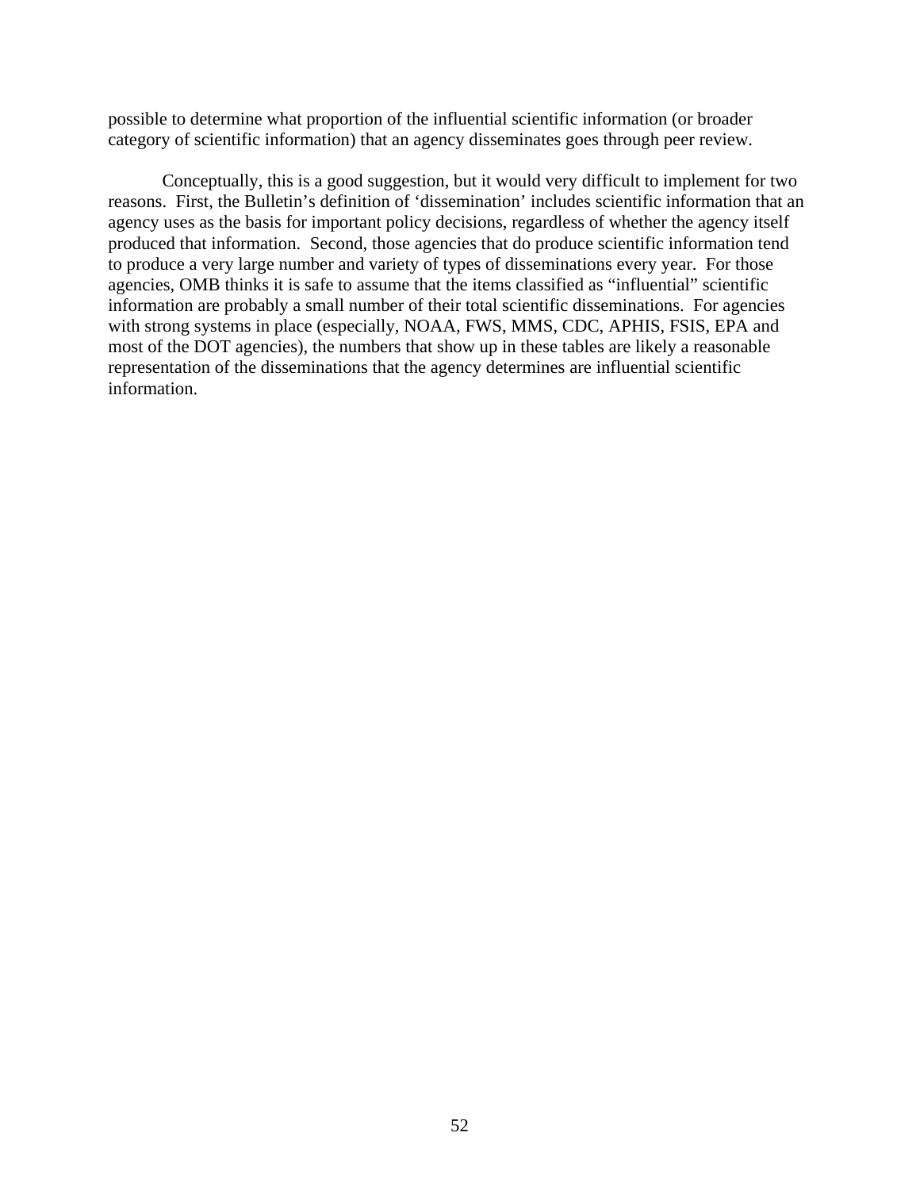possible to determine what proportion of the influential scientific information (or broader category of scientific information) that an agency disseminates goes through peer review.

Conceptually, this is a good suggestion, but it would very difficult to implement for two reasons. First, the Bulletin's definition of 'dissemination' includes scientific information that an agency uses as the basis for important policy decisions, regardless of whether the agency itself produced that information. Second, those agencies that do produce scientific information tend to produce a very large number and variety of types of disseminations every year. For those agencies, OMB thinks it is safe to assume that the items classified as "influential" scientific information are probably a small number of their total scientific disseminations. For agencies with strong systems in place (especially, NOAA, FWS, MMS, CDC, APHIS, FSIS, EPA and most of the DOT agencies), the numbers that show up in these tables are likely a reasonable representation of the disseminations that the agency determines are influential scientific information.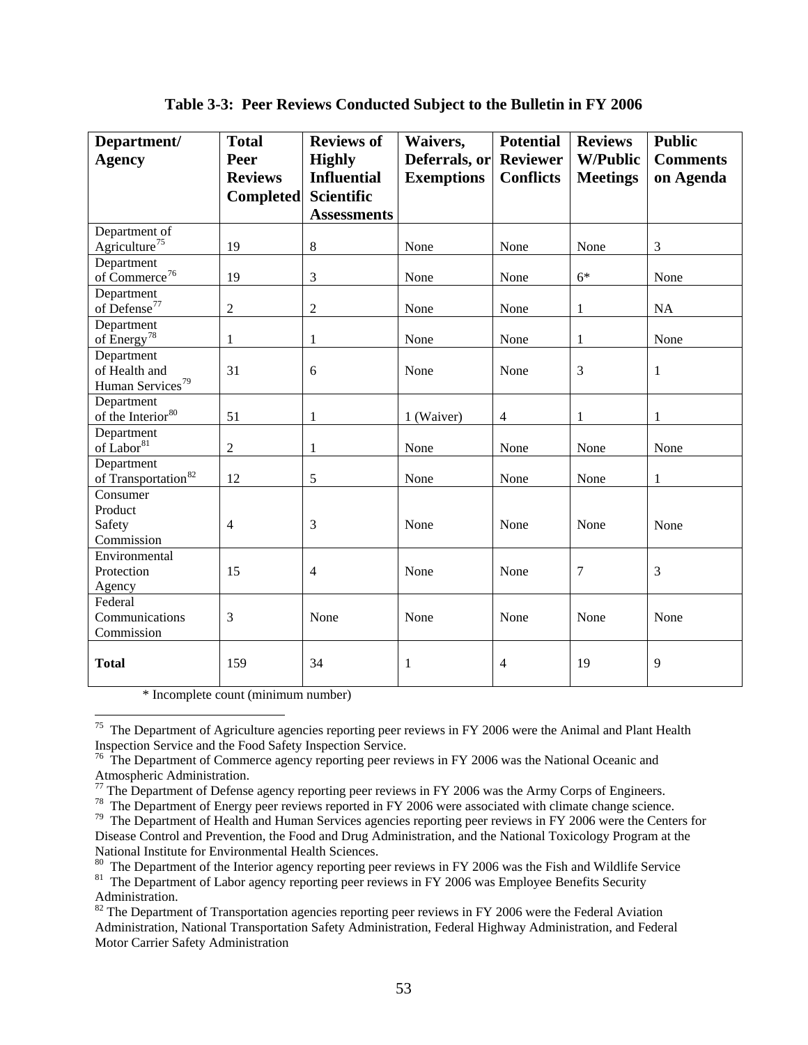**Table 3-3: Peer Reviews Conducted Subject to the Bulletin in FY 2006**

| Department/ Agency | Total Peer Reviews Completed | Reviews of Highly Influential Scientific Assessments | Waivers, Deferrals, or Exemptions | Potential Reviewer Conflicts | Reviews W/Public Meetings | Public Comments on Agenda |
|---|---|---|---|---|---|---|
| Department of Agriculture[75] | 19 | 8 | None | None | None | 3 |
| Department of Commerce[76] | 19 | 3 | None | None | 6* | None |
| Department of Defense[77] | 2 | 2 | None | None | 1 | NA |
| Department of Energy[78] | 1 | 1 | None | None | 1 | None |
| Department of Health and Human Services[79] | 31 | 6 | None | None | 3 | 1 |
| Department of the Interior[80] | 51 | 1 | 1 (Waiver) | 4 | 1 | 1 |
| Department of Labor[81] | 2 | 1 | None | None | None | None |
| Department of Transportation[82] | 12 | 5 | None | None | None | 1 |
| Consumer Product Safety Commission | 4 | 3 | None | None | None | None |
| Environmental Protection Agency | 15 | 4 | None | None | 7 | 3 |
| Federal Communications Commission | 3 | None | None | None | None | None |
| **Total** | 159 | 34 | 1 | 4 | 19 | 9 |

\* Incomplete count (minimum number)

---

[75] The Department of Agriculture agencies reporting peer reviews in FY 2006 were the Animal and Plant Health Inspection Service and the Food Safety Inspection Service.

[76] The Department of Commerce agency reporting peer reviews in FY 2006 was the National Oceanic and Atmospheric Administration.

[77] The Department of Defense agency reporting peer reviews in FY 2006 was the Army Corps of Engineers.

[78] The Department of Energy peer reviews reported in FY 2006 were associated with climate change science.

[79] The Department of Health and Human Services agencies reporting peer reviews in FY 2006 were the Centers for Disease Control and Prevention, the Food and Drug Administration, and the National Toxicology Program at the National Institute for Environmental Health Sciences.

[80] The Department of the Interior agency reporting peer reviews in FY 2006 was the Fish and Wildlife Service

[81] The Department of Labor agency reporting peer reviews in FY 2006 was Employee Benefits Security Administration.

[82] The Department of Transportation agencies reporting peer reviews in FY 2006 were the Federal Aviation Administration, National Transportation Safety Administration, Federal Highway Administration, and Federal Motor Carrier Safety Administration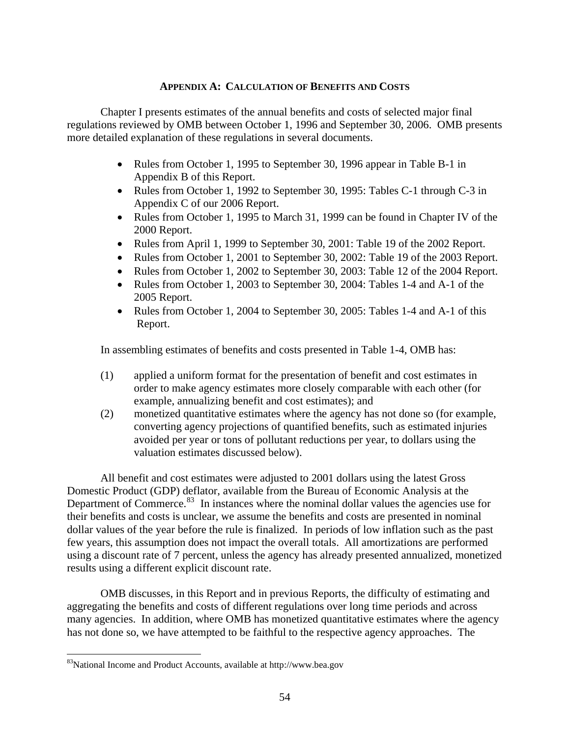## APPENDIX A: CALCULATION OF BENEFITS AND COSTS

Chapter I presents estimates of the annual benefits and costs of selected major final regulations reviewed by OMB between October 1, 1996 and September 30, 2006. OMB presents more detailed explanation of these regulations in several documents.

- Rules from October 1, 1995 to September 30, 1996 appear in Table B-1 in Appendix B of this Report.
- Rules from October 1, 1992 to September 30, 1995: Tables C-1 through C-3 in Appendix C of our 2006 Report.
- Rules from October 1, 1995 to March 31, 1999 can be found in Chapter IV of the 2000 Report.
- Rules from April 1, 1999 to September 30, 2001: Table 19 of the 2002 Report.
- Rules from October 1, 2001 to September 30, 2002: Table 19 of the 2003 Report.
- Rules from October 1, 2002 to September 30, 2003: Table 12 of the 2004 Report.
- Rules from October 1, 2003 to September 30, 2004: Tables 1-4 and A-1 of the 2005 Report.
- Rules from October 1, 2004 to September 30, 2005: Tables 1-4 and A-1 of this Report.

In assembling estimates of benefits and costs presented in Table 1-4, OMB has:

(1) applied a uniform format for the presentation of benefit and cost estimates in order to make agency estimates more closely comparable with each other (for example, annualizing benefit and cost estimates); and

(2) monetized quantitative estimates where the agency has not done so (for example, converting agency projections of quantified benefits, such as estimated injuries avoided per year or tons of pollutant reductions per year, to dollars using the valuation estimates discussed below).

All benefit and cost estimates were adjusted to 2001 dollars using the latest Gross Domestic Product (GDP) deflator, available from the Bureau of Economic Analysis at the Department of Commerce.[83] In instances where the nominal dollar values the agencies use for their benefits and costs is unclear, we assume the benefits and costs are presented in nominal dollar values of the year before the rule is finalized. In periods of low inflation such as the past few years, this assumption does not impact the overall totals. All amortizations are performed using a discount rate of 7 percent, unless the agency has already presented annualized, monetized results using a different explicit discount rate.

OMB discusses, in this Report and in previous Reports, the difficulty of estimating and aggregating the benefits and costs of different regulations over long time periods and across many agencies. In addition, where OMB has monetized quantitative estimates where the agency has not done so, we have attempted to be faithful to the respective agency approaches. The

[83] National Income and Product Accounts, available at http://www.bea.gov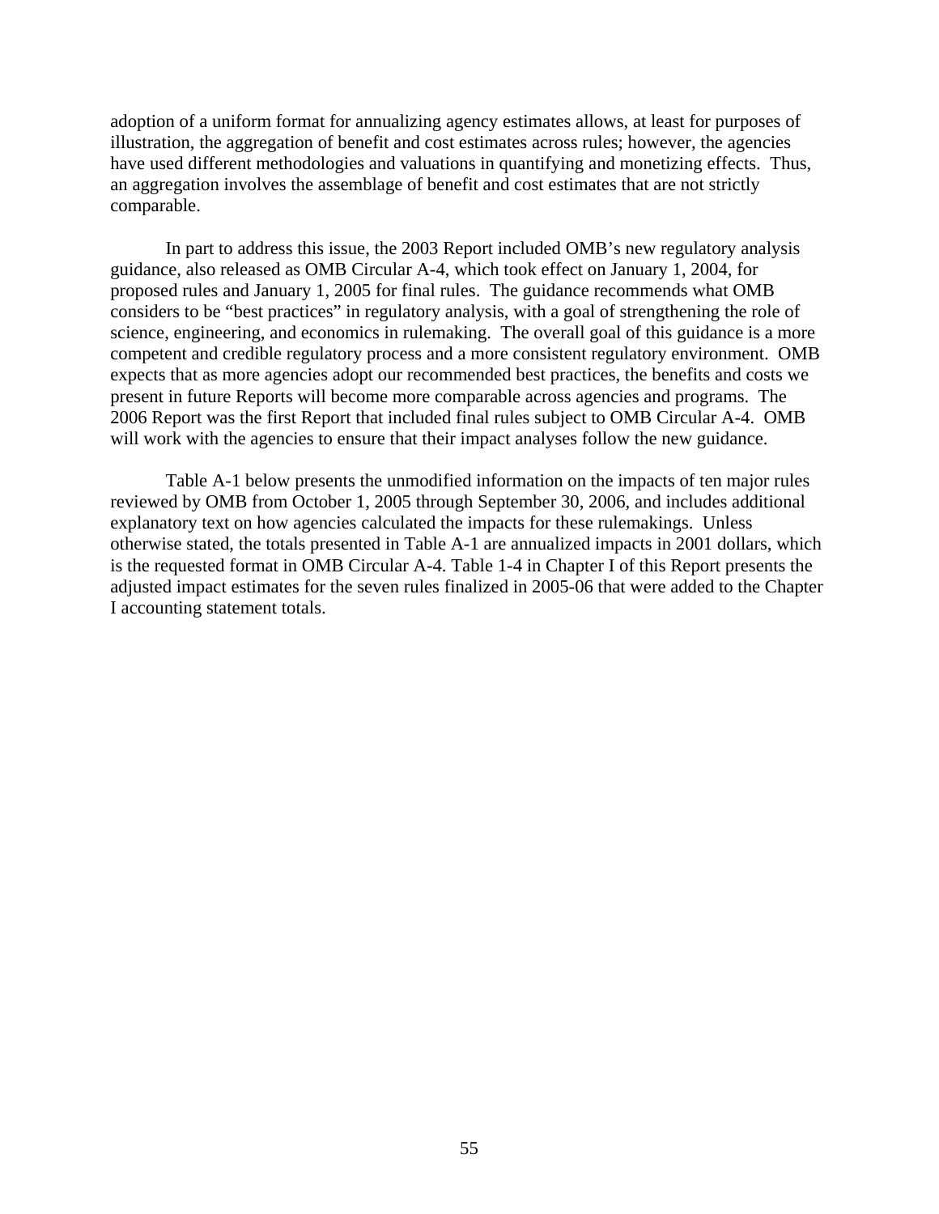adoption of a uniform format for annualizing agency estimates allows, at least for purposes of illustration, the aggregation of benefit and cost estimates across rules; however, the agencies have used different methodologies and valuations in quantifying and monetizing effects. Thus, an aggregation involves the assemblage of benefit and cost estimates that are not strictly comparable.

In part to address this issue, the 2003 Report included OMB's new regulatory analysis guidance, also released as OMB Circular A-4, which took effect on January 1, 2004, for proposed rules and January 1, 2005 for final rules. The guidance recommends what OMB considers to be "best practices" in regulatory analysis, with a goal of strengthening the role of science, engineering, and economics in rulemaking. The overall goal of this guidance is a more competent and credible regulatory process and a more consistent regulatory environment. OMB expects that as more agencies adopt our recommended best practices, the benefits and costs we present in future Reports will become more comparable across agencies and programs. The 2006 Report was the first Report that included final rules subject to OMB Circular A-4. OMB will work with the agencies to ensure that their impact analyses follow the new guidance.

Table A-1 below presents the unmodified information on the impacts of ten major rules reviewed by OMB from October 1, 2005 through September 30, 2006, and includes additional explanatory text on how agencies calculated the impacts for these rulemakings. Unless otherwise stated, the totals presented in Table A-1 are annualized impacts in 2001 dollars, which is the requested format in OMB Circular A-4. Table 1-4 in Chapter I of this Report presents the adjusted impact estimates for the seven rules finalized in 2005-06 that were added to the Chapter I accounting statement totals.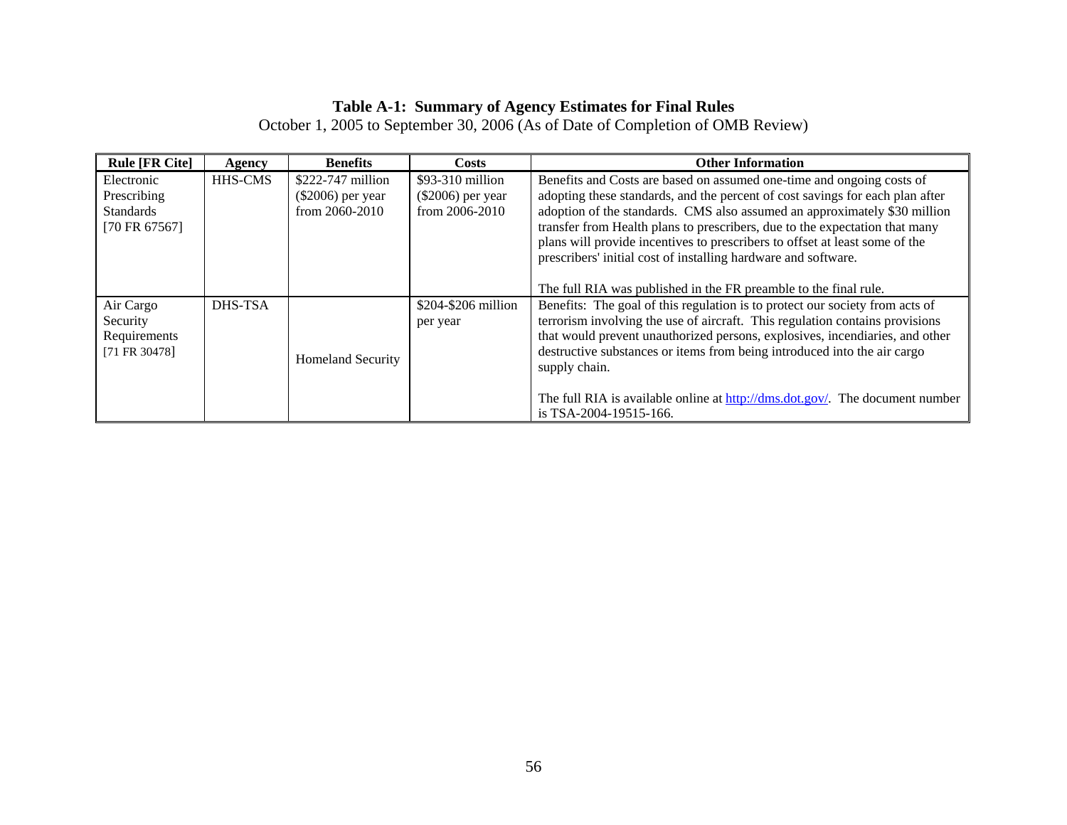**Table A-1: Summary of Agency Estimates for Final Rules**

October 1, 2005 to September 30, 2006 (As of Date of Completion of OMB Review)

| Rule [FR Cite] | Agency | Benefits | Costs | Other Information |
|---|---|---|---|---|
| Electronic Prescribing Standards [70 FR 67567] | HHS-CMS | $222-747 million ($2006) per year from 2060-2010 | $93-310 million ($2006) per year from 2006-2010 | Benefits and Costs are based on assumed one-time and ongoing costs of adopting these standards, and the percent of cost savings for each plan after adoption of the standards. CMS also assumed an approximately $30 million transfer from Health plans to prescribers, due to the expectation that many plans will provide incentives to prescribers to offset at least some of the prescribers' initial cost of installing hardware and software.<br><br>The full RIA was published in the FR preamble to the final rule. |
| Air Cargo Security Requirements [71 FR 30478] | DHS-TSA | Homeland Security | $204-$206 million per year | Benefits: The goal of this regulation is to protect our society from acts of terrorism involving the use of aircraft. This regulation contains provisions that would prevent unauthorized persons, explosives, incendiaries, and other destructive substances or items from being introduced into the air cargo supply chain.<br><br>The full RIA is available online at http://dms.dot.gov/. The document number is TSA-2004-19515-166. |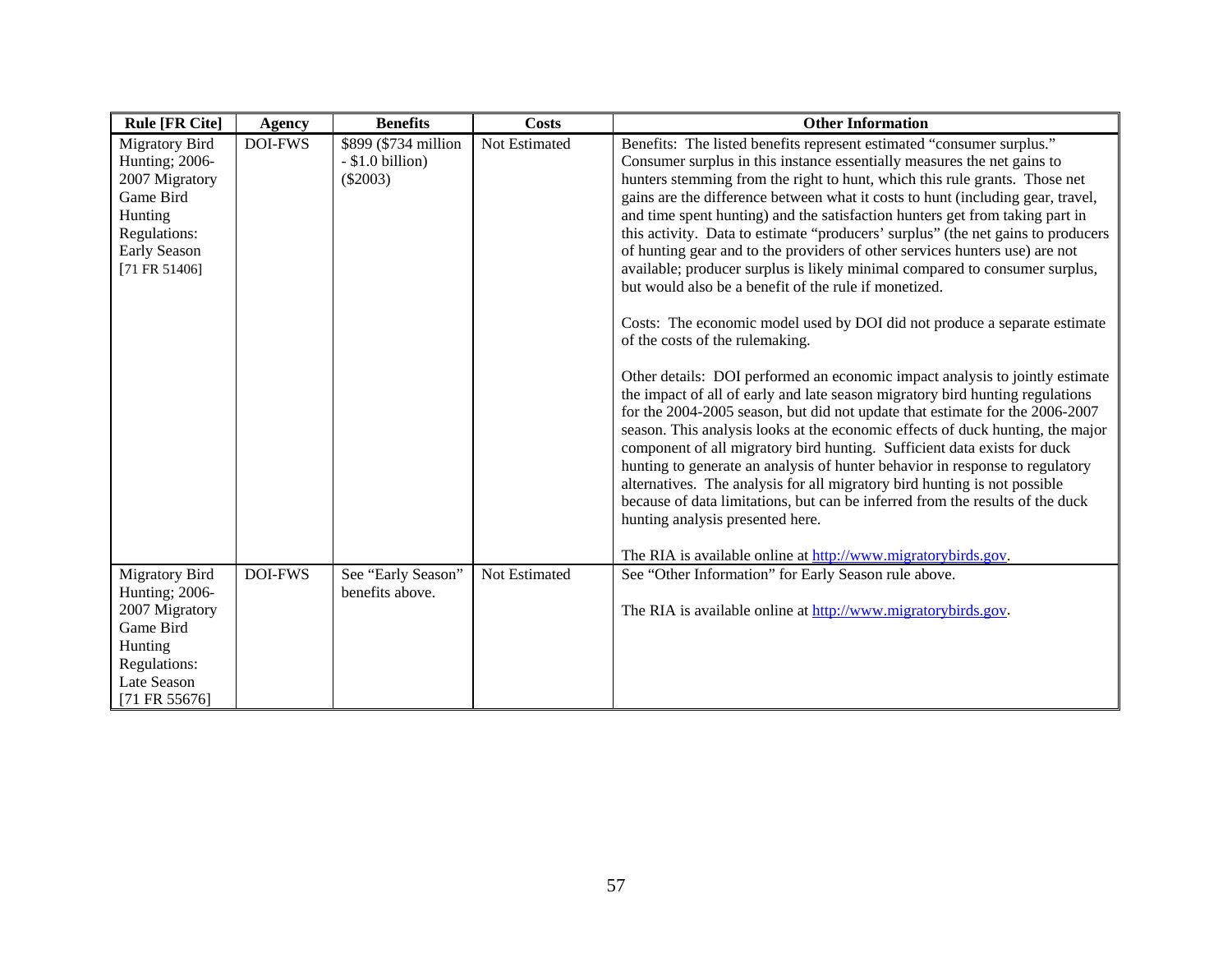| Rule [FR Cite] | Agency | Benefits | Costs | Other Information |
|---|---|---|---|---|
| Migratory Bird Hunting; 2006-2007 Migratory Game Bird Hunting Regulations: Early Season [71 FR 51406] | DOI-FWS | $899 ($734 million - $1.0 billion) ($2003) | Not Estimated | Benefits: The listed benefits represent estimated "consumer surplus." Consumer surplus in this instance essentially measures the net gains to hunters stemming from the right to hunt, which this rule grants. Those net gains are the difference between what it costs to hunt (including gear, travel, and time spent hunting) and the satisfaction hunters get from taking part in this activity. Data to estimate "producers' surplus" (the net gains to producers of hunting gear and to the providers of other services hunters use) are not available; producer surplus is likely minimal compared to consumer surplus, but would also be a benefit of the rule if monetized.<br><br>Costs: The economic model used by DOI did not produce a separate estimate of the costs of the rulemaking.<br><br>Other details: DOI performed an economic impact analysis to jointly estimate the impact of all of early and late season migratory bird hunting regulations for the 2004-2005 season, but did not update that estimate for the 2006-2007 season. This analysis looks at the economic effects of duck hunting, the major component of all migratory bird hunting. Sufficient data exists for duck hunting to generate an analysis of hunter behavior in response to regulatory alternatives. The analysis for all migratory bird hunting is not possible because of data limitations, but can be inferred from the results of the duck hunting analysis presented here.<br><br>The RIA is available online at http://www.migratorybirds.gov. |
| Migratory Bird Hunting; 2006-2007 Migratory Game Bird Hunting Regulations: Late Season [71 FR 55676] | DOI-FWS | See "Early Season" benefits above. | Not Estimated | See "Other Information" for Early Season rule above.<br><br>The RIA is available online at http://www.migratorybirds.gov. |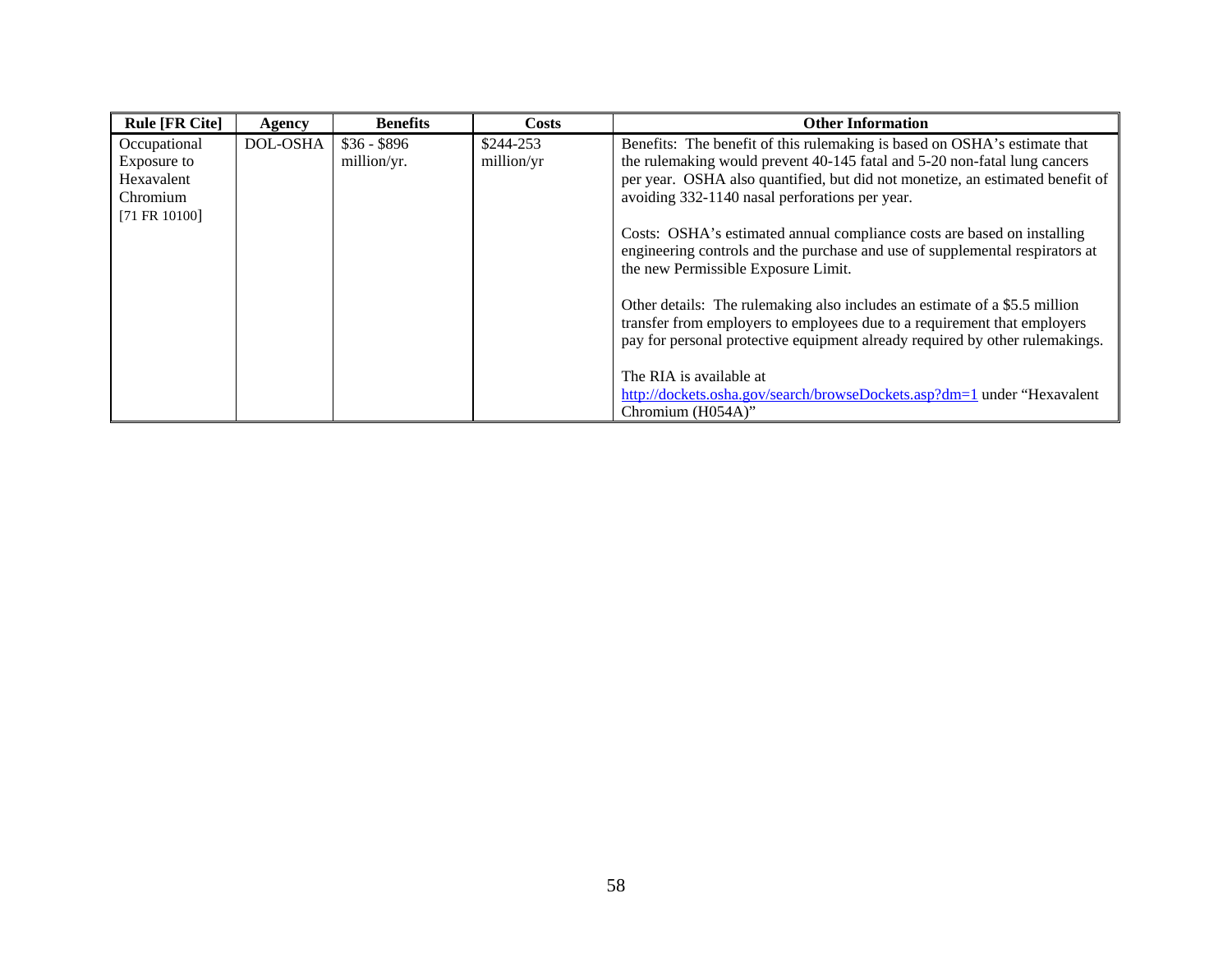| Rule [FR Cite] | Agency | Benefits | Costs | Other Information |
|---|---|---|---|---|
| Occupational Exposure to Hexavalent Chromium [71 FR 10100] | DOL-OSHA | $36 - $896 million/yr. | $244-253 million/yr | Benefits: The benefit of this rulemaking is based on OSHA's estimate that the rulemaking would prevent 40-145 fatal and 5-20 non-fatal lung cancers per year. OSHA also quantified, but did not monetize, an estimated benefit of avoiding 332-1140 nasal perforations per year.<br><br>Costs: OSHA's estimated annual compliance costs are based on installing engineering controls and the purchase and use of supplemental respirators at the new Permissible Exposure Limit.<br><br>Other details: The rulemaking also includes an estimate of a $5.5 million transfer from employers to employees due to a requirement that employers pay for personal protective equipment already required by other rulemakings.<br><br>The RIA is available at http://dockets.osha.gov/search/browseDockets.asp?dm=1 under "Hexavalent Chromium (H054A)" |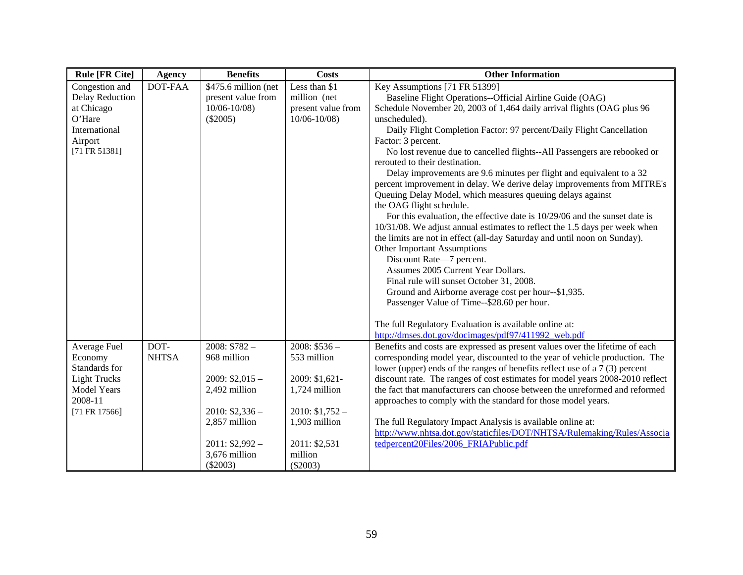| Rule [FR Cite] | Agency | Benefits | Costs | Other Information |
|---|---|---|---|---|
| Congestion and Delay Reduction at Chicago O'Hare International Airport [71 FR 51381] | DOT-FAA | $475.6 million (net present value from 10/06-10/08) ($2005) | Less than $1 million (net present value from 10/06-10/08) | Key Assumptions [71 FR 51399]<br>Baseline Flight Operations--Official Airline Guide (OAG) Schedule November 20, 2003 of 1,464 daily arrival flights (OAG plus 96 unscheduled).<br>Daily Flight Completion Factor: 97 percent/Daily Flight Cancellation Factor: 3 percent.<br>No lost revenue due to cancelled flights--All Passengers are rebooked or rerouted to their destination.<br>Delay improvements are 9.6 minutes per flight and equivalent to a 32 percent improvement in delay. We derive delay improvements from MITRE's Queuing Delay Model, which measures queuing delays against the OAG flight schedule.<br>For this evaluation, the effective date is 10/29/06 and the sunset date is 10/31/08. We adjust annual estimates to reflect the 1.5 days per week when the limits are not in effect (all-day Saturday and until noon on Sunday).<br>Other Important Assumptions<br>Discount Rate—7 percent.<br>Assumes 2005 Current Year Dollars.<br>Final rule will sunset October 31, 2008.<br>Ground and Airborne average cost per hour--$1,935.<br>Passenger Value of Time--$28.60 per hour.<br><br>The full Regulatory Evaluation is available online at: http://dmses.dot.gov/docimages/pdf97/411992_web.pdf |
| Average Fuel Economy Standards for Light Trucks Model Years 2008-11 [71 FR 17566] | DOT-NHTSA | 2008: $782 – 968 million<br><br>2009: $2,015 – 2,492 million<br><br>2010: $2,336 – 2,857 million<br><br>2011: $2,992 – 3,676 million ($2003) | 2008: $536 – 553 million<br><br>2009: $1,621- 1,724 million<br><br>2010: $1,752 – 1,903 million<br><br>2011: $2,531 million ($2003) | Benefits and costs are expressed as present values over the lifetime of each corresponding model year, discounted to the year of vehicle production. The lower (upper) ends of the ranges of benefits reflect use of a 7 (3) percent discount rate. The ranges of cost estimates for model years 2008-2010 reflect the fact that manufacturers can choose between the unreformed and reformed approaches to comply with the standard for those model years.<br><br>The full Regulatory Impact Analysis is available online at: http://www.nhtsa.dot.gov/staticfiles/DOT/NHTSA/Rulemaking/Rules/Associatedpercent20Files/2006_FRIAPublic.pdf |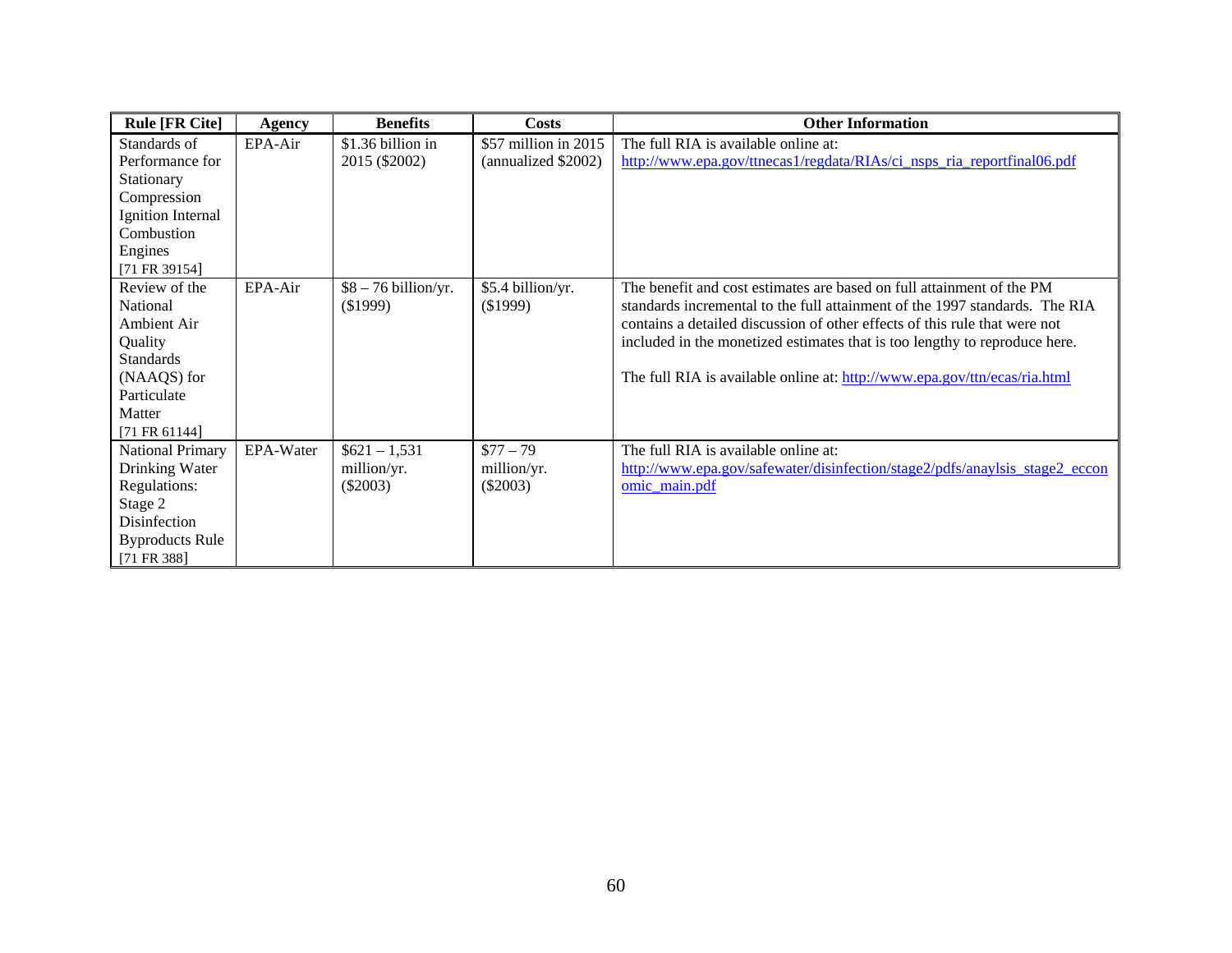| Rule [FR Cite] | Agency | Benefits | Costs | Other Information |
|---|---|---|---|---|
| Standards of Performance for Stationary Compression Ignition Internal Combustion Engines [71 FR 39154] | EPA-Air | $1.36 billion in 2015 ($2002) | $57 million in 2015 (annualized $2002) | The full RIA is available online at: http://www.epa.gov/ttnecas1/regdata/RIAs/ci_nsps_ria_reportfinal06.pdf |
| Review of the National Ambient Air Quality Standards (NAAQS) for Particulate Matter [71 FR 61144] | EPA-Air | $8 – 76 billion/yr. ($1999) | $5.4 billion/yr. ($1999) | The benefit and cost estimates are based on full attainment of the PM standards incremental to the full attainment of the 1997 standards. The RIA contains a detailed discussion of other effects of this rule that were not included in the monetized estimates that is too lengthy to reproduce here.<br><br>The full RIA is available online at: http://www.epa.gov/ttn/ecas/ria.html |
| National Primary Drinking Water Regulations: Stage 2 Disinfection Byproducts Rule [71 FR 388] | EPA-Water | $621 – 1,531 million/yr. ($2003) | $77 – 79 million/yr. ($2003) | The full RIA is available online at: http://www.epa.gov/safewater/disinfection/stage2/pdfs/anaylsis_stage2_ecconomic_main.pdf |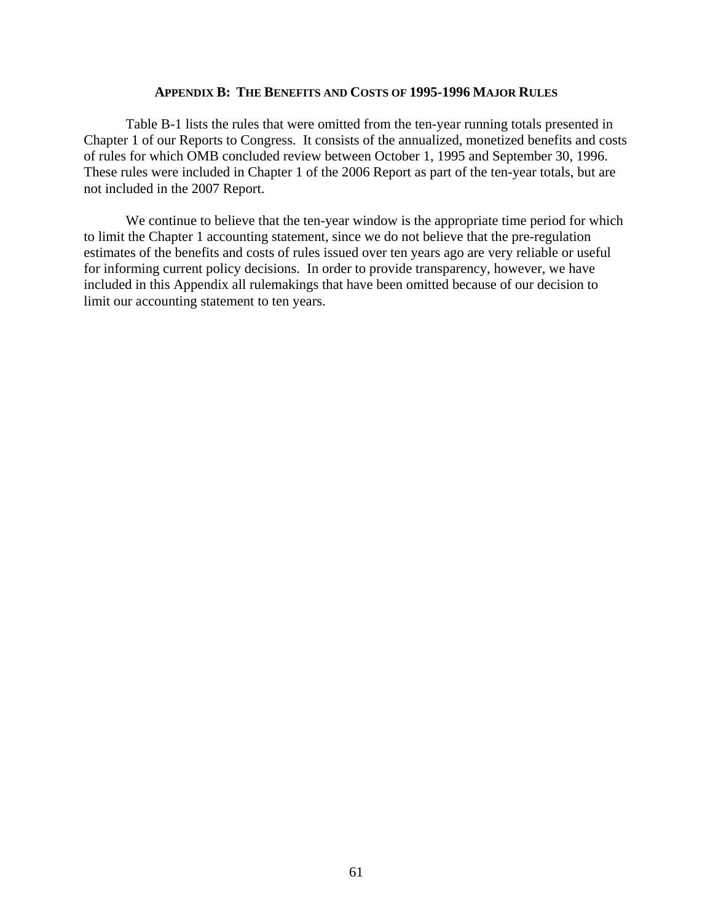## APPENDIX B: THE BENEFITS AND COSTS OF 1995-1996 MAJOR RULES

Table B-1 lists the rules that were omitted from the ten-year running totals presented in Chapter 1 of our Reports to Congress. It consists of the annualized, monetized benefits and costs of rules for which OMB concluded review between October 1, 1995 and September 30, 1996. These rules were included in Chapter 1 of the 2006 Report as part of the ten-year totals, but are not included in the 2007 Report.

We continue to believe that the ten-year window is the appropriate time period for which to limit the Chapter 1 accounting statement, since we do not believe that the pre-regulation estimates of the benefits and costs of rules issued over ten years ago are very reliable or useful for informing current policy decisions. In order to provide transparency, however, we have included in this Appendix all rulemakings that have been omitted because of our decision to limit our accounting statement to ten years.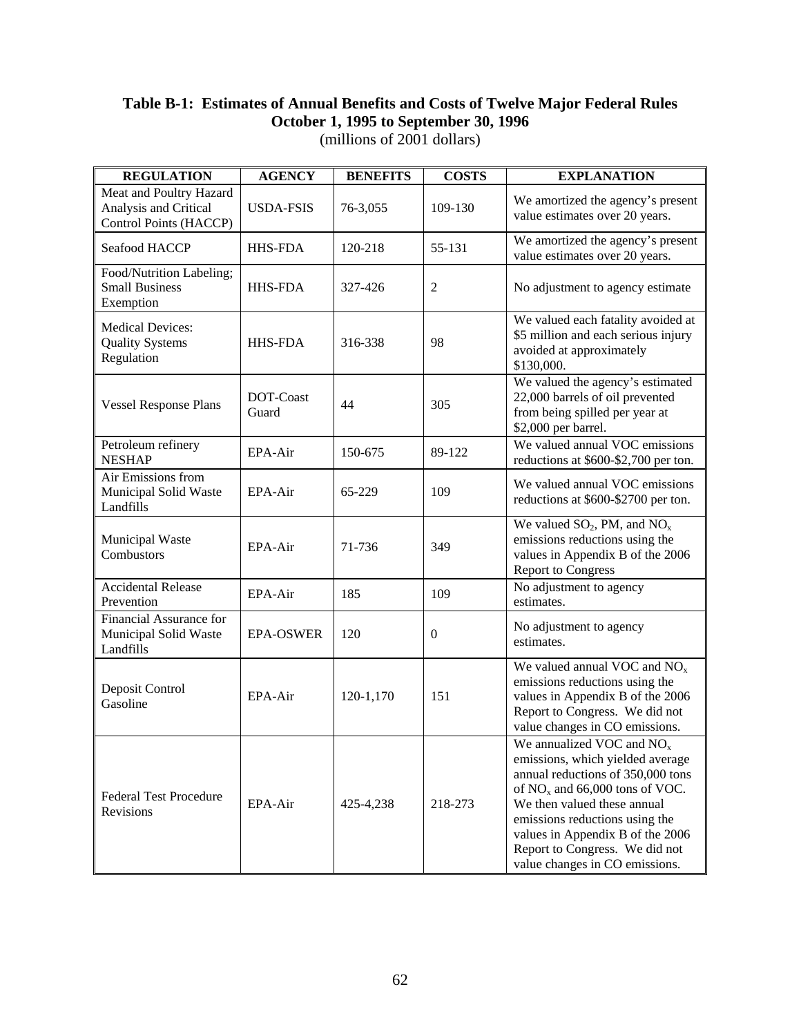**Table B-1: Estimates of Annual Benefits and Costs of Twelve Major Federal Rules October 1, 1995 to September 30, 1996**
(millions of 2001 dollars)

| REGULATION | AGENCY | BENEFITS | COSTS | EXPLANATION |
|---|---|---|---|---|
| Meat and Poultry Hazard Analysis and Critical Control Points (HACCP) | USDA-FSIS | 76-3,055 | 109-130 | We amortized the agency's present value estimates over 20 years. |
| Seafood HACCP | HHS-FDA | 120-218 | 55-131 | We amortized the agency's present value estimates over 20 years. |
| Food/Nutrition Labeling; Small Business Exemption | HHS-FDA | 327-426 | 2 | No adjustment to agency estimate |
| Medical Devices: Quality Systems Regulation | HHS-FDA | 316-338 | 98 | We valued each fatality avoided at \$5 million and each serious injury avoided at approximately \$130,000. |
| Vessel Response Plans | DOT-Coast Guard | 44 | 305 | We valued the agency's estimated 22,000 barrels of oil prevented from being spilled per year at \$2,000 per barrel. |
| Petroleum refinery NESHAP | EPA-Air | 150-675 | 89-122 | We valued annual VOC emissions reductions at \$600-\$2,700 per ton. |
| Air Emissions from Municipal Solid Waste Landfills | EPA-Air | 65-229 | 109 | We valued annual VOC emissions reductions at \$600-\$2700 per ton. |
| Municipal Waste Combustors | EPA-Air | 71-736 | 349 | We valued $SO_2$, PM, and $NO_x$ emissions reductions using the values in Appendix B of the 2006 Report to Congress |
| Accidental Release Prevention | EPA-Air | 185 | 109 | No adjustment to agency estimates. |
| Financial Assurance for Municipal Solid Waste Landfills | EPA-OSWER | 120 | 0 | No adjustment to agency estimates. |
| Deposit Control Gasoline | EPA-Air | 120-1,170 | 151 | We valued annual VOC and $NO_x$ emissions reductions using the values in Appendix B of the 2006 Report to Congress. We did not value changes in CO emissions. |
| Federal Test Procedure Revisions | EPA-Air | 425-4,238 | 218-273 | We annualized VOC and $NO_x$ emissions, which yielded average annual reductions of 350,000 tons of $NO_x$ and 66,000 tons of VOC. We then valued these annual emissions reductions using the values in Appendix B of the 2006 Report to Congress. We did not value changes in CO emissions. |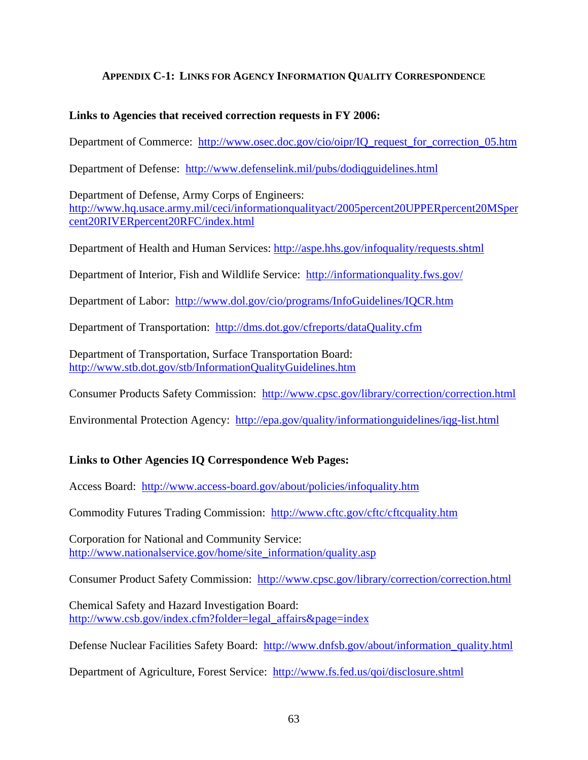## Appendix C-1: Links for Agency Information Quality Correspondence

**Links to Agencies that received correction requests in FY 2006:**

Department of Commerce: http://www.osec.doc.gov/cio/oipr/IQ_request_for_correction_05.htm

Department of Defense: http://www.defenselink.mil/pubs/dodiqguidelines.html

Department of Defense, Army Corps of Engineers: http://www.hq.usace.army.mil/ceci/informationqualityact/2005percent20UPPERpercent20MSpercent20RIVERpercent20RFC/index.html

Department of Health and Human Services: http://aspe.hhs.gov/infoquality/requests.shtml

Department of Interior, Fish and Wildlife Service: http://informationquality.fws.gov/

Department of Labor: http://www.dol.gov/cio/programs/InfoGuidelines/IQCR.htm

Department of Transportation: http://dms.dot.gov/cfreports/dataQuality.cfm

Department of Transportation, Surface Transportation Board: http://www.stb.dot.gov/stb/InformationQualityGuidelines.htm

Consumer Products Safety Commission: http://www.cpsc.gov/library/correction/correction.html

Environmental Protection Agency: http://epa.gov/quality/informationguidelines/iqg-list.html

**Links to Other Agencies IQ Correspondence Web Pages:**

Access Board: http://www.access-board.gov/about/policies/infoquality.htm

Commodity Futures Trading Commission: http://www.cftc.gov/cftc/cftcquality.htm

Corporation for National and Community Service: http://www.nationalservice.gov/home/site_information/quality.asp

Consumer Product Safety Commission: http://www.cpsc.gov/library/correction/correction.html

Chemical Safety and Hazard Investigation Board: http://www.csb.gov/index.cfm?folder=legal_affairs&page=index

Defense Nuclear Facilities Safety Board: http://www.dnfsb.gov/about/information_quality.html

Department of Agriculture, Forest Service: http://www.fs.fed.us/qoi/disclosure.shtml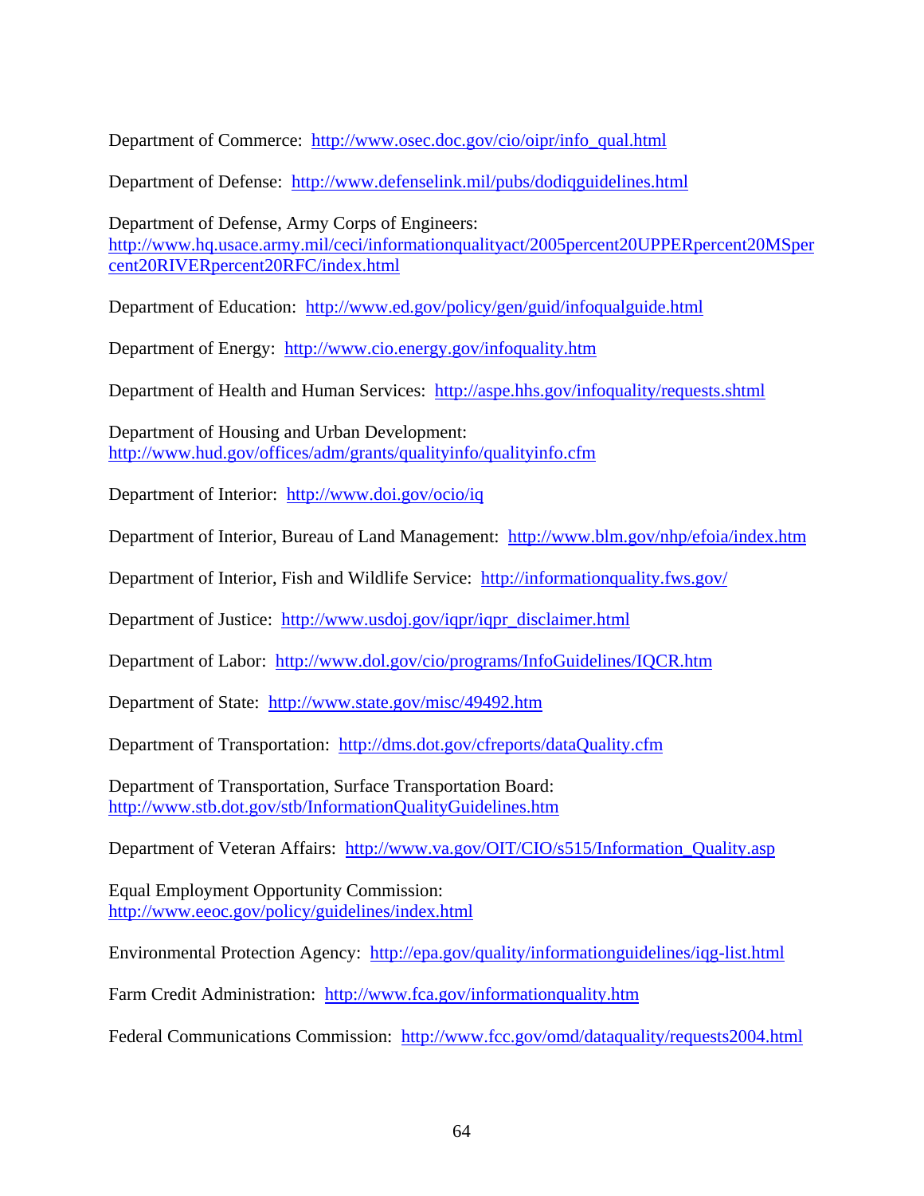Department of Commerce: http://www.osec.doc.gov/cio/oipr/info_qual.html

Department of Defense: http://www.defenselink.mil/pubs/dodiqguidelines.html

Department of Defense, Army Corps of Engineers:
http://www.hq.usace.army.mil/ceci/informationqualityact/2005percent20UPPERpercent20MSpercent20RIVERpercent20RFC/index.html

Department of Education: http://www.ed.gov/policy/gen/guid/infoqualguide.html

Department of Energy: http://www.cio.energy.gov/infoquality.htm

Department of Health and Human Services: http://aspe.hhs.gov/infoquality/requests.shtml

Department of Housing and Urban Development:
http://www.hud.gov/offices/adm/grants/qualityinfo/qualityinfo.cfm

Department of Interior: http://www.doi.gov/ocio/iq

Department of Interior, Bureau of Land Management: http://www.blm.gov/nhp/efoia/index.htm

Department of Interior, Fish and Wildlife Service: http://informationquality.fws.gov/

Department of Justice: http://www.usdoj.gov/iqpr/iqpr_disclaimer.html

Department of Labor: http://www.dol.gov/cio/programs/InfoGuidelines/IQCR.htm

Department of State: http://www.state.gov/misc/49492.htm

Department of Transportation: http://dms.dot.gov/cfreports/dataQuality.cfm

Department of Transportation, Surface Transportation Board:
http://www.stb.dot.gov/stb/InformationQualityGuidelines.htm

Department of Veteran Affairs: http://www.va.gov/OIT/CIO/s515/Information_Quality.asp

Equal Employment Opportunity Commission:
http://www.eeoc.gov/policy/guidelines/index.html

Environmental Protection Agency: http://epa.gov/quality/informationguidelines/iqg-list.html

Farm Credit Administration: http://www.fca.gov/informationquality.htm

Federal Communications Commission: http://www.fcc.gov/omd/dataquality/requests2004.html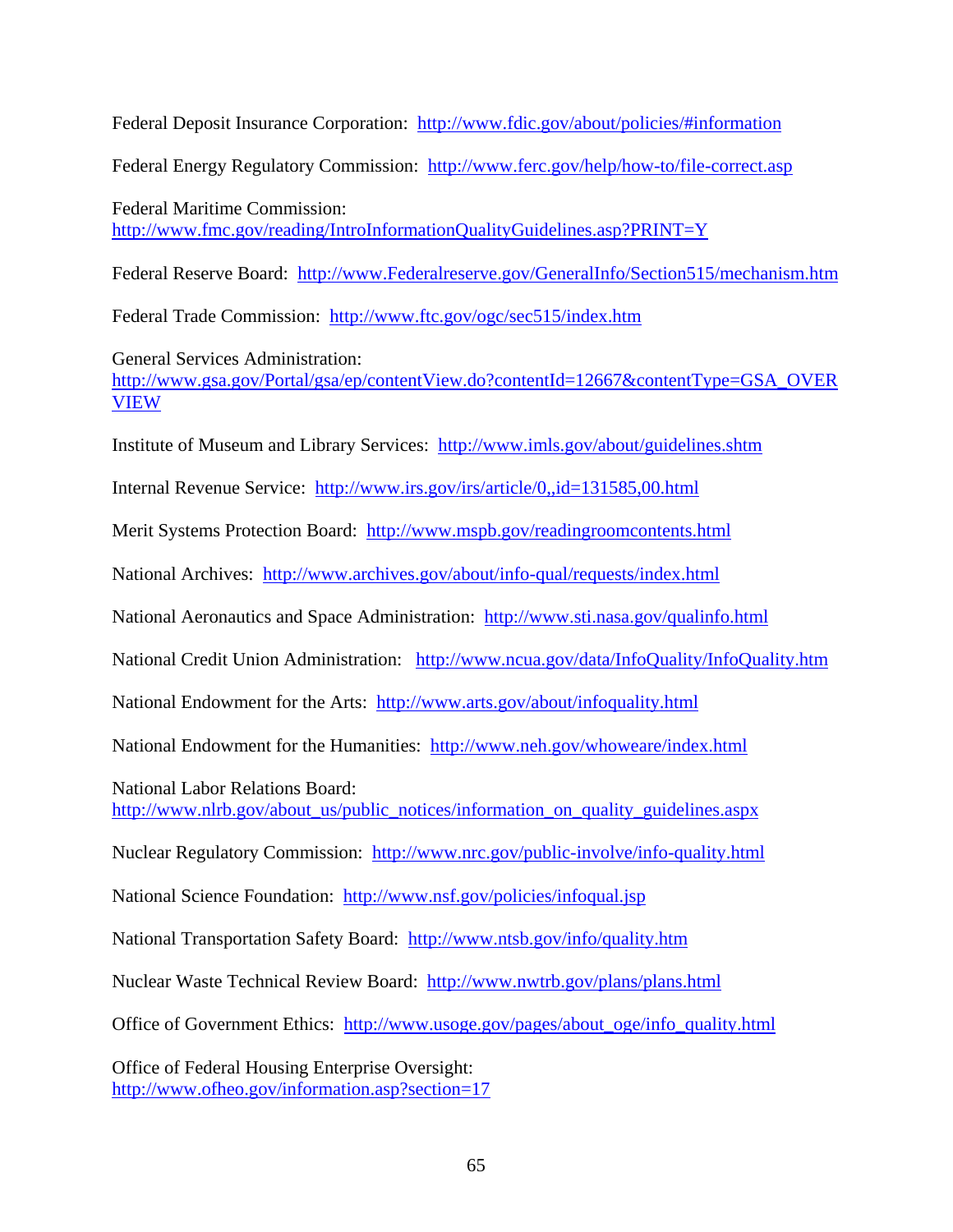Federal Deposit Insurance Corporation: http://www.fdic.gov/about/policies/#information

Federal Energy Regulatory Commission: http://www.ferc.gov/help/how-to/file-correct.asp

Federal Maritime Commission: http://www.fmc.gov/reading/IntroInformationQualityGuidelines.asp?PRINT=Y

Federal Reserve Board: http://www.Federalreserve.gov/GeneralInfo/Section515/mechanism.htm

Federal Trade Commission: http://www.ftc.gov/ogc/sec515/index.htm

General Services Administration: http://www.gsa.gov/Portal/gsa/ep/contentView.do?contentId=12667&contentType=GSA_OVERVIEW

Institute of Museum and Library Services: http://www.imls.gov/about/guidelines.shtm

Internal Revenue Service: http://www.irs.gov/irs/article/0,,id=131585,00.html

Merit Systems Protection Board: http://www.mspb.gov/readingroomcontents.html

National Archives: http://www.archives.gov/about/info-qual/requests/index.html

National Aeronautics and Space Administration: http://www.sti.nasa.gov/qualinfo.html

National Credit Union Administration: http://www.ncua.gov/data/InfoQuality/InfoQuality.htm

National Endowment for the Arts: http://www.arts.gov/about/infoquality.html

National Endowment for the Humanities: http://www.neh.gov/whoweare/index.html

National Labor Relations Board: http://www.nlrb.gov/about_us/public_notices/information_on_quality_guidelines.aspx

Nuclear Regulatory Commission: http://www.nrc.gov/public-involve/info-quality.html

National Science Foundation: http://www.nsf.gov/policies/infoqual.jsp

National Transportation Safety Board: http://www.ntsb.gov/info/quality.htm

Nuclear Waste Technical Review Board: http://www.nwtrb.gov/plans/plans.html

Office of Government Ethics: http://www.usoge.gov/pages/about_oge/info_quality.html

Office of Federal Housing Enterprise Oversight: http://www.ofheo.gov/information.asp?section=17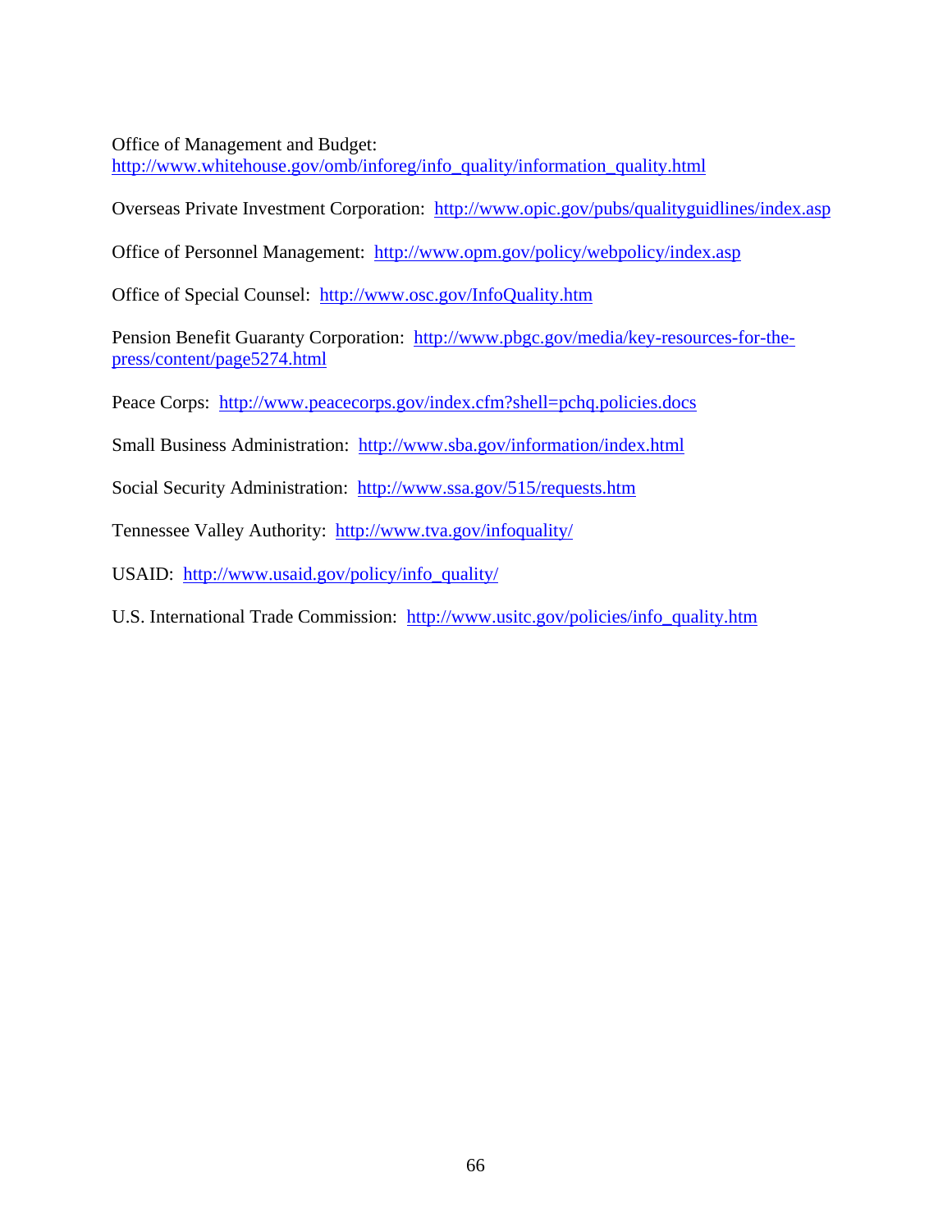Office of Management and Budget:
http://www.whitehouse.gov/omb/inforeg/info_quality/information_quality.html

Overseas Private Investment Corporation: http://www.opic.gov/pubs/qualityguidlines/index.asp

Office of Personnel Management: http://www.opm.gov/policy/webpolicy/index.asp

Office of Special Counsel: http://www.osc.gov/InfoQuality.htm

Pension Benefit Guaranty Corporation: http://www.pbgc.gov/media/key-resources-for-the-press/content/page5274.html

Peace Corps: http://www.peacecorps.gov/index.cfm?shell=pchq.policies.docs

Small Business Administration: http://www.sba.gov/information/index.html

Social Security Administration: http://www.ssa.gov/515/requests.htm

Tennessee Valley Authority: http://www.tva.gov/infoquality/

USAID: http://www.usaid.gov/policy/info_quality/

U.S. International Trade Commission: http://www.usitc.gov/policies/info_quality.htm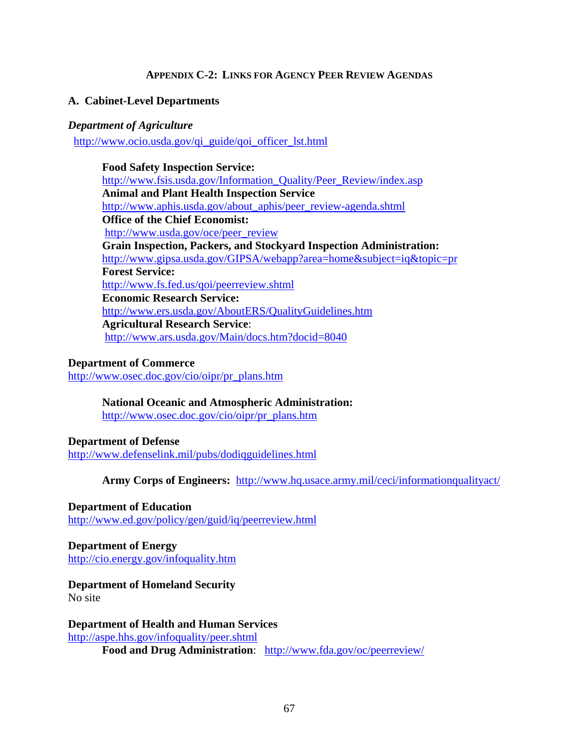### Appendix C-2: Links for Agency Peer Review Agendas

## A. Cabinet-Level Departments

***Department of Agriculture***

http://www.ocio.usda.gov/qi_guide/qoi_officer_lst.html

> **Food Safety Inspection Service:**
> http://www.fsis.usda.gov/Information_Quality/Peer_Review/index.asp
> **Animal and Plant Health Inspection Service**
> http://www.aphis.usda.gov/about_aphis/peer_review-agenda.shtml
> **Office of the Chief Economist:**
> http://www.usda.gov/oce/peer_review
> **Grain Inspection, Packers, and Stockyard Inspection Administration:**
> http://www.gipsa.usda.gov/GIPSA/webapp?area=home&subject=iq&topic=pr
> **Forest Service:**
> http://www.fs.fed.us/qoi/peerreview.shtml
> **Economic Research Service:**
> http://www.ers.usda.gov/AboutERS/QualityGuidelines.htm
> **Agricultural Research Service**:
> http://www.ars.usda.gov/Main/docs.htm?docid=8040

**Department of Commerce**

http://www.osec.doc.gov/cio/oipr/pr_plans.htm

> **National Oceanic and Atmospheric Administration:**
> http://www.osec.doc.gov/cio/oipr/pr_plans.htm

**Department of Defense**

http://www.defenselink.mil/pubs/dodiqguidelines.html

> **Army Corps of Engineers:** http://www.hq.usace.army.mil/ceci/informationqualityact/

**Department of Education**

http://www.ed.gov/policy/gen/guid/iq/peerreview.html

**Department of Energy**

http://cio.energy.gov/infoquality.htm

**Department of Homeland Security**

No site

**Department of Health and Human Services**

http://aspe.hhs.gov/infoquality/peer.shtml

> **Food and Drug Administration**: http://www.fda.gov/oc/peerreview/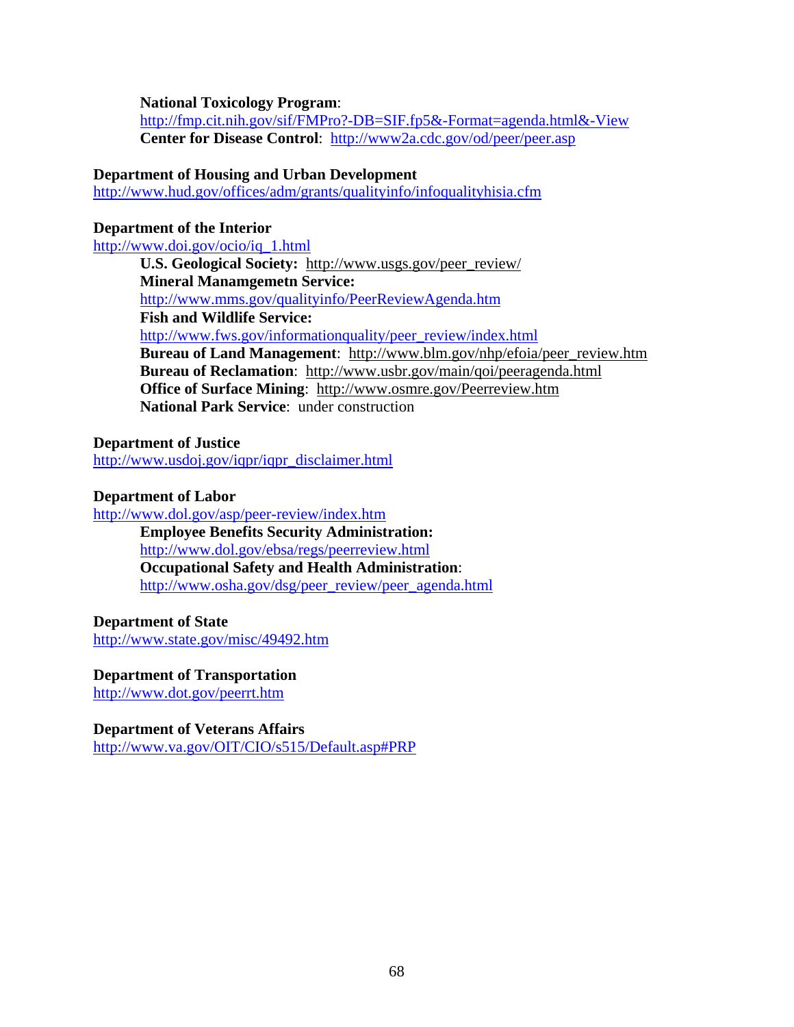**National Toxicology Program**:
http://fmp.cit.nih.gov/sif/FMPro?-DB=SIF.fp5&-Format=agenda.html&-View
**Center for Disease Control**: http://www2a.cdc.gov/od/peer/peer.asp

**Department of Housing and Urban Development**
http://www.hud.gov/offices/adm/grants/qualityinfo/infoqualityhisia.cfm

**Department of the Interior**
http://www.doi.gov/ocio/iq_1.html

**U.S. Geological Society:** http://www.usgs.gov/peer_review/
**Mineral Manamgemetn Service:**
http://www.mms.gov/qualityinfo/PeerReviewAgenda.htm
**Fish and Wildlife Service:**
http://www.fws.gov/informationquality/peer_review/index.html
**Bureau of Land Management**: http://www.blm.gov/nhp/efoia/peer_review.htm
**Bureau of Reclamation**: http://www.usbr.gov/main/qoi/peeragenda.html
**Office of Surface Mining**: http://www.osmre.gov/Peerreview.htm
**National Park Service**: under construction

**Department of Justice**
http://www.usdoj.gov/iqpr/iqpr_disclaimer.html

**Department of Labor**
http://www.dol.gov/asp/peer-review/index.htm

**Employee Benefits Security Administration:**
http://www.dol.gov/ebsa/regs/peerreview.html
**Occupational Safety and Health Administration**:
http://www.osha.gov/dsg/peer_review/peer_agenda.html

**Department of State**
http://www.state.gov/misc/49492.htm

**Department of Transportation**
http://www.dot.gov/peerrt.htm

**Department of Veterans Affairs**
http://www.va.gov/OIT/CIO/s515/Default.asp#PRP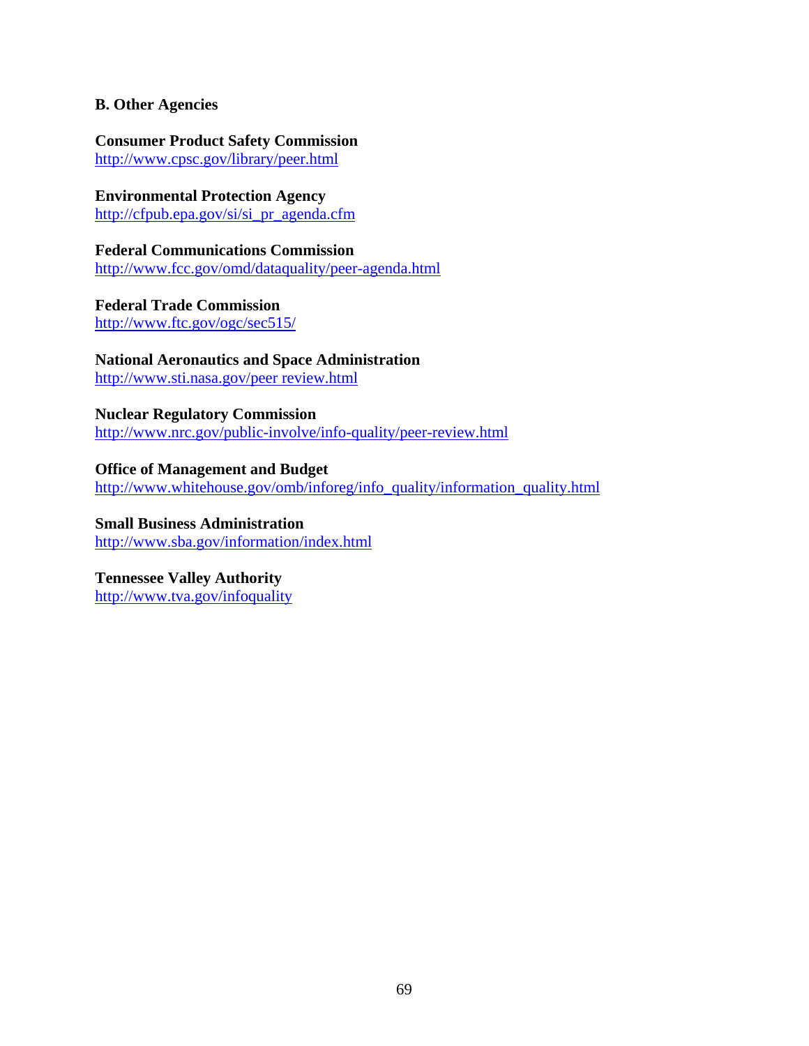## B. Other Agencies

**Consumer Product Safety Commission**
http://www.cpsc.gov/library/peer.html

**Environmental Protection Agency**
http://cfpub.epa.gov/si/si_pr_agenda.cfm

**Federal Communications Commission**
http://www.fcc.gov/omd/dataquality/peer-agenda.html

**Federal Trade Commission**
http://www.ftc.gov/ogc/sec515/

**National Aeronautics and Space Administration**
http://www.sti.nasa.gov/peer review.html

**Nuclear Regulatory Commission**
http://www.nrc.gov/public-involve/info-quality/peer-review.html

**Office of Management and Budget**
http://www.whitehouse.gov/omb/inforeg/info_quality/information_quality.html

**Small Business Administration**
http://www.sba.gov/information/index.html

**Tennessee Valley Authority**
http://www.tva.gov/infoquality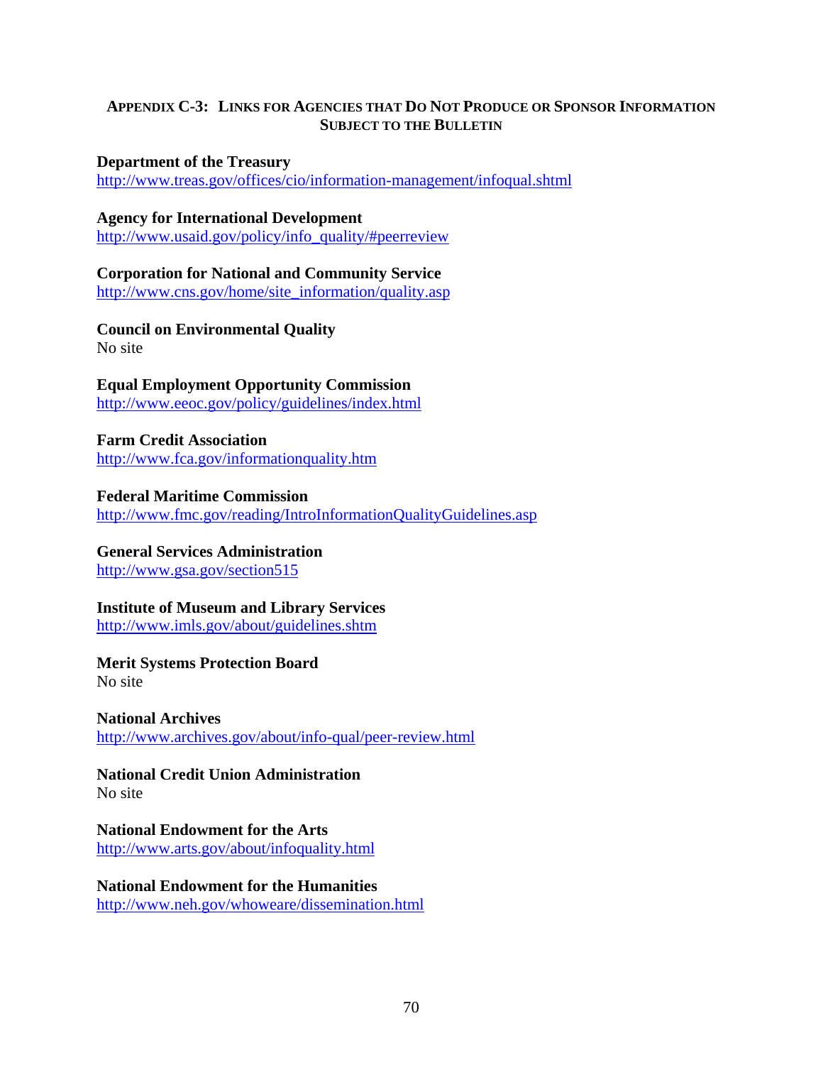## APPENDIX C-3: LINKS FOR AGENCIES THAT DO NOT PRODUCE OR SPONSOR INFORMATION SUBJECT TO THE BULLETIN

**Department of the Treasury**
http://www.treas.gov/offices/cio/information-management/infoqual.shtml

**Agency for International Development**
http://www.usaid.gov/policy/info_quality/#peerreview

**Corporation for National and Community Service**
http://www.cns.gov/home/site_information/quality.asp

**Council on Environmental Quality**
No site

**Equal Employment Opportunity Commission**
http://www.eeoc.gov/policy/guidelines/index.html

**Farm Credit Association**
http://www.fca.gov/informationquality.htm

**Federal Maritime Commission**
http://www.fmc.gov/reading/IntroInformationQualityGuidelines.asp

**General Services Administration**
http://www.gsa.gov/section515

**Institute of Museum and Library Services**
http://www.imls.gov/about/guidelines.shtm

**Merit Systems Protection Board**
No site

**National Archives**
http://www.archives.gov/about/info-qual/peer-review.html

**National Credit Union Administration**
No site

**National Endowment for the Arts**
http://www.arts.gov/about/infoquality.html

**National Endowment for the Humanities**
http://www.neh.gov/whoweare/dissemination.html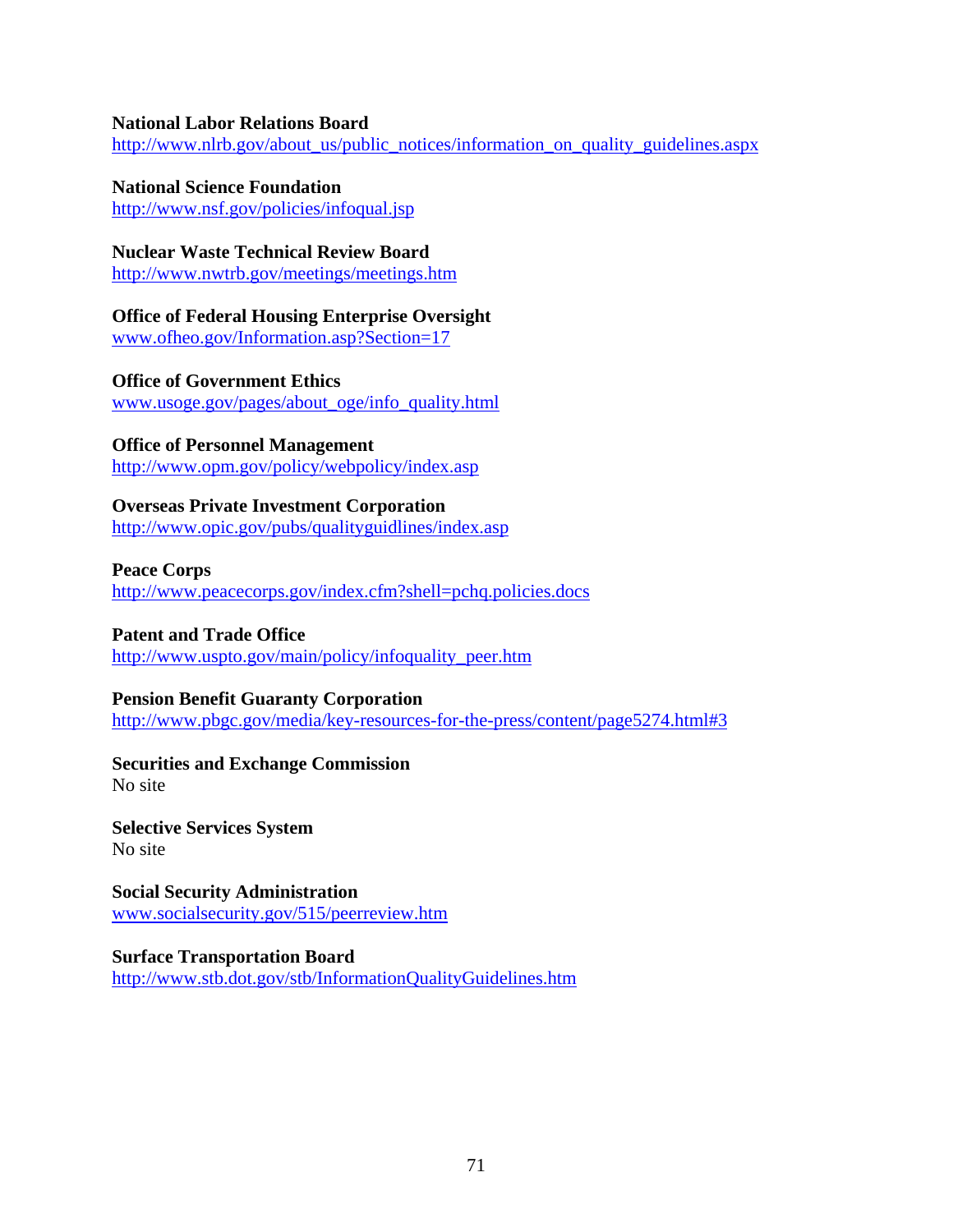**National Labor Relations Board**
http://www.nlrb.gov/about_us/public_notices/information_on_quality_guidelines.aspx

**National Science Foundation**
http://www.nsf.gov/policies/infoqual.jsp

**Nuclear Waste Technical Review Board**
http://www.nwtrb.gov/meetings/meetings.htm

**Office of Federal Housing Enterprise Oversight**
www.ofheo.gov/Information.asp?Section=17

**Office of Government Ethics**
www.usoge.gov/pages/about_oge/info_quality.html

**Office of Personnel Management**
http://www.opm.gov/policy/webpolicy/index.asp

**Overseas Private Investment Corporation**
http://www.opic.gov/pubs/qualityguidlines/index.asp

**Peace Corps**
http://www.peacecorps.gov/index.cfm?shell=pchq.policies.docs

**Patent and Trade Office**
http://www.uspto.gov/main/policy/infoquality_peer.htm

**Pension Benefit Guaranty Corporation**
http://www.pbgc.gov/media/key-resources-for-the-press/content/page5274.html#3

**Securities and Exchange Commission**
No site

**Selective Services System**
No site

**Social Security Administration**
www.socialsecurity.gov/515/peerreview.htm

**Surface Transportation Board**
http://www.stb.dot.gov/stb/InformationQualityGuidelines.htm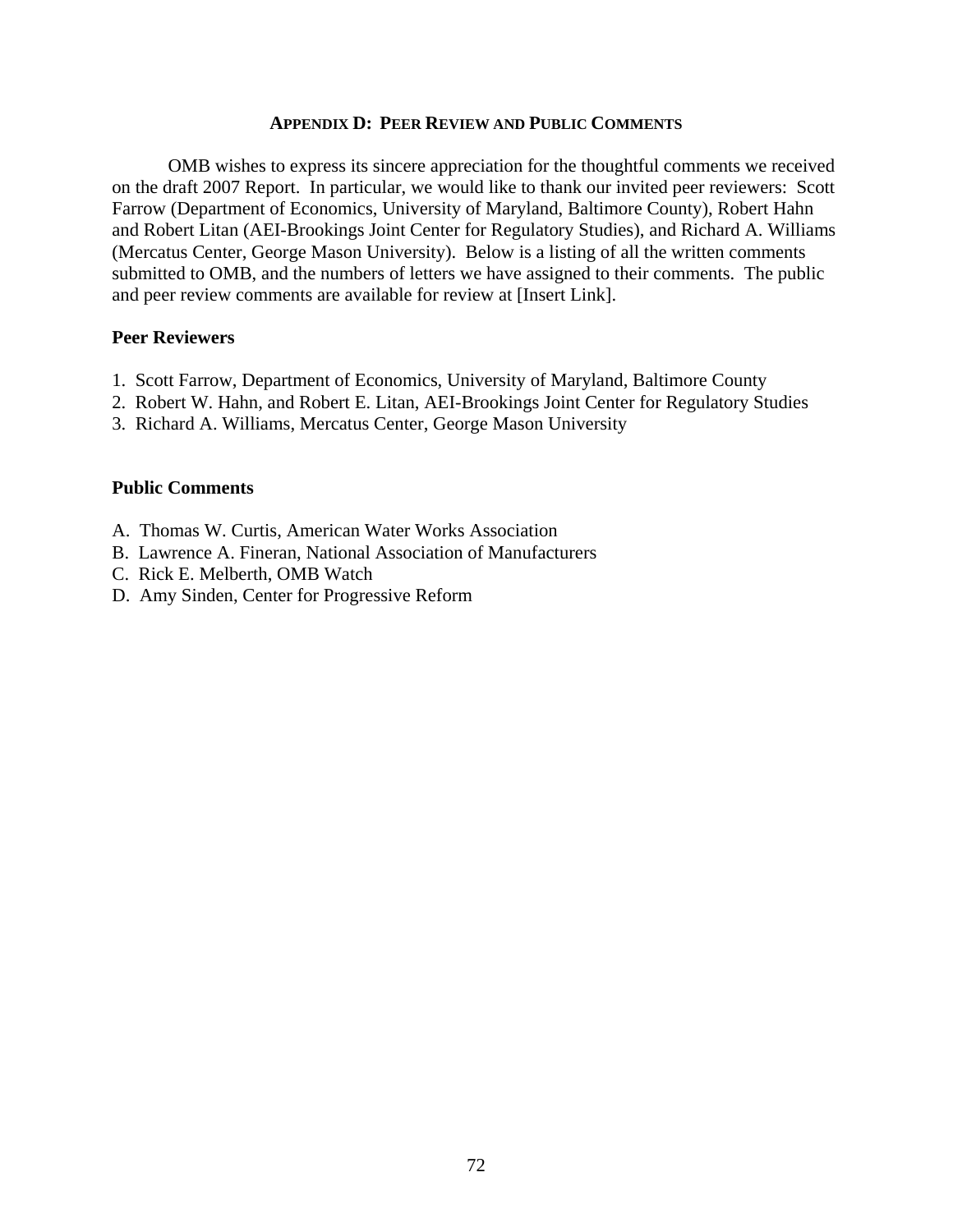## APPENDIX D: PEER REVIEW AND PUBLIC COMMENTS

OMB wishes to express its sincere appreciation for the thoughtful comments we received on the draft 2007 Report. In particular, we would like to thank our invited peer reviewers: Scott Farrow (Department of Economics, University of Maryland, Baltimore County), Robert Hahn and Robert Litan (AEI-Brookings Joint Center for Regulatory Studies), and Richard A. Williams (Mercatus Center, George Mason University). Below is a listing of all the written comments submitted to OMB, and the numbers of letters we have assigned to their comments. The public and peer review comments are available for review at [Insert Link].

### Peer Reviewers

1. Scott Farrow, Department of Economics, University of Maryland, Baltimore County
2. Robert W. Hahn, and Robert E. Litan, AEI-Brookings Joint Center for Regulatory Studies
3. Richard A. Williams, Mercatus Center, George Mason University

### Public Comments

A. Thomas W. Curtis, American Water Works Association
B. Lawrence A. Fineran, National Association of Manufacturers
C. Rick E. Melberth, OMB Watch
D. Amy Sinden, Center for Progressive Reform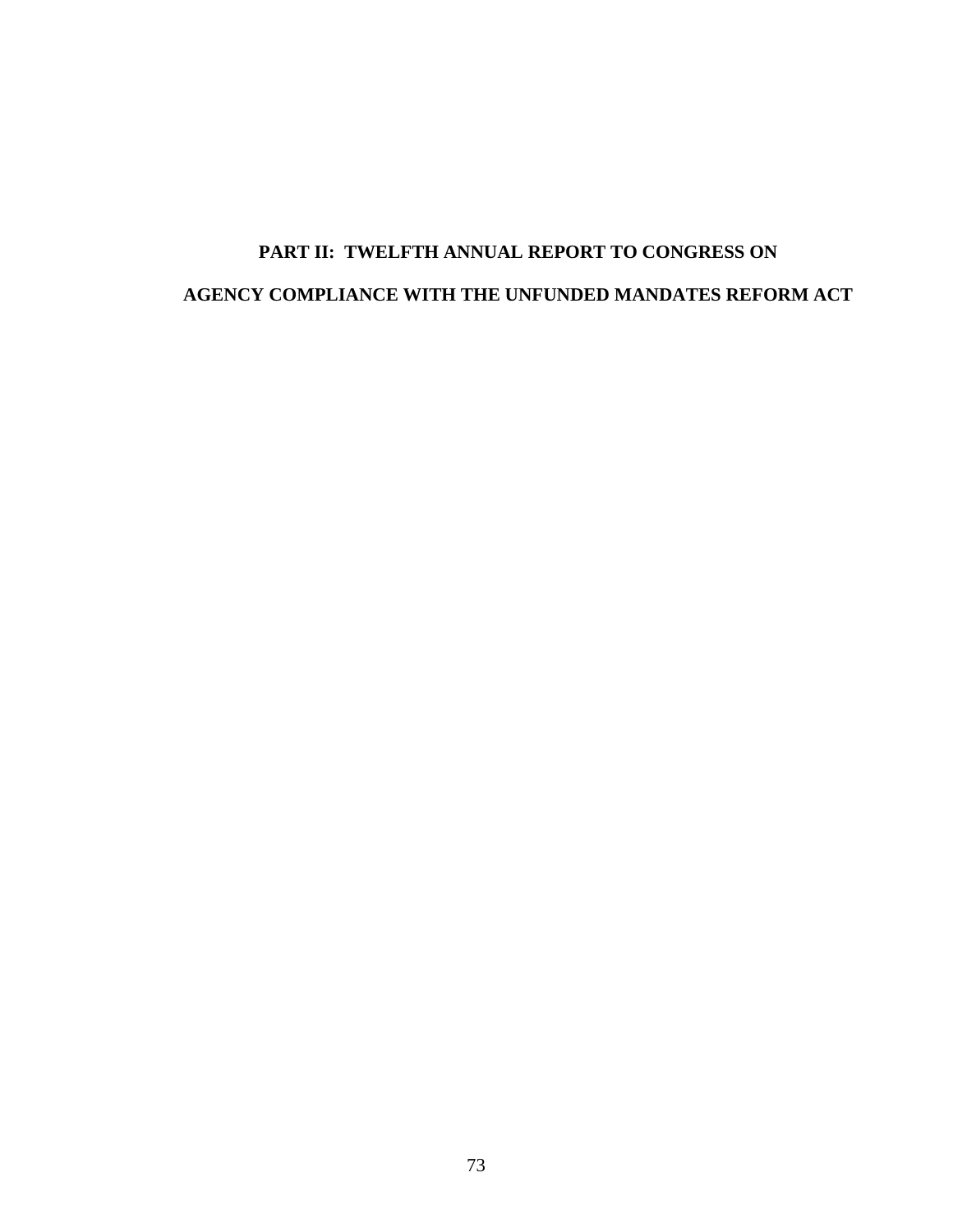# PART II: TWELFTH ANNUAL REPORT TO CONGRESS ON AGENCY COMPLIANCE WITH THE UNFUNDED MANDATES REFORM ACT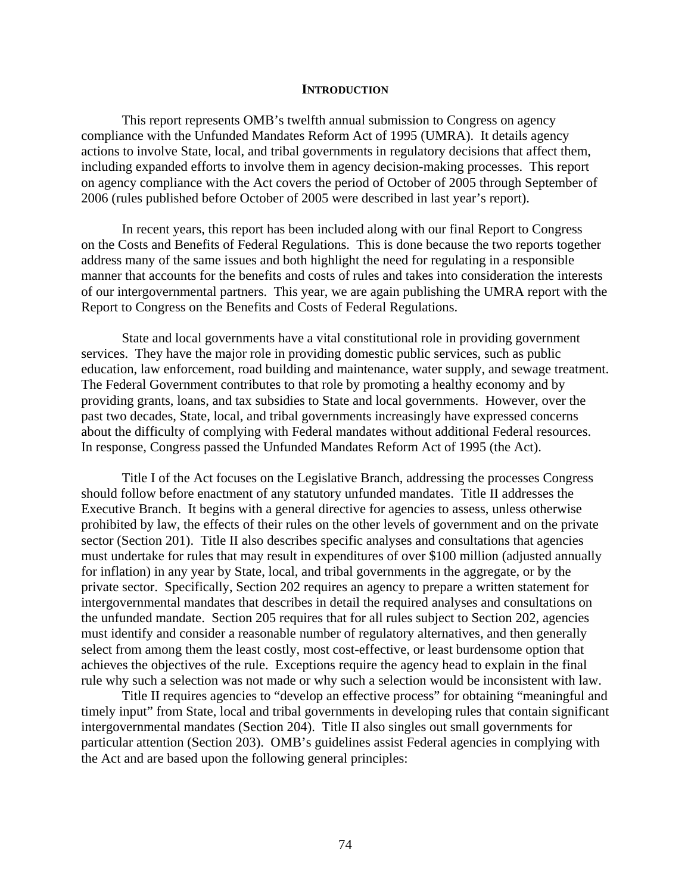## INTRODUCTION

This report represents OMB's twelfth annual submission to Congress on agency compliance with the Unfunded Mandates Reform Act of 1995 (UMRA). It details agency actions to involve State, local, and tribal governments in regulatory decisions that affect them, including expanded efforts to involve them in agency decision-making processes. This report on agency compliance with the Act covers the period of October of 2005 through September of 2006 (rules published before October of 2005 were described in last year's report).

In recent years, this report has been included along with our final Report to Congress on the Costs and Benefits of Federal Regulations. This is done because the two reports together address many of the same issues and both highlight the need for regulating in a responsible manner that accounts for the benefits and costs of rules and takes into consideration the interests of our intergovernmental partners. This year, we are again publishing the UMRA report with the Report to Congress on the Benefits and Costs of Federal Regulations.

State and local governments have a vital constitutional role in providing government services. They have the major role in providing domestic public services, such as public education, law enforcement, road building and maintenance, water supply, and sewage treatment. The Federal Government contributes to that role by promoting a healthy economy and by providing grants, loans, and tax subsidies to State and local governments. However, over the past two decades, State, local, and tribal governments increasingly have expressed concerns about the difficulty of complying with Federal mandates without additional Federal resources. In response, Congress passed the Unfunded Mandates Reform Act of 1995 (the Act).

Title I of the Act focuses on the Legislative Branch, addressing the processes Congress should follow before enactment of any statutory unfunded mandates. Title II addresses the Executive Branch. It begins with a general directive for agencies to assess, unless otherwise prohibited by law, the effects of their rules on the other levels of government and on the private sector (Section 201). Title II also describes specific analyses and consultations that agencies must undertake for rules that may result in expenditures of over $100 million (adjusted annually for inflation) in any year by State, local, and tribal governments in the aggregate, or by the private sector. Specifically, Section 202 requires an agency to prepare a written statement for intergovernmental mandates that describes in detail the required analyses and consultations on the unfunded mandate. Section 205 requires that for all rules subject to Section 202, agencies must identify and consider a reasonable number of regulatory alternatives, and then generally select from among them the least costly, most cost-effective, or least burdensome option that achieves the objectives of the rule. Exceptions require the agency head to explain in the final rule why such a selection was not made or why such a selection would be inconsistent with law.

Title II requires agencies to "develop an effective process" for obtaining "meaningful and timely input" from State, local and tribal governments in developing rules that contain significant intergovernmental mandates (Section 204). Title II also singles out small governments for particular attention (Section 203). OMB's guidelines assist Federal agencies in complying with the Act and are based upon the following general principles: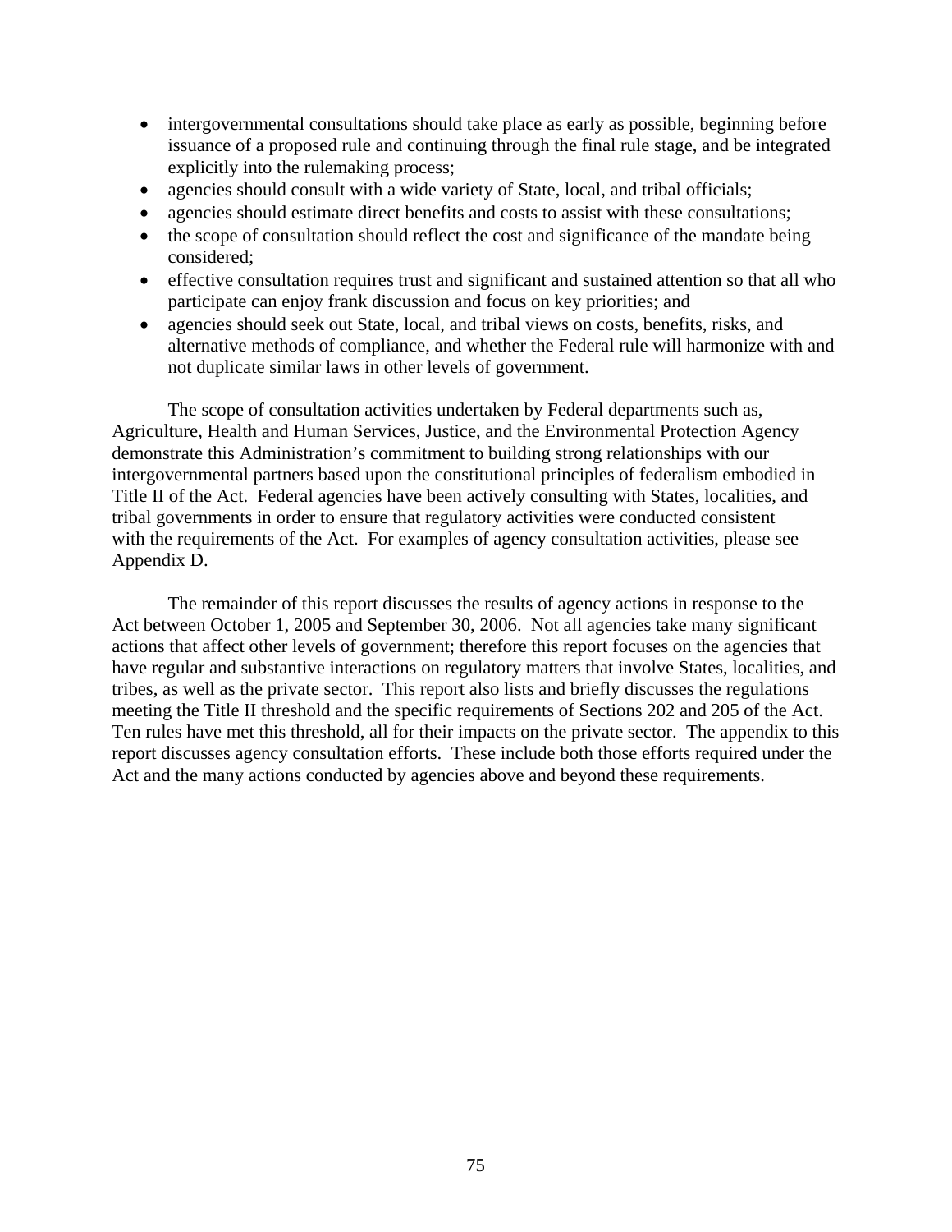- intergovernmental consultations should take place as early as possible, beginning before issuance of a proposed rule and continuing through the final rule stage, and be integrated explicitly into the rulemaking process;
- agencies should consult with a wide variety of State, local, and tribal officials;
- agencies should estimate direct benefits and costs to assist with these consultations;
- the scope of consultation should reflect the cost and significance of the mandate being considered;
- effective consultation requires trust and significant and sustained attention so that all who participate can enjoy frank discussion and focus on key priorities; and
- agencies should seek out State, local, and tribal views on costs, benefits, risks, and alternative methods of compliance, and whether the Federal rule will harmonize with and not duplicate similar laws in other levels of government.

The scope of consultation activities undertaken by Federal departments such as, Agriculture, Health and Human Services, Justice, and the Environmental Protection Agency demonstrate this Administration's commitment to building strong relationships with our intergovernmental partners based upon the constitutional principles of federalism embodied in Title II of the Act. Federal agencies have been actively consulting with States, localities, and tribal governments in order to ensure that regulatory activities were conducted consistent with the requirements of the Act. For examples of agency consultation activities, please see Appendix D.

The remainder of this report discusses the results of agency actions in response to the Act between October 1, 2005 and September 30, 2006. Not all agencies take many significant actions that affect other levels of government; therefore this report focuses on the agencies that have regular and substantive interactions on regulatory matters that involve States, localities, and tribes, as well as the private sector. This report also lists and briefly discusses the regulations meeting the Title II threshold and the specific requirements of Sections 202 and 205 of the Act. Ten rules have met this threshold, all for their impacts on the private sector. The appendix to this report discusses agency consultation efforts. These include both those efforts required under the Act and the many actions conducted by agencies above and beyond these requirements.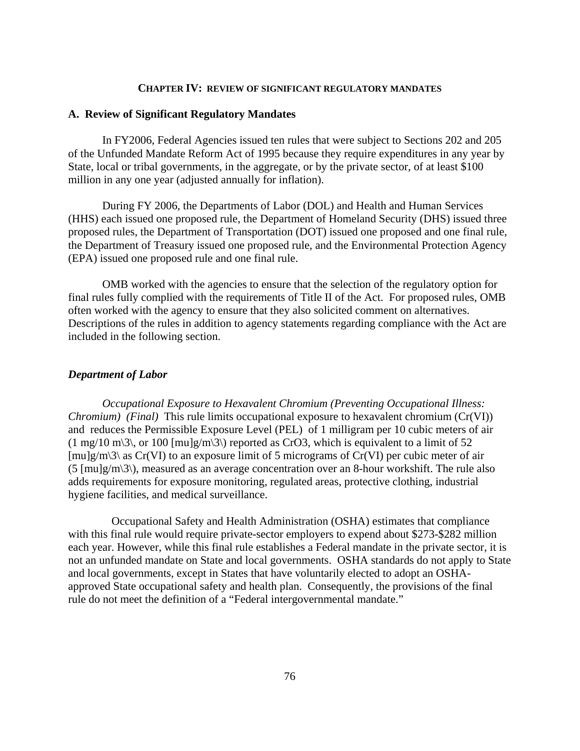# CHAPTER IV: REVIEW OF SIGNIFICANT REGULATORY MANDATES

## A. Review of Significant Regulatory Mandates

In FY2006, Federal Agencies issued ten rules that were subject to Sections 202 and 205 of the Unfunded Mandate Reform Act of 1995 because they require expenditures in any year by State, local or tribal governments, in the aggregate, or by the private sector, of at least $100 million in any one year (adjusted annually for inflation).

During FY 2006, the Departments of Labor (DOL) and Health and Human Services (HHS) each issued one proposed rule, the Department of Homeland Security (DHS) issued three proposed rules, the Department of Transportation (DOT) issued one proposed and one final rule, the Department of Treasury issued one proposed rule, and the Environmental Protection Agency (EPA) issued one proposed rule and one final rule.

OMB worked with the agencies to ensure that the selection of the regulatory option for final rules fully complied with the requirements of Title II of the Act. For proposed rules, OMB often worked with the agency to ensure that they also solicited comment on alternatives. Descriptions of the rules in addition to agency statements regarding compliance with the Act are included in the following section.

### *Department of Labor*

*Occupational Exposure to Hexavalent Chromium (Preventing Occupational Illness: Chromium) (Final)* This rule limits occupational exposure to hexavalent chromium (Cr(VI)) and reduces the Permissible Exposure Level (PEL) of 1 milligram per 10 cubic meters of air (1 mg/10 m\3\, or 100 [mu]g/m\3\) reported as CrO3, which is equivalent to a limit of 52 [mu]g/m\3\ as Cr(VI) to an exposure limit of 5 micrograms of Cr(VI) per cubic meter of air (5 [mu]g/m\3\), measured as an average concentration over an 8-hour workshift. The rule also adds requirements for exposure monitoring, regulated areas, protective clothing, industrial hygiene facilities, and medical surveillance.

Occupational Safety and Health Administration (OSHA) estimates that compliance with this final rule would require private-sector employers to expend about $273-$282 million each year. However, while this final rule establishes a Federal mandate in the private sector, it is not an unfunded mandate on State and local governments. OSHA standards do not apply to State and local governments, except in States that have voluntarily elected to adopt an OSHA-approved State occupational safety and health plan. Consequently, the provisions of the final rule do not meet the definition of a "Federal intergovernmental mandate."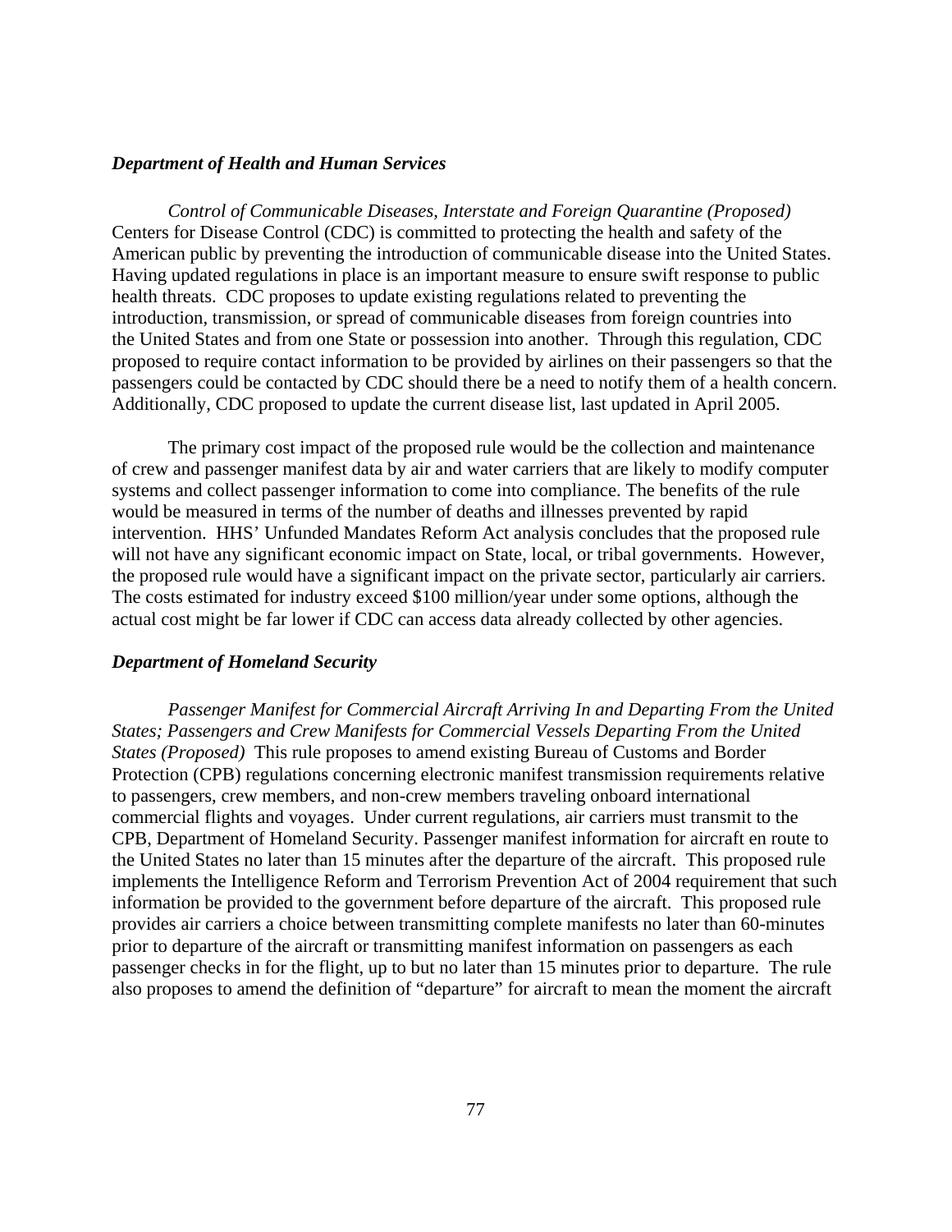***Department of Health and Human Services***

*Control of Communicable Diseases, Interstate and Foreign Quarantine (Proposed)* Centers for Disease Control (CDC) is committed to protecting the health and safety of the American public by preventing the introduction of communicable disease into the United States. Having updated regulations in place is an important measure to ensure swift response to public health threats. CDC proposes to update existing regulations related to preventing the introduction, transmission, or spread of communicable diseases from foreign countries into the United States and from one State or possession into another. Through this regulation, CDC proposed to require contact information to be provided by airlines on their passengers so that the passengers could be contacted by CDC should there be a need to notify them of a health concern. Additionally, CDC proposed to update the current disease list, last updated in April 2005.

The primary cost impact of the proposed rule would be the collection and maintenance of crew and passenger manifest data by air and water carriers that are likely to modify computer systems and collect passenger information to come into compliance. The benefits of the rule would be measured in terms of the number of deaths and illnesses prevented by rapid intervention. HHS' Unfunded Mandates Reform Act analysis concludes that the proposed rule will not have any significant economic impact on State, local, or tribal governments. However, the proposed rule would have a significant impact on the private sector, particularly air carriers. The costs estimated for industry exceed $100 million/year under some options, although the actual cost might be far lower if CDC can access data already collected by other agencies.

***Department of Homeland Security***

*Passenger Manifest for Commercial Aircraft Arriving In and Departing From the United States; Passengers and Crew Manifests for Commercial Vessels Departing From the United States (Proposed)* This rule proposes to amend existing Bureau of Customs and Border Protection (CPB) regulations concerning electronic manifest transmission requirements relative to passengers, crew members, and non-crew members traveling onboard international commercial flights and voyages. Under current regulations, air carriers must transmit to the CPB, Department of Homeland Security. Passenger manifest information for aircraft en route to the United States no later than 15 minutes after the departure of the aircraft. This proposed rule implements the Intelligence Reform and Terrorism Prevention Act of 2004 requirement that such information be provided to the government before departure of the aircraft. This proposed rule provides air carriers a choice between transmitting complete manifests no later than 60-minutes prior to departure of the aircraft or transmitting manifest information on passengers as each passenger checks in for the flight, up to but no later than 15 minutes prior to departure. The rule also proposes to amend the definition of "departure" for aircraft to mean the moment the aircraft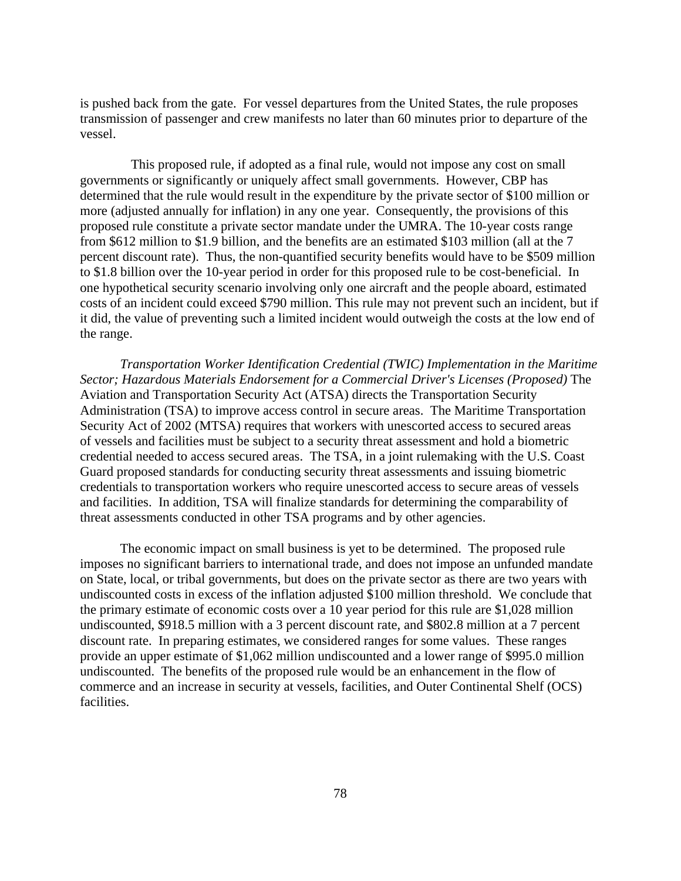is pushed back from the gate. For vessel departures from the United States, the rule proposes transmission of passenger and crew manifests no later than 60 minutes prior to departure of the vessel.

This proposed rule, if adopted as a final rule, would not impose any cost on small governments or significantly or uniquely affect small governments. However, CBP has determined that the rule would result in the expenditure by the private sector of $100 million or more (adjusted annually for inflation) in any one year. Consequently, the provisions of this proposed rule constitute a private sector mandate under the UMRA. The 10-year costs range from $612 million to $1.9 billion, and the benefits are an estimated $103 million (all at the 7 percent discount rate). Thus, the non-quantified security benefits would have to be $509 million to $1.8 billion over the 10-year period in order for this proposed rule to be cost-beneficial. In one hypothetical security scenario involving only one aircraft and the people aboard, estimated costs of an incident could exceed $790 million. This rule may not prevent such an incident, but if it did, the value of preventing such a limited incident would outweigh the costs at the low end of the range.

*Transportation Worker Identification Credential (TWIC) Implementation in the Maritime Sector; Hazardous Materials Endorsement for a Commercial Driver's Licenses (Proposed)* The Aviation and Transportation Security Act (ATSA) directs the Transportation Security Administration (TSA) to improve access control in secure areas. The Maritime Transportation Security Act of 2002 (MTSA) requires that workers with unescorted access to secured areas of vessels and facilities must be subject to a security threat assessment and hold a biometric credential needed to access secured areas. The TSA, in a joint rulemaking with the U.S. Coast Guard proposed standards for conducting security threat assessments and issuing biometric credentials to transportation workers who require unescorted access to secure areas of vessels and facilities. In addition, TSA will finalize standards for determining the comparability of threat assessments conducted in other TSA programs and by other agencies.

The economic impact on small business is yet to be determined. The proposed rule imposes no significant barriers to international trade, and does not impose an unfunded mandate on State, local, or tribal governments, but does on the private sector as there are two years with undiscounted costs in excess of the inflation adjusted $100 million threshold. We conclude that the primary estimate of economic costs over a 10 year period for this rule are $1,028 million undiscounted, $918.5 million with a 3 percent discount rate, and $802.8 million at a 7 percent discount rate. In preparing estimates, we considered ranges for some values. These ranges provide an upper estimate of $1,062 million undiscounted and a lower range of $995.0 million undiscounted. The benefits of the proposed rule would be an enhancement in the flow of commerce and an increase in security at vessels, facilities, and Outer Continental Shelf (OCS) facilities.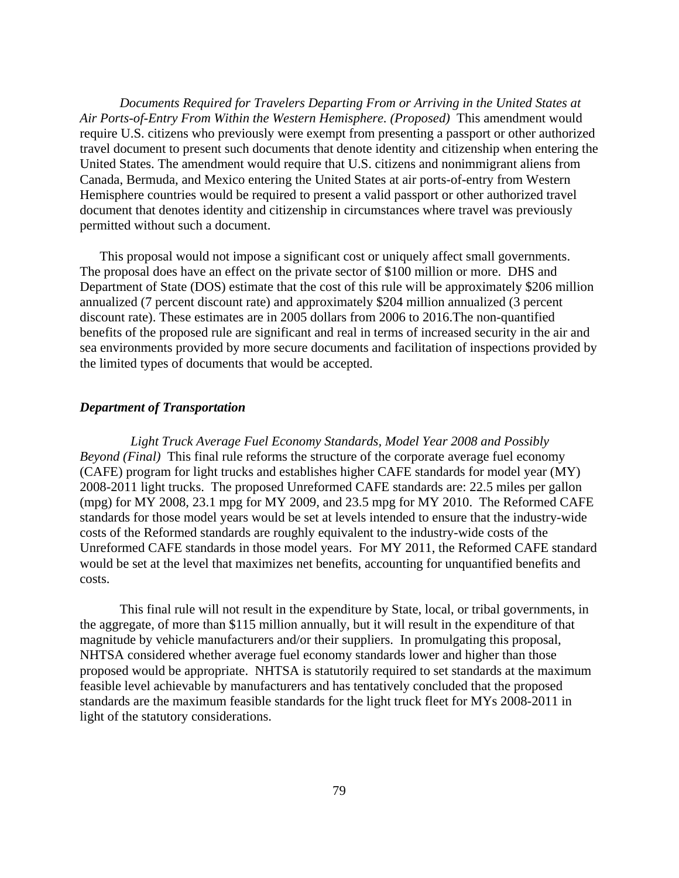*Documents Required for Travelers Departing From or Arriving in the United States at Air Ports-of-Entry From Within the Western Hemisphere. (Proposed)* This amendment would require U.S. citizens who previously were exempt from presenting a passport or other authorized travel document to present such documents that denote identity and citizenship when entering the United States. The amendment would require that U.S. citizens and nonimmigrant aliens from Canada, Bermuda, and Mexico entering the United States at air ports-of-entry from Western Hemisphere countries would be required to present a valid passport or other authorized travel document that denotes identity and citizenship in circumstances where travel was previously permitted without such a document.

This proposal would not impose a significant cost or uniquely affect small governments. The proposal does have an effect on the private sector of $100 million or more. DHS and Department of State (DOS) estimate that the cost of this rule will be approximately $206 million annualized (7 percent discount rate) and approximately $204 million annualized (3 percent discount rate). These estimates are in 2005 dollars from 2006 to 2016.The non-quantified benefits of the proposed rule are significant and real in terms of increased security in the air and sea environments provided by more secure documents and facilitation of inspections provided by the limited types of documents that would be accepted.

### *Department of Transportation*

*Light Truck Average Fuel Economy Standards, Model Year 2008 and Possibly Beyond (Final)* This final rule reforms the structure of the corporate average fuel economy (CAFE) program for light trucks and establishes higher CAFE standards for model year (MY) 2008-2011 light trucks. The proposed Unreformed CAFE standards are: 22.5 miles per gallon (mpg) for MY 2008, 23.1 mpg for MY 2009, and 23.5 mpg for MY 2010. The Reformed CAFE standards for those model years would be set at levels intended to ensure that the industry-wide costs of the Reformed standards are roughly equivalent to the industry-wide costs of the Unreformed CAFE standards in those model years. For MY 2011, the Reformed CAFE standard would be set at the level that maximizes net benefits, accounting for unquantified benefits and costs.

This final rule will not result in the expenditure by State, local, or tribal governments, in the aggregate, of more than $115 million annually, but it will result in the expenditure of that magnitude by vehicle manufacturers and/or their suppliers. In promulgating this proposal, NHTSA considered whether average fuel economy standards lower and higher than those proposed would be appropriate. NHTSA is statutorily required to set standards at the maximum feasible level achievable by manufacturers and has tentatively concluded that the proposed standards are the maximum feasible standards for the light truck fleet for MYs 2008-2011 in light of the statutory considerations.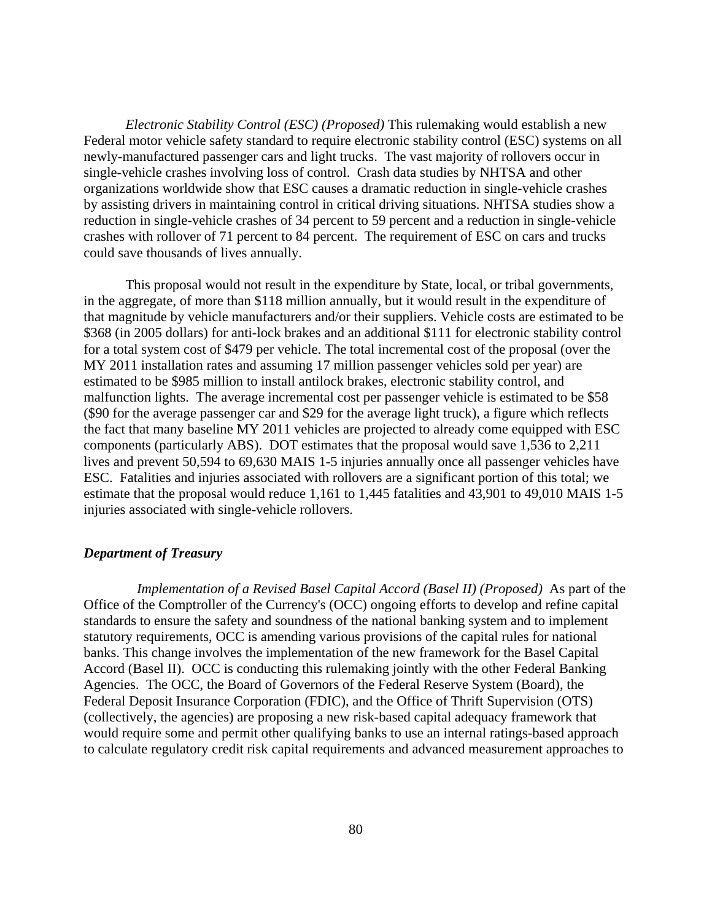*Electronic Stability Control (ESC) (Proposed)* This rulemaking would establish a new Federal motor vehicle safety standard to require electronic stability control (ESC) systems on all newly-manufactured passenger cars and light trucks. The vast majority of rollovers occur in single-vehicle crashes involving loss of control. Crash data studies by NHTSA and other organizations worldwide show that ESC causes a dramatic reduction in single-vehicle crashes by assisting drivers in maintaining control in critical driving situations. NHTSA studies show a reduction in single-vehicle crashes of 34 percent to 59 percent and a reduction in single-vehicle crashes with rollover of 71 percent to 84 percent. The requirement of ESC on cars and trucks could save thousands of lives annually.

This proposal would not result in the expenditure by State, local, or tribal governments, in the aggregate, of more than $118 million annually, but it would result in the expenditure of that magnitude by vehicle manufacturers and/or their suppliers. Vehicle costs are estimated to be $368 (in 2005 dollars) for anti-lock brakes and an additional $111 for electronic stability control for a total system cost of $479 per vehicle. The total incremental cost of the proposal (over the MY 2011 installation rates and assuming 17 million passenger vehicles sold per year) are estimated to be $985 million to install antilock brakes, electronic stability control, and malfunction lights. The average incremental cost per passenger vehicle is estimated to be $58 ($90 for the average passenger car and $29 for the average light truck), a figure which reflects the fact that many baseline MY 2011 vehicles are projected to already come equipped with ESC components (particularly ABS). DOT estimates that the proposal would save 1,536 to 2,211 lives and prevent 50,594 to 69,630 MAIS 1-5 injuries annually once all passenger vehicles have ESC. Fatalities and injuries associated with rollovers are a significant portion of this total; we estimate that the proposal would reduce 1,161 to 1,445 fatalities and 43,901 to 49,010 MAIS 1-5 injuries associated with single-vehicle rollovers.

### *Department of Treasury*

*Implementation of a Revised Basel Capital Accord (Basel II) (Proposed)* As part of the Office of the Comptroller of the Currency's (OCC) ongoing efforts to develop and refine capital standards to ensure the safety and soundness of the national banking system and to implement statutory requirements, OCC is amending various provisions of the capital rules for national banks. This change involves the implementation of the new framework for the Basel Capital Accord (Basel II). OCC is conducting this rulemaking jointly with the other Federal Banking Agencies. The OCC, the Board of Governors of the Federal Reserve System (Board), the Federal Deposit Insurance Corporation (FDIC), and the Office of Thrift Supervision (OTS) (collectively, the agencies) are proposing a new risk-based capital adequacy framework that would require some and permit other qualifying banks to use an internal ratings-based approach to calculate regulatory credit risk capital requirements and advanced measurement approaches to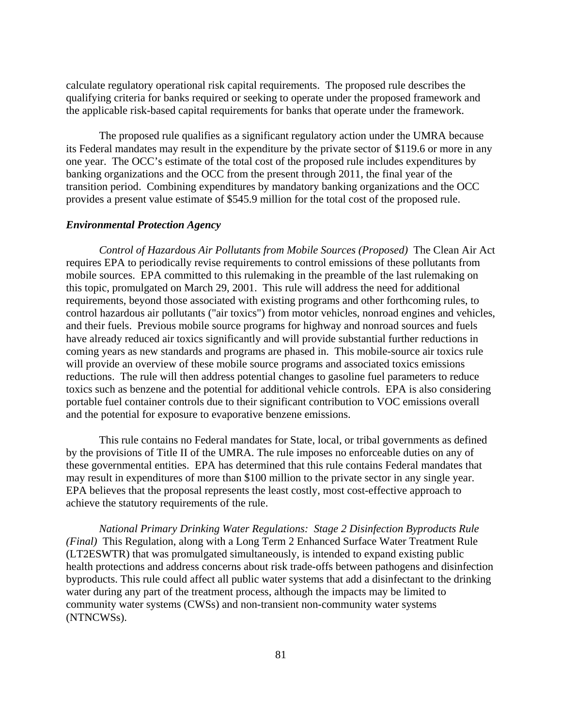calculate regulatory operational risk capital requirements. The proposed rule describes the qualifying criteria for banks required or seeking to operate under the proposed framework and the applicable risk-based capital requirements for banks that operate under the framework.

The proposed rule qualifies as a significant regulatory action under the UMRA because its Federal mandates may result in the expenditure by the private sector of $119.6 or more in any one year. The OCC's estimate of the total cost of the proposed rule includes expenditures by banking organizations and the OCC from the present through 2011, the final year of the transition period. Combining expenditures by mandatory banking organizations and the OCC provides a present value estimate of $545.9 million for the total cost of the proposed rule.

***Environmental Protection Agency***

*Control of Hazardous Air Pollutants from Mobile Sources (Proposed)* The Clean Air Act requires EPA to periodically revise requirements to control emissions of these pollutants from mobile sources. EPA committed to this rulemaking in the preamble of the last rulemaking on this topic, promulgated on March 29, 2001. This rule will address the need for additional requirements, beyond those associated with existing programs and other forthcoming rules, to control hazardous air pollutants ("air toxics") from motor vehicles, nonroad engines and vehicles, and their fuels. Previous mobile source programs for highway and nonroad sources and fuels have already reduced air toxics significantly and will provide substantial further reductions in coming years as new standards and programs are phased in. This mobile-source air toxics rule will provide an overview of these mobile source programs and associated toxics emissions reductions. The rule will then address potential changes to gasoline fuel parameters to reduce toxics such as benzene and the potential for additional vehicle controls. EPA is also considering portable fuel container controls due to their significant contribution to VOC emissions overall and the potential for exposure to evaporative benzene emissions.

This rule contains no Federal mandates for State, local, or tribal governments as defined by the provisions of Title II of the UMRA. The rule imposes no enforceable duties on any of these governmental entities. EPA has determined that this rule contains Federal mandates that may result in expenditures of more than $100 million to the private sector in any single year. EPA believes that the proposal represents the least costly, most cost-effective approach to achieve the statutory requirements of the rule.

*National Primary Drinking Water Regulations: Stage 2 Disinfection Byproducts Rule (Final)* This Regulation, along with a Long Term 2 Enhanced Surface Water Treatment Rule (LT2ESWTR) that was promulgated simultaneously, is intended to expand existing public health protections and address concerns about risk trade-offs between pathogens and disinfection byproducts. This rule could affect all public water systems that add a disinfectant to the drinking water during any part of the treatment process, although the impacts may be limited to community water systems (CWSs) and non-transient non-community water systems (NTNCWSs).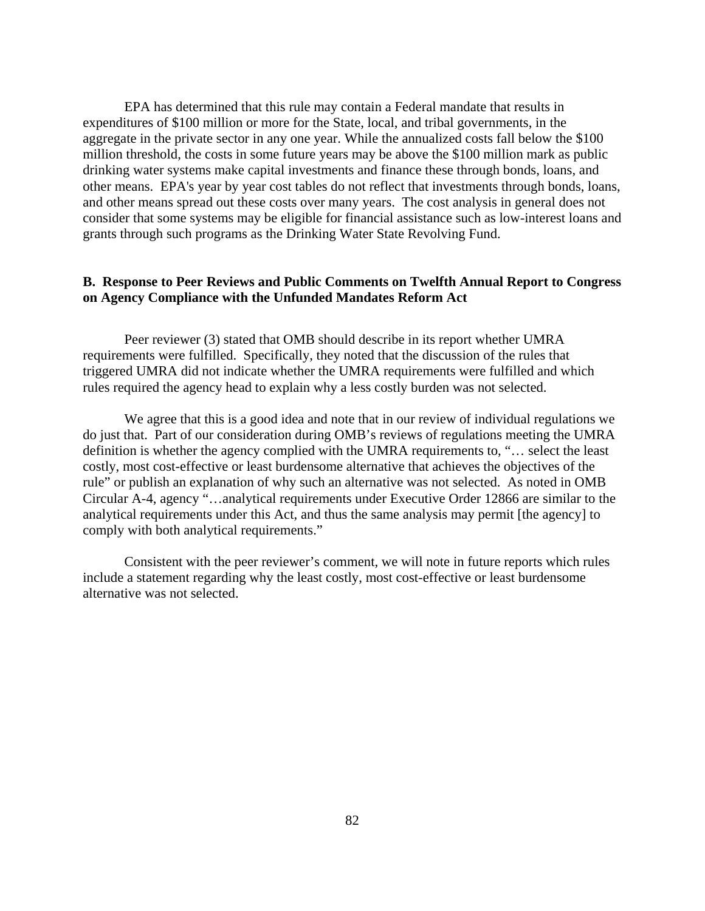EPA has determined that this rule may contain a Federal mandate that results in expenditures of $100 million or more for the State, local, and tribal governments, in the aggregate in the private sector in any one year. While the annualized costs fall below the $100 million threshold, the costs in some future years may be above the $100 million mark as public drinking water systems make capital investments and finance these through bonds, loans, and other means. EPA's year by year cost tables do not reflect that investments through bonds, loans, and other means spread out these costs over many years. The cost analysis in general does not consider that some systems may be eligible for financial assistance such as low-interest loans and grants through such programs as the Drinking Water State Revolving Fund.

**B. Response to Peer Reviews and Public Comments on Twelfth Annual Report to Congress on Agency Compliance with the Unfunded Mandates Reform Act**

Peer reviewer (3) stated that OMB should describe in its report whether UMRA requirements were fulfilled. Specifically, they noted that the discussion of the rules that triggered UMRA did not indicate whether the UMRA requirements were fulfilled and which rules required the agency head to explain why a less costly burden was not selected.

We agree that this is a good idea and note that in our review of individual regulations we do just that. Part of our consideration during OMB's reviews of regulations meeting the UMRA definition is whether the agency complied with the UMRA requirements to, "… select the least costly, most cost-effective or least burdensome alternative that achieves the objectives of the rule" or publish an explanation of why such an alternative was not selected. As noted in OMB Circular A-4, agency "…analytical requirements under Executive Order 12866 are similar to the analytical requirements under this Act, and thus the same analysis may permit [the agency] to comply with both analytical requirements."

Consistent with the peer reviewer's comment, we will note in future reports which rules include a statement regarding why the least costly, most cost-effective or least burdensome alternative was not selected.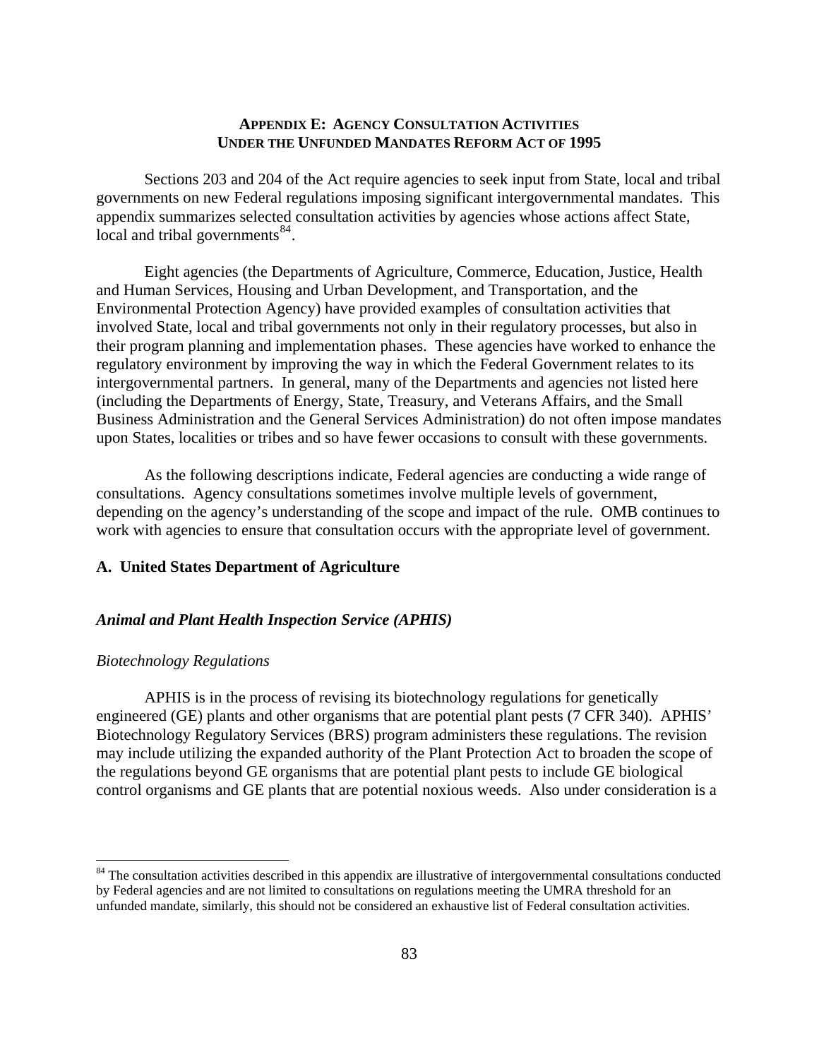## APPENDIX E: AGENCY CONSULTATION ACTIVITIES UNDER THE UNFUNDED MANDATES REFORM ACT OF 1995

Sections 203 and 204 of the Act require agencies to seek input from State, local and tribal governments on new Federal regulations imposing significant intergovernmental mandates. This appendix summarizes selected consultation activities by agencies whose actions affect State, local and tribal governments[84].

Eight agencies (the Departments of Agriculture, Commerce, Education, Justice, Health and Human Services, Housing and Urban Development, and Transportation, and the Environmental Protection Agency) have provided examples of consultation activities that involved State, local and tribal governments not only in their regulatory processes, but also in their program planning and implementation phases. These agencies have worked to enhance the regulatory environment by improving the way in which the Federal Government relates to its intergovernmental partners. In general, many of the Departments and agencies not listed here (including the Departments of Energy, State, Treasury, and Veterans Affairs, and the Small Business Administration and the General Services Administration) do not often impose mandates upon States, localities or tribes and so have fewer occasions to consult with these governments.

As the following descriptions indicate, Federal agencies are conducting a wide range of consultations. Agency consultations sometimes involve multiple levels of government, depending on the agency's understanding of the scope and impact of the rule. OMB continues to work with agencies to ensure that consultation occurs with the appropriate level of government.

### A. United States Department of Agriculture

#### *Animal and Plant Health Inspection Service (APHIS)*

*Biotechnology Regulations*

APHIS is in the process of revising its biotechnology regulations for genetically engineered (GE) plants and other organisms that are potential plant pests (7 CFR 340). APHIS' Biotechnology Regulatory Services (BRS) program administers these regulations. The revision may include utilizing the expanded authority of the Plant Protection Act to broaden the scope of the regulations beyond GE organisms that are potential plant pests to include GE biological control organisms and GE plants that are potential noxious weeds. Also under consideration is a

[84] The consultation activities described in this appendix are illustrative of intergovernmental consultations conducted by Federal agencies and are not limited to consultations on regulations meeting the UMRA threshold for an unfunded mandate, similarly, this should not be considered an exhaustive list of Federal consultation activities.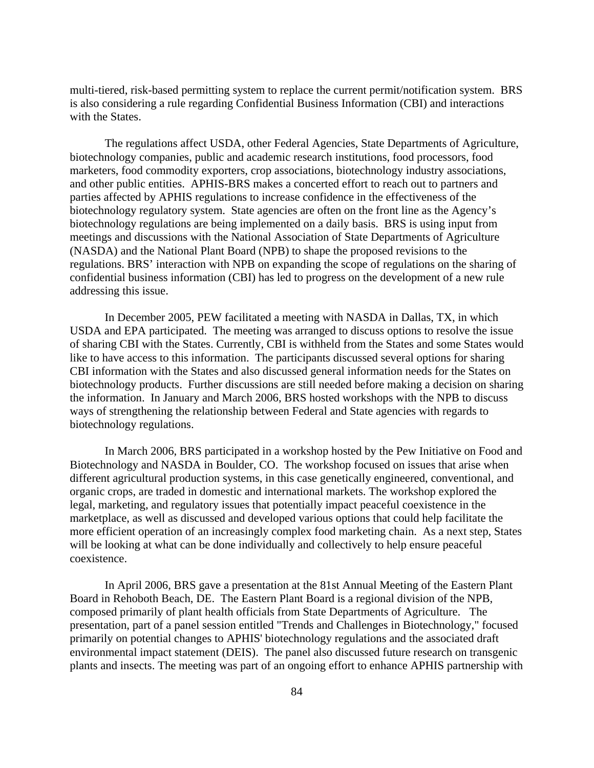multi-tiered, risk-based permitting system to replace the current permit/notification system. BRS is also considering a rule regarding Confidential Business Information (CBI) and interactions with the States.

The regulations affect USDA, other Federal Agencies, State Departments of Agriculture, biotechnology companies, public and academic research institutions, food processors, food marketers, food commodity exporters, crop associations, biotechnology industry associations, and other public entities. APHIS-BRS makes a concerted effort to reach out to partners and parties affected by APHIS regulations to increase confidence in the effectiveness of the biotechnology regulatory system. State agencies are often on the front line as the Agency's biotechnology regulations are being implemented on a daily basis. BRS is using input from meetings and discussions with the National Association of State Departments of Agriculture (NASDA) and the National Plant Board (NPB) to shape the proposed revisions to the regulations. BRS' interaction with NPB on expanding the scope of regulations on the sharing of confidential business information (CBI) has led to progress on the development of a new rule addressing this issue.

In December 2005, PEW facilitated a meeting with NASDA in Dallas, TX, in which USDA and EPA participated. The meeting was arranged to discuss options to resolve the issue of sharing CBI with the States. Currently, CBI is withheld from the States and some States would like to have access to this information. The participants discussed several options for sharing CBI information with the States and also discussed general information needs for the States on biotechnology products. Further discussions are still needed before making a decision on sharing the information. In January and March 2006, BRS hosted workshops with the NPB to discuss ways of strengthening the relationship between Federal and State agencies with regards to biotechnology regulations.

In March 2006, BRS participated in a workshop hosted by the Pew Initiative on Food and Biotechnology and NASDA in Boulder, CO. The workshop focused on issues that arise when different agricultural production systems, in this case genetically engineered, conventional, and organic crops, are traded in domestic and international markets. The workshop explored the legal, marketing, and regulatory issues that potentially impact peaceful coexistence in the marketplace, as well as discussed and developed various options that could help facilitate the more efficient operation of an increasingly complex food marketing chain. As a next step, States will be looking at what can be done individually and collectively to help ensure peaceful coexistence.

In April 2006, BRS gave a presentation at the 81st Annual Meeting of the Eastern Plant Board in Rehoboth Beach, DE. The Eastern Plant Board is a regional division of the NPB, composed primarily of plant health officials from State Departments of Agriculture. The presentation, part of a panel session entitled "Trends and Challenges in Biotechnology," focused primarily on potential changes to APHIS' biotechnology regulations and the associated draft environmental impact statement (DEIS). The panel also discussed future research on transgenic plants and insects. The meeting was part of an ongoing effort to enhance APHIS partnership with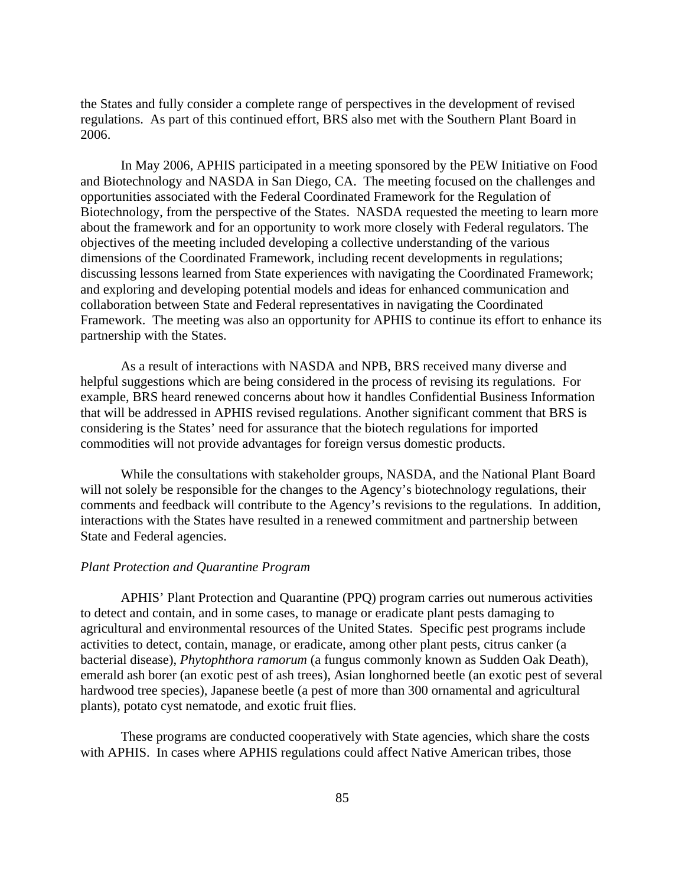the States and fully consider a complete range of perspectives in the development of revised regulations. As part of this continued effort, BRS also met with the Southern Plant Board in 2006.

In May 2006, APHIS participated in a meeting sponsored by the PEW Initiative on Food and Biotechnology and NASDA in San Diego, CA. The meeting focused on the challenges and opportunities associated with the Federal Coordinated Framework for the Regulation of Biotechnology, from the perspective of the States. NASDA requested the meeting to learn more about the framework and for an opportunity to work more closely with Federal regulators. The objectives of the meeting included developing a collective understanding of the various dimensions of the Coordinated Framework, including recent developments in regulations; discussing lessons learned from State experiences with navigating the Coordinated Framework; and exploring and developing potential models and ideas for enhanced communication and collaboration between State and Federal representatives in navigating the Coordinated Framework. The meeting was also an opportunity for APHIS to continue its effort to enhance its partnership with the States.

As a result of interactions with NASDA and NPB, BRS received many diverse and helpful suggestions which are being considered in the process of revising its regulations. For example, BRS heard renewed concerns about how it handles Confidential Business Information that will be addressed in APHIS revised regulations. Another significant comment that BRS is considering is the States' need for assurance that the biotech regulations for imported commodities will not provide advantages for foreign versus domestic products.

While the consultations with stakeholder groups, NASDA, and the National Plant Board will not solely be responsible for the changes to the Agency's biotechnology regulations, their comments and feedback will contribute to the Agency's revisions to the regulations. In addition, interactions with the States have resulted in a renewed commitment and partnership between State and Federal agencies.

*Plant Protection and Quarantine Program*

APHIS' Plant Protection and Quarantine (PPQ) program carries out numerous activities to detect and contain, and in some cases, to manage or eradicate plant pests damaging to agricultural and environmental resources of the United States. Specific pest programs include activities to detect, contain, manage, or eradicate, among other plant pests, citrus canker (a bacterial disease), *Phytophthora ramorum* (a fungus commonly known as Sudden Oak Death), emerald ash borer (an exotic pest of ash trees), Asian longhorned beetle (an exotic pest of several hardwood tree species), Japanese beetle (a pest of more than 300 ornamental and agricultural plants), potato cyst nematode, and exotic fruit flies.

These programs are conducted cooperatively with State agencies, which share the costs with APHIS. In cases where APHIS regulations could affect Native American tribes, those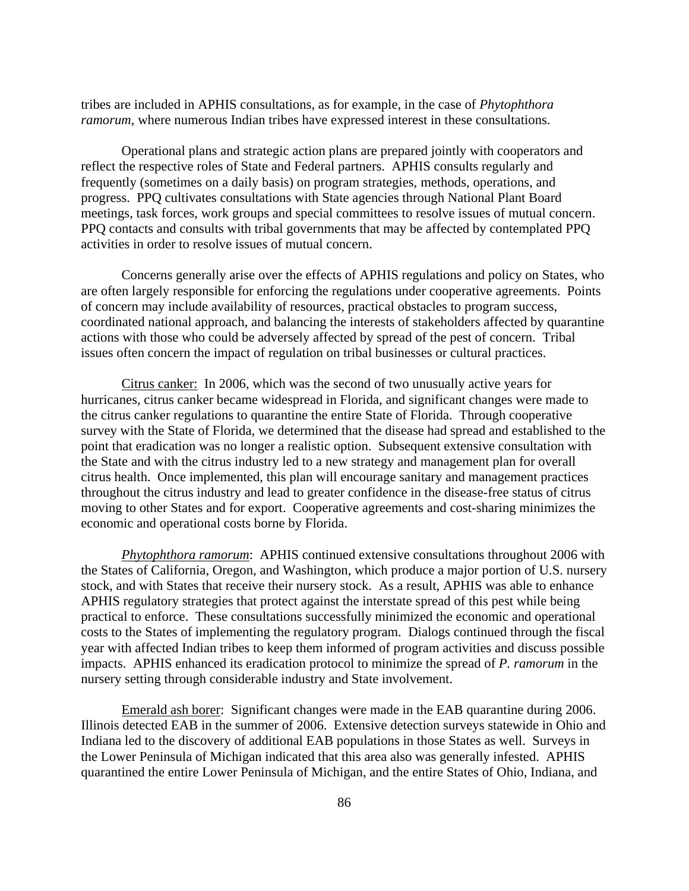tribes are included in APHIS consultations, as for example, in the case of *Phytophthora ramorum*, where numerous Indian tribes have expressed interest in these consultations.

Operational plans and strategic action plans are prepared jointly with cooperators and reflect the respective roles of State and Federal partners. APHIS consults regularly and frequently (sometimes on a daily basis) on program strategies, methods, operations, and progress. PPQ cultivates consultations with State agencies through National Plant Board meetings, task forces, work groups and special committees to resolve issues of mutual concern. PPQ contacts and consults with tribal governments that may be affected by contemplated PPQ activities in order to resolve issues of mutual concern.

Concerns generally arise over the effects of APHIS regulations and policy on States, who are often largely responsible for enforcing the regulations under cooperative agreements. Points of concern may include availability of resources, practical obstacles to program success, coordinated national approach, and balancing the interests of stakeholders affected by quarantine actions with those who could be adversely affected by spread of the pest of concern. Tribal issues often concern the impact of regulation on tribal businesses or cultural practices.

<u>Citrus canker:</u> In 2006, which was the second of two unusually active years for hurricanes, citrus canker became widespread in Florida, and significant changes were made to the citrus canker regulations to quarantine the entire State of Florida. Through cooperative survey with the State of Florida, we determined that the disease had spread and established to the point that eradication was no longer a realistic option. Subsequent extensive consultation with the State and with the citrus industry led to a new strategy and management plan for overall citrus health. Once implemented, this plan will encourage sanitary and management practices throughout the citrus industry and lead to greater confidence in the disease-free status of citrus moving to other States and for export. Cooperative agreements and cost-sharing minimizes the economic and operational costs borne by Florida.

<u>*Phytophthora ramorum*</u>: APHIS continued extensive consultations throughout 2006 with the States of California, Oregon, and Washington, which produce a major portion of U.S. nursery stock, and with States that receive their nursery stock. As a result, APHIS was able to enhance APHIS regulatory strategies that protect against the interstate spread of this pest while being practical to enforce. These consultations successfully minimized the economic and operational costs to the States of implementing the regulatory program. Dialogs continued through the fiscal year with affected Indian tribes to keep them informed of program activities and discuss possible impacts. APHIS enhanced its eradication protocol to minimize the spread of *P. ramorum* in the nursery setting through considerable industry and State involvement.

<u>Emerald ash borer</u>: Significant changes were made in the EAB quarantine during 2006. Illinois detected EAB in the summer of 2006. Extensive detection surveys statewide in Ohio and Indiana led to the discovery of additional EAB populations in those States as well. Surveys in the Lower Peninsula of Michigan indicated that this area also was generally infested. APHIS quarantined the entire Lower Peninsula of Michigan, and the entire States of Ohio, Indiana, and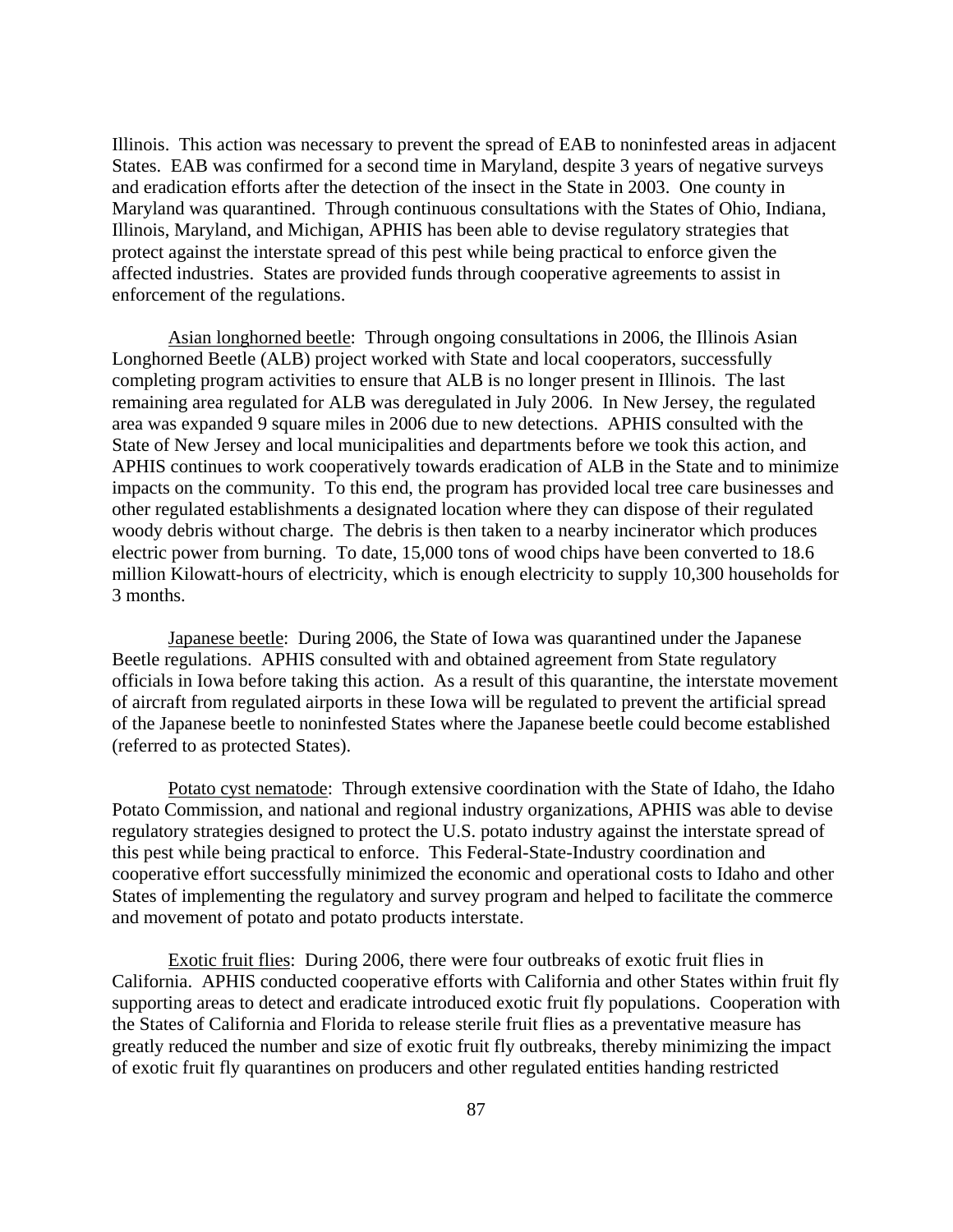Illinois. This action was necessary to prevent the spread of EAB to noninfested areas in adjacent States. EAB was confirmed for a second time in Maryland, despite 3 years of negative surveys and eradication efforts after the detection of the insect in the State in 2003. One county in Maryland was quarantined. Through continuous consultations with the States of Ohio, Indiana, Illinois, Maryland, and Michigan, APHIS has been able to devise regulatory strategies that protect against the interstate spread of this pest while being practical to enforce given the affected industries. States are provided funds through cooperative agreements to assist in enforcement of the regulations.

Asian longhorned beetle: Through ongoing consultations in 2006, the Illinois Asian Longhorned Beetle (ALB) project worked with State and local cooperators, successfully completing program activities to ensure that ALB is no longer present in Illinois. The last remaining area regulated for ALB was deregulated in July 2006. In New Jersey, the regulated area was expanded 9 square miles in 2006 due to new detections. APHIS consulted with the State of New Jersey and local municipalities and departments before we took this action, and APHIS continues to work cooperatively towards eradication of ALB in the State and to minimize impacts on the community. To this end, the program has provided local tree care businesses and other regulated establishments a designated location where they can dispose of their regulated woody debris without charge. The debris is then taken to a nearby incinerator which produces electric power from burning. To date, 15,000 tons of wood chips have been converted to 18.6 million Kilowatt-hours of electricity, which is enough electricity to supply 10,300 households for 3 months.

Japanese beetle: During 2006, the State of Iowa was quarantined under the Japanese Beetle regulations. APHIS consulted with and obtained agreement from State regulatory officials in Iowa before taking this action. As a result of this quarantine, the interstate movement of aircraft from regulated airports in these Iowa will be regulated to prevent the artificial spread of the Japanese beetle to noninfested States where the Japanese beetle could become established (referred to as protected States).

Potato cyst nematode: Through extensive coordination with the State of Idaho, the Idaho Potato Commission, and national and regional industry organizations, APHIS was able to devise regulatory strategies designed to protect the U.S. potato industry against the interstate spread of this pest while being practical to enforce. This Federal-State-Industry coordination and cooperative effort successfully minimized the economic and operational costs to Idaho and other States of implementing the regulatory and survey program and helped to facilitate the commerce and movement of potato and potato products interstate.

Exotic fruit flies: During 2006, there were four outbreaks of exotic fruit flies in California. APHIS conducted cooperative efforts with California and other States within fruit fly supporting areas to detect and eradicate introduced exotic fruit fly populations. Cooperation with the States of California and Florida to release sterile fruit flies as a preventative measure has greatly reduced the number and size of exotic fruit fly outbreaks, thereby minimizing the impact of exotic fruit fly quarantines on producers and other regulated entities handing restricted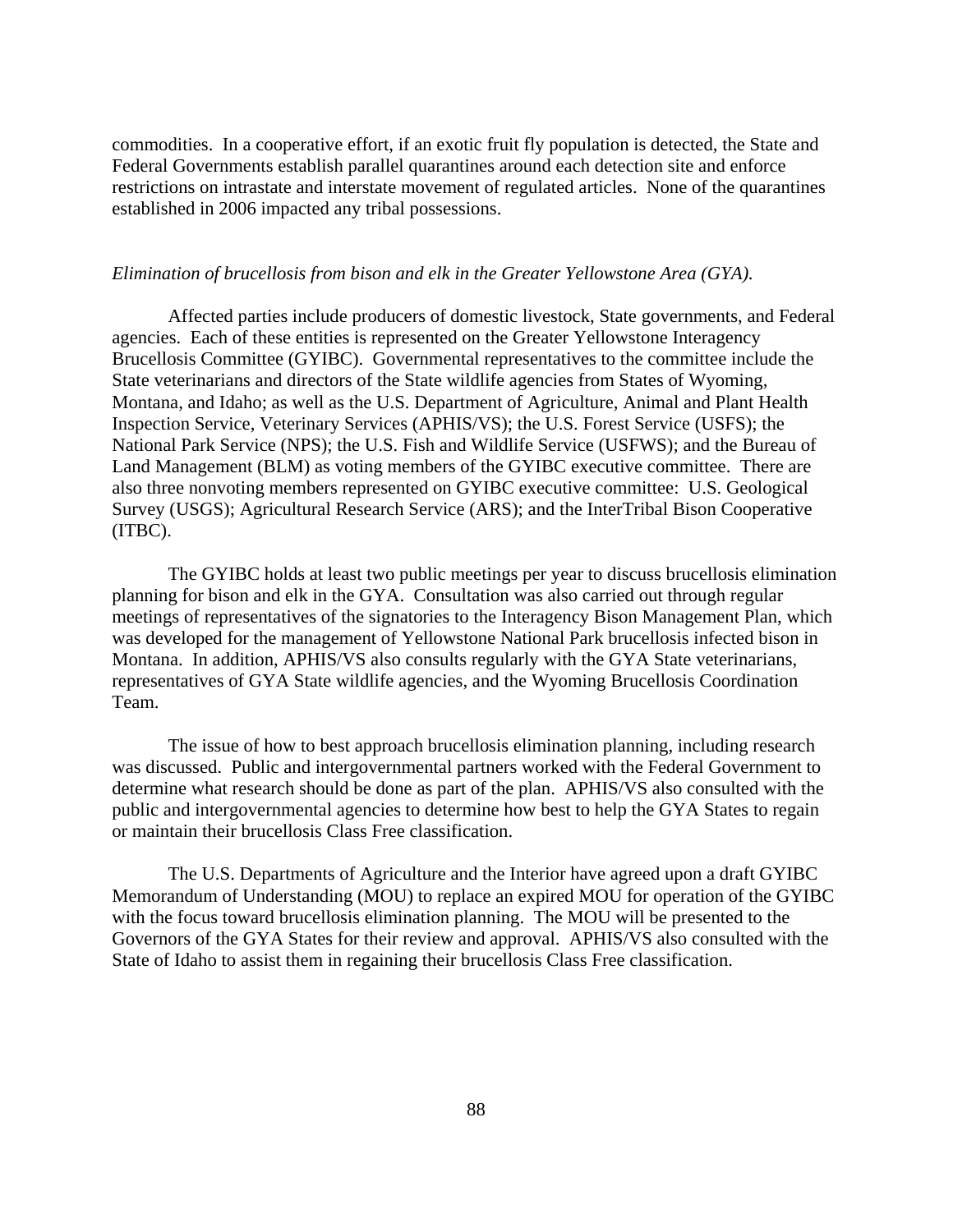commodities. In a cooperative effort, if an exotic fruit fly population is detected, the State and Federal Governments establish parallel quarantines around each detection site and enforce restrictions on intrastate and interstate movement of regulated articles. None of the quarantines established in 2006 impacted any tribal possessions.

*Elimination of brucellosis from bison and elk in the Greater Yellowstone Area (GYA).*

Affected parties include producers of domestic livestock, State governments, and Federal agencies. Each of these entities is represented on the Greater Yellowstone Interagency Brucellosis Committee (GYIBC). Governmental representatives to the committee include the State veterinarians and directors of the State wildlife agencies from States of Wyoming, Montana, and Idaho; as well as the U.S. Department of Agriculture, Animal and Plant Health Inspection Service, Veterinary Services (APHIS/VS); the U.S. Forest Service (USFS); the National Park Service (NPS); the U.S. Fish and Wildlife Service (USFWS); and the Bureau of Land Management (BLM) as voting members of the GYIBC executive committee. There are also three nonvoting members represented on GYIBC executive committee: U.S. Geological Survey (USGS); Agricultural Research Service (ARS); and the InterTribal Bison Cooperative (ITBC).

The GYIBC holds at least two public meetings per year to discuss brucellosis elimination planning for bison and elk in the GYA. Consultation was also carried out through regular meetings of representatives of the signatories to the Interagency Bison Management Plan, which was developed for the management of Yellowstone National Park brucellosis infected bison in Montana. In addition, APHIS/VS also consults regularly with the GYA State veterinarians, representatives of GYA State wildlife agencies, and the Wyoming Brucellosis Coordination Team.

The issue of how to best approach brucellosis elimination planning, including research was discussed. Public and intergovernmental partners worked with the Federal Government to determine what research should be done as part of the plan. APHIS/VS also consulted with the public and intergovernmental agencies to determine how best to help the GYA States to regain or maintain their brucellosis Class Free classification.

The U.S. Departments of Agriculture and the Interior have agreed upon a draft GYIBC Memorandum of Understanding (MOU) to replace an expired MOU for operation of the GYIBC with the focus toward brucellosis elimination planning. The MOU will be presented to the Governors of the GYA States for their review and approval. APHIS/VS also consulted with the State of Idaho to assist them in regaining their brucellosis Class Free classification.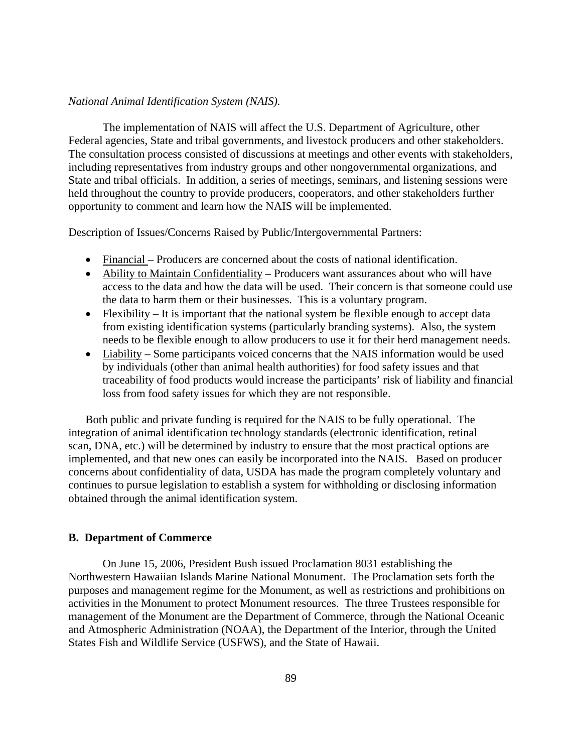*National Animal Identification System (NAIS).*

The implementation of NAIS will affect the U.S. Department of Agriculture, other Federal agencies, State and tribal governments, and livestock producers and other stakeholders. The consultation process consisted of discussions at meetings and other events with stakeholders, including representatives from industry groups and other nongovernmental organizations, and State and tribal officials. In addition, a series of meetings, seminars, and listening sessions were held throughout the country to provide producers, cooperators, and other stakeholders further opportunity to comment and learn how the NAIS will be implemented.

Description of Issues/Concerns Raised by Public/Intergovernmental Partners:

- Financial – Producers are concerned about the costs of national identification.
- Ability to Maintain Confidentiality – Producers want assurances about who will have access to the data and how the data will be used. Their concern is that someone could use the data to harm them or their businesses. This is a voluntary program.
- Flexibility – It is important that the national system be flexible enough to accept data from existing identification systems (particularly branding systems). Also, the system needs to be flexible enough to allow producers to use it for their herd management needs.
- Liability – Some participants voiced concerns that the NAIS information would be used by individuals (other than animal health authorities) for food safety issues and that traceability of food products would increase the participants' risk of liability and financial loss from food safety issues for which they are not responsible.

Both public and private funding is required for the NAIS to be fully operational. The integration of animal identification technology standards (electronic identification, retinal scan, DNA, etc.) will be determined by industry to ensure that the most practical options are implemented, and that new ones can easily be incorporated into the NAIS. Based on producer concerns about confidentiality of data, USDA has made the program completely voluntary and continues to pursue legislation to establish a system for withholding or disclosing information obtained through the animal identification system.

**B. Department of Commerce**

On June 15, 2006, President Bush issued Proclamation 8031 establishing the Northwestern Hawaiian Islands Marine National Monument. The Proclamation sets forth the purposes and management regime for the Monument, as well as restrictions and prohibitions on activities in the Monument to protect Monument resources. The three Trustees responsible for management of the Monument are the Department of Commerce, through the National Oceanic and Atmospheric Administration (NOAA), the Department of the Interior, through the United States Fish and Wildlife Service (USFWS), and the State of Hawaii.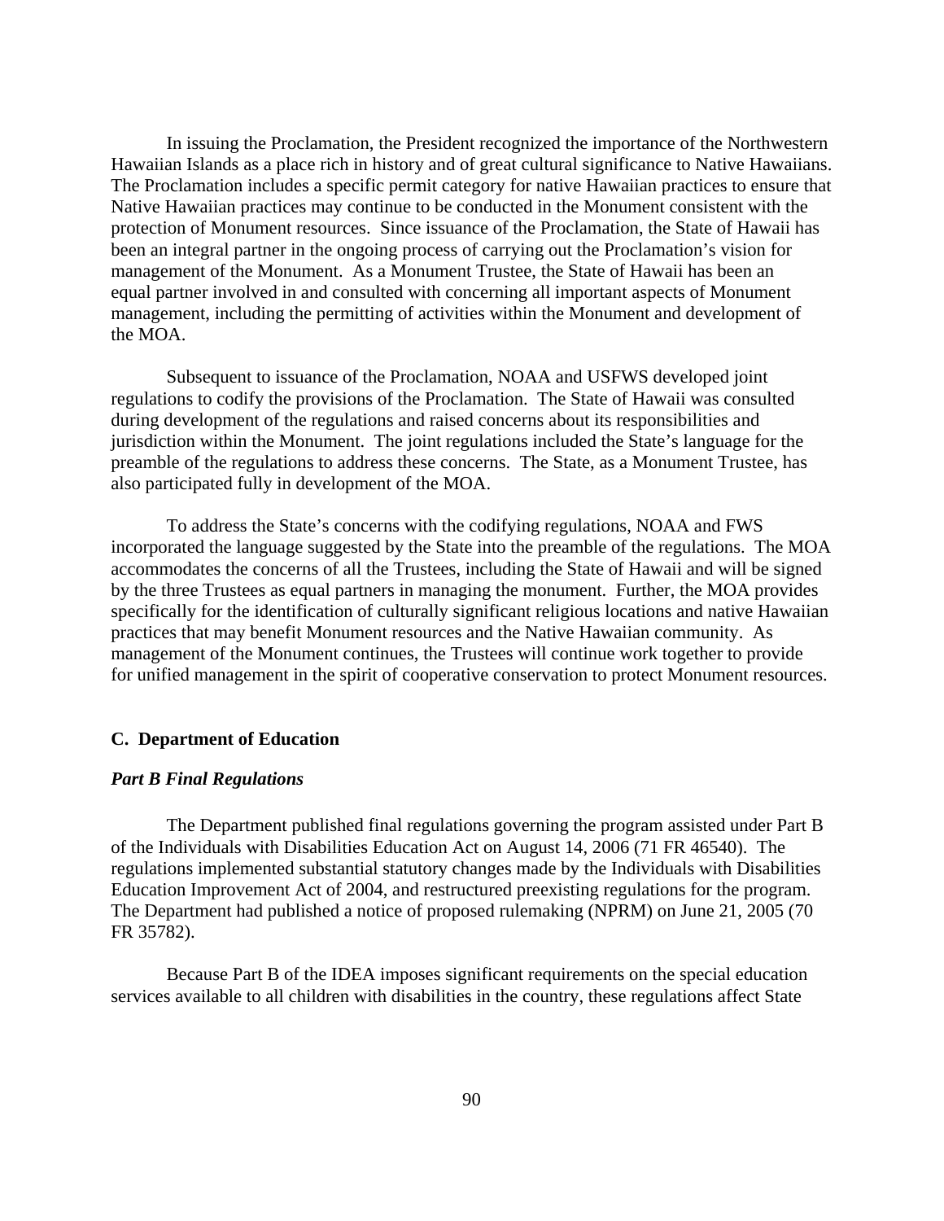In issuing the Proclamation, the President recognized the importance of the Northwestern Hawaiian Islands as a place rich in history and of great cultural significance to Native Hawaiians. The Proclamation includes a specific permit category for native Hawaiian practices to ensure that Native Hawaiian practices may continue to be conducted in the Monument consistent with the protection of Monument resources. Since issuance of the Proclamation, the State of Hawaii has been an integral partner in the ongoing process of carrying out the Proclamation's vision for management of the Monument. As a Monument Trustee, the State of Hawaii has been an equal partner involved in and consulted with concerning all important aspects of Monument management, including the permitting of activities within the Monument and development of the MOA.

Subsequent to issuance of the Proclamation, NOAA and USFWS developed joint regulations to codify the provisions of the Proclamation. The State of Hawaii was consulted during development of the regulations and raised concerns about its responsibilities and jurisdiction within the Monument. The joint regulations included the State's language for the preamble of the regulations to address these concerns. The State, as a Monument Trustee, has also participated fully in development of the MOA.

To address the State's concerns with the codifying regulations, NOAA and FWS incorporated the language suggested by the State into the preamble of the regulations. The MOA accommodates the concerns of all the Trustees, including the State of Hawaii and will be signed by the three Trustees as equal partners in managing the monument. Further, the MOA provides specifically for the identification of culturally significant religious locations and native Hawaiian practices that may benefit Monument resources and the Native Hawaiian community. As management of the Monument continues, the Trustees will continue work together to provide for unified management in the spirit of cooperative conservation to protect Monument resources.

### C. Department of Education

***Part B Final Regulations***

The Department published final regulations governing the program assisted under Part B of the Individuals with Disabilities Education Act on August 14, 2006 (71 FR 46540). The regulations implemented substantial statutory changes made by the Individuals with Disabilities Education Improvement Act of 2004, and restructured preexisting regulations for the program. The Department had published a notice of proposed rulemaking (NPRM) on June 21, 2005 (70 FR 35782).

Because Part B of the IDEA imposes significant requirements on the special education services available to all children with disabilities in the country, these regulations affect State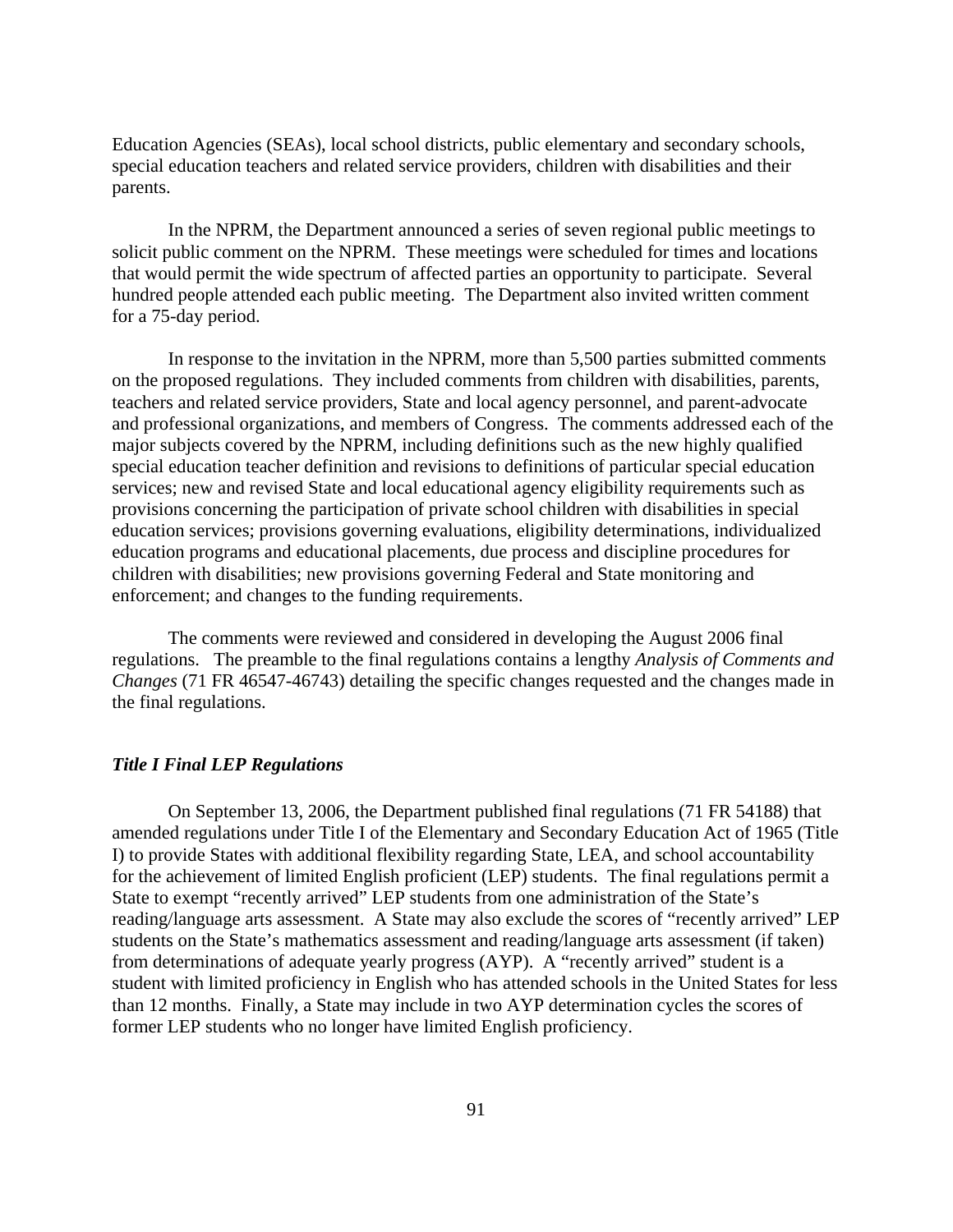Education Agencies (SEAs), local school districts, public elementary and secondary schools, special education teachers and related service providers, children with disabilities and their parents.

In the NPRM, the Department announced a series of seven regional public meetings to solicit public comment on the NPRM. These meetings were scheduled for times and locations that would permit the wide spectrum of affected parties an opportunity to participate. Several hundred people attended each public meeting. The Department also invited written comment for a 75-day period.

In response to the invitation in the NPRM, more than 5,500 parties submitted comments on the proposed regulations. They included comments from children with disabilities, parents, teachers and related service providers, State and local agency personnel, and parent-advocate and professional organizations, and members of Congress. The comments addressed each of the major subjects covered by the NPRM, including definitions such as the new highly qualified special education teacher definition and revisions to definitions of particular special education services; new and revised State and local educational agency eligibility requirements such as provisions concerning the participation of private school children with disabilities in special education services; provisions governing evaluations, eligibility determinations, individualized education programs and educational placements, due process and discipline procedures for children with disabilities; new provisions governing Federal and State monitoring and enforcement; and changes to the funding requirements.

The comments were reviewed and considered in developing the August 2006 final regulations. The preamble to the final regulations contains a lengthy *Analysis of Comments and Changes* (71 FR 46547-46743) detailing the specific changes requested and the changes made in the final regulations.

***Title I Final LEP Regulations***

On September 13, 2006, the Department published final regulations (71 FR 54188) that amended regulations under Title I of the Elementary and Secondary Education Act of 1965 (Title I) to provide States with additional flexibility regarding State, LEA, and school accountability for the achievement of limited English proficient (LEP) students. The final regulations permit a State to exempt "recently arrived" LEP students from one administration of the State's reading/language arts assessment. A State may also exclude the scores of "recently arrived" LEP students on the State's mathematics assessment and reading/language arts assessment (if taken) from determinations of adequate yearly progress (AYP). A "recently arrived" student is a student with limited proficiency in English who has attended schools in the United States for less than 12 months. Finally, a State may include in two AYP determination cycles the scores of former LEP students who no longer have limited English proficiency.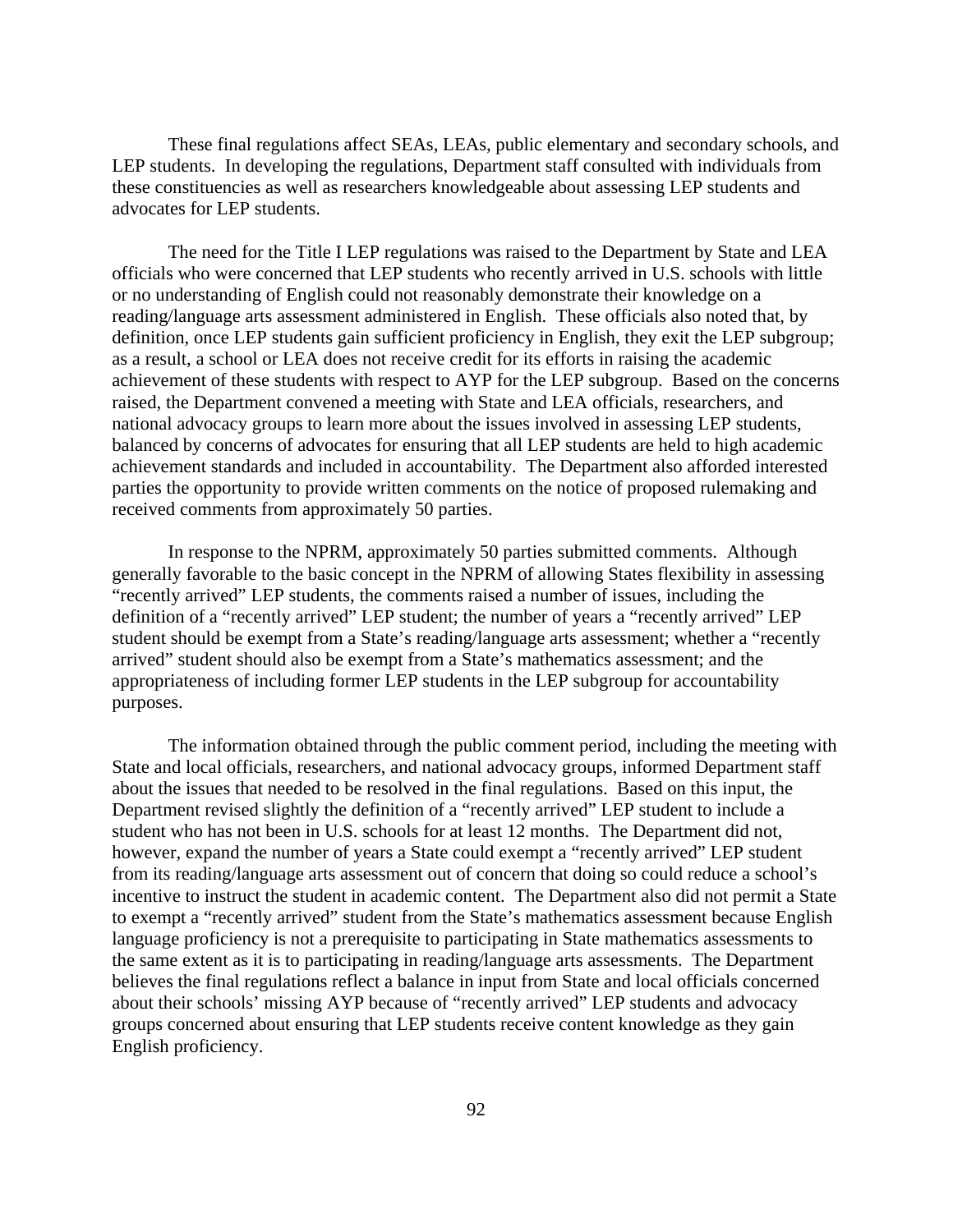These final regulations affect SEAs, LEAs, public elementary and secondary schools, and LEP students. In developing the regulations, Department staff consulted with individuals from these constituencies as well as researchers knowledgeable about assessing LEP students and advocates for LEP students.

The need for the Title I LEP regulations was raised to the Department by State and LEA officials who were concerned that LEP students who recently arrived in U.S. schools with little or no understanding of English could not reasonably demonstrate their knowledge on a reading/language arts assessment administered in English. These officials also noted that, by definition, once LEP students gain sufficient proficiency in English, they exit the LEP subgroup; as a result, a school or LEA does not receive credit for its efforts in raising the academic achievement of these students with respect to AYP for the LEP subgroup. Based on the concerns raised, the Department convened a meeting with State and LEA officials, researchers, and national advocacy groups to learn more about the issues involved in assessing LEP students, balanced by concerns of advocates for ensuring that all LEP students are held to high academic achievement standards and included in accountability. The Department also afforded interested parties the opportunity to provide written comments on the notice of proposed rulemaking and received comments from approximately 50 parties.

In response to the NPRM, approximately 50 parties submitted comments. Although generally favorable to the basic concept in the NPRM of allowing States flexibility in assessing "recently arrived" LEP students, the comments raised a number of issues, including the definition of a "recently arrived" LEP student; the number of years a "recently arrived" LEP student should be exempt from a State's reading/language arts assessment; whether a "recently arrived" student should also be exempt from a State's mathematics assessment; and the appropriateness of including former LEP students in the LEP subgroup for accountability purposes.

The information obtained through the public comment period, including the meeting with State and local officials, researchers, and national advocacy groups, informed Department staff about the issues that needed to be resolved in the final regulations. Based on this input, the Department revised slightly the definition of a "recently arrived" LEP student to include a student who has not been in U.S. schools for at least 12 months. The Department did not, however, expand the number of years a State could exempt a "recently arrived" LEP student from its reading/language arts assessment out of concern that doing so could reduce a school's incentive to instruct the student in academic content. The Department also did not permit a State to exempt a "recently arrived" student from the State's mathematics assessment because English language proficiency is not a prerequisite to participating in State mathematics assessments to the same extent as it is to participating in reading/language arts assessments. The Department believes the final regulations reflect a balance in input from State and local officials concerned about their schools' missing AYP because of "recently arrived" LEP students and advocacy groups concerned about ensuring that LEP students receive content knowledge as they gain English proficiency.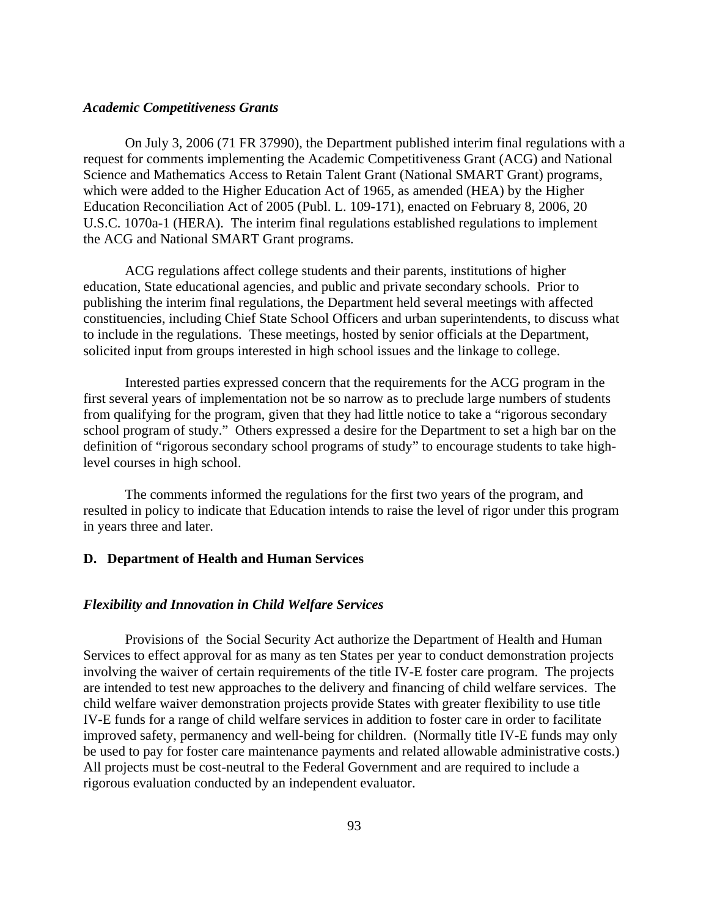***Academic Competitiveness Grants***

On July 3, 2006 (71 FR 37990), the Department published interim final regulations with a request for comments implementing the Academic Competitiveness Grant (ACG) and National Science and Mathematics Access to Retain Talent Grant (National SMART Grant) programs, which were added to the Higher Education Act of 1965, as amended (HEA) by the Higher Education Reconciliation Act of 2005 (Publ. L. 109-171), enacted on February 8, 2006, 20 U.S.C. 1070a-1 (HERA). The interim final regulations established regulations to implement the ACG and National SMART Grant programs.

ACG regulations affect college students and their parents, institutions of higher education, State educational agencies, and public and private secondary schools. Prior to publishing the interim final regulations, the Department held several meetings with affected constituencies, including Chief State School Officers and urban superintendents, to discuss what to include in the regulations. These meetings, hosted by senior officials at the Department, solicited input from groups interested in high school issues and the linkage to college.

Interested parties expressed concern that the requirements for the ACG program in the first several years of implementation not be so narrow as to preclude large numbers of students from qualifying for the program, given that they had little notice to take a "rigorous secondary school program of study." Others expressed a desire for the Department to set a high bar on the definition of "rigorous secondary school programs of study" to encourage students to take high-level courses in high school.

The comments informed the regulations for the first two years of the program, and resulted in policy to indicate that Education intends to raise the level of rigor under this program in years three and later.

## D. Department of Health and Human Services

***Flexibility and Innovation in Child Welfare Services***

Provisions of the Social Security Act authorize the Department of Health and Human Services to effect approval for as many as ten States per year to conduct demonstration projects involving the waiver of certain requirements of the title IV-E foster care program. The projects are intended to test new approaches to the delivery and financing of child welfare services. The child welfare waiver demonstration projects provide States with greater flexibility to use title IV-E funds for a range of child welfare services in addition to foster care in order to facilitate improved safety, permanency and well-being for children. (Normally title IV-E funds may only be used to pay for foster care maintenance payments and related allowable administrative costs.) All projects must be cost-neutral to the Federal Government and are required to include a rigorous evaluation conducted by an independent evaluator.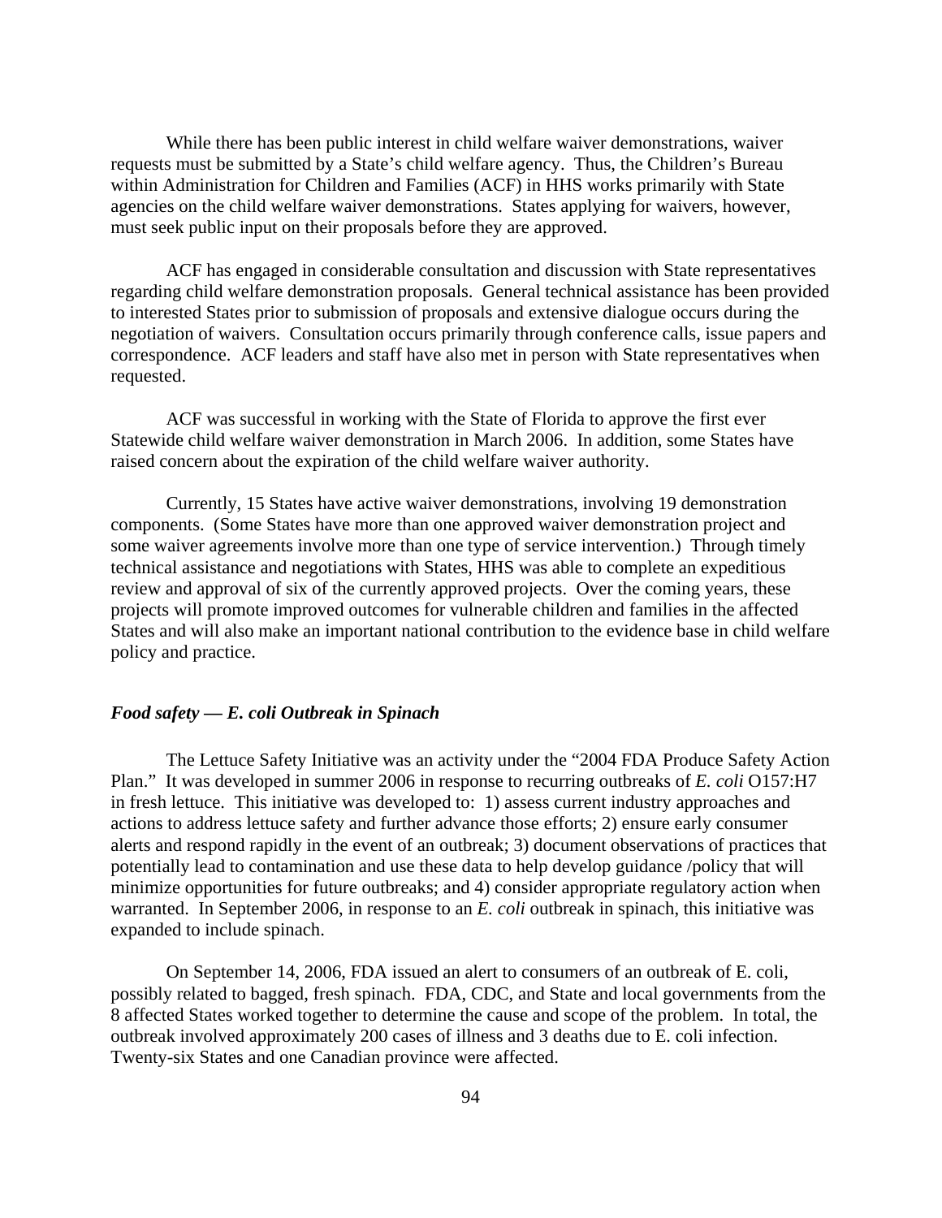While there has been public interest in child welfare waiver demonstrations, waiver requests must be submitted by a State's child welfare agency. Thus, the Children's Bureau within Administration for Children and Families (ACF) in HHS works primarily with State agencies on the child welfare waiver demonstrations. States applying for waivers, however, must seek public input on their proposals before they are approved.

ACF has engaged in considerable consultation and discussion with State representatives regarding child welfare demonstration proposals. General technical assistance has been provided to interested States prior to submission of proposals and extensive dialogue occurs during the negotiation of waivers. Consultation occurs primarily through conference calls, issue papers and correspondence. ACF leaders and staff have also met in person with State representatives when requested.

ACF was successful in working with the State of Florida to approve the first ever Statewide child welfare waiver demonstration in March 2006. In addition, some States have raised concern about the expiration of the child welfare waiver authority.

Currently, 15 States have active waiver demonstrations, involving 19 demonstration components. (Some States have more than one approved waiver demonstration project and some waiver agreements involve more than one type of service intervention.) Through timely technical assistance and negotiations with States, HHS was able to complete an expeditious review and approval of six of the currently approved projects. Over the coming years, these projects will promote improved outcomes for vulnerable children and families in the affected States and will also make an important national contribution to the evidence base in child welfare policy and practice.

***Food safety — E. coli Outbreak in Spinach***

The Lettuce Safety Initiative was an activity under the "2004 FDA Produce Safety Action Plan." It was developed in summer 2006 in response to recurring outbreaks of *E. coli* O157:H7 in fresh lettuce. This initiative was developed to: 1) assess current industry approaches and actions to address lettuce safety and further advance those efforts; 2) ensure early consumer alerts and respond rapidly in the event of an outbreak; 3) document observations of practices that potentially lead to contamination and use these data to help develop guidance /policy that will minimize opportunities for future outbreaks; and 4) consider appropriate regulatory action when warranted. In September 2006, in response to an *E. coli* outbreak in spinach, this initiative was expanded to include spinach.

On September 14, 2006, FDA issued an alert to consumers of an outbreak of E. coli, possibly related to bagged, fresh spinach. FDA, CDC, and State and local governments from the 8 affected States worked together to determine the cause and scope of the problem. In total, the outbreak involved approximately 200 cases of illness and 3 deaths due to E. coli infection. Twenty-six States and one Canadian province were affected.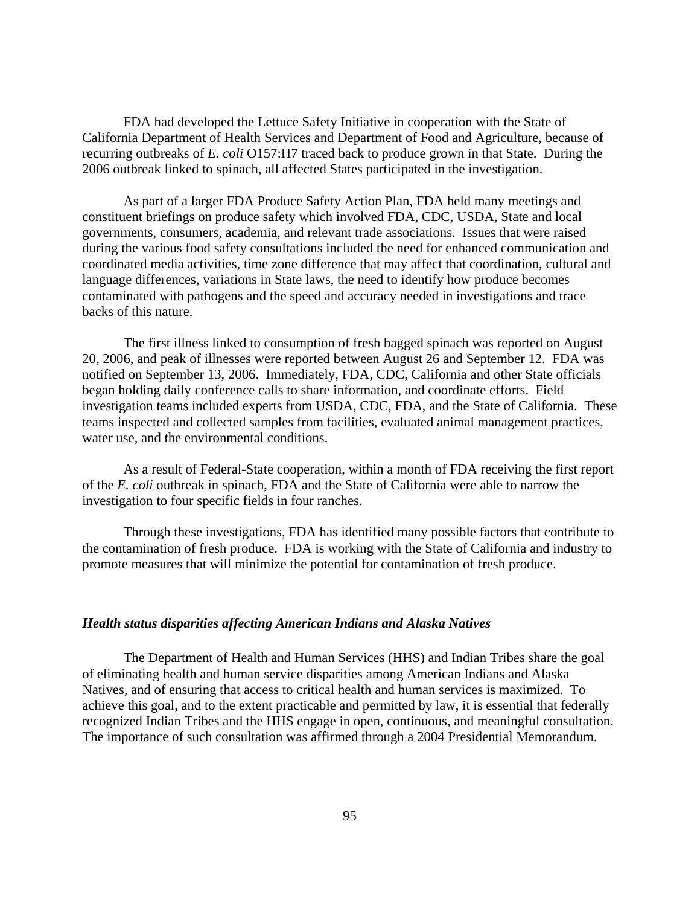FDA had developed the Lettuce Safety Initiative in cooperation with the State of California Department of Health Services and Department of Food and Agriculture, because of recurring outbreaks of *E. coli* O157:H7 traced back to produce grown in that State. During the 2006 outbreak linked to spinach, all affected States participated in the investigation.

As part of a larger FDA Produce Safety Action Plan, FDA held many meetings and constituent briefings on produce safety which involved FDA, CDC, USDA, State and local governments, consumers, academia, and relevant trade associations. Issues that were raised during the various food safety consultations included the need for enhanced communication and coordinated media activities, time zone difference that may affect that coordination, cultural and language differences, variations in State laws, the need to identify how produce becomes contaminated with pathogens and the speed and accuracy needed in investigations and trace backs of this nature.

The first illness linked to consumption of fresh bagged spinach was reported on August 20, 2006, and peak of illnesses were reported between August 26 and September 12. FDA was notified on September 13, 2006. Immediately, FDA, CDC, California and other State officials began holding daily conference calls to share information, and coordinate efforts. Field investigation teams included experts from USDA, CDC, FDA, and the State of California. These teams inspected and collected samples from facilities, evaluated animal management practices, water use, and the environmental conditions.

As a result of Federal-State cooperation, within a month of FDA receiving the first report of the *E. coli* outbreak in spinach, FDA and the State of California were able to narrow the investigation to four specific fields in four ranches.

Through these investigations, FDA has identified many possible factors that contribute to the contamination of fresh produce. FDA is working with the State of California and industry to promote measures that will minimize the potential for contamination of fresh produce.

### *Health status disparities affecting American Indians and Alaska Natives*

The Department of Health and Human Services (HHS) and Indian Tribes share the goal of eliminating health and human service disparities among American Indians and Alaska Natives, and of ensuring that access to critical health and human services is maximized. To achieve this goal, and to the extent practicable and permitted by law, it is essential that federally recognized Indian Tribes and the HHS engage in open, continuous, and meaningful consultation. The importance of such consultation was affirmed through a 2004 Presidential Memorandum.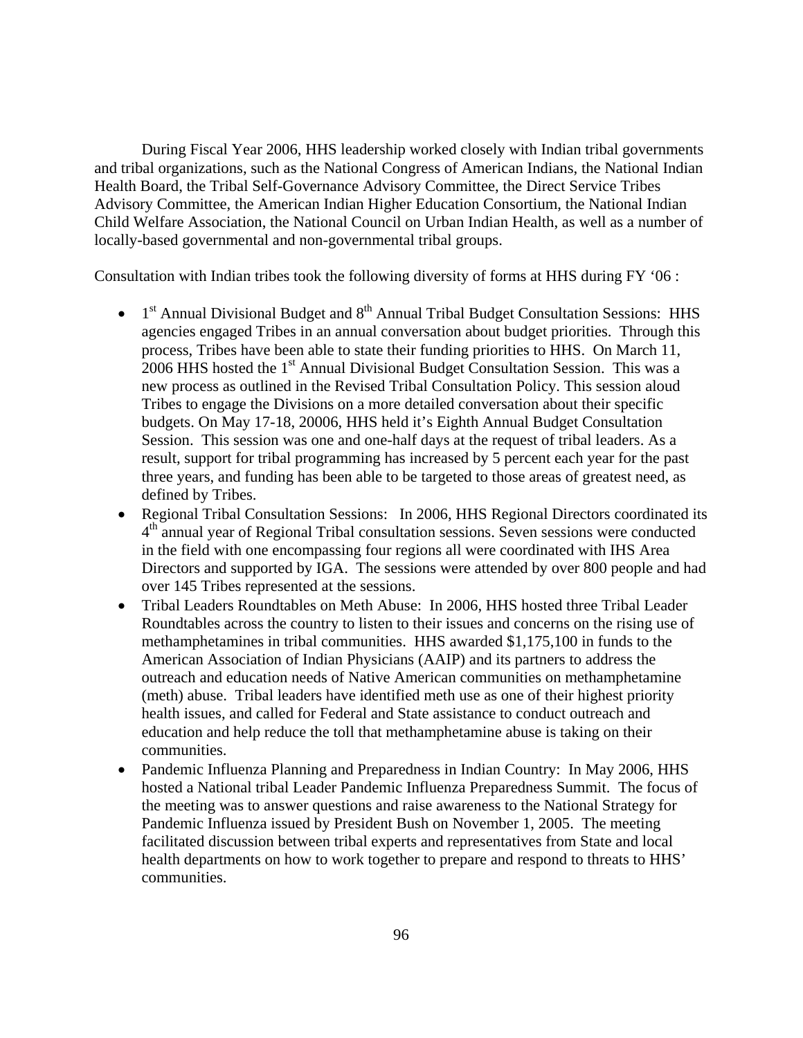During Fiscal Year 2006, HHS leadership worked closely with Indian tribal governments and tribal organizations, such as the National Congress of American Indians, the National Indian Health Board, the Tribal Self-Governance Advisory Committee, the Direct Service Tribes Advisory Committee, the American Indian Higher Education Consortium, the National Indian Child Welfare Association, the National Council on Urban Indian Health, as well as a number of locally-based governmental and non-governmental tribal groups.

Consultation with Indian tribes took the following diversity of forms at HHS during FY '06 :

- 1st Annual Divisional Budget and 8th Annual Tribal Budget Consultation Sessions: HHS agencies engaged Tribes in an annual conversation about budget priorities. Through this process, Tribes have been able to state their funding priorities to HHS. On March 11, 2006 HHS hosted the 1st Annual Divisional Budget Consultation Session. This was a new process as outlined in the Revised Tribal Consultation Policy. This session aloud Tribes to engage the Divisions on a more detailed conversation about their specific budgets. On May 17-18, 20006, HHS held it's Eighth Annual Budget Consultation Session. This session was one and one-half days at the request of tribal leaders. As a result, support for tribal programming has increased by 5 percent each year for the past three years, and funding has been able to be targeted to those areas of greatest need, as defined by Tribes.
- Regional Tribal Consultation Sessions: In 2006, HHS Regional Directors coordinated its 4th annual year of Regional Tribal consultation sessions. Seven sessions were conducted in the field with one encompassing four regions all were coordinated with IHS Area Directors and supported by IGA. The sessions were attended by over 800 people and had over 145 Tribes represented at the sessions.
- Tribal Leaders Roundtables on Meth Abuse: In 2006, HHS hosted three Tribal Leader Roundtables across the country to listen to their issues and concerns on the rising use of methamphetamines in tribal communities. HHS awarded $1,175,100 in funds to the American Association of Indian Physicians (AAIP) and its partners to address the outreach and education needs of Native American communities on methamphetamine (meth) abuse. Tribal leaders have identified meth use as one of their highest priority health issues, and called for Federal and State assistance to conduct outreach and education and help reduce the toll that methamphetamine abuse is taking on their communities.
- Pandemic Influenza Planning and Preparedness in Indian Country: In May 2006, HHS hosted a National tribal Leader Pandemic Influenza Preparedness Summit. The focus of the meeting was to answer questions and raise awareness to the National Strategy for Pandemic Influenza issued by President Bush on November 1, 2005. The meeting facilitated discussion between tribal experts and representatives from State and local health departments on how to work together to prepare and respond to threats to HHS' communities.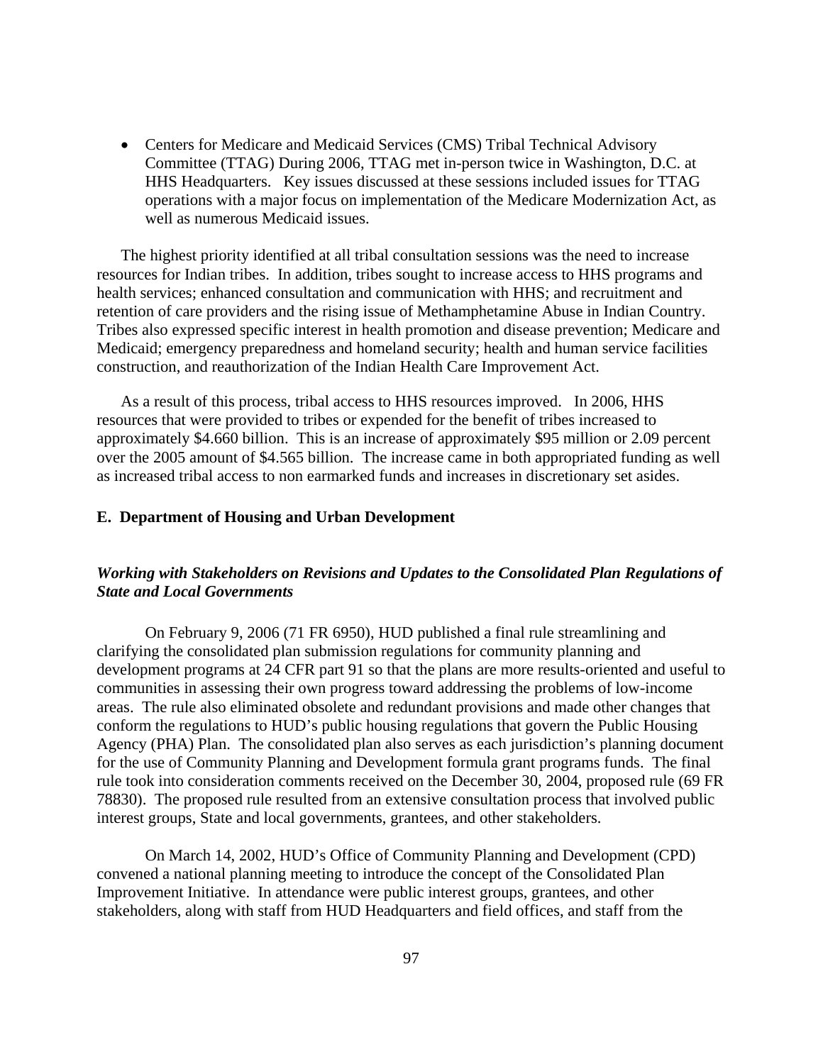- Centers for Medicare and Medicaid Services (CMS) Tribal Technical Advisory Committee (TTAG) During 2006, TTAG met in-person twice in Washington, D.C. at HHS Headquarters. Key issues discussed at these sessions included issues for TTAG operations with a major focus on implementation of the Medicare Modernization Act, as well as numerous Medicaid issues.

The highest priority identified at all tribal consultation sessions was the need to increase resources for Indian tribes. In addition, tribes sought to increase access to HHS programs and health services; enhanced consultation and communication with HHS; and recruitment and retention of care providers and the rising issue of Methamphetamine Abuse in Indian Country. Tribes also expressed specific interest in health promotion and disease prevention; Medicare and Medicaid; emergency preparedness and homeland security; health and human service facilities construction, and reauthorization of the Indian Health Care Improvement Act.

As a result of this process, tribal access to HHS resources improved. In 2006, HHS resources that were provided to tribes or expended for the benefit of tribes increased to approximately \$4.660 billion. This is an increase of approximately \$95 million or 2.09 percent over the 2005 amount of \$4.565 billion. The increase came in both appropriated funding as well as increased tribal access to non earmarked funds and increases in discretionary set asides.

### E. Department of Housing and Urban Development

#### *Working with Stakeholders on Revisions and Updates to the Consolidated Plan Regulations of State and Local Governments*

On February 9, 2006 (71 FR 6950), HUD published a final rule streamlining and clarifying the consolidated plan submission regulations for community planning and development programs at 24 CFR part 91 so that the plans are more results-oriented and useful to communities in assessing their own progress toward addressing the problems of low-income areas. The rule also eliminated obsolete and redundant provisions and made other changes that conform the regulations to HUD's public housing regulations that govern the Public Housing Agency (PHA) Plan. The consolidated plan also serves as each jurisdiction's planning document for the use of Community Planning and Development formula grant programs funds. The final rule took into consideration comments received on the December 30, 2004, proposed rule (69 FR 78830). The proposed rule resulted from an extensive consultation process that involved public interest groups, State and local governments, grantees, and other stakeholders.

On March 14, 2002, HUD's Office of Community Planning and Development (CPD) convened a national planning meeting to introduce the concept of the Consolidated Plan Improvement Initiative. In attendance were public interest groups, grantees, and other stakeholders, along with staff from HUD Headquarters and field offices, and staff from the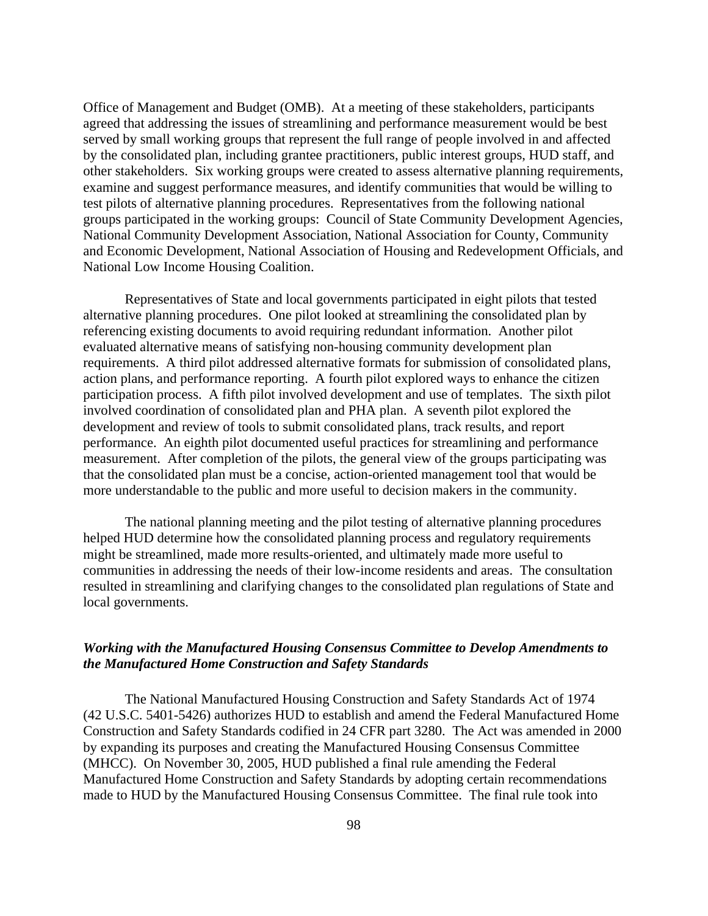Office of Management and Budget (OMB). At a meeting of these stakeholders, participants agreed that addressing the issues of streamlining and performance measurement would be best served by small working groups that represent the full range of people involved in and affected by the consolidated plan, including grantee practitioners, public interest groups, HUD staff, and other stakeholders. Six working groups were created to assess alternative planning requirements, examine and suggest performance measures, and identify communities that would be willing to test pilots of alternative planning procedures. Representatives from the following national groups participated in the working groups: Council of State Community Development Agencies, National Community Development Association, National Association for County, Community and Economic Development, National Association of Housing and Redevelopment Officials, and National Low Income Housing Coalition.

Representatives of State and local governments participated in eight pilots that tested alternative planning procedures. One pilot looked at streamlining the consolidated plan by referencing existing documents to avoid requiring redundant information. Another pilot evaluated alternative means of satisfying non-housing community development plan requirements. A third pilot addressed alternative formats for submission of consolidated plans, action plans, and performance reporting. A fourth pilot explored ways to enhance the citizen participation process. A fifth pilot involved development and use of templates. The sixth pilot involved coordination of consolidated plan and PHA plan. A seventh pilot explored the development and review of tools to submit consolidated plans, track results, and report performance. An eighth pilot documented useful practices for streamlining and performance measurement. After completion of the pilots, the general view of the groups participating was that the consolidated plan must be a concise, action-oriented management tool that would be more understandable to the public and more useful to decision makers in the community.

The national planning meeting and the pilot testing of alternative planning procedures helped HUD determine how the consolidated planning process and regulatory requirements might be streamlined, made more results-oriented, and ultimately made more useful to communities in addressing the needs of their low-income residents and areas. The consultation resulted in streamlining and clarifying changes to the consolidated plan regulations of State and local governments.

***Working with the Manufactured Housing Consensus Committee to Develop Amendments to the Manufactured Home Construction and Safety Standards***

The National Manufactured Housing Construction and Safety Standards Act of 1974 (42 U.S.C. 5401-5426) authorizes HUD to establish and amend the Federal Manufactured Home Construction and Safety Standards codified in 24 CFR part 3280. The Act was amended in 2000 by expanding its purposes and creating the Manufactured Housing Consensus Committee (MHCC). On November 30, 2005, HUD published a final rule amending the Federal Manufactured Home Construction and Safety Standards by adopting certain recommendations made to HUD by the Manufactured Housing Consensus Committee. The final rule took into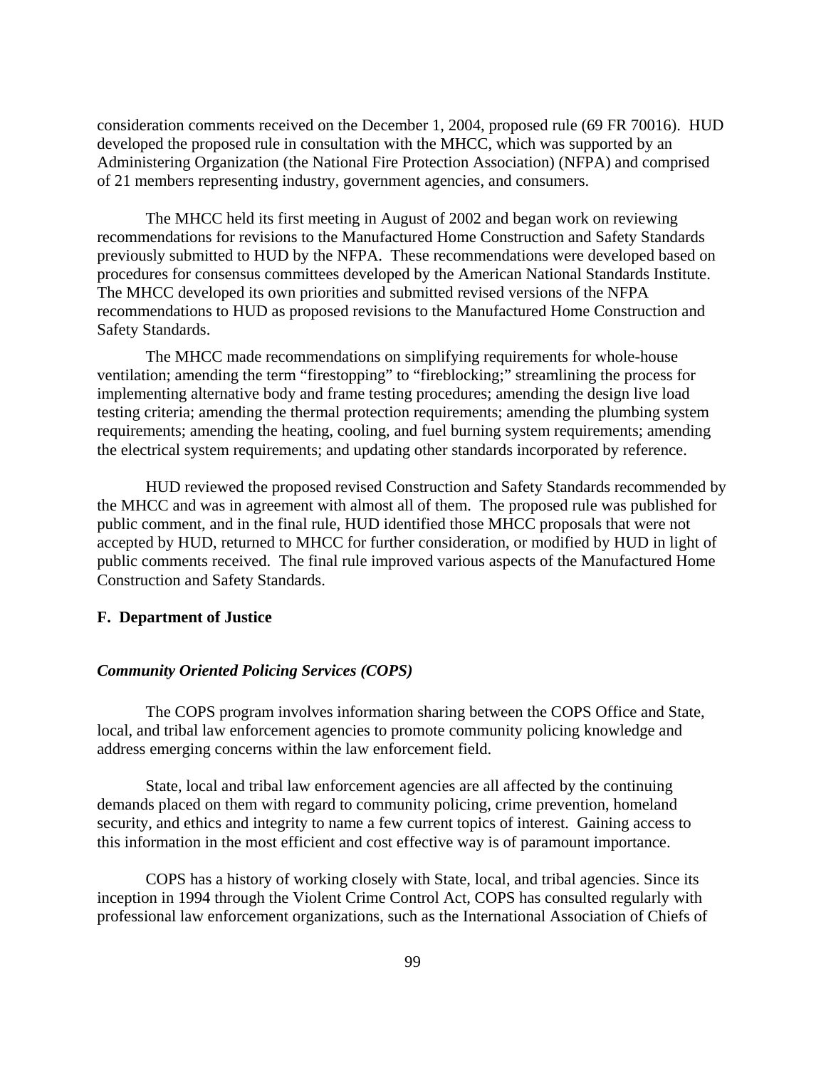consideration comments received on the December 1, 2004, proposed rule (69 FR 70016). HUD developed the proposed rule in consultation with the MHCC, which was supported by an Administering Organization (the National Fire Protection Association) (NFPA) and comprised of 21 members representing industry, government agencies, and consumers.

The MHCC held its first meeting in August of 2002 and began work on reviewing recommendations for revisions to the Manufactured Home Construction and Safety Standards previously submitted to HUD by the NFPA. These recommendations were developed based on procedures for consensus committees developed by the American National Standards Institute. The MHCC developed its own priorities and submitted revised versions of the NFPA recommendations to HUD as proposed revisions to the Manufactured Home Construction and Safety Standards.

The MHCC made recommendations on simplifying requirements for whole-house ventilation; amending the term "firestopping" to "fireblocking;" streamlining the process for implementing alternative body and frame testing procedures; amending the design live load testing criteria; amending the thermal protection requirements; amending the plumbing system requirements; amending the heating, cooling, and fuel burning system requirements; amending the electrical system requirements; and updating other standards incorporated by reference.

HUD reviewed the proposed revised Construction and Safety Standards recommended by the MHCC and was in agreement with almost all of them. The proposed rule was published for public comment, and in the final rule, HUD identified those MHCC proposals that were not accepted by HUD, returned to MHCC for further consideration, or modified by HUD in light of public comments received. The final rule improved various aspects of the Manufactured Home Construction and Safety Standards.

**F. Department of Justice**

***Community Oriented Policing Services (COPS)***

The COPS program involves information sharing between the COPS Office and State, local, and tribal law enforcement agencies to promote community policing knowledge and address emerging concerns within the law enforcement field.

State, local and tribal law enforcement agencies are all affected by the continuing demands placed on them with regard to community policing, crime prevention, homeland security, and ethics and integrity to name a few current topics of interest. Gaining access to this information in the most efficient and cost effective way is of paramount importance.

COPS has a history of working closely with State, local, and tribal agencies. Since its inception in 1994 through the Violent Crime Control Act, COPS has consulted regularly with professional law enforcement organizations, such as the International Association of Chiefs of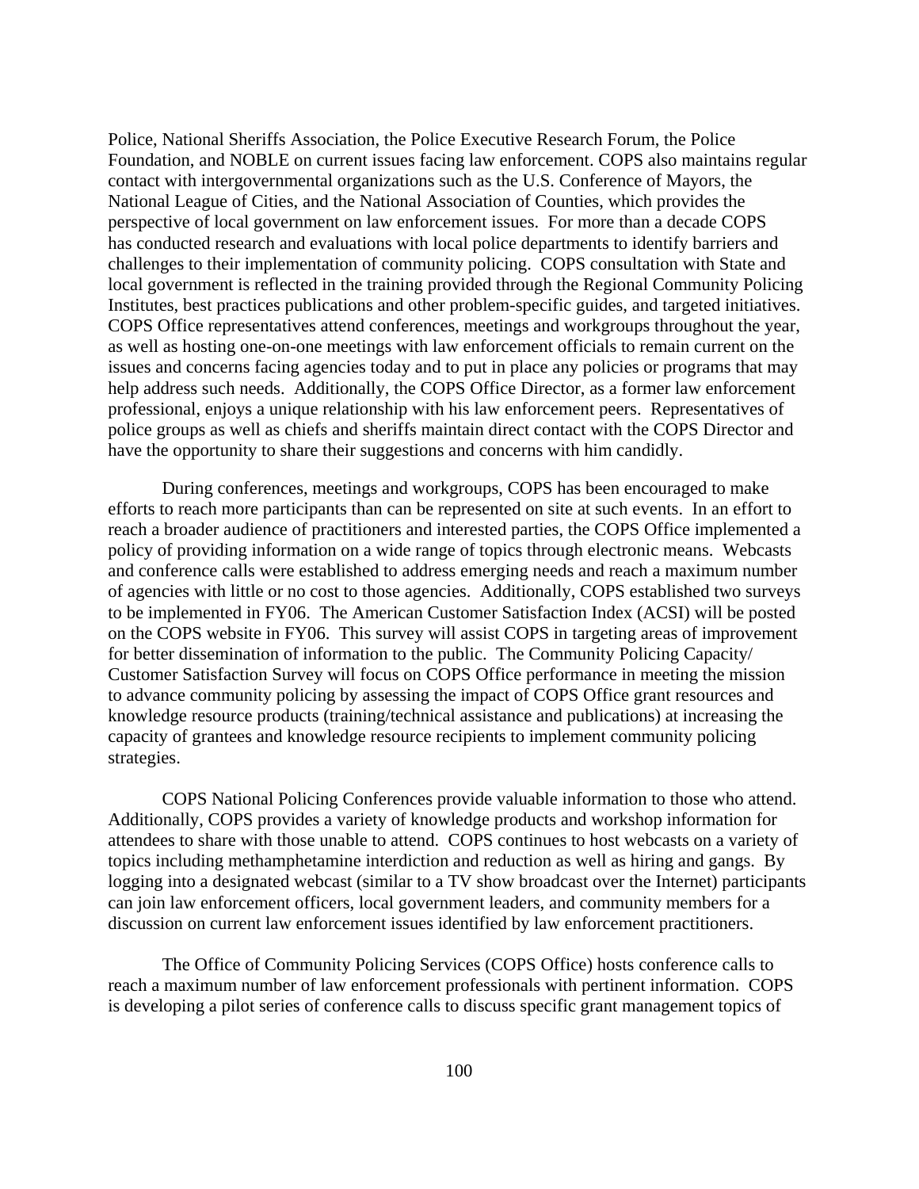Police, National Sheriffs Association, the Police Executive Research Forum, the Police Foundation, and NOBLE on current issues facing law enforcement. COPS also maintains regular contact with intergovernmental organizations such as the U.S. Conference of Mayors, the National League of Cities, and the National Association of Counties, which provides the perspective of local government on law enforcement issues. For more than a decade COPS has conducted research and evaluations with local police departments to identify barriers and challenges to their implementation of community policing. COPS consultation with State and local government is reflected in the training provided through the Regional Community Policing Institutes, best practices publications and other problem-specific guides, and targeted initiatives. COPS Office representatives attend conferences, meetings and workgroups throughout the year, as well as hosting one-on-one meetings with law enforcement officials to remain current on the issues and concerns facing agencies today and to put in place any policies or programs that may help address such needs. Additionally, the COPS Office Director, as a former law enforcement professional, enjoys a unique relationship with his law enforcement peers. Representatives of police groups as well as chiefs and sheriffs maintain direct contact with the COPS Director and have the opportunity to share their suggestions and concerns with him candidly.

During conferences, meetings and workgroups, COPS has been encouraged to make efforts to reach more participants than can be represented on site at such events. In an effort to reach a broader audience of practitioners and interested parties, the COPS Office implemented a policy of providing information on a wide range of topics through electronic means. Webcasts and conference calls were established to address emerging needs and reach a maximum number of agencies with little or no cost to those agencies. Additionally, COPS established two surveys to be implemented in FY06. The American Customer Satisfaction Index (ACSI) will be posted on the COPS website in FY06. This survey will assist COPS in targeting areas of improvement for better dissemination of information to the public. The Community Policing Capacity/ Customer Satisfaction Survey will focus on COPS Office performance in meeting the mission to advance community policing by assessing the impact of COPS Office grant resources and knowledge resource products (training/technical assistance and publications) at increasing the capacity of grantees and knowledge resource recipients to implement community policing strategies.

COPS National Policing Conferences provide valuable information to those who attend. Additionally, COPS provides a variety of knowledge products and workshop information for attendees to share with those unable to attend. COPS continues to host webcasts on a variety of topics including methamphetamine interdiction and reduction as well as hiring and gangs. By logging into a designated webcast (similar to a TV show broadcast over the Internet) participants can join law enforcement officers, local government leaders, and community members for a discussion on current law enforcement issues identified by law enforcement practitioners.

The Office of Community Policing Services (COPS Office) hosts conference calls to reach a maximum number of law enforcement professionals with pertinent information. COPS is developing a pilot series of conference calls to discuss specific grant management topics of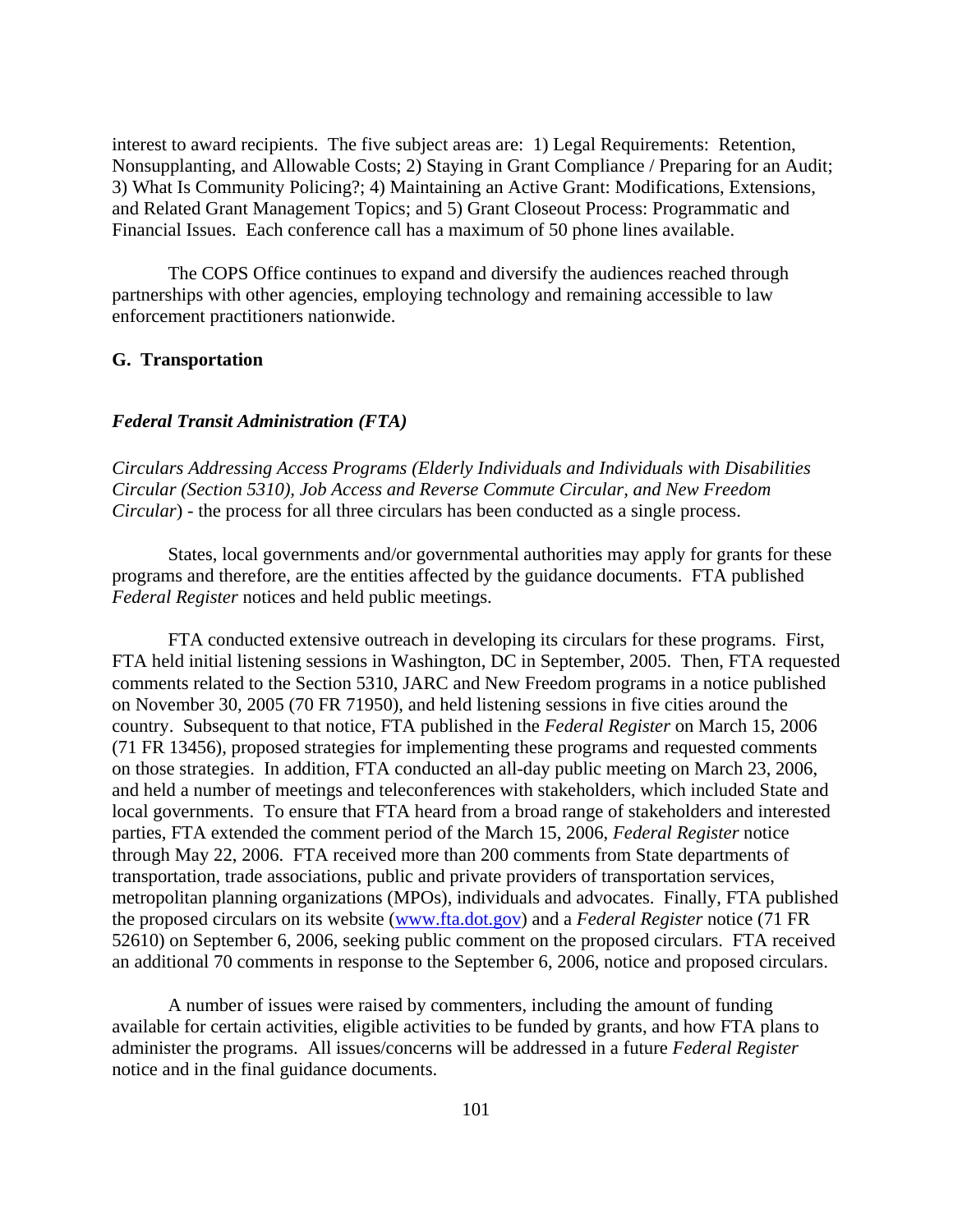interest to award recipients. The five subject areas are: 1) Legal Requirements: Retention, Nonsupplanting, and Allowable Costs; 2) Staying in Grant Compliance / Preparing for an Audit; 3) What Is Community Policing?; 4) Maintaining an Active Grant: Modifications, Extensions, and Related Grant Management Topics; and 5) Grant Closeout Process: Programmatic and Financial Issues. Each conference call has a maximum of 50 phone lines available.

The COPS Office continues to expand and diversify the audiences reached through partnerships with other agencies, employing technology and remaining accessible to law enforcement practitioners nationwide.

## G. Transportation

### *Federal Transit Administration (FTA)*

*Circulars Addressing Access Programs (Elderly Individuals and Individuals with Disabilities Circular (Section 5310), Job Access and Reverse Commute Circular, and New Freedom Circular*) - the process for all three circulars has been conducted as a single process.

States, local governments and/or governmental authorities may apply for grants for these programs and therefore, are the entities affected by the guidance documents. FTA published *Federal Register* notices and held public meetings.

FTA conducted extensive outreach in developing its circulars for these programs. First, FTA held initial listening sessions in Washington, DC in September, 2005. Then, FTA requested comments related to the Section 5310, JARC and New Freedom programs in a notice published on November 30, 2005 (70 FR 71950), and held listening sessions in five cities around the country. Subsequent to that notice, FTA published in the *Federal Register* on March 15, 2006 (71 FR 13456), proposed strategies for implementing these programs and requested comments on those strategies. In addition, FTA conducted an all-day public meeting on March 23, 2006, and held a number of meetings and teleconferences with stakeholders, which included State and local governments. To ensure that FTA heard from a broad range of stakeholders and interested parties, FTA extended the comment period of the March 15, 2006, *Federal Register* notice through May 22, 2006. FTA received more than 200 comments from State departments of transportation, trade associations, public and private providers of transportation services, metropolitan planning organizations (MPOs), individuals and advocates. Finally, FTA published the proposed circulars on its website (www.fta.dot.gov) and a *Federal Register* notice (71 FR 52610) on September 6, 2006, seeking public comment on the proposed circulars. FTA received an additional 70 comments in response to the September 6, 2006, notice and proposed circulars.

A number of issues were raised by commenters, including the amount of funding available for certain activities, eligible activities to be funded by grants, and how FTA plans to administer the programs. All issues/concerns will be addressed in a future *Federal Register* notice and in the final guidance documents.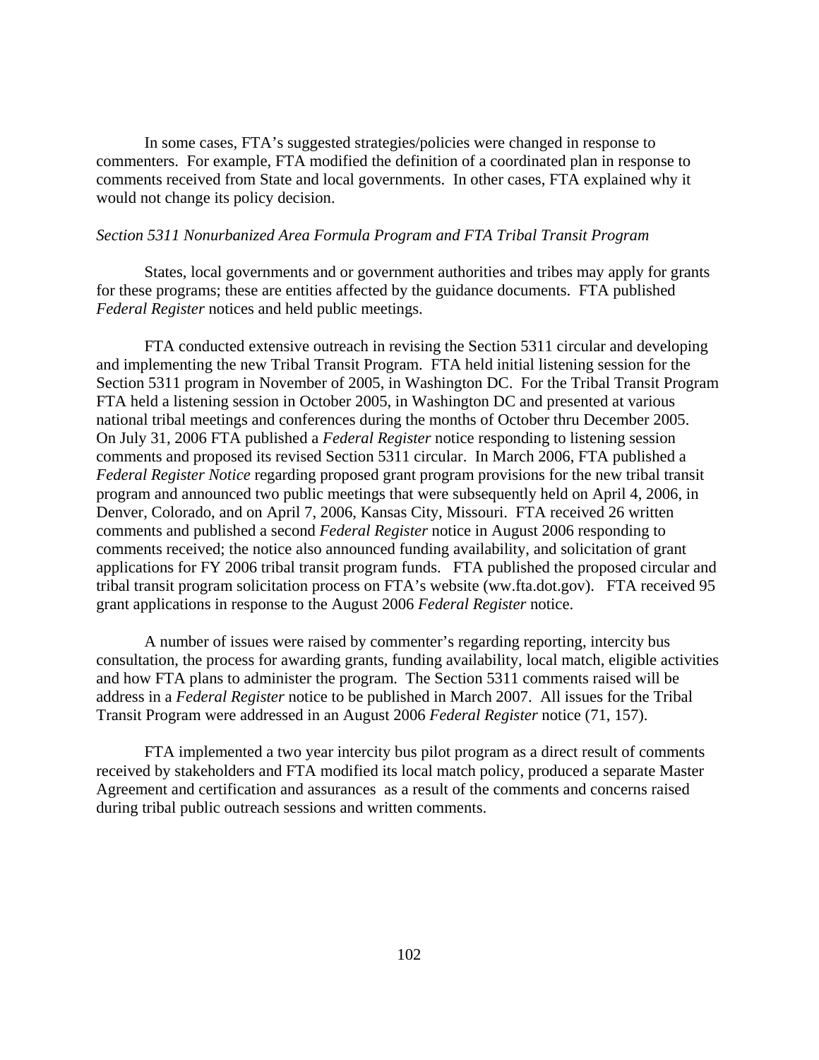In some cases, FTA's suggested strategies/policies were changed in response to commenters. For example, FTA modified the definition of a coordinated plan in response to comments received from State and local governments. In other cases, FTA explained why it would not change its policy decision.

*Section 5311 Nonurbanized Area Formula Program and FTA Tribal Transit Program*

States, local governments and or government authorities and tribes may apply for grants for these programs; these are entities affected by the guidance documents. FTA published *Federal Register* notices and held public meetings.

FTA conducted extensive outreach in revising the Section 5311 circular and developing and implementing the new Tribal Transit Program. FTA held initial listening session for the Section 5311 program in November of 2005, in Washington DC. For the Tribal Transit Program FTA held a listening session in October 2005, in Washington DC and presented at various national tribal meetings and conferences during the months of October thru December 2005. On July 31, 2006 FTA published a *Federal Register* notice responding to listening session comments and proposed its revised Section 5311 circular. In March 2006, FTA published a *Federal Register Notice* regarding proposed grant program provisions for the new tribal transit program and announced two public meetings that were subsequently held on April 4, 2006, in Denver, Colorado, and on April 7, 2006, Kansas City, Missouri. FTA received 26 written comments and published a second *Federal Register* notice in August 2006 responding to comments received; the notice also announced funding availability, and solicitation of grant applications for FY 2006 tribal transit program funds. FTA published the proposed circular and tribal transit program solicitation process on FTA's website (ww.fta.dot.gov). FTA received 95 grant applications in response to the August 2006 *Federal Register* notice.

A number of issues were raised by commenter's regarding reporting, intercity bus consultation, the process for awarding grants, funding availability, local match, eligible activities and how FTA plans to administer the program. The Section 5311 comments raised will be address in a *Federal Register* notice to be published in March 2007. All issues for the Tribal Transit Program were addressed in an August 2006 *Federal Register* notice (71, 157).

FTA implemented a two year intercity bus pilot program as a direct result of comments received by stakeholders and FTA modified its local match policy, produced a separate Master Agreement and certification and assurances as a result of the comments and concerns raised during tribal public outreach sessions and written comments.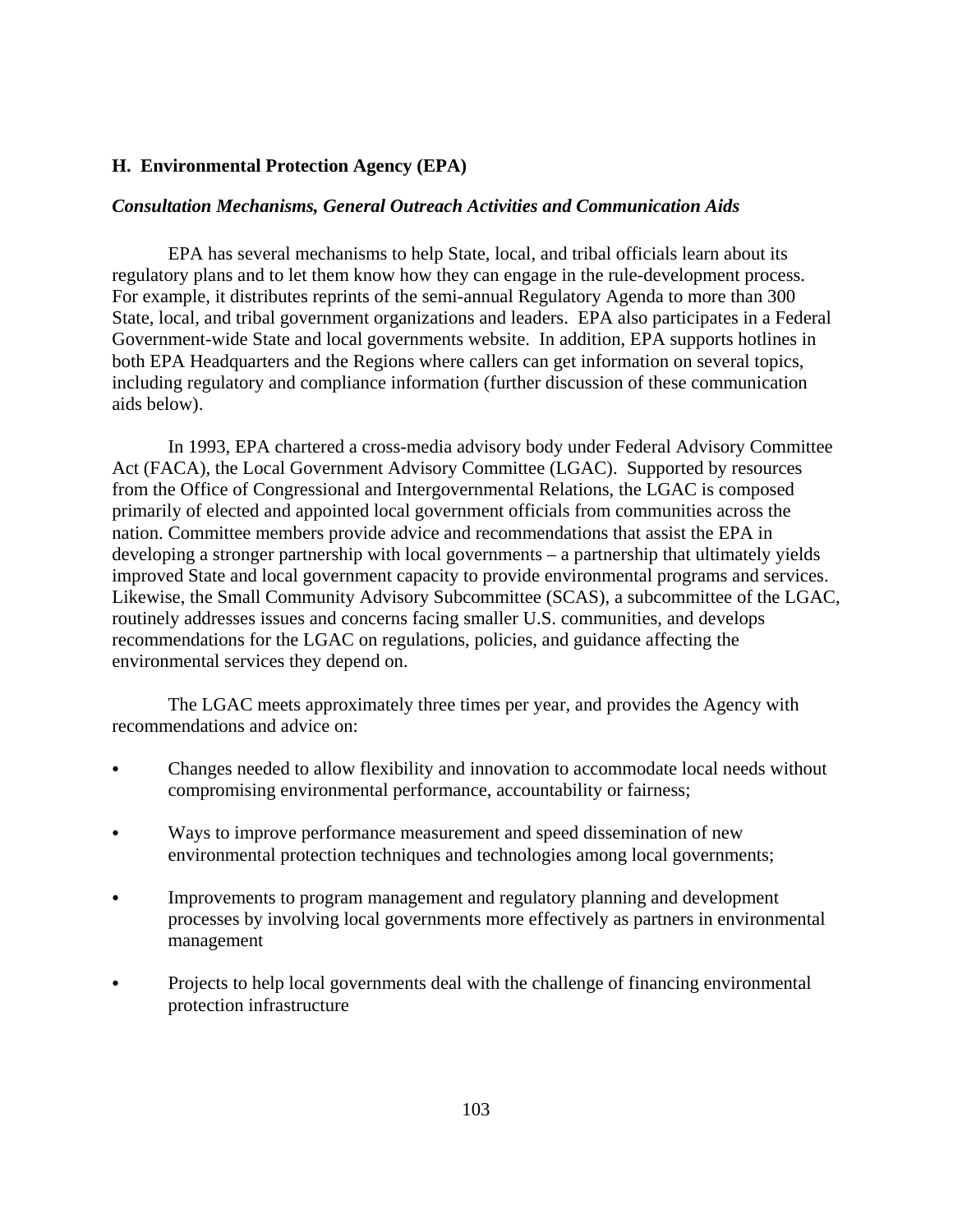## H. Environmental Protection Agency (EPA)

### *Consultation Mechanisms, General Outreach Activities and Communication Aids*

EPA has several mechanisms to help State, local, and tribal officials learn about its regulatory plans and to let them know how they can engage in the rule-development process. For example, it distributes reprints of the semi-annual Regulatory Agenda to more than 300 State, local, and tribal government organizations and leaders. EPA also participates in a Federal Government-wide State and local governments website. In addition, EPA supports hotlines in both EPA Headquarters and the Regions where callers can get information on several topics, including regulatory and compliance information (further discussion of these communication aids below).

In 1993, EPA chartered a cross-media advisory body under Federal Advisory Committee Act (FACA), the Local Government Advisory Committee (LGAC). Supported by resources from the Office of Congressional and Intergovernmental Relations, the LGAC is composed primarily of elected and appointed local government officials from communities across the nation. Committee members provide advice and recommendations that assist the EPA in developing a stronger partnership with local governments – a partnership that ultimately yields improved State and local government capacity to provide environmental programs and services. Likewise, the Small Community Advisory Subcommittee (SCAS), a subcommittee of the LGAC, routinely addresses issues and concerns facing smaller U.S. communities, and develops recommendations for the LGAC on regulations, policies, and guidance affecting the environmental services they depend on.

The LGAC meets approximately three times per year, and provides the Agency with recommendations and advice on:

- Changes needed to allow flexibility and innovation to accommodate local needs without compromising environmental performance, accountability or fairness;
- Ways to improve performance measurement and speed dissemination of new environmental protection techniques and technologies among local governments;
- Improvements to program management and regulatory planning and development processes by involving local governments more effectively as partners in environmental management
- Projects to help local governments deal with the challenge of financing environmental protection infrastructure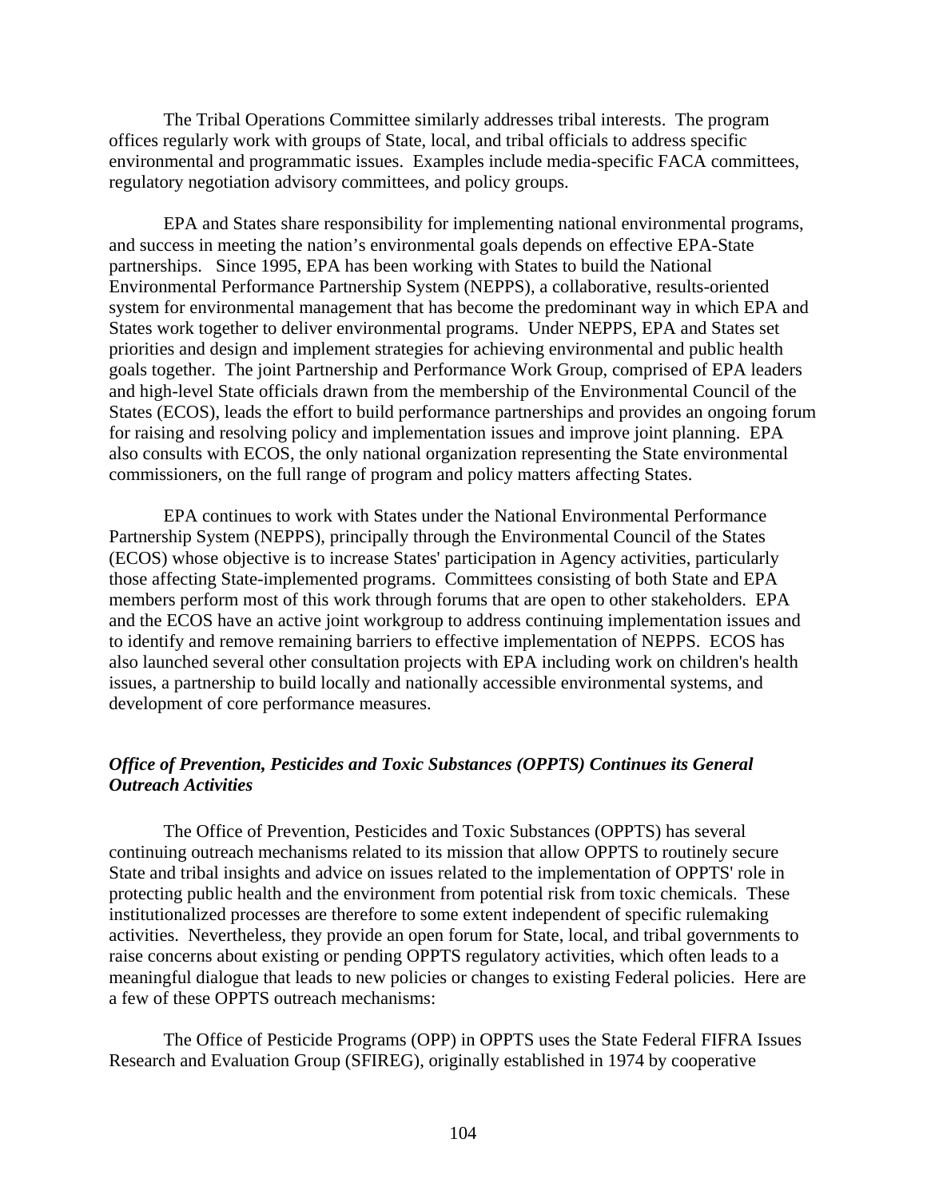The Tribal Operations Committee similarly addresses tribal interests. The program offices regularly work with groups of State, local, and tribal officials to address specific environmental and programmatic issues. Examples include media-specific FACA committees, regulatory negotiation advisory committees, and policy groups.

EPA and States share responsibility for implementing national environmental programs, and success in meeting the nation's environmental goals depends on effective EPA-State partnerships. Since 1995, EPA has been working with States to build the National Environmental Performance Partnership System (NEPPS), a collaborative, results-oriented system for environmental management that has become the predominant way in which EPA and States work together to deliver environmental programs. Under NEPPS, EPA and States set priorities and design and implement strategies for achieving environmental and public health goals together. The joint Partnership and Performance Work Group, comprised of EPA leaders and high-level State officials drawn from the membership of the Environmental Council of the States (ECOS), leads the effort to build performance partnerships and provides an ongoing forum for raising and resolving policy and implementation issues and improve joint planning. EPA also consults with ECOS, the only national organization representing the State environmental commissioners, on the full range of program and policy matters affecting States.

EPA continues to work with States under the National Environmental Performance Partnership System (NEPPS), principally through the Environmental Council of the States (ECOS) whose objective is to increase States' participation in Agency activities, particularly those affecting State-implemented programs. Committees consisting of both State and EPA members perform most of this work through forums that are open to other stakeholders. EPA and the ECOS have an active joint workgroup to address continuing implementation issues and to identify and remove remaining barriers to effective implementation of NEPPS. ECOS has also launched several other consultation projects with EPA including work on children's health issues, a partnership to build locally and nationally accessible environmental systems, and development of core performance measures.

***Office of Prevention, Pesticides and Toxic Substances (OPPTS) Continues its General Outreach Activities***

The Office of Prevention, Pesticides and Toxic Substances (OPPTS) has several continuing outreach mechanisms related to its mission that allow OPPTS to routinely secure State and tribal insights and advice on issues related to the implementation of OPPTS' role in protecting public health and the environment from potential risk from toxic chemicals. These institutionalized processes are therefore to some extent independent of specific rulemaking activities. Nevertheless, they provide an open forum for State, local, and tribal governments to raise concerns about existing or pending OPPTS regulatory activities, which often leads to a meaningful dialogue that leads to new policies or changes to existing Federal policies. Here are a few of these OPPTS outreach mechanisms:

The Office of Pesticide Programs (OPP) in OPPTS uses the State Federal FIFRA Issues Research and Evaluation Group (SFIREG), originally established in 1974 by cooperative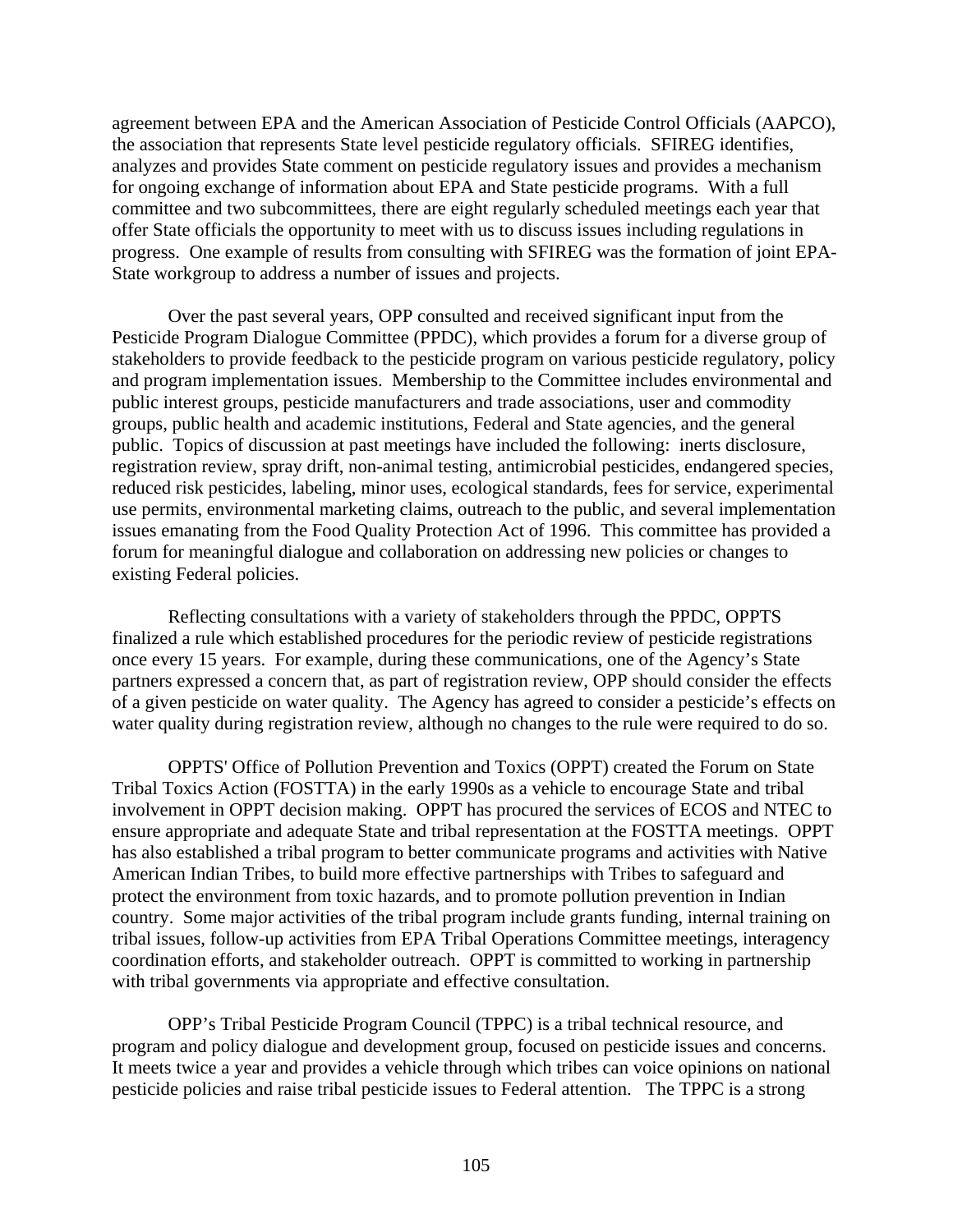agreement between EPA and the American Association of Pesticide Control Officials (AAPCO), the association that represents State level pesticide regulatory officials. SFIREG identifies, analyzes and provides State comment on pesticide regulatory issues and provides a mechanism for ongoing exchange of information about EPA and State pesticide programs. With a full committee and two subcommittees, there are eight regularly scheduled meetings each year that offer State officials the opportunity to meet with us to discuss issues including regulations in progress. One example of results from consulting with SFIREG was the formation of joint EPA-State workgroup to address a number of issues and projects.

Over the past several years, OPP consulted and received significant input from the Pesticide Program Dialogue Committee (PPDC), which provides a forum for a diverse group of stakeholders to provide feedback to the pesticide program on various pesticide regulatory, policy and program implementation issues. Membership to the Committee includes environmental and public interest groups, pesticide manufacturers and trade associations, user and commodity groups, public health and academic institutions, Federal and State agencies, and the general public. Topics of discussion at past meetings have included the following: inerts disclosure, registration review, spray drift, non-animal testing, antimicrobial pesticides, endangered species, reduced risk pesticides, labeling, minor uses, ecological standards, fees for service, experimental use permits, environmental marketing claims, outreach to the public, and several implementation issues emanating from the Food Quality Protection Act of 1996. This committee has provided a forum for meaningful dialogue and collaboration on addressing new policies or changes to existing Federal policies.

Reflecting consultations with a variety of stakeholders through the PPDC, OPPTS finalized a rule which established procedures for the periodic review of pesticide registrations once every 15 years. For example, during these communications, one of the Agency's State partners expressed a concern that, as part of registration review, OPP should consider the effects of a given pesticide on water quality. The Agency has agreed to consider a pesticide's effects on water quality during registration review, although no changes to the rule were required to do so.

OPPTS' Office of Pollution Prevention and Toxics (OPPT) created the Forum on State Tribal Toxics Action (FOSTTA) in the early 1990s as a vehicle to encourage State and tribal involvement in OPPT decision making. OPPT has procured the services of ECOS and NTEC to ensure appropriate and adequate State and tribal representation at the FOSTTA meetings. OPPT has also established a tribal program to better communicate programs and activities with Native American Indian Tribes, to build more effective partnerships with Tribes to safeguard and protect the environment from toxic hazards, and to promote pollution prevention in Indian country. Some major activities of the tribal program include grants funding, internal training on tribal issues, follow-up activities from EPA Tribal Operations Committee meetings, interagency coordination efforts, and stakeholder outreach. OPPT is committed to working in partnership with tribal governments via appropriate and effective consultation.

OPP's Tribal Pesticide Program Council (TPPC) is a tribal technical resource, and program and policy dialogue and development group, focused on pesticide issues and concerns. It meets twice a year and provides a vehicle through which tribes can voice opinions on national pesticide policies and raise tribal pesticide issues to Federal attention. The TPPC is a strong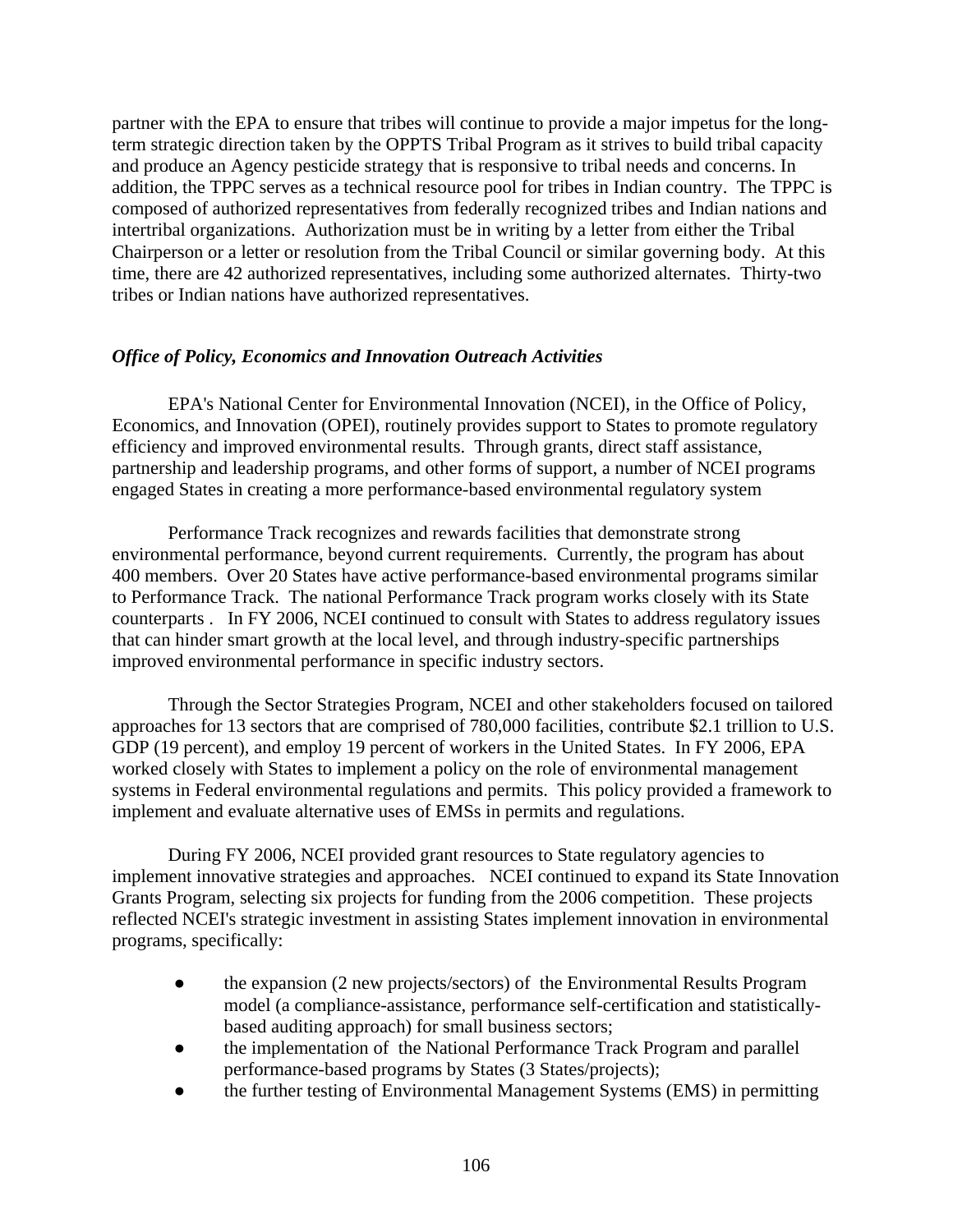partner with the EPA to ensure that tribes will continue to provide a major impetus for the long-term strategic direction taken by the OPPTS Tribal Program as it strives to build tribal capacity and produce an Agency pesticide strategy that is responsive to tribal needs and concerns. In addition, the TPPC serves as a technical resource pool for tribes in Indian country. The TPPC is composed of authorized representatives from federally recognized tribes and Indian nations and intertribal organizations. Authorization must be in writing by a letter from either the Tribal Chairperson or a letter or resolution from the Tribal Council or similar governing body. At this time, there are 42 authorized representatives, including some authorized alternates. Thirty-two tribes or Indian nations have authorized representatives.

***Office of Policy, Economics and Innovation Outreach Activities***

EPA's National Center for Environmental Innovation (NCEI), in the Office of Policy, Economics, and Innovation (OPEI), routinely provides support to States to promote regulatory efficiency and improved environmental results. Through grants, direct staff assistance, partnership and leadership programs, and other forms of support, a number of NCEI programs engaged States in creating a more performance-based environmental regulatory system

Performance Track recognizes and rewards facilities that demonstrate strong environmental performance, beyond current requirements. Currently, the program has about 400 members. Over 20 States have active performance-based environmental programs similar to Performance Track. The national Performance Track program works closely with its State counterparts . In FY 2006, NCEI continued to consult with States to address regulatory issues that can hinder smart growth at the local level, and through industry-specific partnerships improved environmental performance in specific industry sectors.

Through the Sector Strategies Program, NCEI and other stakeholders focused on tailored approaches for 13 sectors that are comprised of 780,000 facilities, contribute $2.1 trillion to U.S. GDP (19 percent), and employ 19 percent of workers in the United States. In FY 2006, EPA worked closely with States to implement a policy on the role of environmental management systems in Federal environmental regulations and permits. This policy provided a framework to implement and evaluate alternative uses of EMSs in permits and regulations.

During FY 2006, NCEI provided grant resources to State regulatory agencies to implement innovative strategies and approaches. NCEI continued to expand its State Innovation Grants Program, selecting six projects for funding from the 2006 competition. These projects reflected NCEI's strategic investment in assisting States implement innovation in environmental programs, specifically:

- the expansion (2 new projects/sectors) of the Environmental Results Program model (a compliance-assistance, performance self-certification and statistically-based auditing approach) for small business sectors;
- the implementation of the National Performance Track Program and parallel performance-based programs by States (3 States/projects);
- the further testing of Environmental Management Systems (EMS) in permitting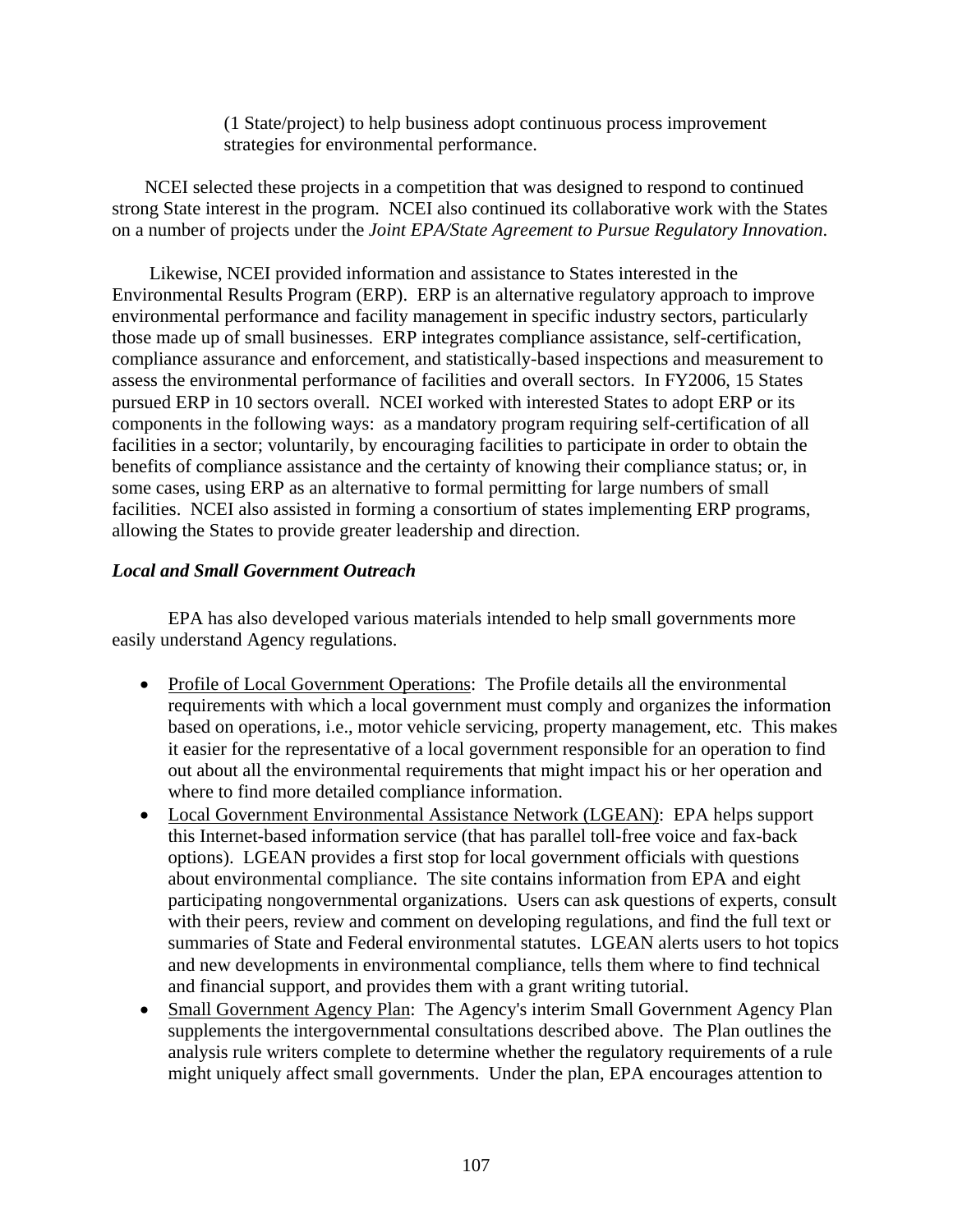(1 State/project) to help business adopt continuous process improvement strategies for environmental performance.

NCEI selected these projects in a competition that was designed to respond to continued strong State interest in the program. NCEI also continued its collaborative work with the States on a number of projects under the *Joint EPA/State Agreement to Pursue Regulatory Innovation*.

Likewise, NCEI provided information and assistance to States interested in the Environmental Results Program (ERP). ERP is an alternative regulatory approach to improve environmental performance and facility management in specific industry sectors, particularly those made up of small businesses. ERP integrates compliance assistance, self-certification, compliance assurance and enforcement, and statistically-based inspections and measurement to assess the environmental performance of facilities and overall sectors. In FY2006, 15 States pursued ERP in 10 sectors overall. NCEI worked with interested States to adopt ERP or its components in the following ways: as a mandatory program requiring self-certification of all facilities in a sector; voluntarily, by encouraging facilities to participate in order to obtain the benefits of compliance assistance and the certainty of knowing their compliance status; or, in some cases, using ERP as an alternative to formal permitting for large numbers of small facilities. NCEI also assisted in forming a consortium of states implementing ERP programs, allowing the States to provide greater leadership and direction.

### *Local and Small Government Outreach*

EPA has also developed various materials intended to help small governments more easily understand Agency regulations.

- Profile of Local Government Operations: The Profile details all the environmental requirements with which a local government must comply and organizes the information based on operations, i.e., motor vehicle servicing, property management, etc. This makes it easier for the representative of a local government responsible for an operation to find out about all the environmental requirements that might impact his or her operation and where to find more detailed compliance information.
- Local Government Environmental Assistance Network (LGEAN): EPA helps support this Internet-based information service (that has parallel toll-free voice and fax-back options). LGEAN provides a first stop for local government officials with questions about environmental compliance. The site contains information from EPA and eight participating nongovernmental organizations. Users can ask questions of experts, consult with their peers, review and comment on developing regulations, and find the full text or summaries of State and Federal environmental statutes. LGEAN alerts users to hot topics and new developments in environmental compliance, tells them where to find technical and financial support, and provides them with a grant writing tutorial.
- Small Government Agency Plan: The Agency's interim Small Government Agency Plan supplements the intergovernmental consultations described above. The Plan outlines the analysis rule writers complete to determine whether the regulatory requirements of a rule might uniquely affect small governments. Under the plan, EPA encourages attention to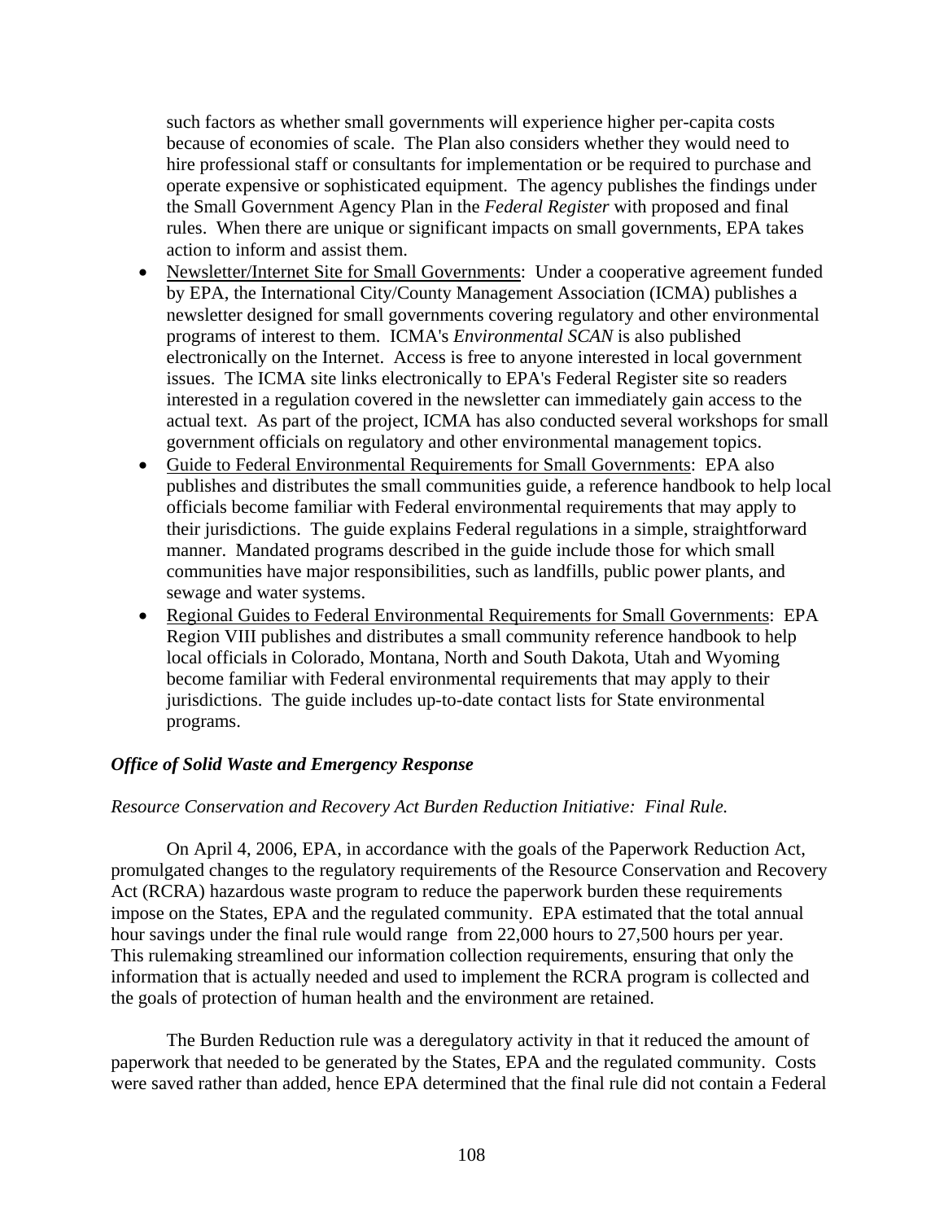such factors as whether small governments will experience higher per-capita costs because of economies of scale. The Plan also considers whether they would need to hire professional staff or consultants for implementation or be required to purchase and operate expensive or sophisticated equipment. The agency publishes the findings under the Small Government Agency Plan in the *Federal Register* with proposed and final rules. When there are unique or significant impacts on small governments, EPA takes action to inform and assist them.

- Newsletter/Internet Site for Small Governments: Under a cooperative agreement funded by EPA, the International City/County Management Association (ICMA) publishes a newsletter designed for small governments covering regulatory and other environmental programs of interest to them. ICMA's *Environmental SCAN* is also published electronically on the Internet. Access is free to anyone interested in local government issues. The ICMA site links electronically to EPA's Federal Register site so readers interested in a regulation covered in the newsletter can immediately gain access to the actual text. As part of the project, ICMA has also conducted several workshops for small government officials on regulatory and other environmental management topics.
- Guide to Federal Environmental Requirements for Small Governments: EPA also publishes and distributes the small communities guide, a reference handbook to help local officials become familiar with Federal environmental requirements that may apply to their jurisdictions. The guide explains Federal regulations in a simple, straightforward manner. Mandated programs described in the guide include those for which small communities have major responsibilities, such as landfills, public power plants, and sewage and water systems.
- Regional Guides to Federal Environmental Requirements for Small Governments: EPA Region VIII publishes and distributes a small community reference handbook to help local officials in Colorado, Montana, North and South Dakota, Utah and Wyoming become familiar with Federal environmental requirements that may apply to their jurisdictions. The guide includes up-to-date contact lists for State environmental programs.

### *Office of Solid Waste and Emergency Response*

*Resource Conservation and Recovery Act Burden Reduction Initiative: Final Rule.*

On April 4, 2006, EPA, in accordance with the goals of the Paperwork Reduction Act, promulgated changes to the regulatory requirements of the Resource Conservation and Recovery Act (RCRA) hazardous waste program to reduce the paperwork burden these requirements impose on the States, EPA and the regulated community. EPA estimated that the total annual hour savings under the final rule would range from 22,000 hours to 27,500 hours per year. This rulemaking streamlined our information collection requirements, ensuring that only the information that is actually needed and used to implement the RCRA program is collected and the goals of protection of human health and the environment are retained.

The Burden Reduction rule was a deregulatory activity in that it reduced the amount of paperwork that needed to be generated by the States, EPA and the regulated community. Costs were saved rather than added, hence EPA determined that the final rule did not contain a Federal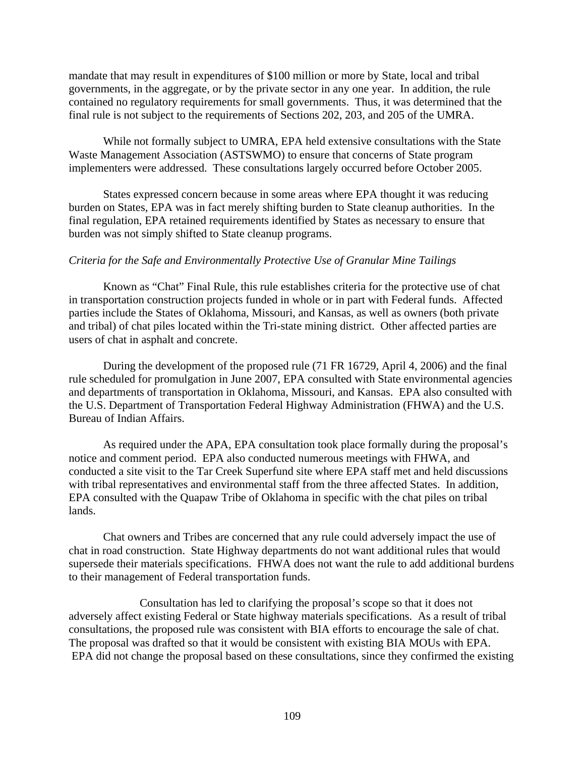mandate that may result in expenditures of $100 million or more by State, local and tribal governments, in the aggregate, or by the private sector in any one year. In addition, the rule contained no regulatory requirements for small governments. Thus, it was determined that the final rule is not subject to the requirements of Sections 202, 203, and 205 of the UMRA.

While not formally subject to UMRA, EPA held extensive consultations with the State Waste Management Association (ASTSWMO) to ensure that concerns of State program implementers were addressed. These consultations largely occurred before October 2005.

States expressed concern because in some areas where EPA thought it was reducing burden on States, EPA was in fact merely shifting burden to State cleanup authorities. In the final regulation, EPA retained requirements identified by States as necessary to ensure that burden was not simply shifted to State cleanup programs.

*Criteria for the Safe and Environmentally Protective Use of Granular Mine Tailings*

Known as "Chat" Final Rule, this rule establishes criteria for the protective use of chat in transportation construction projects funded in whole or in part with Federal funds. Affected parties include the States of Oklahoma, Missouri, and Kansas, as well as owners (both private and tribal) of chat piles located within the Tri-state mining district. Other affected parties are users of chat in asphalt and concrete.

During the development of the proposed rule (71 FR 16729, April 4, 2006) and the final rule scheduled for promulgation in June 2007, EPA consulted with State environmental agencies and departments of transportation in Oklahoma, Missouri, and Kansas. EPA also consulted with the U.S. Department of Transportation Federal Highway Administration (FHWA) and the U.S. Bureau of Indian Affairs.

As required under the APA, EPA consultation took place formally during the proposal's notice and comment period. EPA also conducted numerous meetings with FHWA, and conducted a site visit to the Tar Creek Superfund site where EPA staff met and held discussions with tribal representatives and environmental staff from the three affected States. In addition, EPA consulted with the Quapaw Tribe of Oklahoma in specific with the chat piles on tribal lands.

Chat owners and Tribes are concerned that any rule could adversely impact the use of chat in road construction. State Highway departments do not want additional rules that would supersede their materials specifications. FHWA does not want the rule to add additional burdens to their management of Federal transportation funds.

Consultation has led to clarifying the proposal's scope so that it does not adversely affect existing Federal or State highway materials specifications. As a result of tribal consultations, the proposed rule was consistent with BIA efforts to encourage the sale of chat. The proposal was drafted so that it would be consistent with existing BIA MOUs with EPA. EPA did not change the proposal based on these consultations, since they confirmed the existing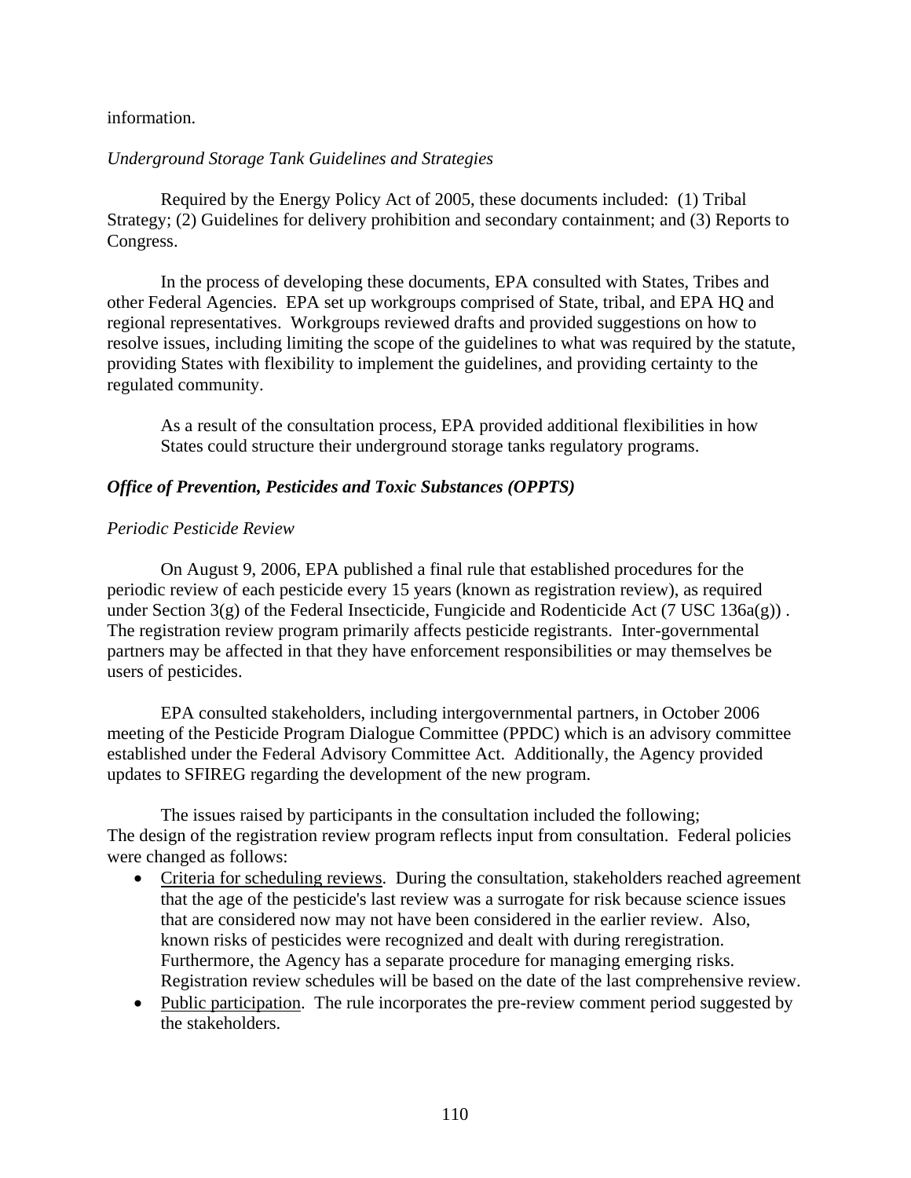information.

*Underground Storage Tank Guidelines and Strategies*

Required by the Energy Policy Act of 2005, these documents included: (1) Tribal Strategy; (2) Guidelines for delivery prohibition and secondary containment; and (3) Reports to Congress.

In the process of developing these documents, EPA consulted with States, Tribes and other Federal Agencies. EPA set up workgroups comprised of State, tribal, and EPA HQ and regional representatives. Workgroups reviewed drafts and provided suggestions on how to resolve issues, including limiting the scope of the guidelines to what was required by the statute, providing States with flexibility to implement the guidelines, and providing certainty to the regulated community.

> As a result of the consultation process, EPA provided additional flexibilities in how States could structure their underground storage tanks regulatory programs.

***Office of Prevention, Pesticides and Toxic Substances (OPPTS)***

*Periodic Pesticide Review*

On August 9, 2006, EPA published a final rule that established procedures for the periodic review of each pesticide every 15 years (known as registration review), as required under Section 3(g) of the Federal Insecticide, Fungicide and Rodenticide Act (7 USC 136a(g)) . The registration review program primarily affects pesticide registrants. Inter-governmental partners may be affected in that they have enforcement responsibilities or may themselves be users of pesticides.

EPA consulted stakeholders, including intergovernmental partners, in October 2006 meeting of the Pesticide Program Dialogue Committee (PPDC) which is an advisory committee established under the Federal Advisory Committee Act. Additionally, the Agency provided updates to SFIREG regarding the development of the new program.

The issues raised by participants in the consultation included the following;
The design of the registration review program reflects input from consultation. Federal policies were changed as follows:

- Criteria for scheduling reviews. During the consultation, stakeholders reached agreement that the age of the pesticide's last review was a surrogate for risk because science issues that are considered now may not have been considered in the earlier review. Also, known risks of pesticides were recognized and dealt with during reregistration. Furthermore, the Agency has a separate procedure for managing emerging risks. Registration review schedules will be based on the date of the last comprehensive review.
- Public participation. The rule incorporates the pre-review comment period suggested by the stakeholders.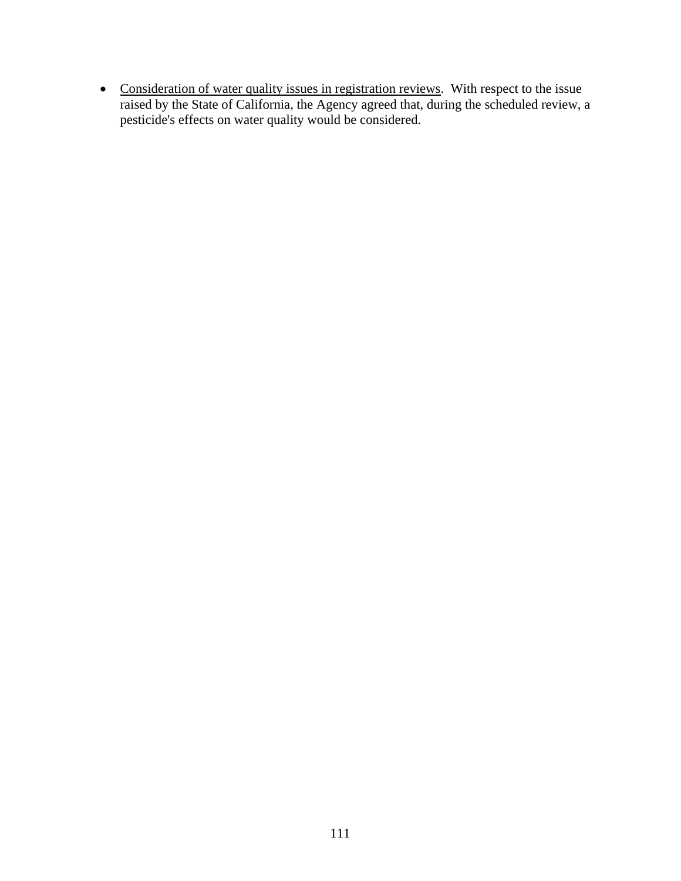- <u>Consideration of water quality issues in registration reviews</u>. With respect to the issue raised by the State of California, the Agency agreed that, during the scheduled review, a pesticide's effects on water quality would be considered.